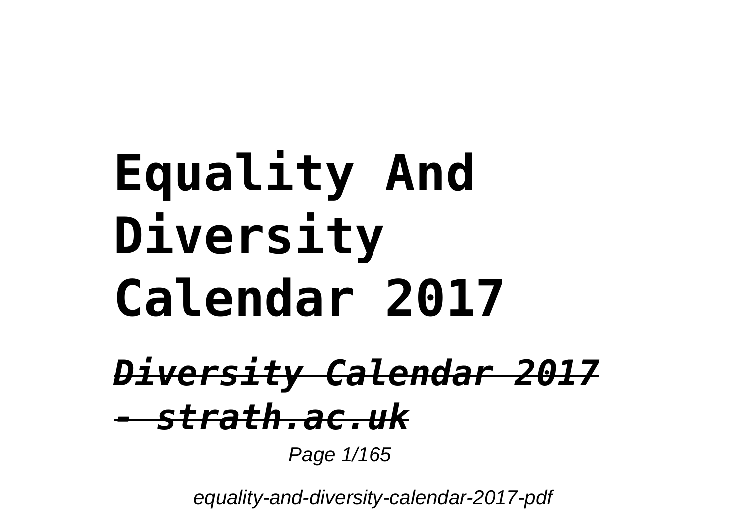# Equality And Diversity Calendar 2017

***~~Diversity Calendar 2017 - strath.ac.uk~~***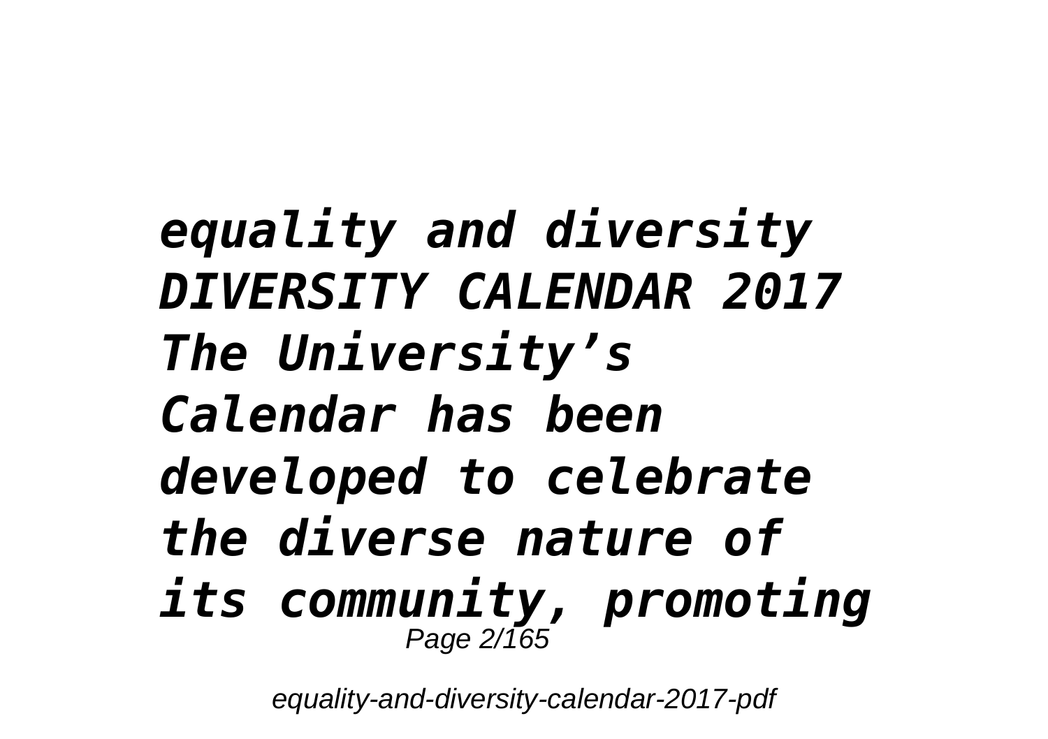*equality and diversity DIVERSITY CALENDAR 2017 The University's Calendar has been developed to celebrate the diverse nature of its community, promoting*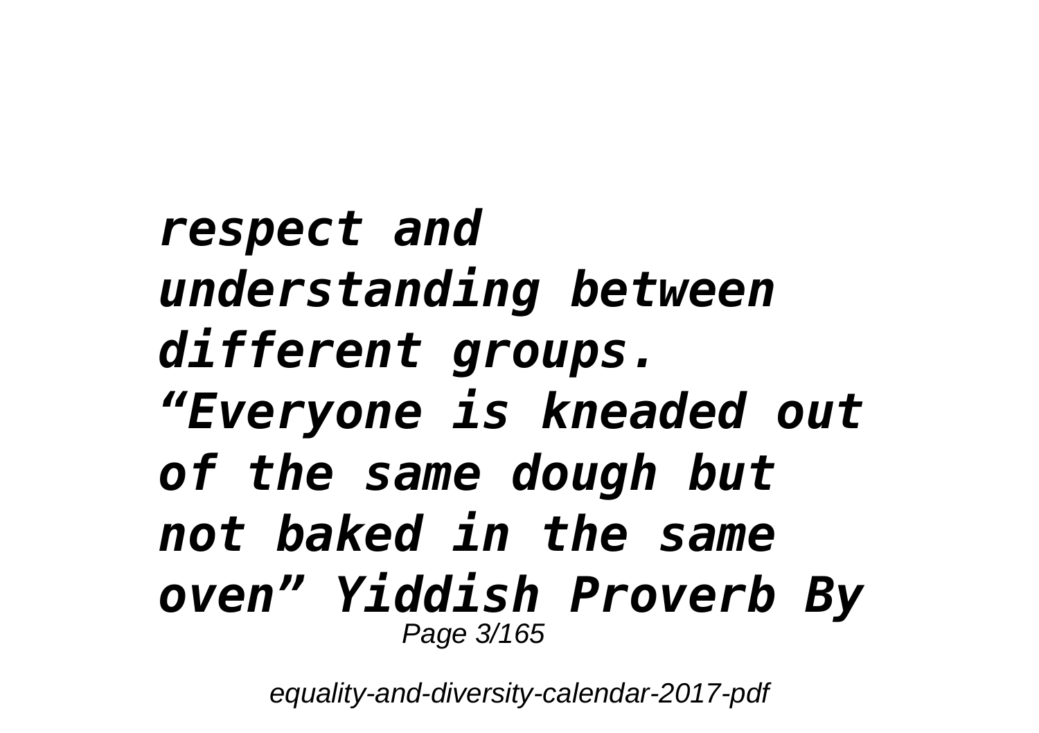*respect and understanding between different groups. “Everyone is kneaded out of the same dough but not baked in the same oven” Yiddish Proverb By*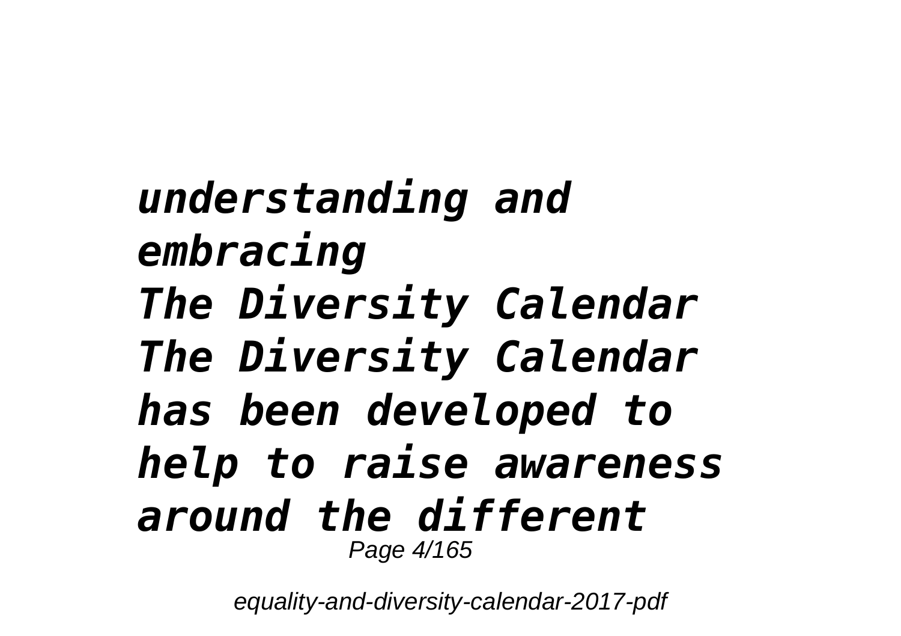***understanding and embracing***

***The Diversity Calendar***

***The Diversity Calendar has been developed to help to raise awareness around the different***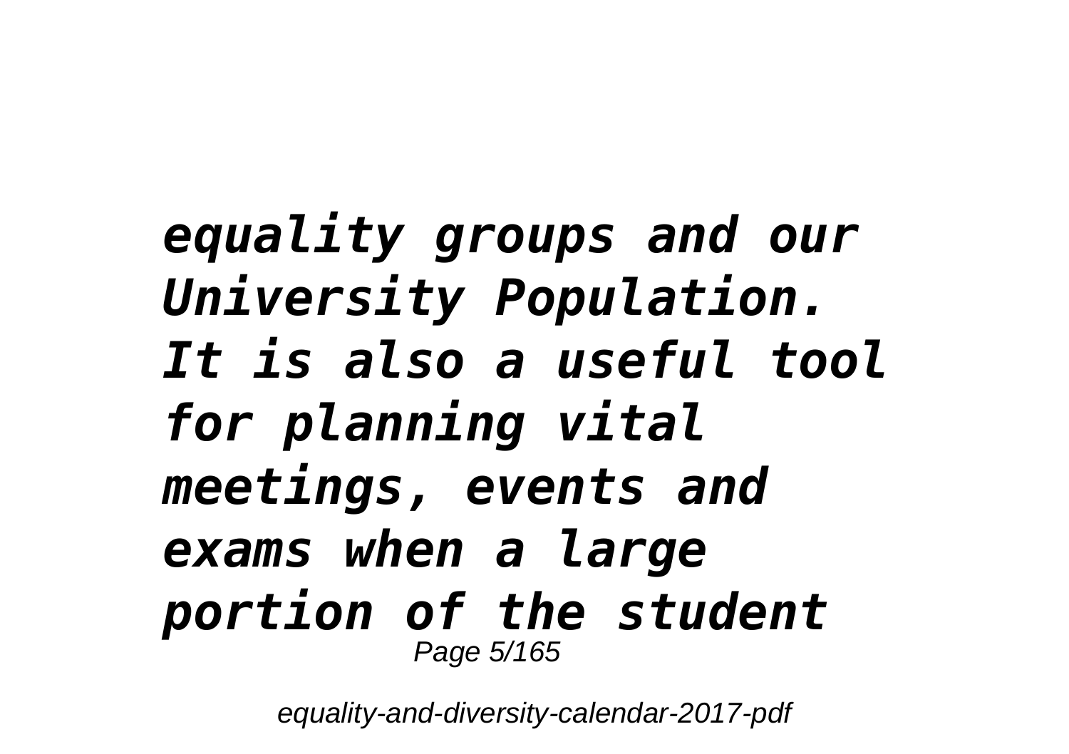*equality groups and our University Population. It is also a useful tool for planning vital meetings, events and exams when a large portion of the student*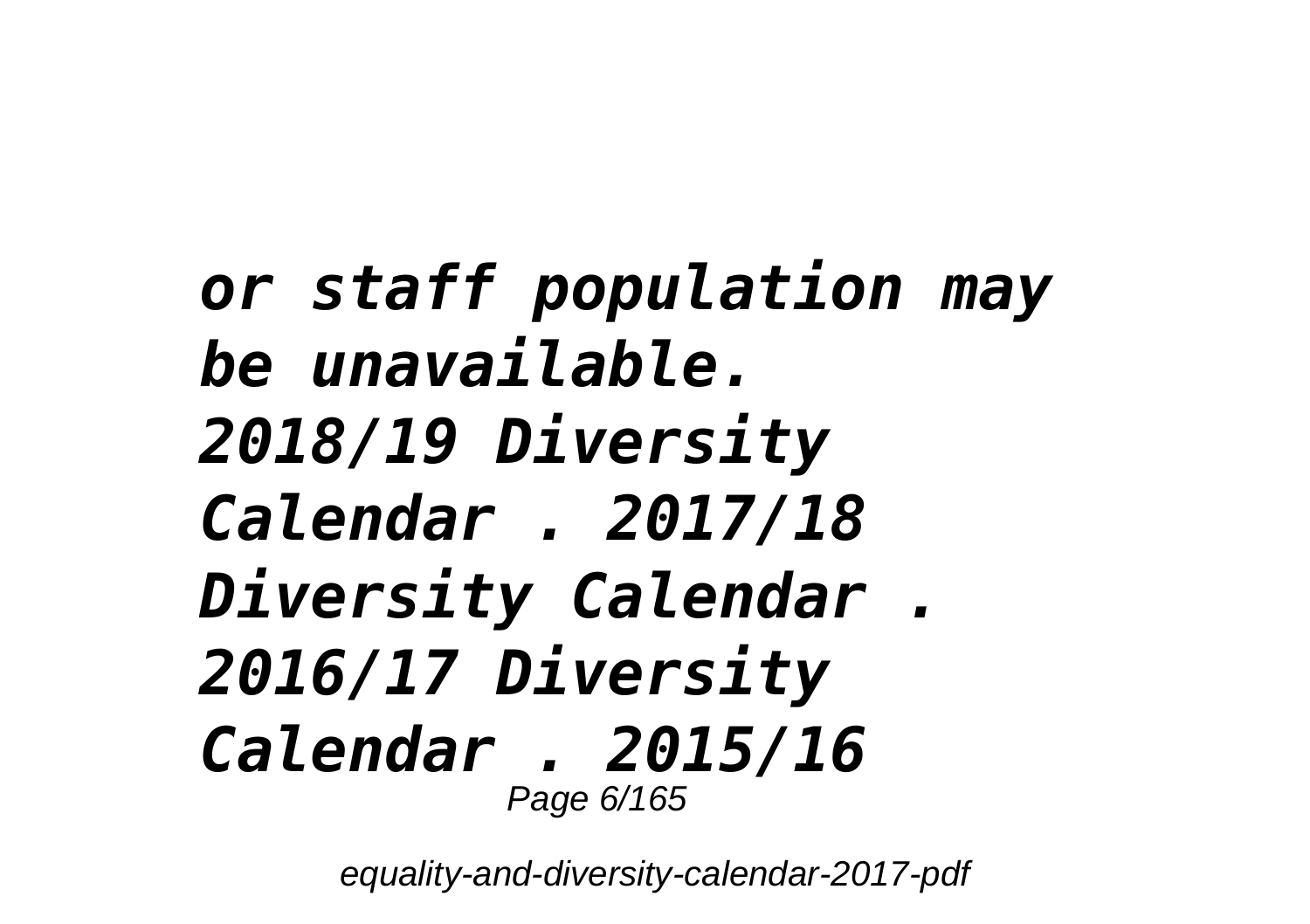***or staff population may be unavailable. 2018/19 Diversity Calendar . 2017/18 Diversity Calendar . 2016/17 Diversity Calendar . 2015/16***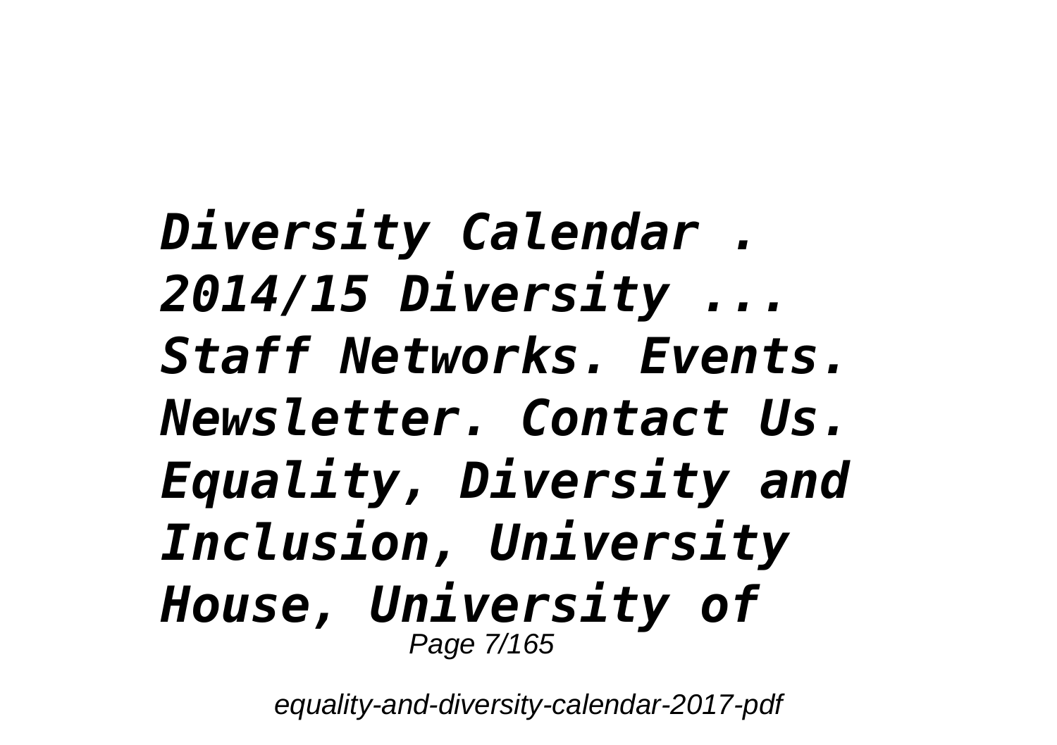***Diversity Calendar . 2014/15 Diversity ... Staff Networks. Events. Newsletter. Contact Us. Equality, Diversity and Inclusion, University House, University of***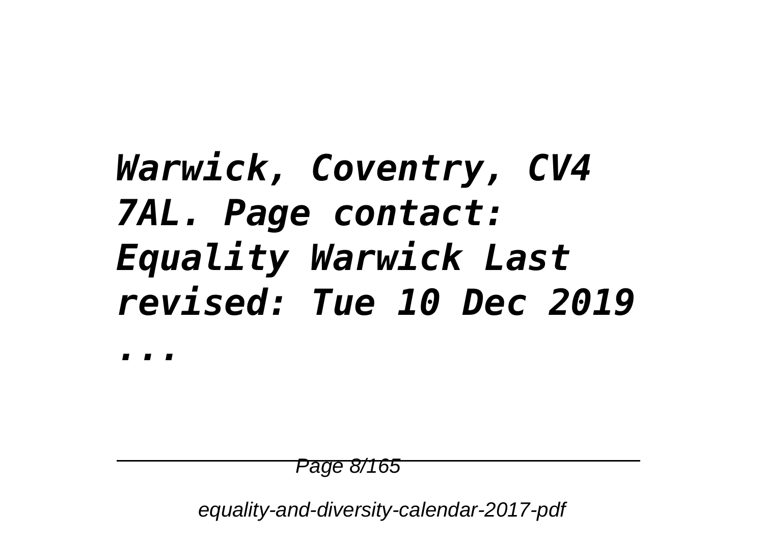***Warwick, Coventry, CV4 7AL. Page contact: Equality Warwick Last revised: Tue 10 Dec 2019 ...***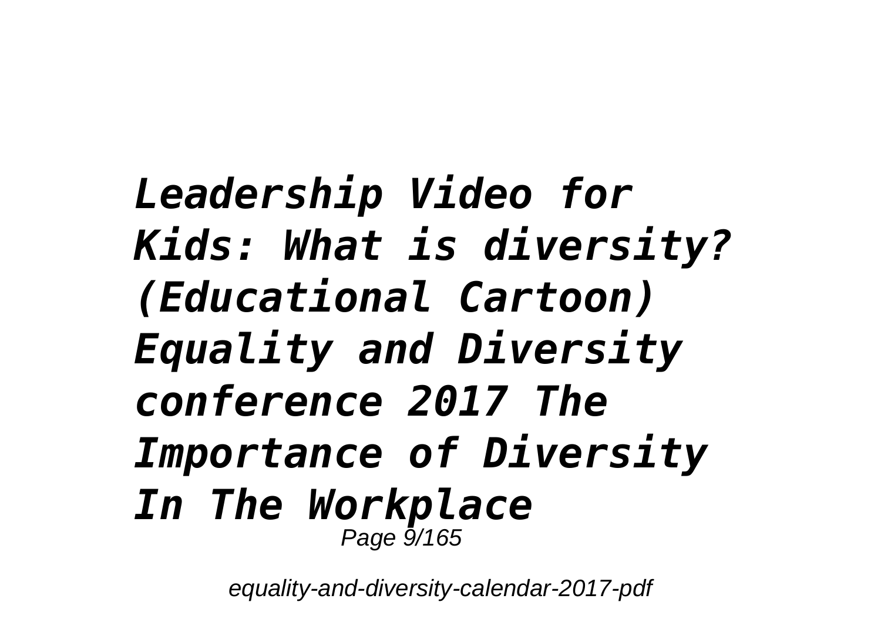*Leadership Video for Kids: What is diversity? (Educational Cartoon) Equality and Diversity conference 2017 The Importance of Diversity In The Workplace*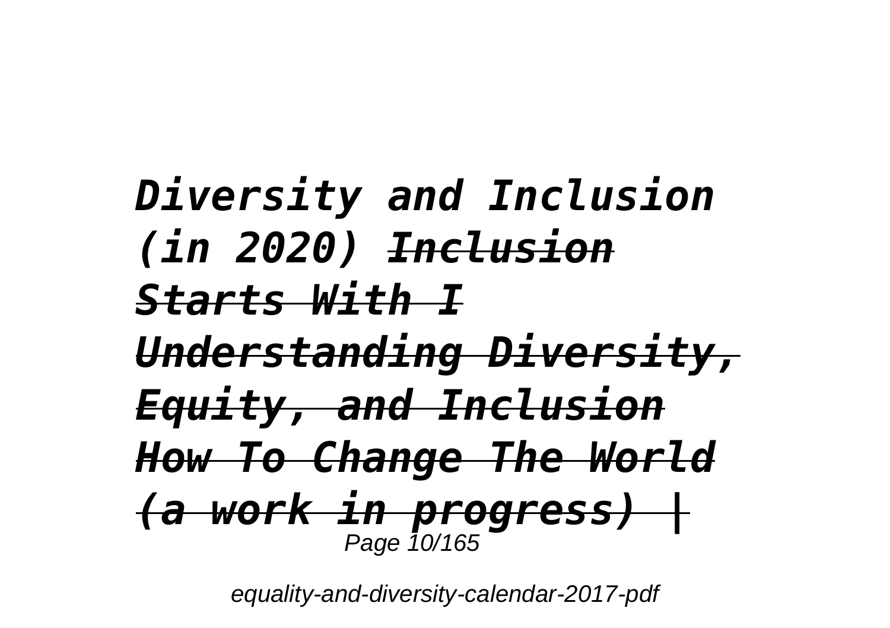***Diversity and Inclusion (in 2020)*** ~~***Inclusion Starts With I***~~ ~~***Understanding Diversity, Equity, and Inclusion***~~ ~~***How To Change The World (a work in progress) |***~~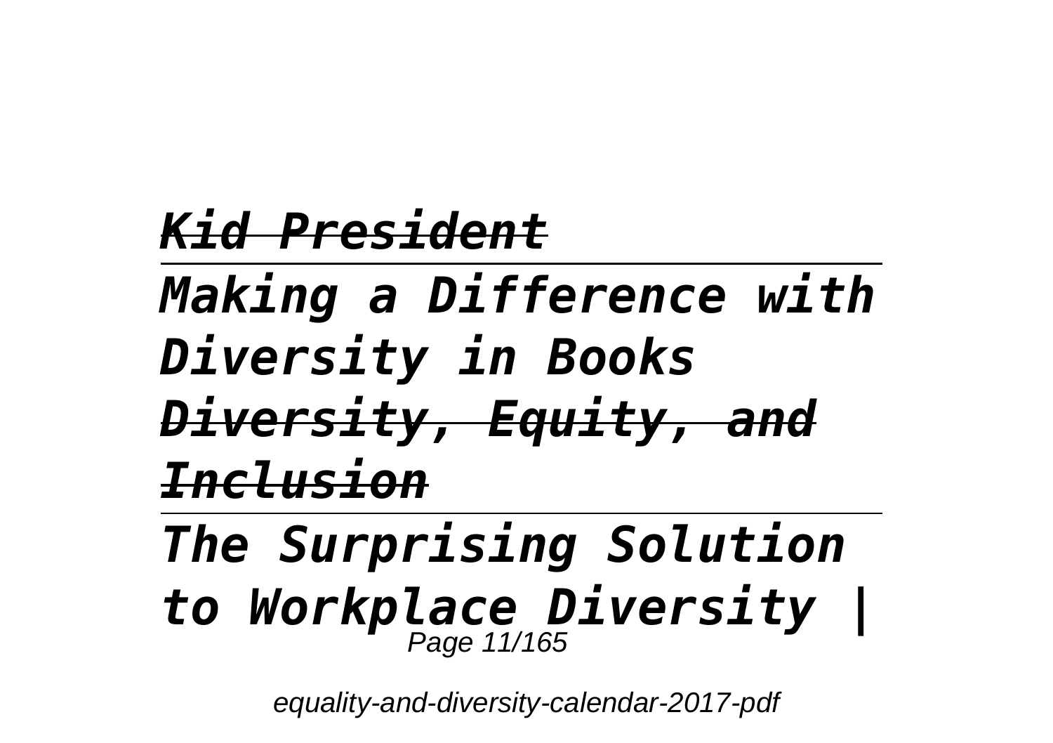*Kid President*

*Making a Difference with Diversity in Books*

*Diversity, Equity, and Inclusion*

*The Surprising Solution to Workplace Diversity |*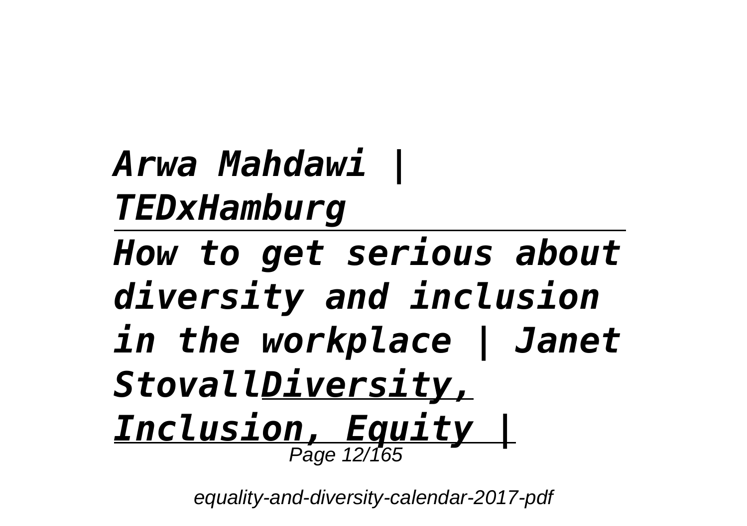*Arwa Mahdawi | TEDxHamburg*

*How to get serious about diversity and inclusion in the workplace | Janet Stovall**Diversity, Inclusion, Equity |***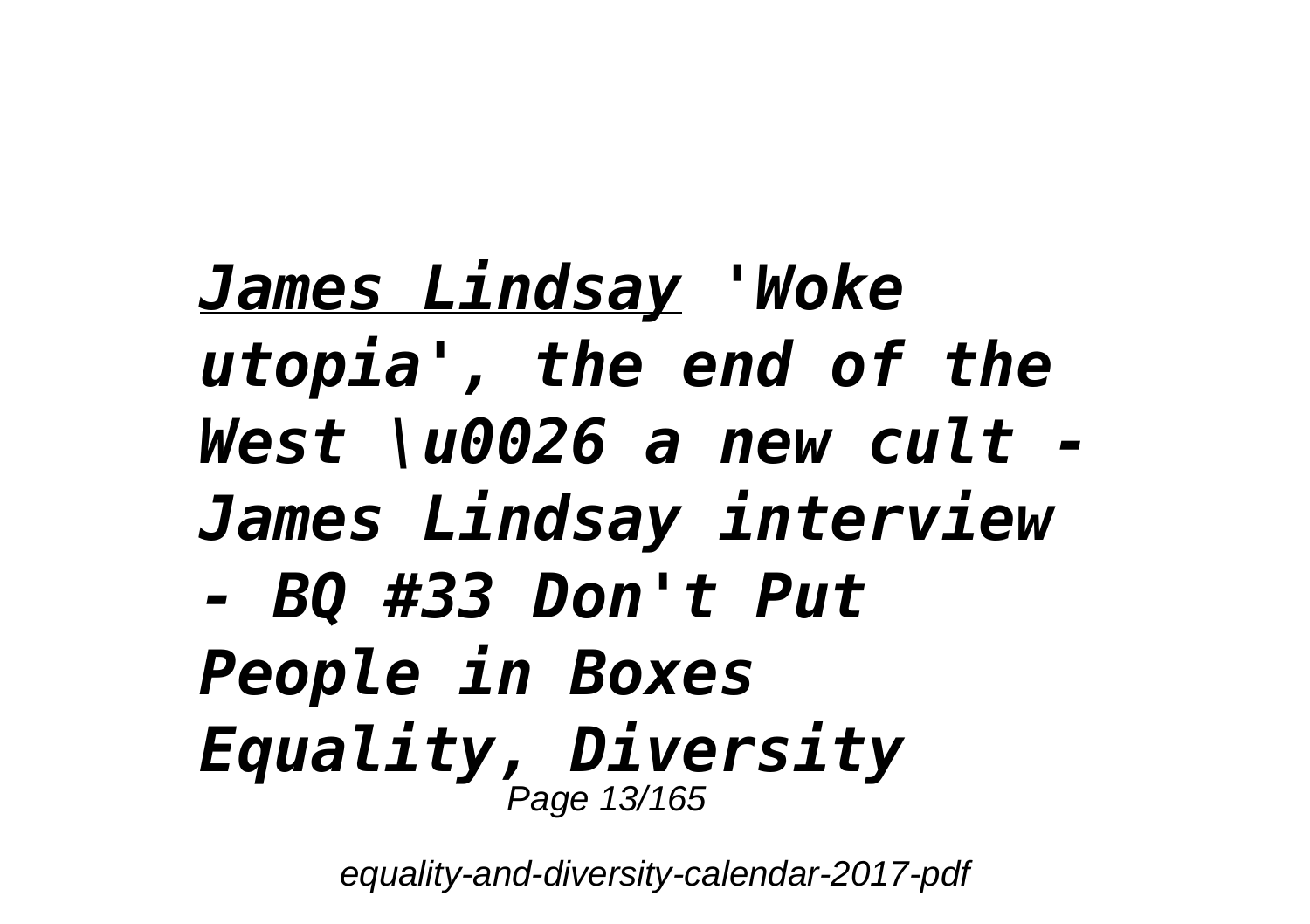*<u>James Lindsay</u> 'Woke utopia', the end of the West \u0026 a new cult - James Lindsay interview - BQ #33 Don't Put People in Boxes Equality, Diversity*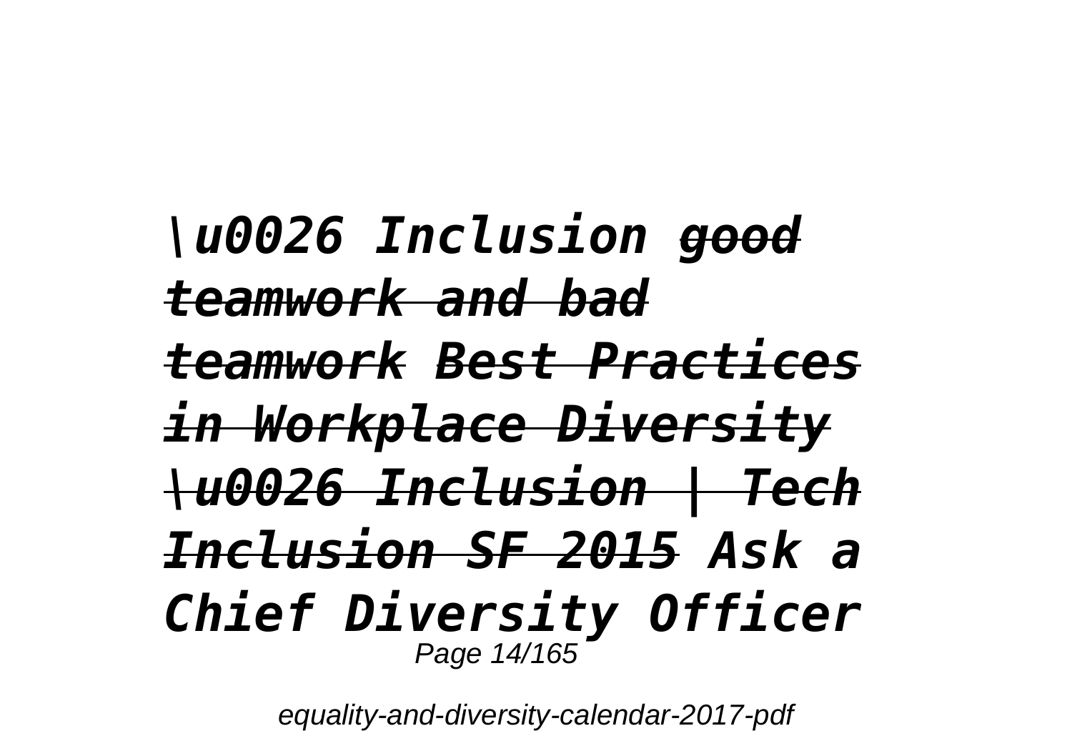*\u0026 Inclusion ~~good teamwork and bad teamwork~~ ~~Best Practices in Workplace Diversity \u0026 Inclusion | Tech Inclusion SF 2015~~ Ask a Chief Diversity Officer*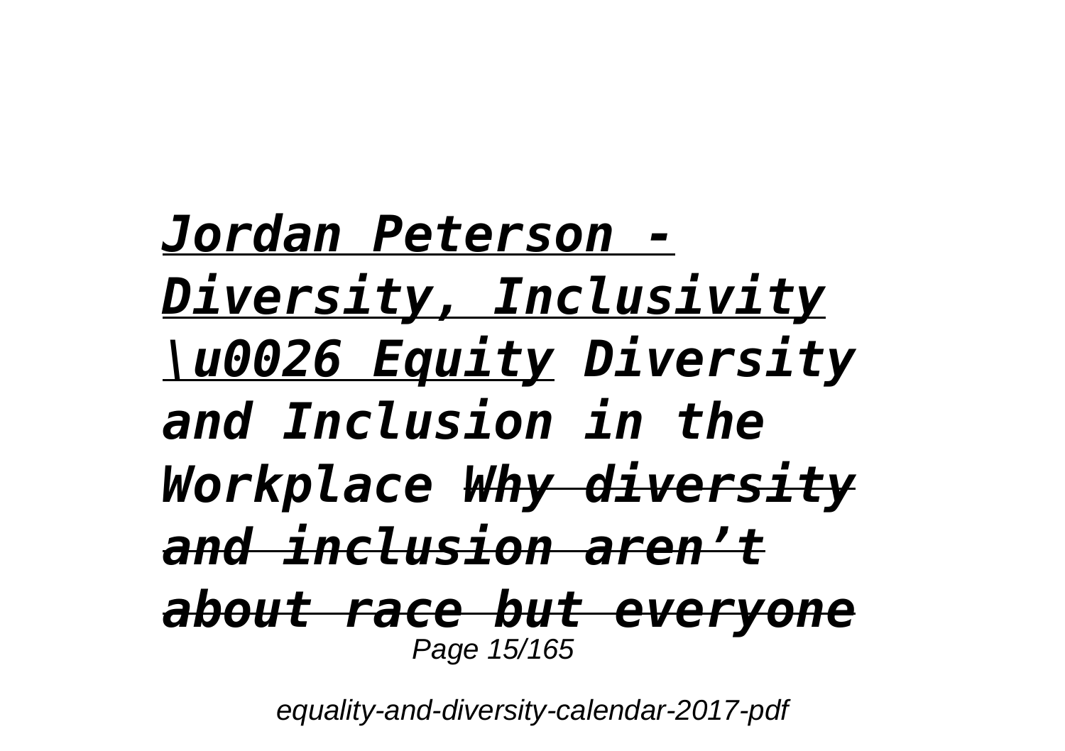***Jordan Peterson - Diversity, Inclusivity \u0026 Equity*** ***Diversity and Inclusion in the Workplace*** ***~~Why diversity and inclusion aren't about race but everyone~~***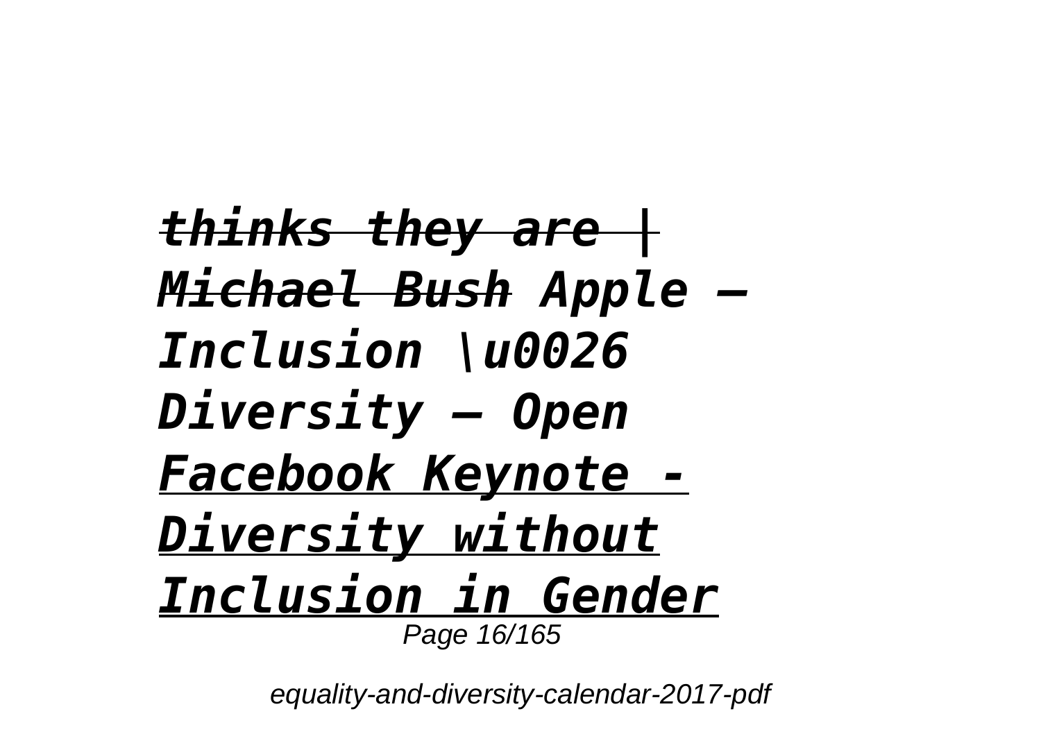***thinks they are | Michael Bush*** ***Apple — Inclusion \u0026 Diversity — Open*** ***Facebook Keynote - Diversity without Inclusion in Gender***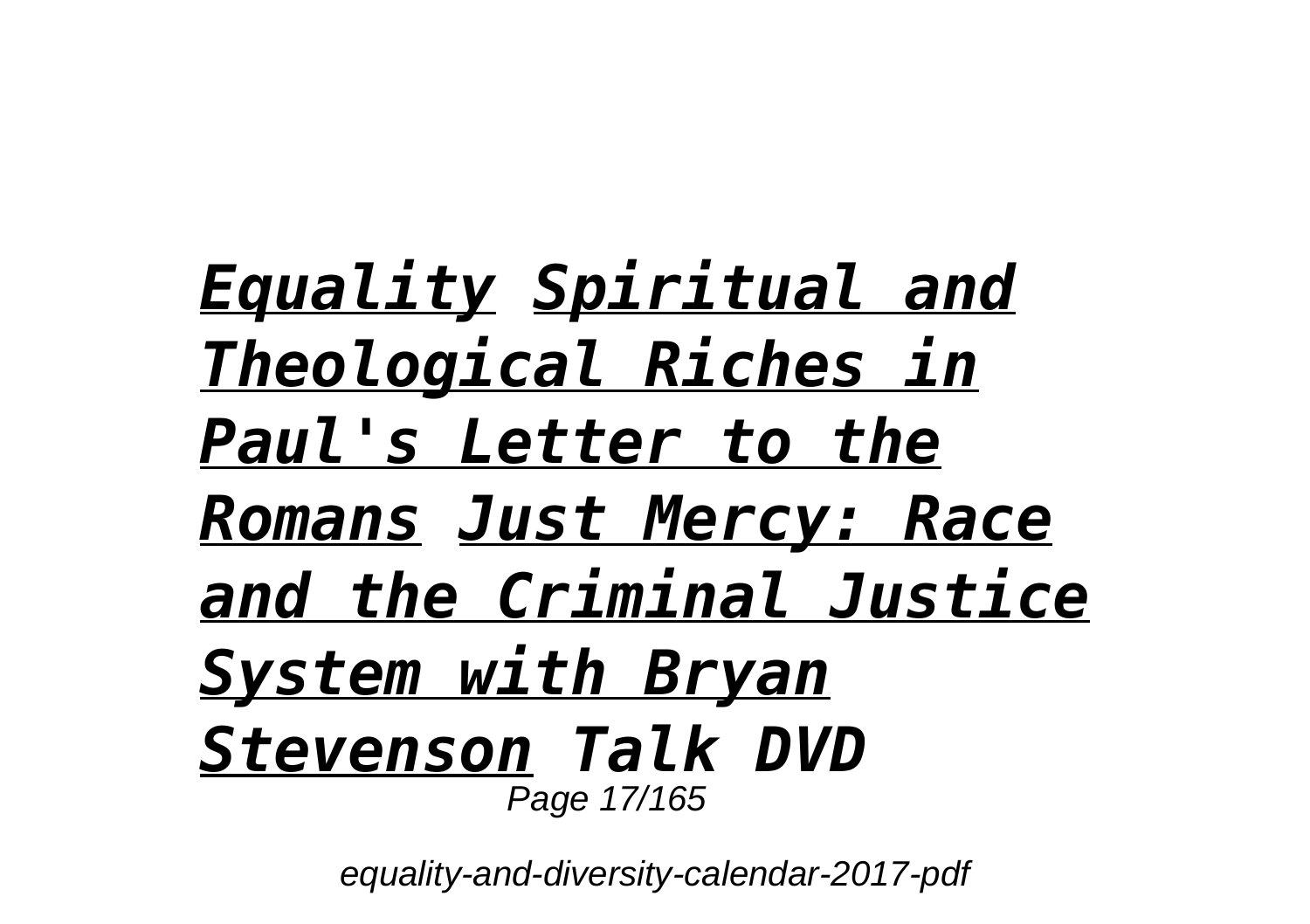***Equality*** ***Spiritual and Theological Riches in Paul's Letter to the Romans*** ***Just Mercy: Race and the Criminal Justice System with Bryan Stevenson*** ***Talk DVD***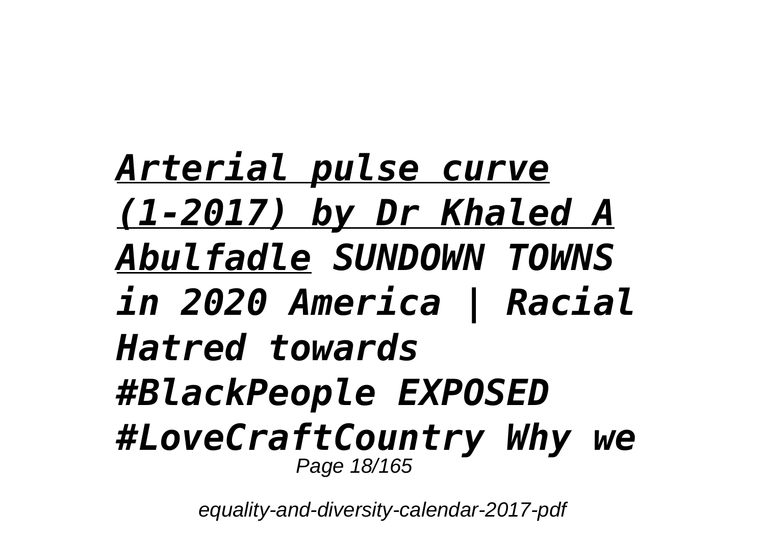*Arterial pulse curve (1-2017) by Dr Khaled A Abulfadle* *SUNDOWN TOWNS in 2020 America | Racial Hatred towards #BlackPeople EXPOSED #LoveCraftCountry Why we*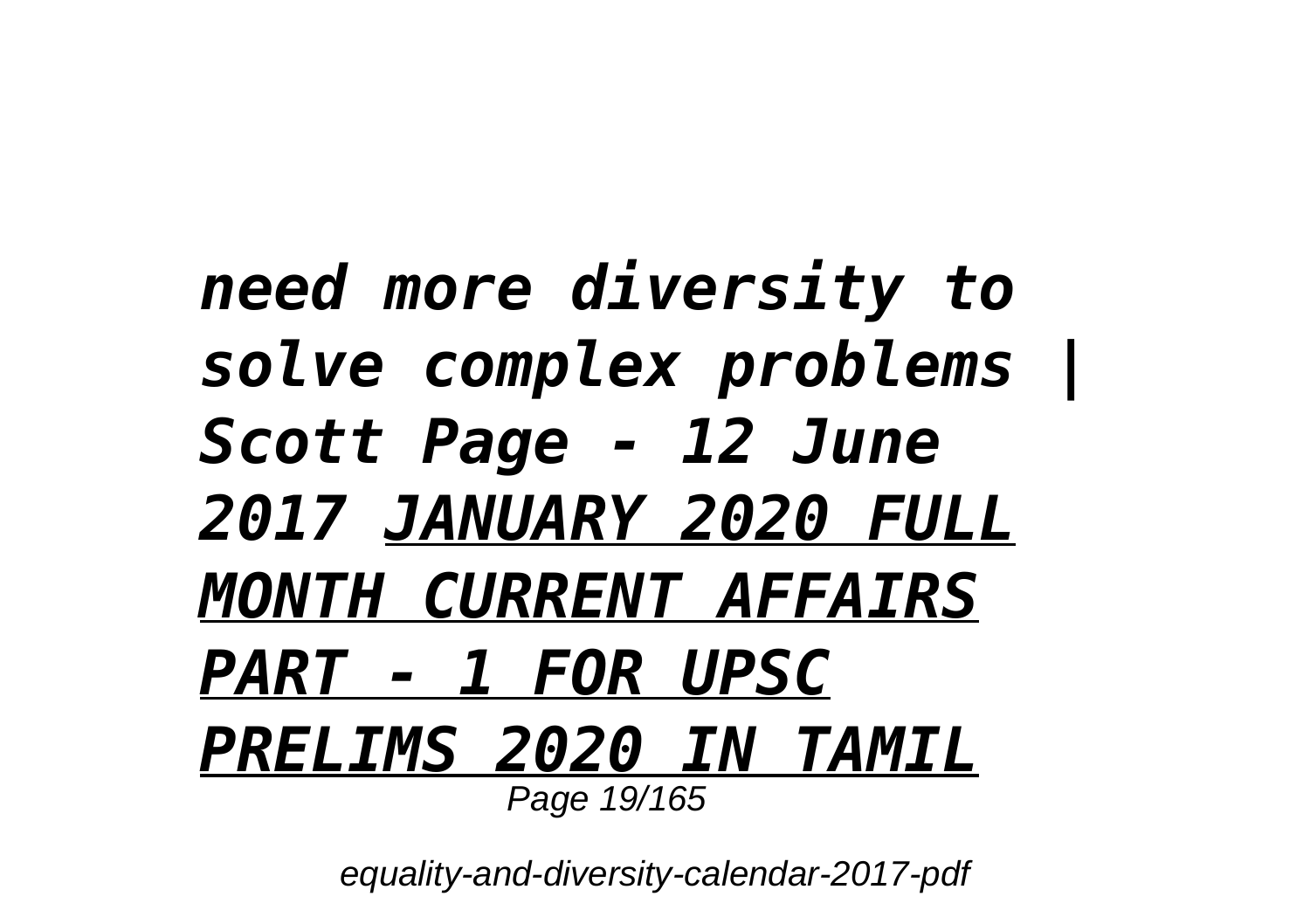*need more diversity to solve complex problems | Scott Page - 12 June 2017* *JANUARY 2020 FULL MONTH CURRENT AFFAIRS PART - 1 FOR UPSC PRELIMS 2020 IN TAMIL*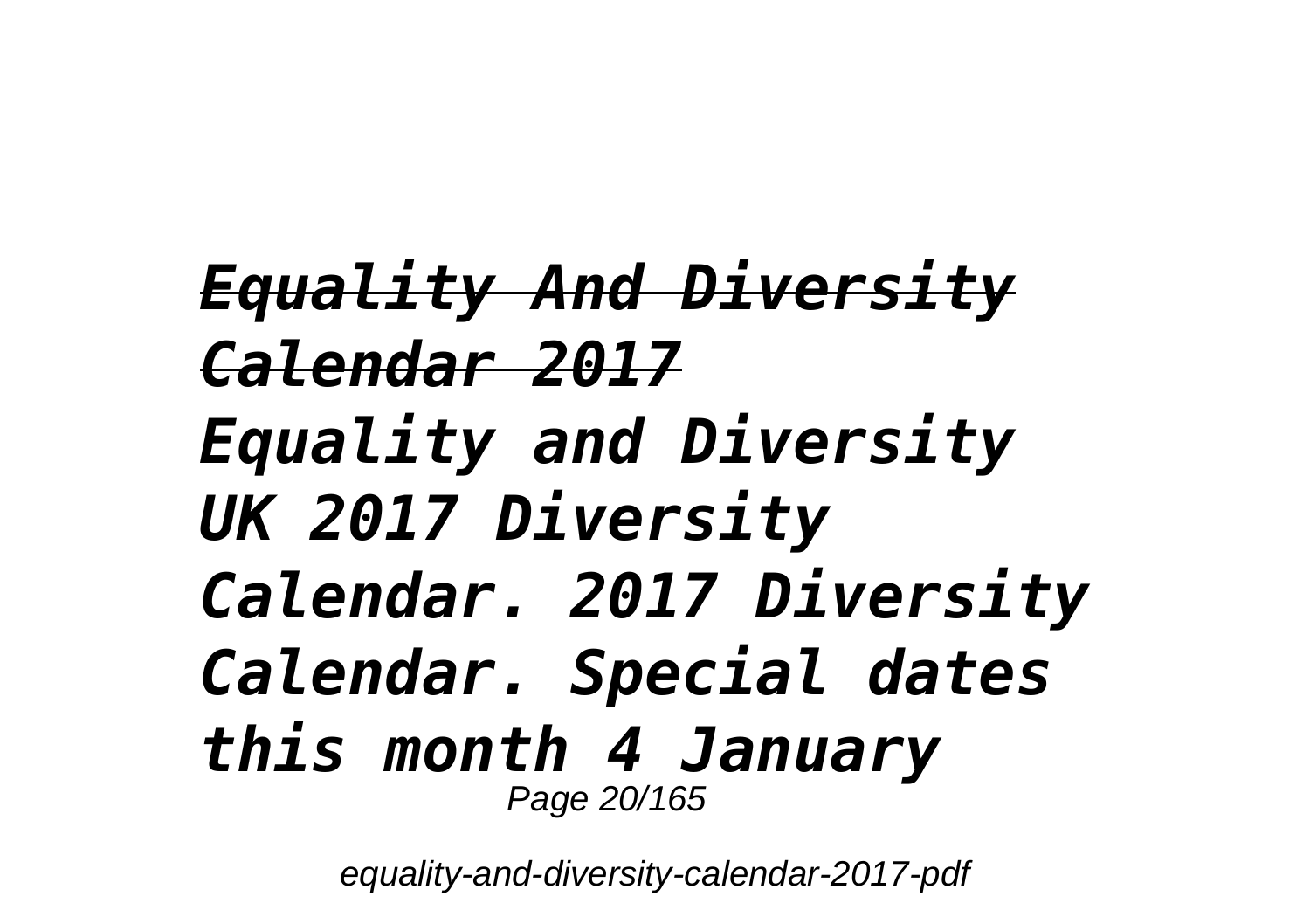***Equality And Diversity Calendar 2017***

*Equality and Diversity UK 2017 Diversity Calendar. 2017 Diversity Calendar. Special dates this month 4 January*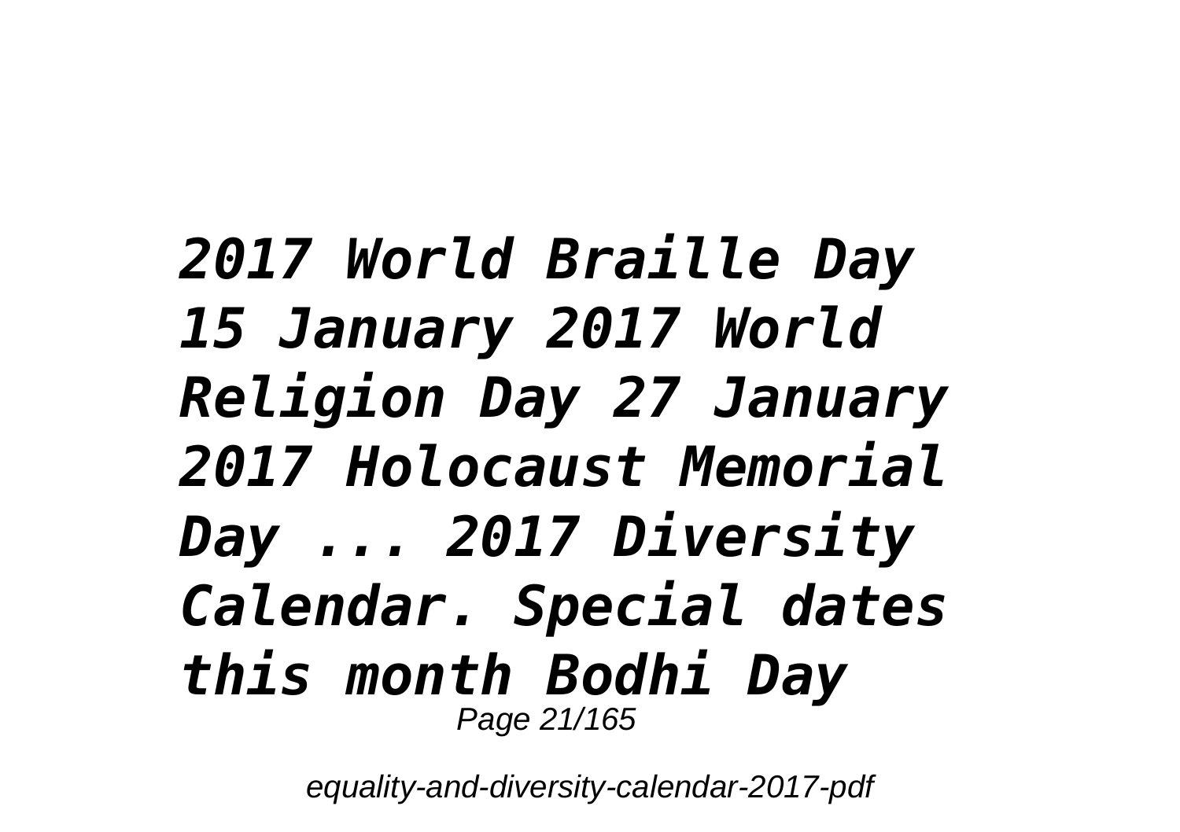*2017 World Braille Day 15 January 2017 World Religion Day 27 January 2017 Holocaust Memorial Day ... 2017 Diversity Calendar. Special dates this month Bodhi Day*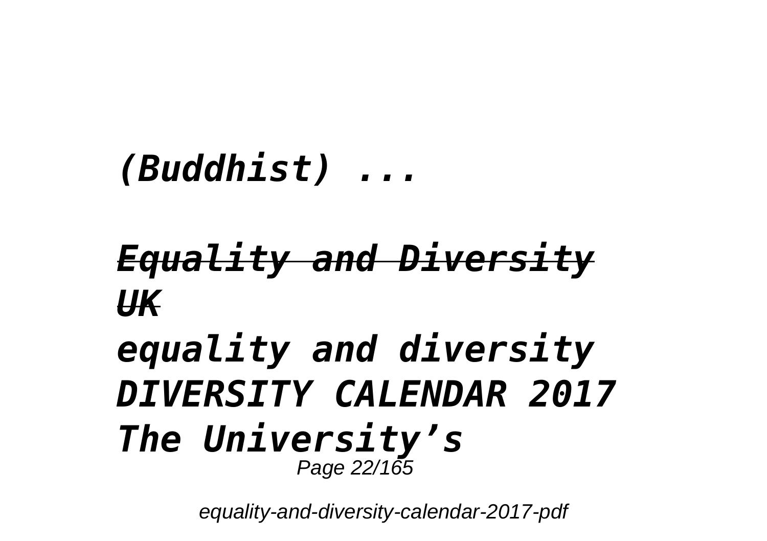*(Buddhist) ...*

## *Equality and Diversity UK*

***equality and diversity DIVERSITY CALENDAR 2017 The University's***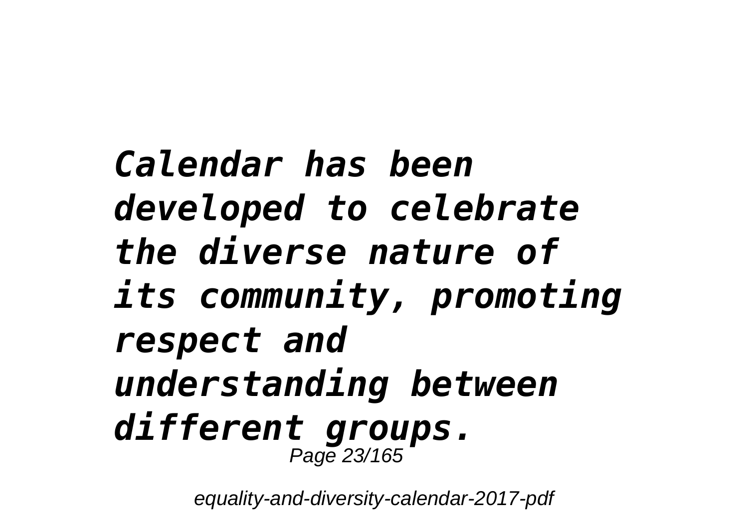***Calendar has been developed to celebrate the diverse nature of its community, promoting respect and understanding between different groups.***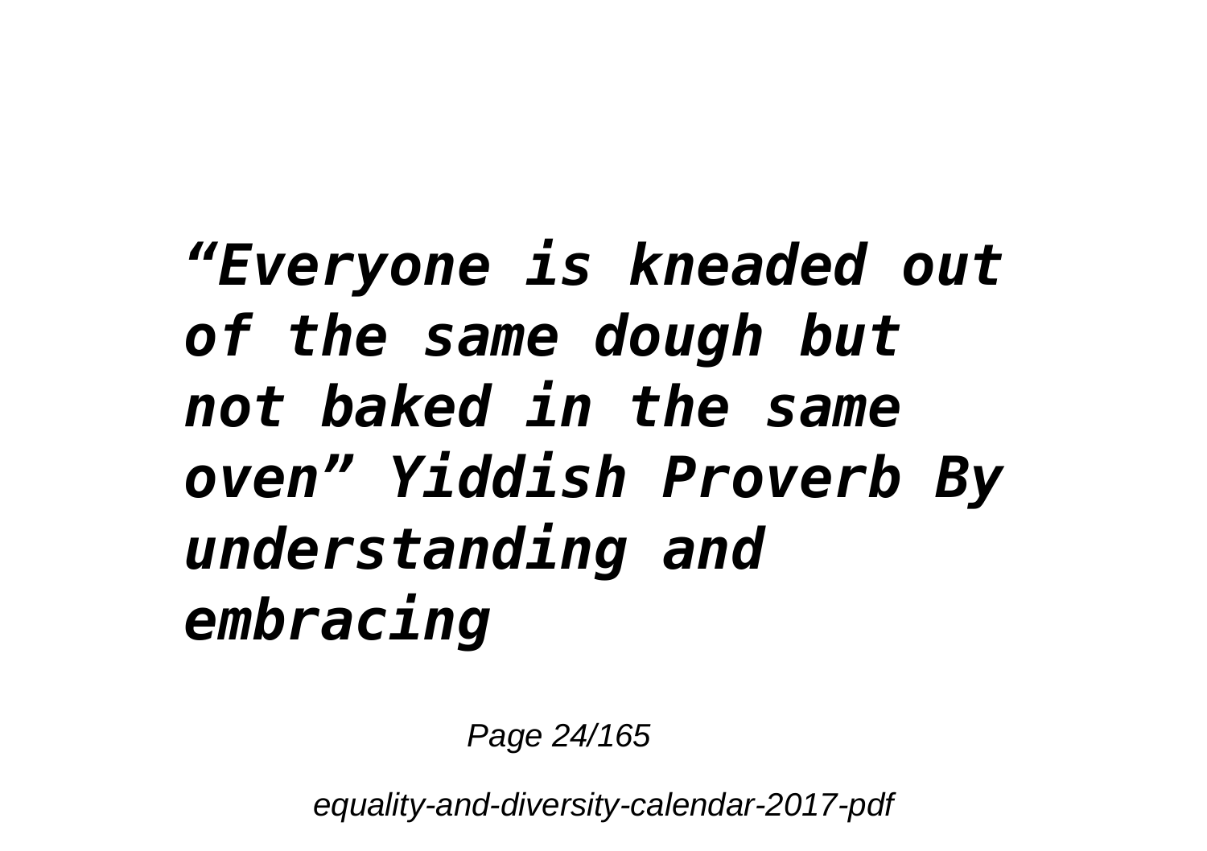*“Everyone is kneaded out of the same dough but not baked in the same oven” Yiddish Proverb By understanding and embracing*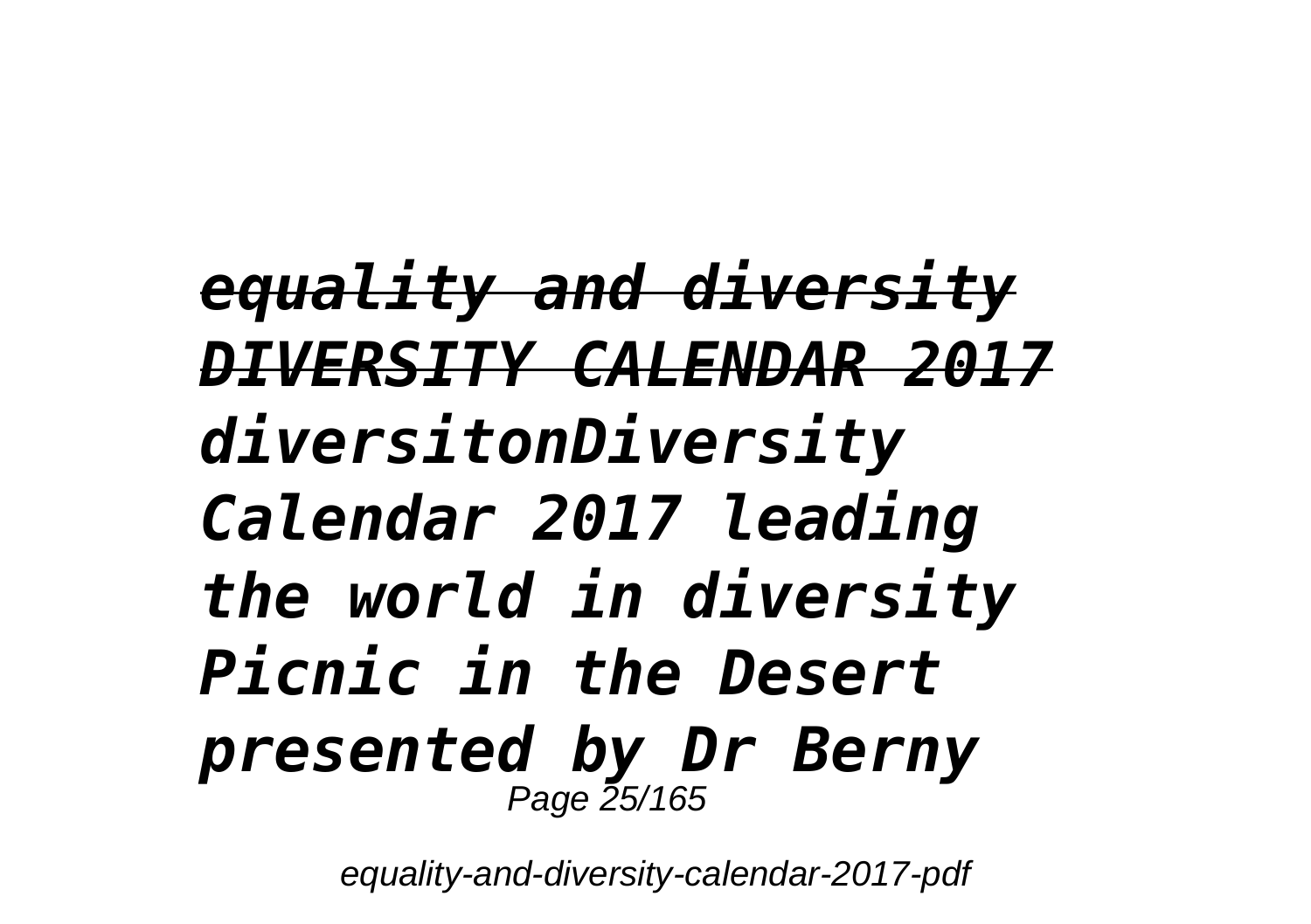*~~equality and diversity~~*
*~~DIVERSITY CALENDAR 2017~~*
*diversitonDiversity Calendar 2017 leading the world in diversity Picnic in the Desert presented by Dr Berny*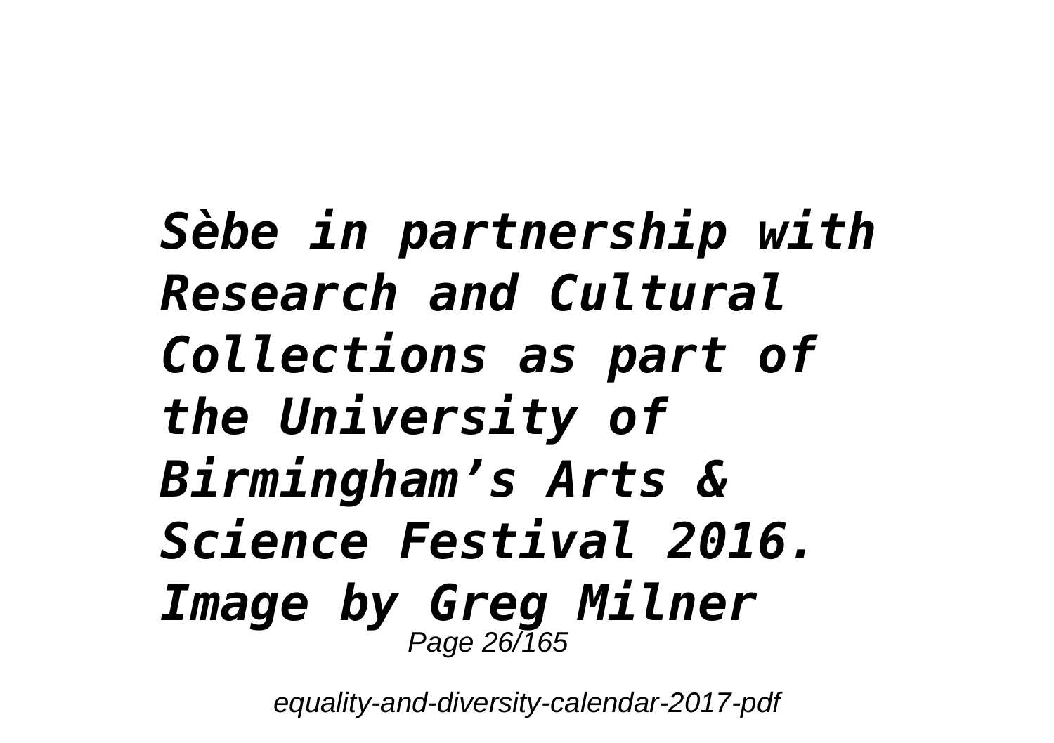***Sèbe in partnership with Research and Cultural Collections as part of the University of Birmingham's Arts & Science Festival 2016. Image by Greg Milner***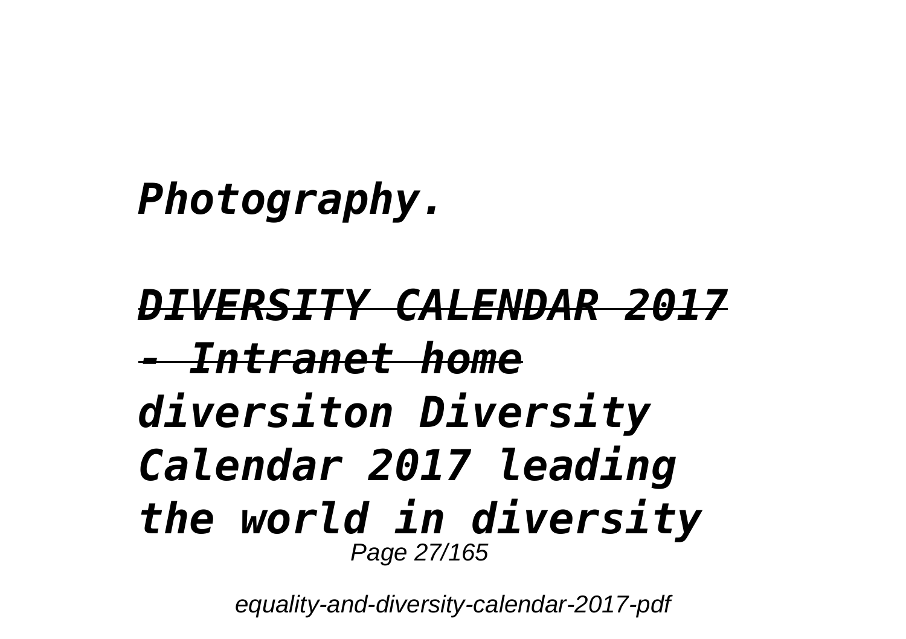*Photography.*

***DIVERSITY CALENDAR 2017 - Intranet home***

***diversiton Diversity Calendar 2017 leading the world in diversity***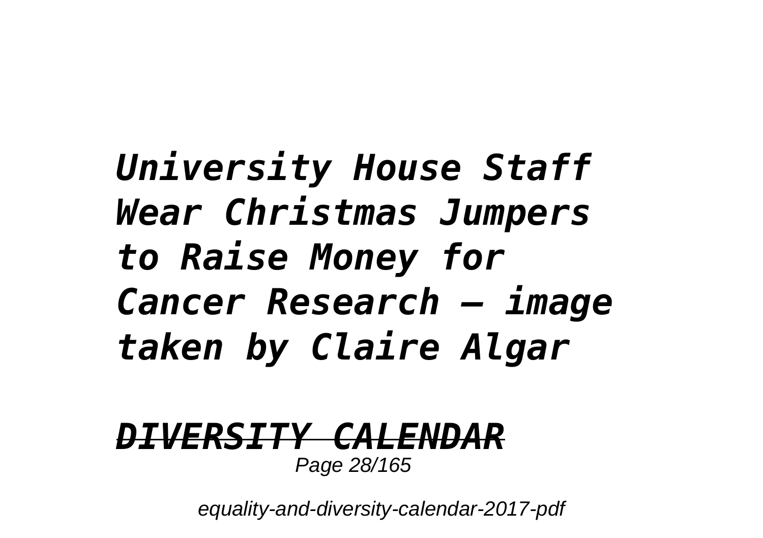***University House Staff Wear Christmas Jumpers to Raise Money for Cancer Research – image taken by Claire Algar***

***DIVERSITY CALENDAR***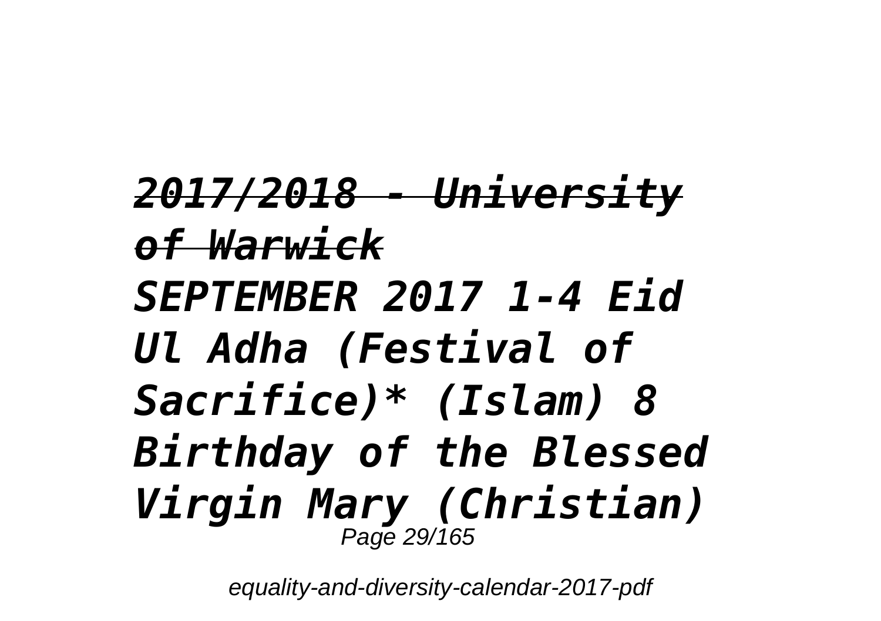***2017/2018 - University of Warwick***

***SEPTEMBER 2017 1-4 Eid Ul Adha (Festival of Sacrifice)* (Islam) 8 Birthday of the Blessed Virgin Mary (Christian)***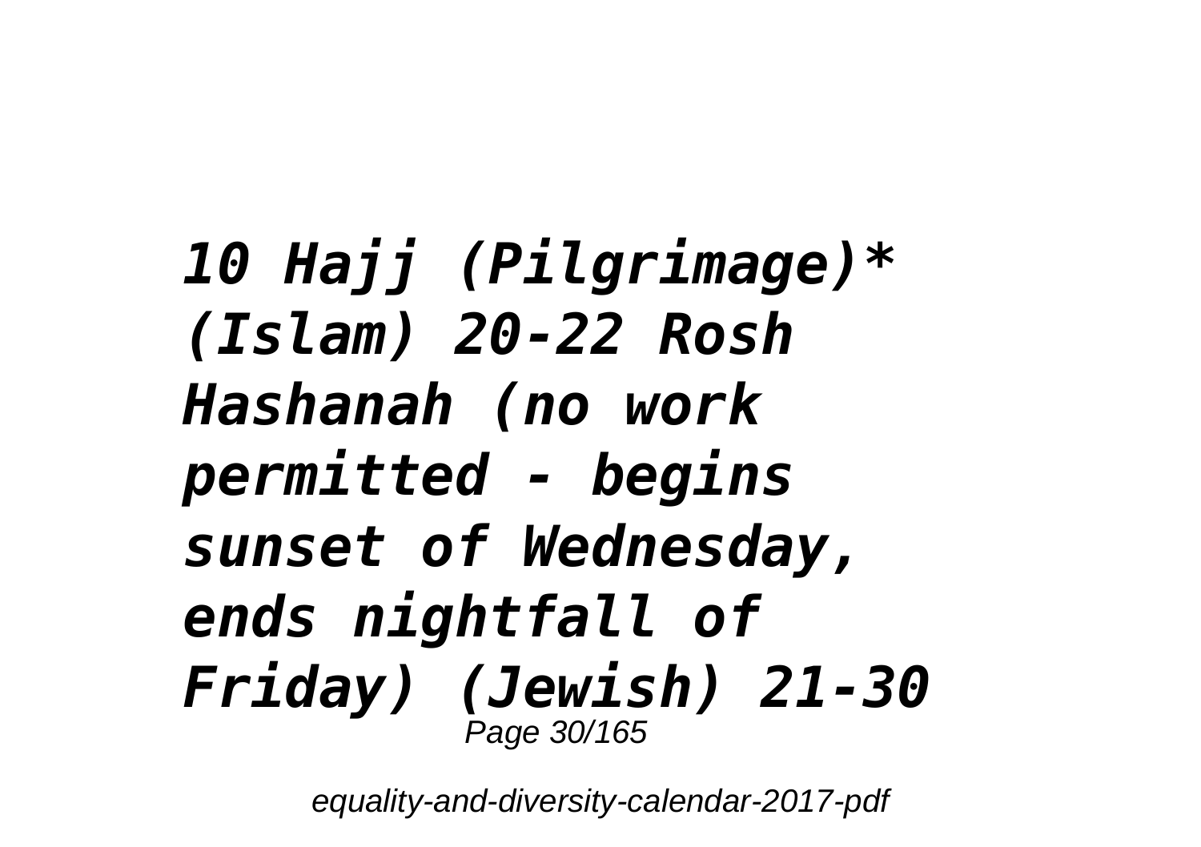***10 Hajj (Pilgrimage)* (Islam) 20-22 Rosh Hashanah (no work permitted - begins sunset of Wednesday, ends nightfall of Friday) (Jewish) 21-30***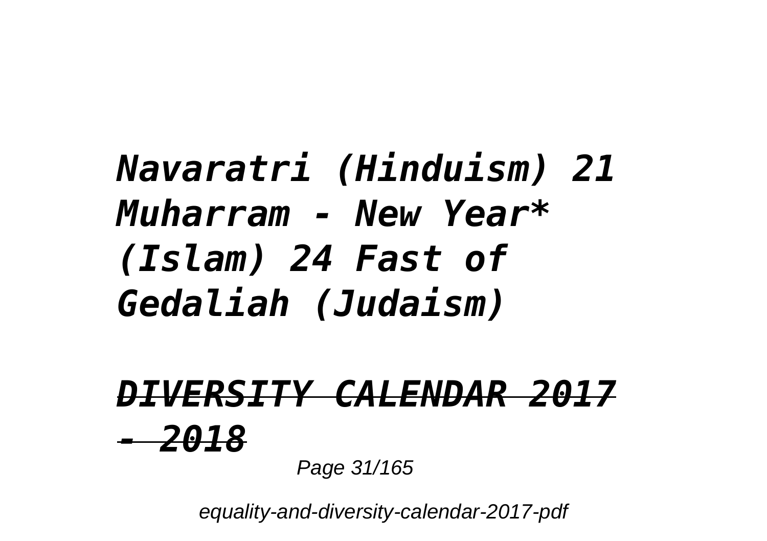***Navaratri (Hinduism) 21 Muharram - New Year* (Islam) 24 Fast of Gedaliah (Judaism)***

***DIVERSITY CALENDAR 2017 - 2018***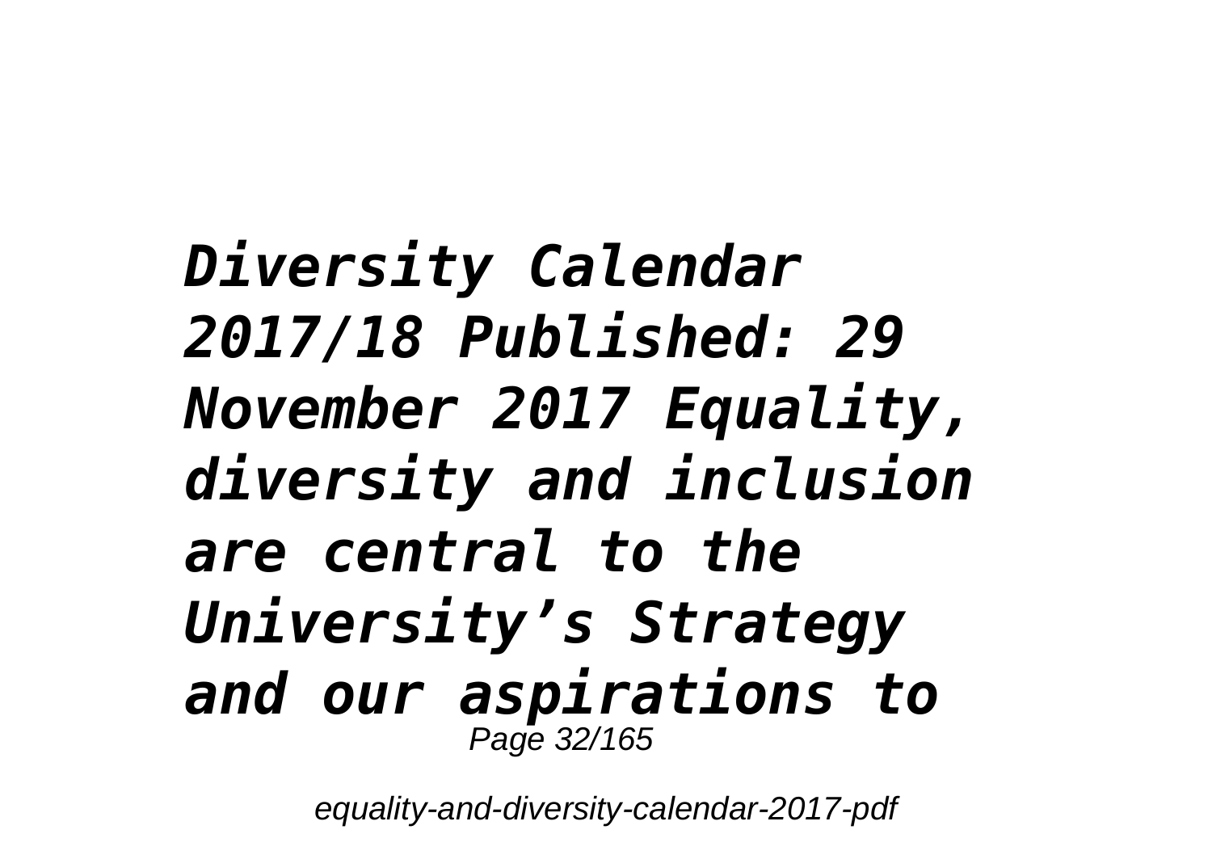***Diversity Calendar 2017/18 Published: 29 November 2017 Equality, diversity and inclusion are central to the University's Strategy and our aspirations to***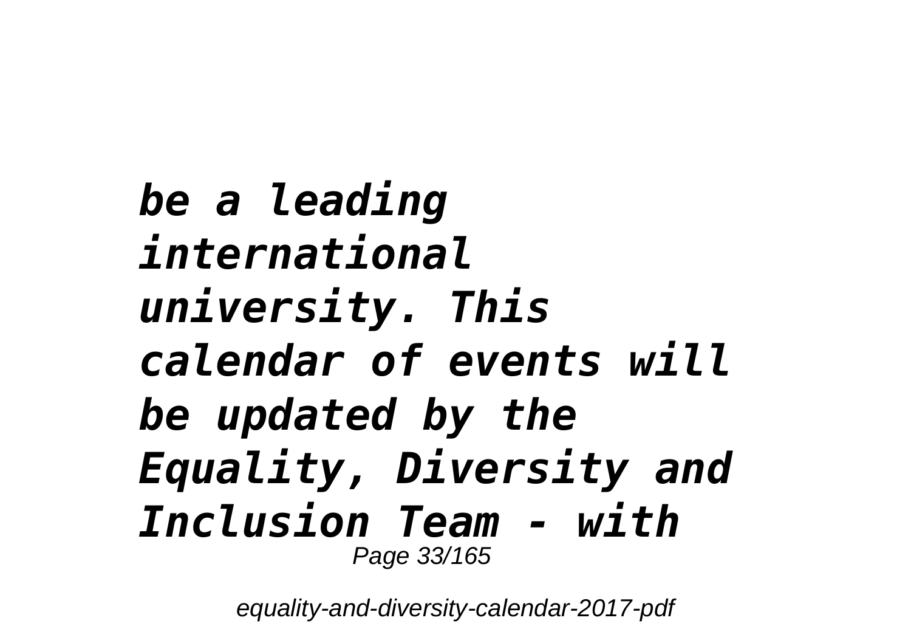***be a leading international university. This calendar of events will be updated by the Equality, Diversity and Inclusion Team - with***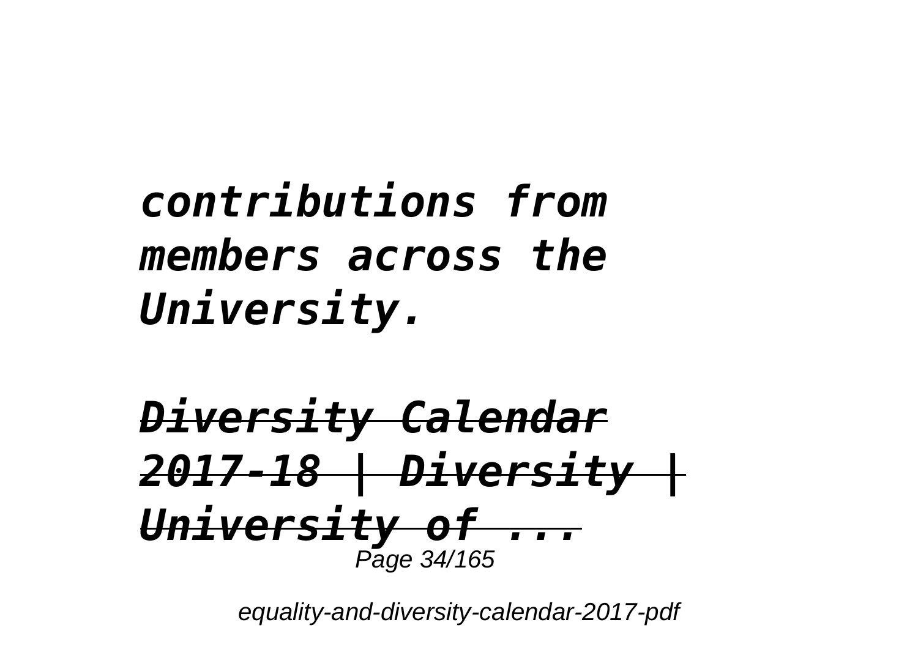***contributions from members across the University.***

***Diversity Calendar 2017-18 | Diversity | University of ...***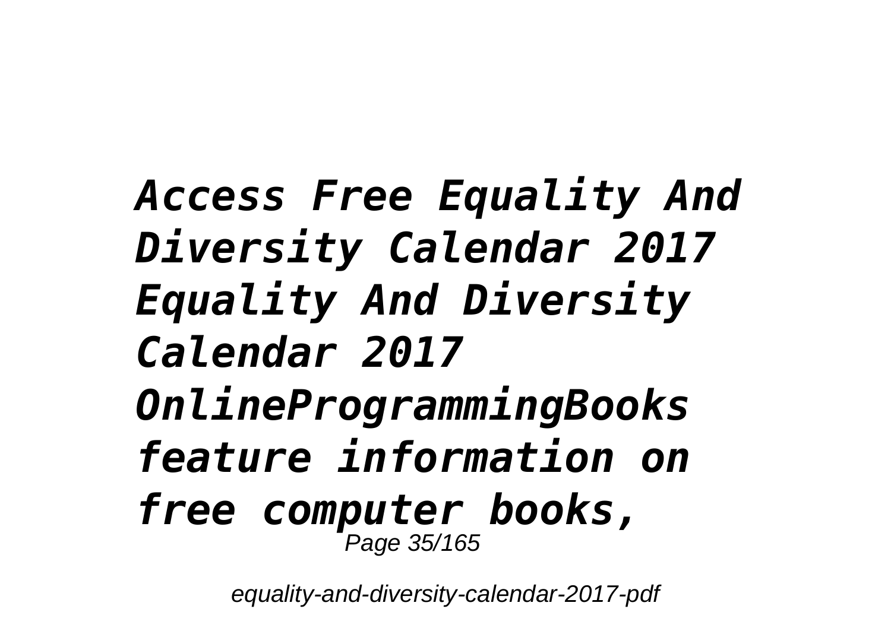*Access Free Equality And Diversity Calendar 2017 Equality And Diversity Calendar 2017 OnlineProgrammingBooks feature information on free computer books,*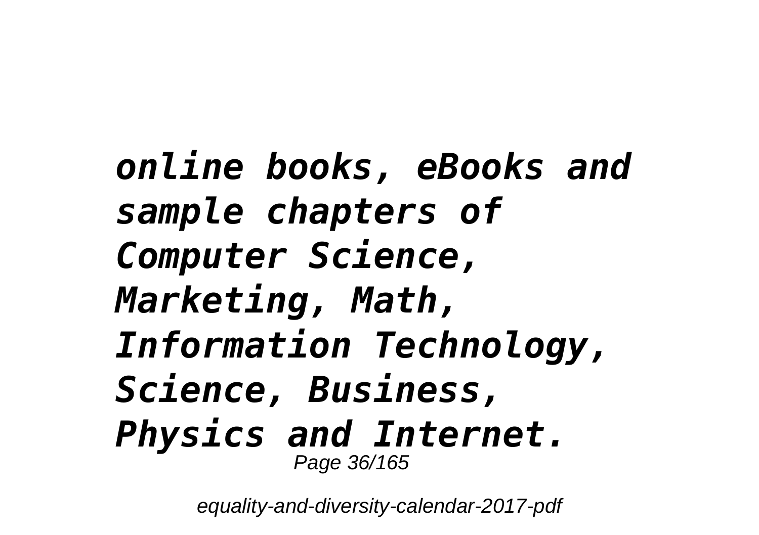*online books, eBooks and sample chapters of Computer Science, Marketing, Math, Information Technology, Science, Business, Physics and Internet.*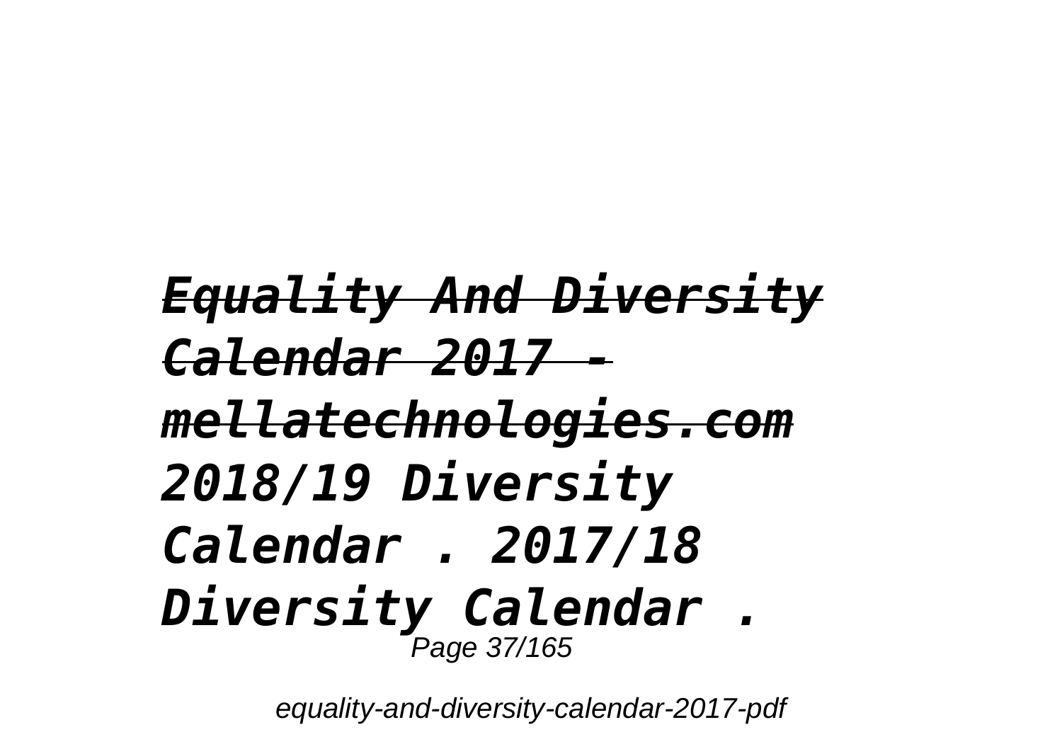***~~Equality And Diversity Calendar 2017 - mellatechnologies.com~~***

***2018/19 Diversity Calendar . 2017/18 Diversity Calendar .***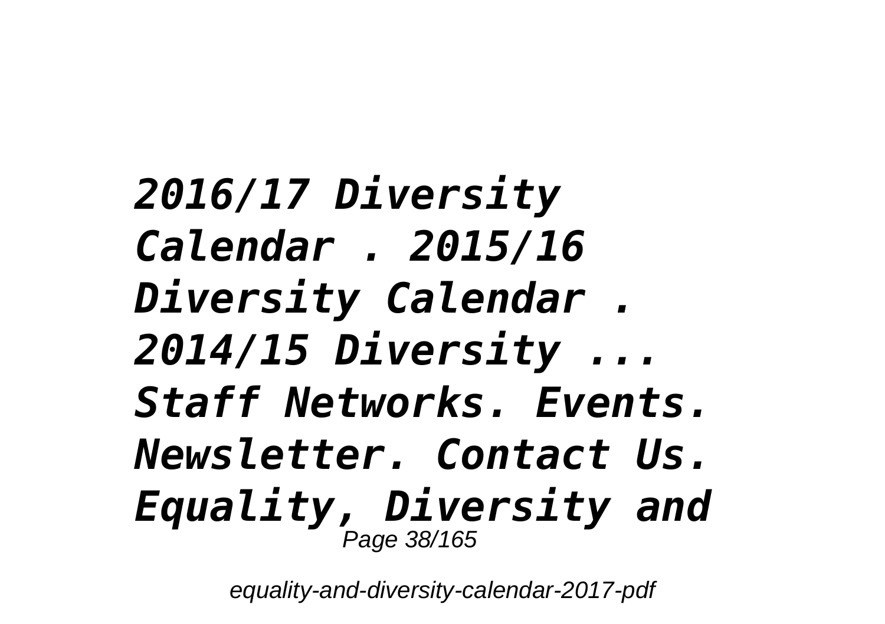***2016/17 Diversity Calendar . 2015/16 Diversity Calendar . 2014/15 Diversity ... Staff Networks. Events. Newsletter. Contact Us. Equality, Diversity and***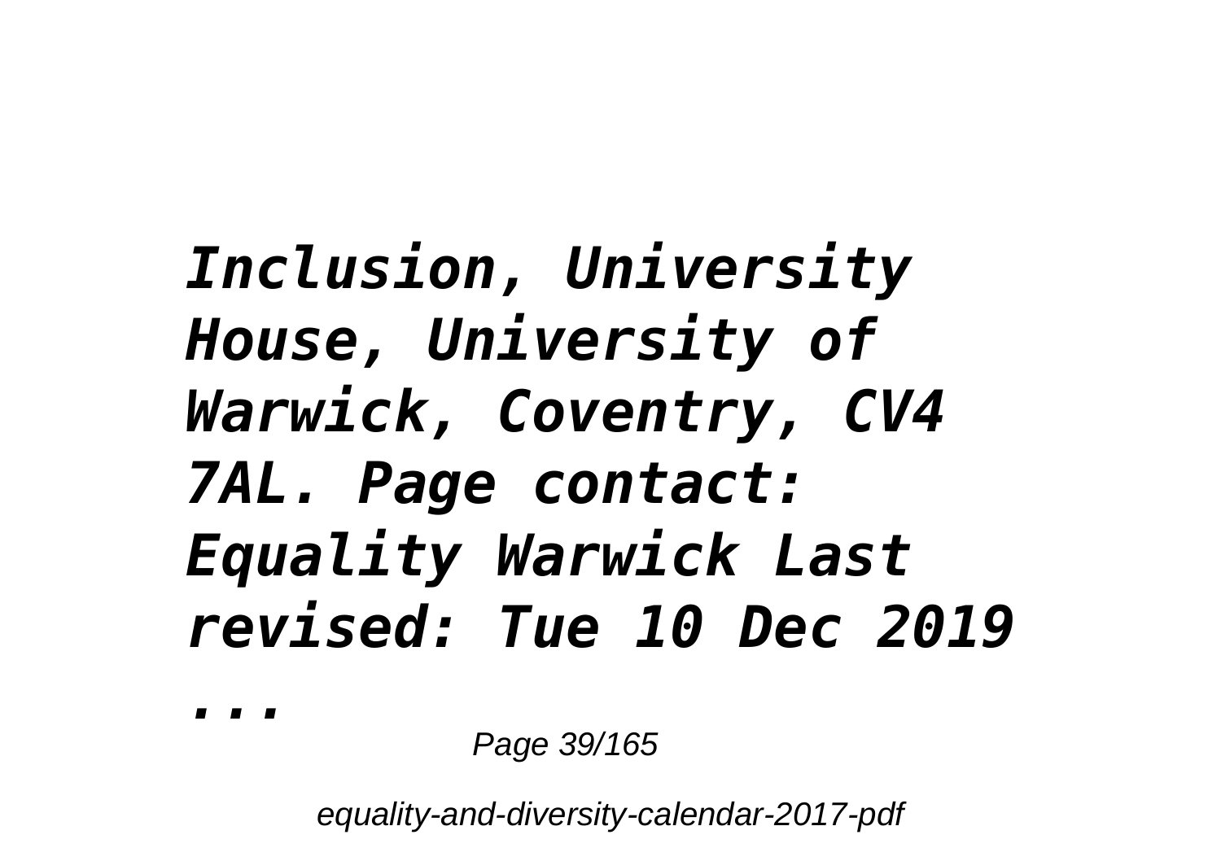***Inclusion, University House, University of Warwick, Coventry, CV4 7AL. Page contact: Equality Warwick Last revised: Tue 10 Dec 2019 ...***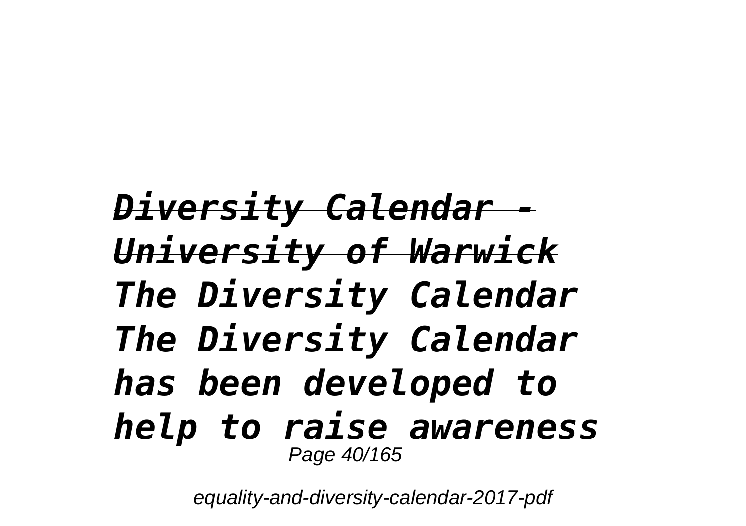***Diversity Calendar - University of Warwick***

***The Diversity Calendar The Diversity Calendar has been developed to help to raise awareness***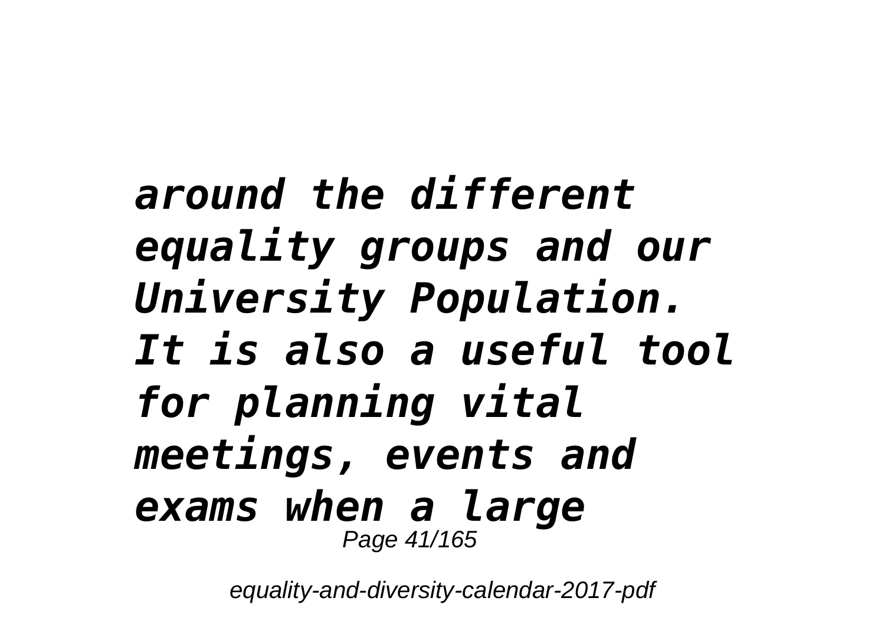*around the different equality groups and our University Population. It is also a useful tool for planning vital meetings, events and exams when a large*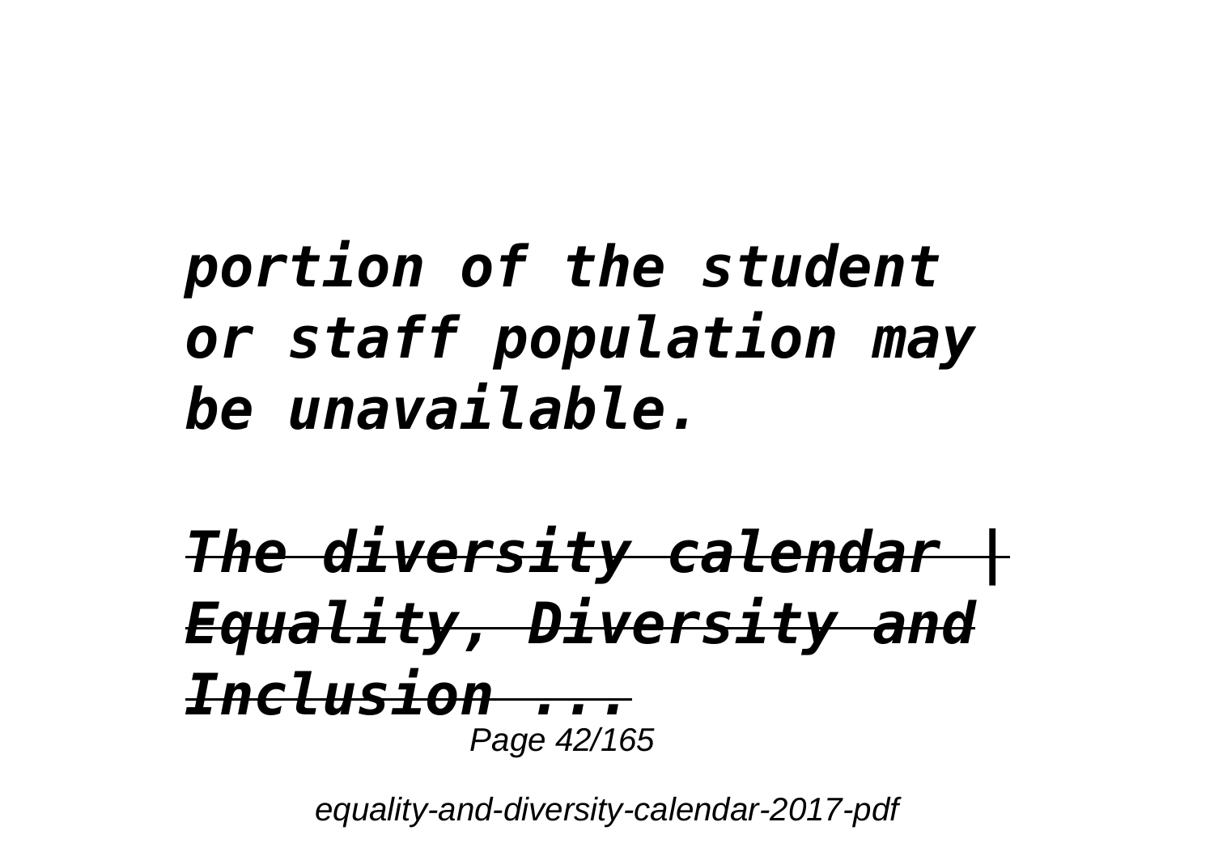***portion of the student or staff population may be unavailable.***

***The diversity calendar | Equality, Diversity and Inclusion ...***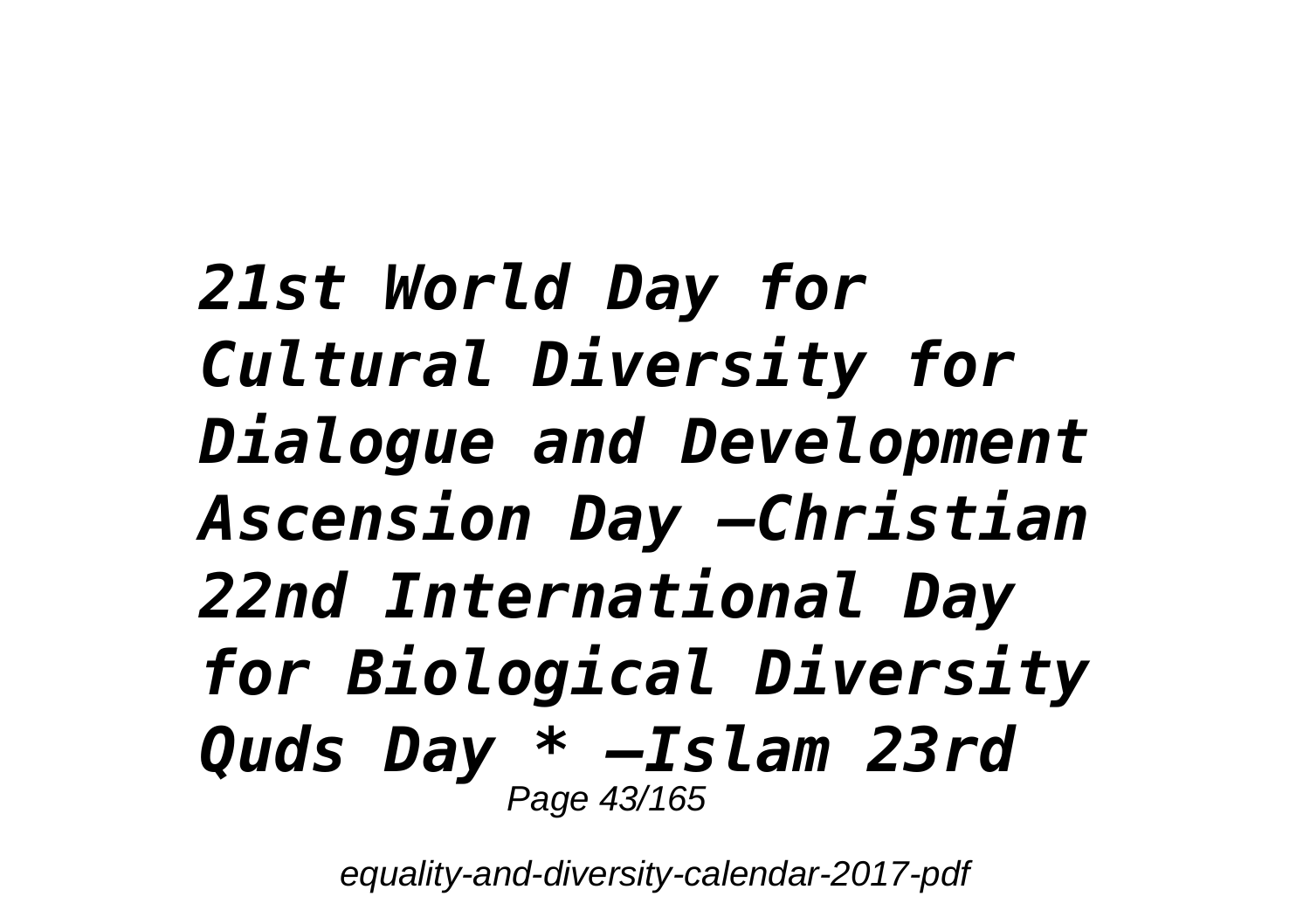*21st World Day for Cultural Diversity for Dialogue and Development Ascension Day –Christian 22nd International Day for Biological Diversity Quds Day * –Islam 23rd*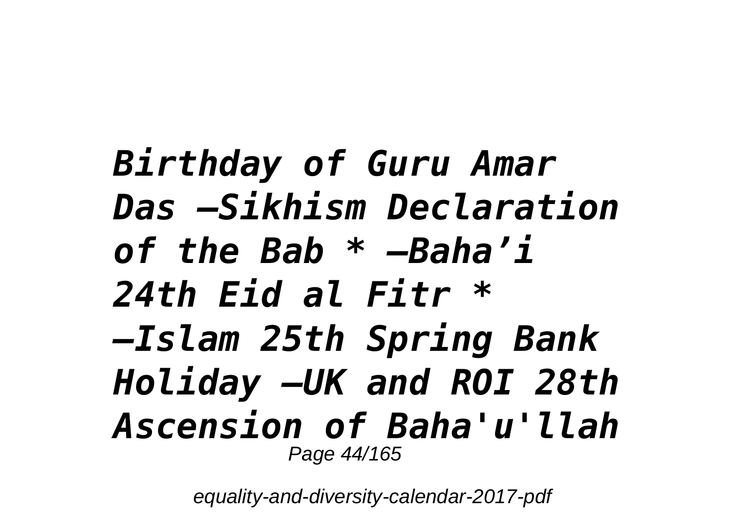*Birthday of Guru Amar Das –Sikhism Declaration of the Bab * –Baha’i 24th Eid al Fitr * –Islam 25th Spring Bank Holiday –UK and ROI 28th Ascension of Baha'u'llah*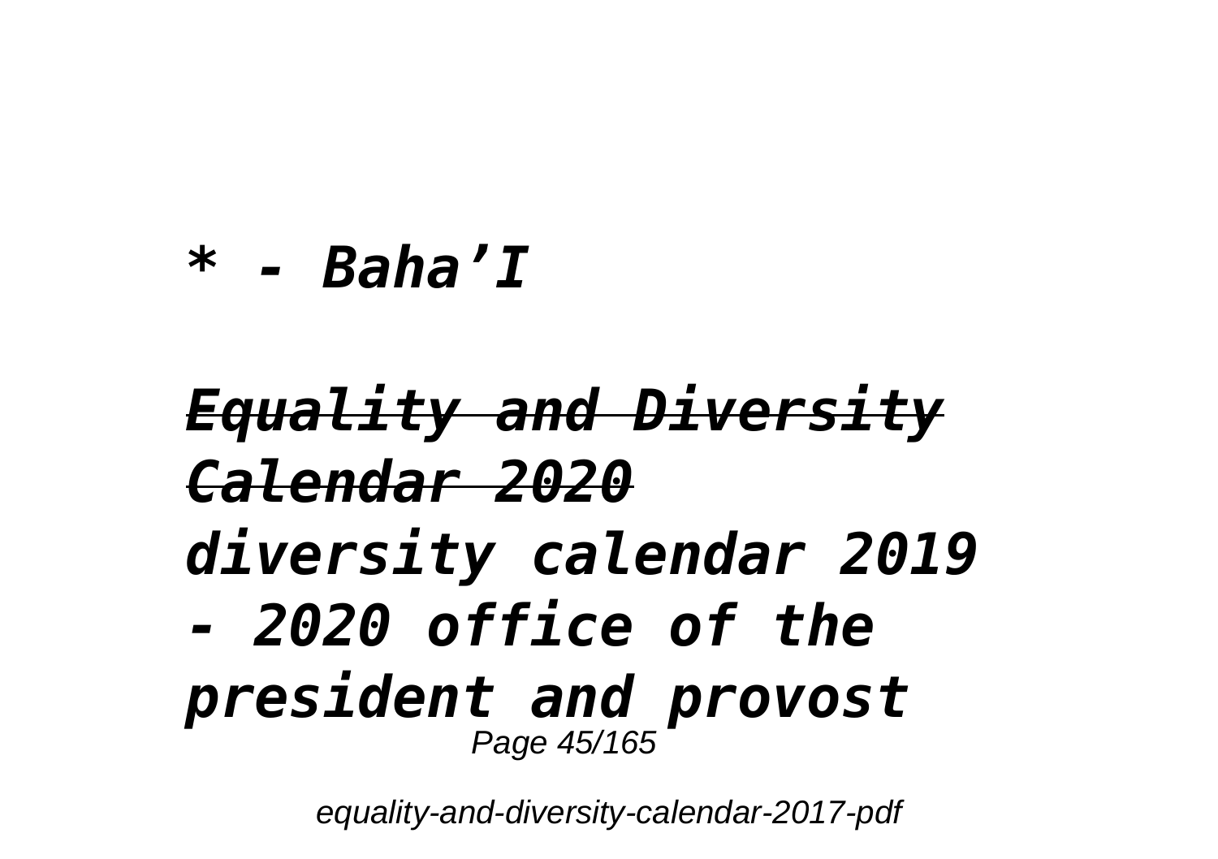*\* - Baha'I*

***Equality and Diversity Calendar 2020***

***diversity calendar 2019 - 2020 office of the president and provost***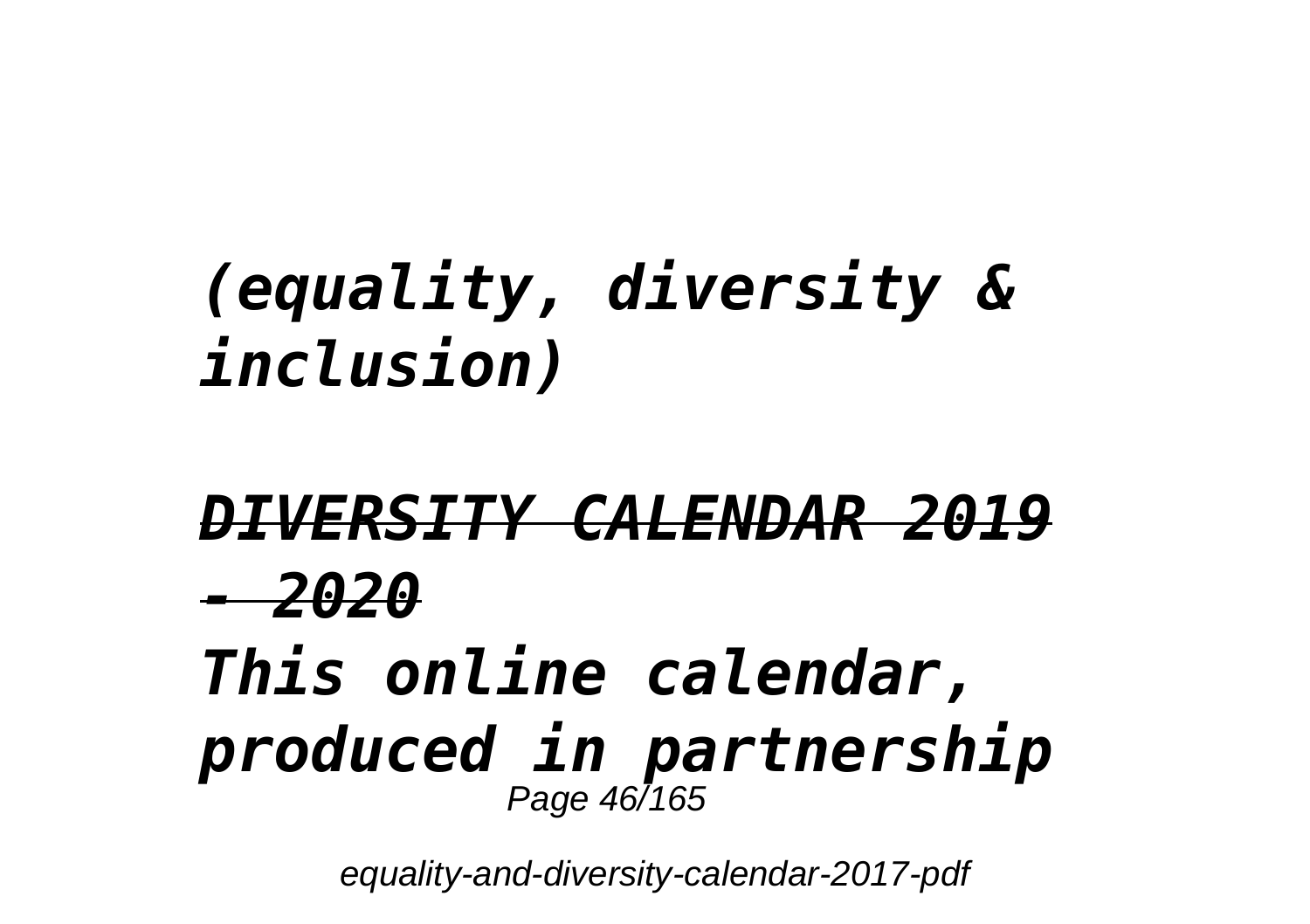***(equality, diversity & inclusion)***

***DIVERSITY CALENDAR 2019 - 2020***

***This online calendar, produced in partnership***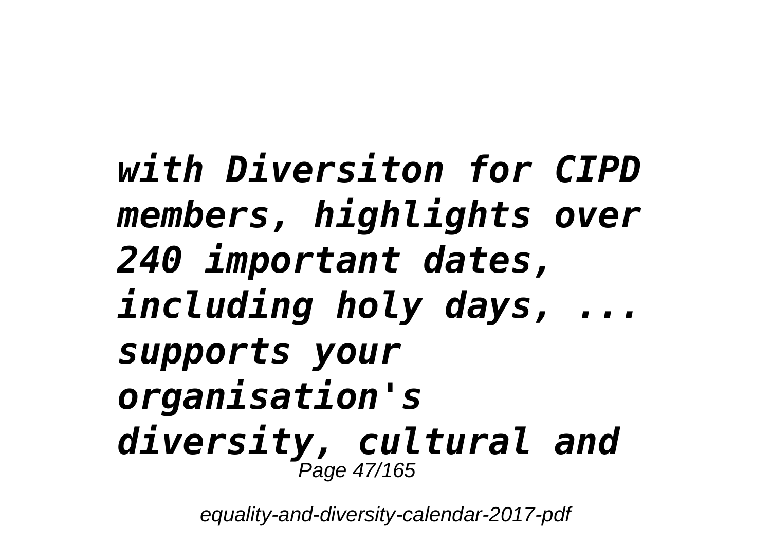*with Diversiton for CIPD members, highlights over 240 important dates, including holy days, ... supports your organisation's diversity, cultural and*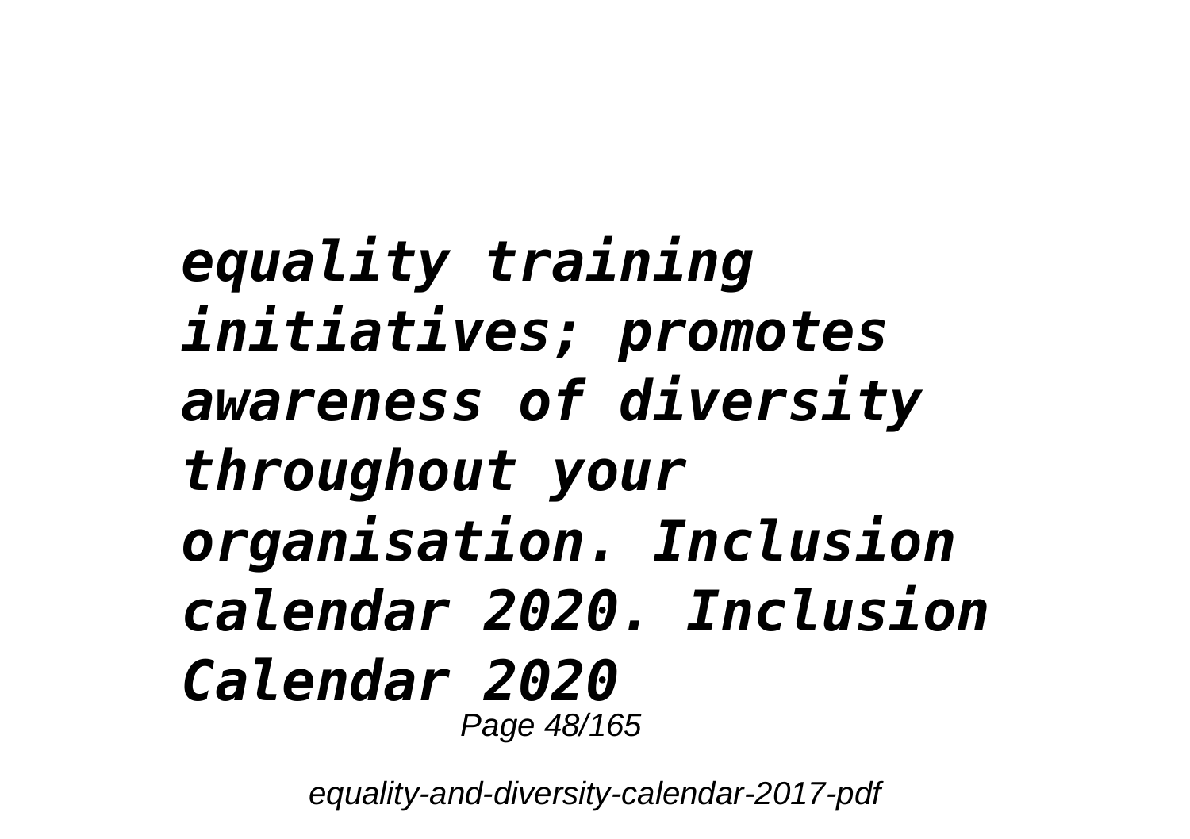***equality training initiatives; promotes awareness of diversity throughout your organisation. Inclusion calendar 2020. Inclusion Calendar 2020***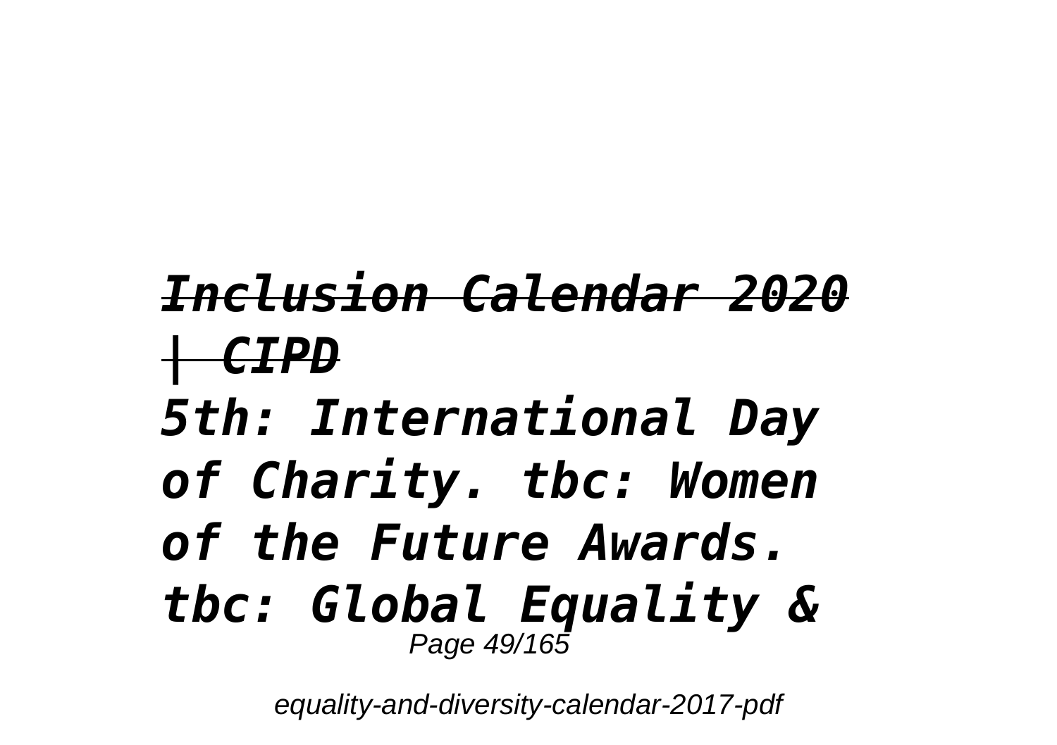## *~~Inclusion Calendar 2020 | CIPD~~*

***5th: International Day of Charity. tbc: Women of the Future Awards. tbc: Global Equality &***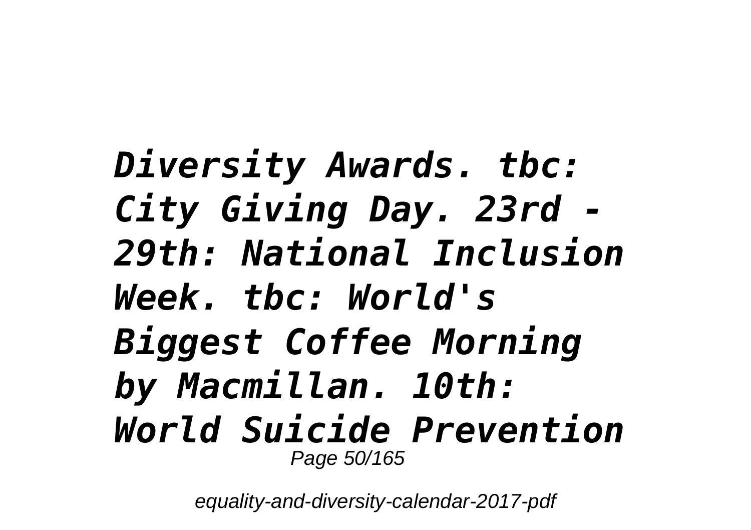*Diversity Awards. tbc: City Giving Day. 23rd - 29th: National Inclusion Week. tbc: World's Biggest Coffee Morning by Macmillan. 10th: World Suicide Prevention*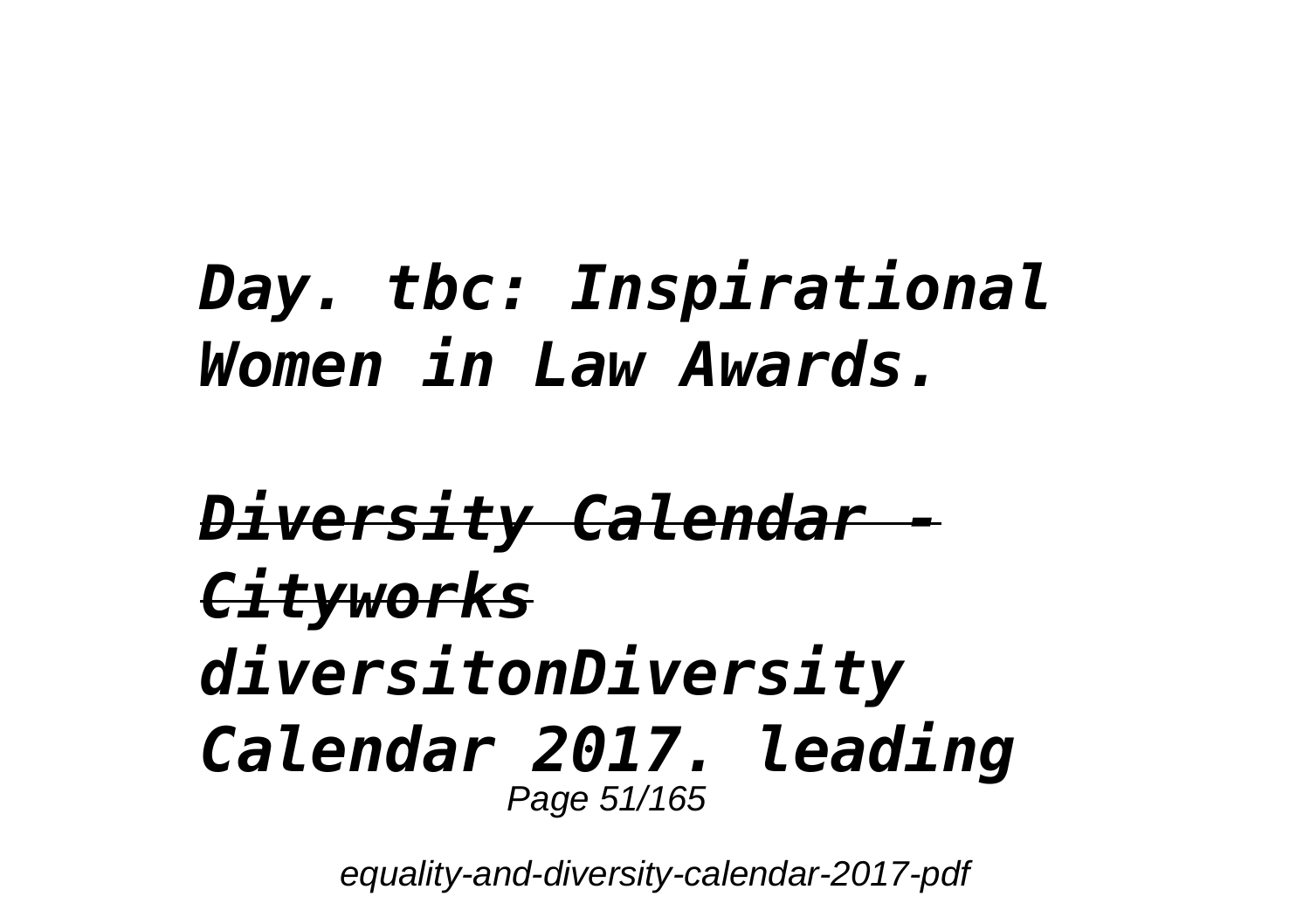***Day. tbc: Inspirational Women in Law Awards.***

***Diversity Calendar - Cityworks***

***diversitonDiversity Calendar 2017. leading***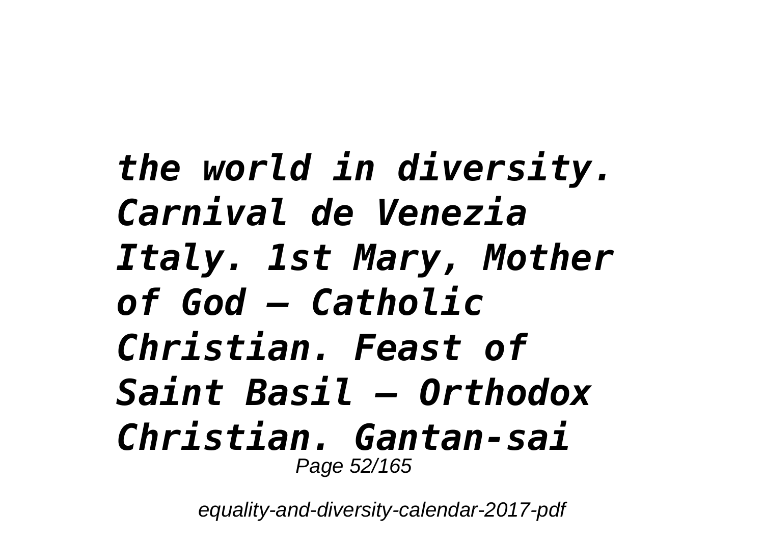*the world in diversity. Carnival de Venezia Italy. 1st Mary, Mother of God – Catholic Christian. Feast of Saint Basil – Orthodox Christian. Gantan-sai*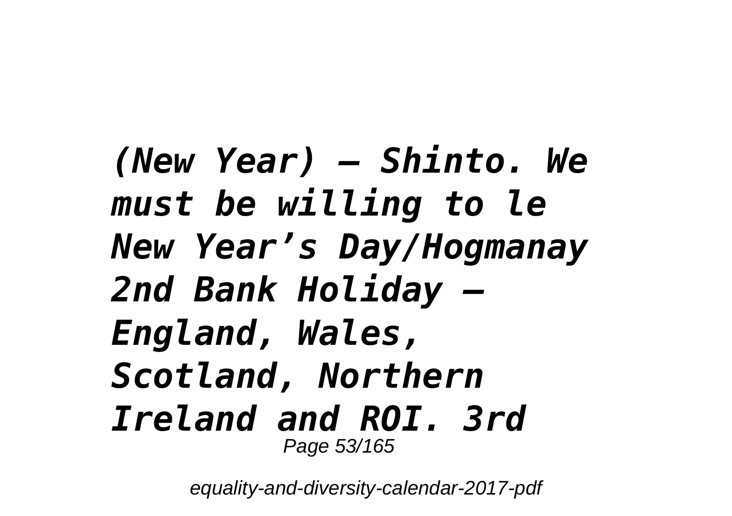*(New Year) – Shinto. We must be willing to le New Year’s Day/Hogmanay 2nd Bank Holiday – England, Wales, Scotland, Northern Ireland and ROI. 3rd*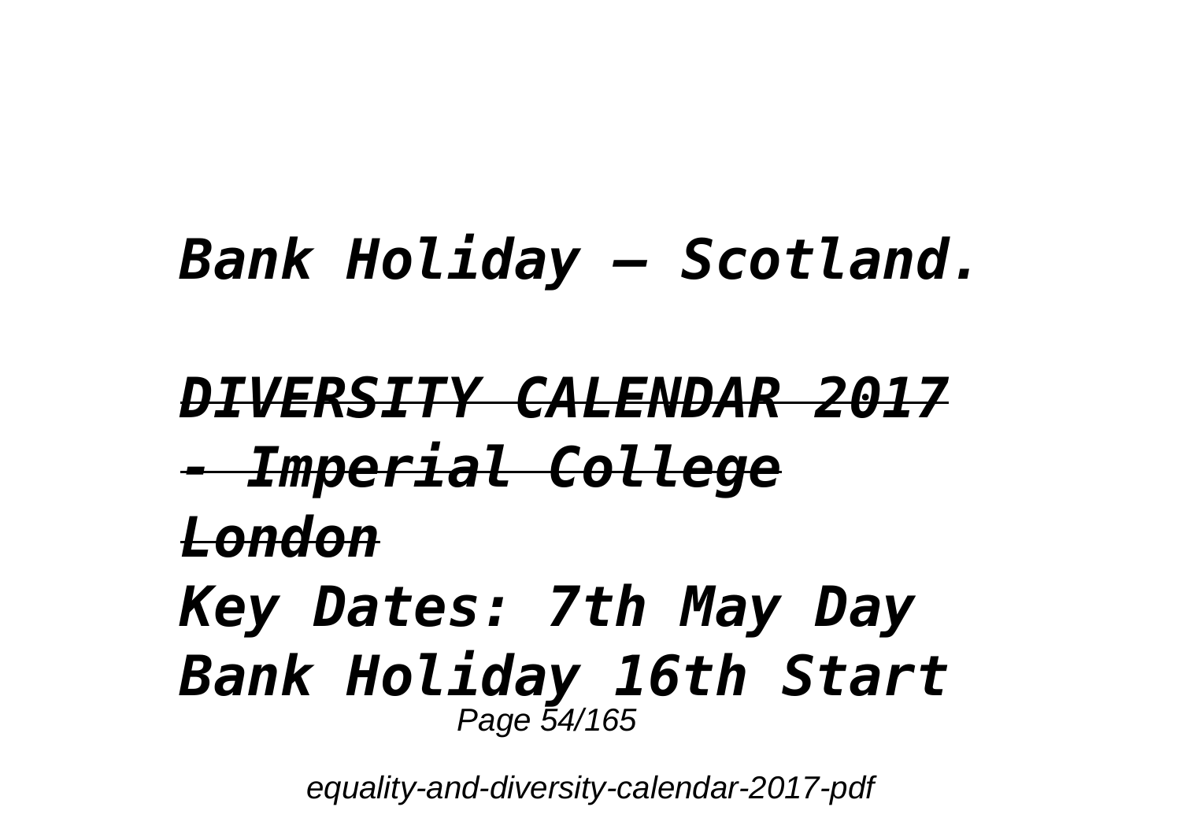*Bank Holiday – Scotland.*

***DIVERSITY CALENDAR 2017 - Imperial College London***

***Key Dates: 7th May Day Bank Holiday 16th Start***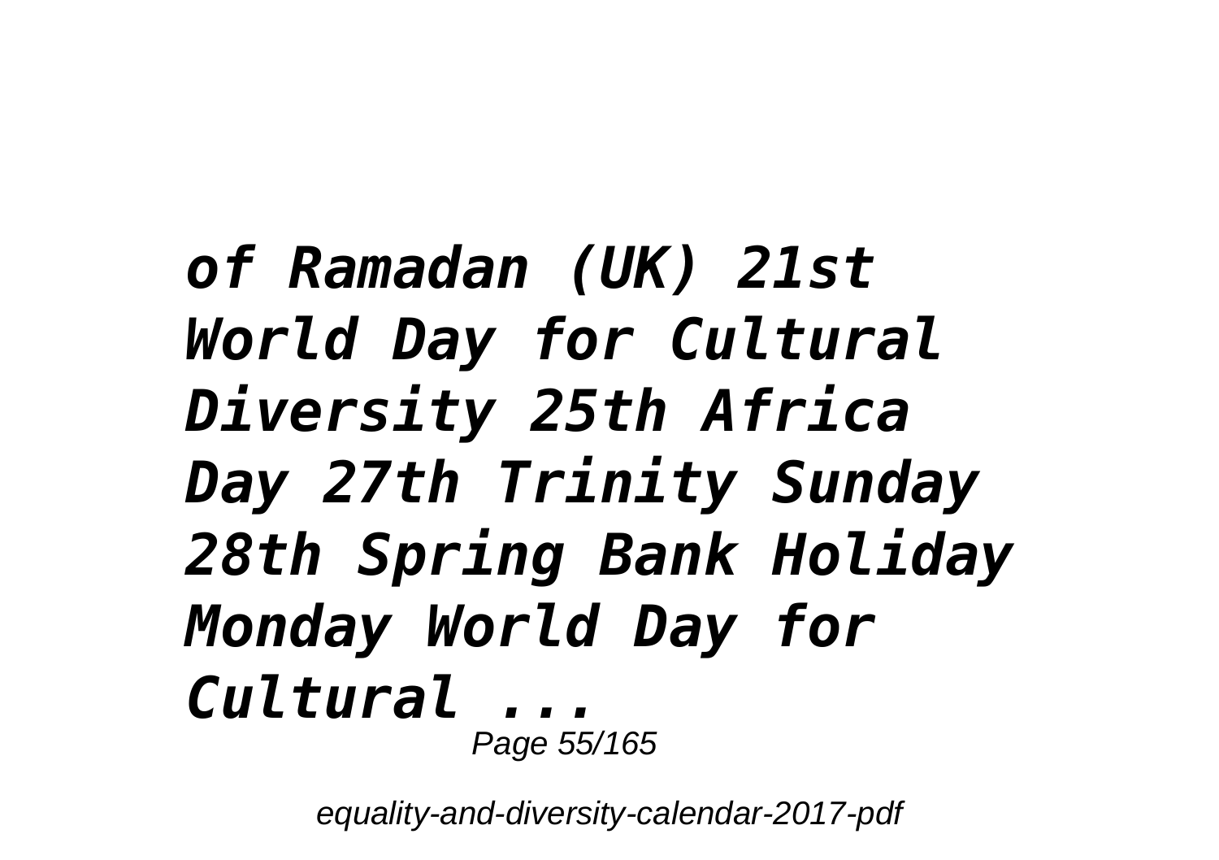***of Ramadan (UK) 21st World Day for Cultural Diversity 25th Africa Day 27th Trinity Sunday 28th Spring Bank Holiday Monday World Day for Cultural ...***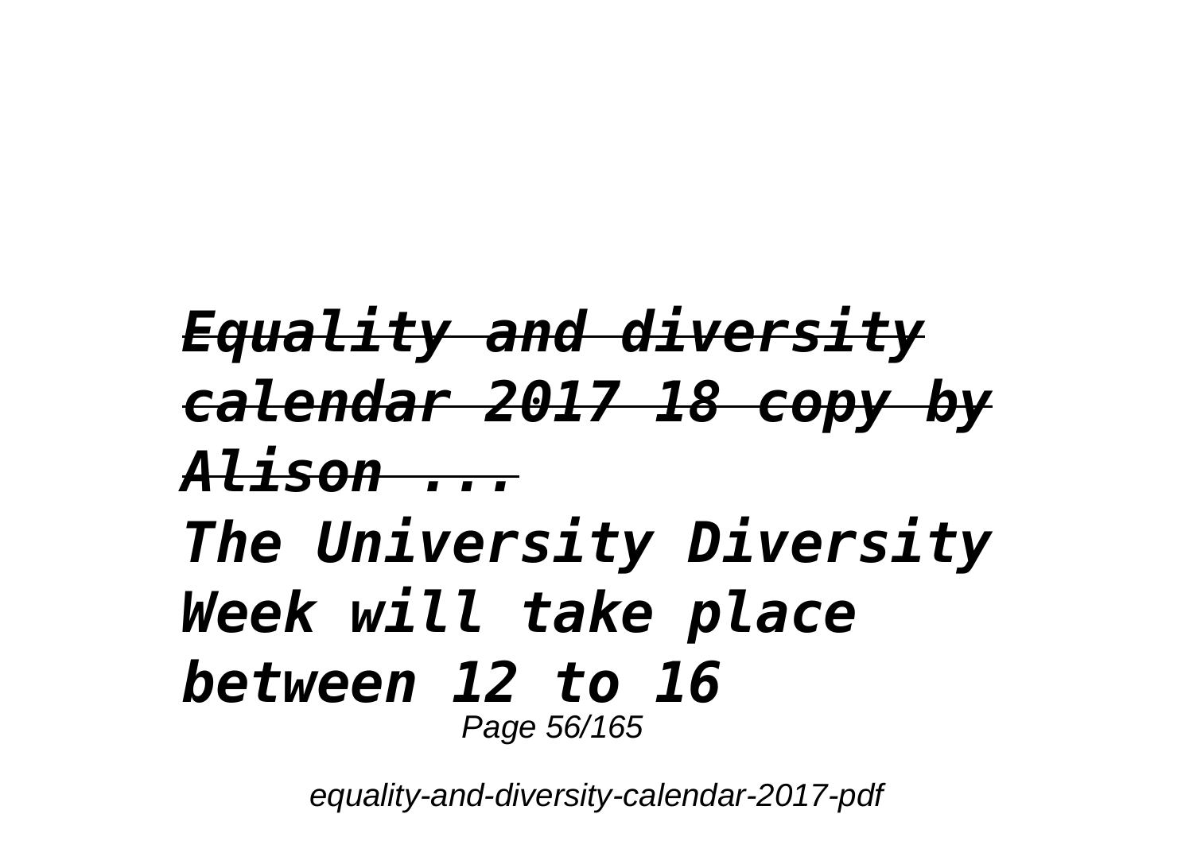### *Equality and diversity calendar 2017 18 copy by Alison ...*

***The University Diversity Week will take place between 12 to 16***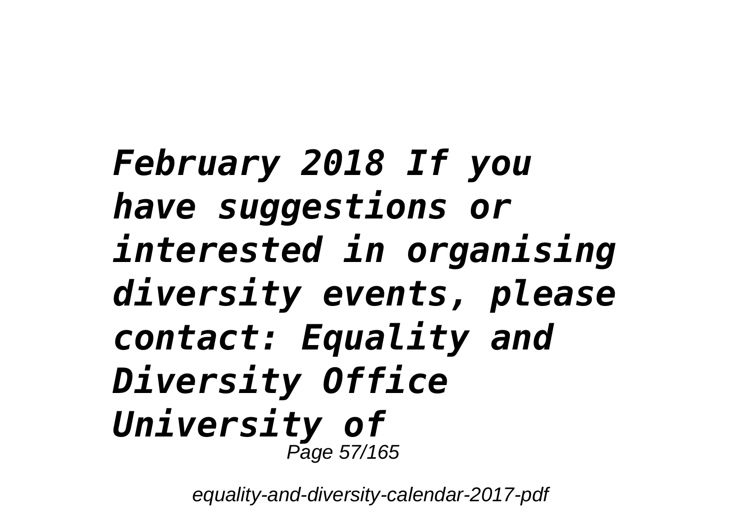***February 2018 If you have suggestions or interested in organising diversity events, please contact: Equality and Diversity Office University of***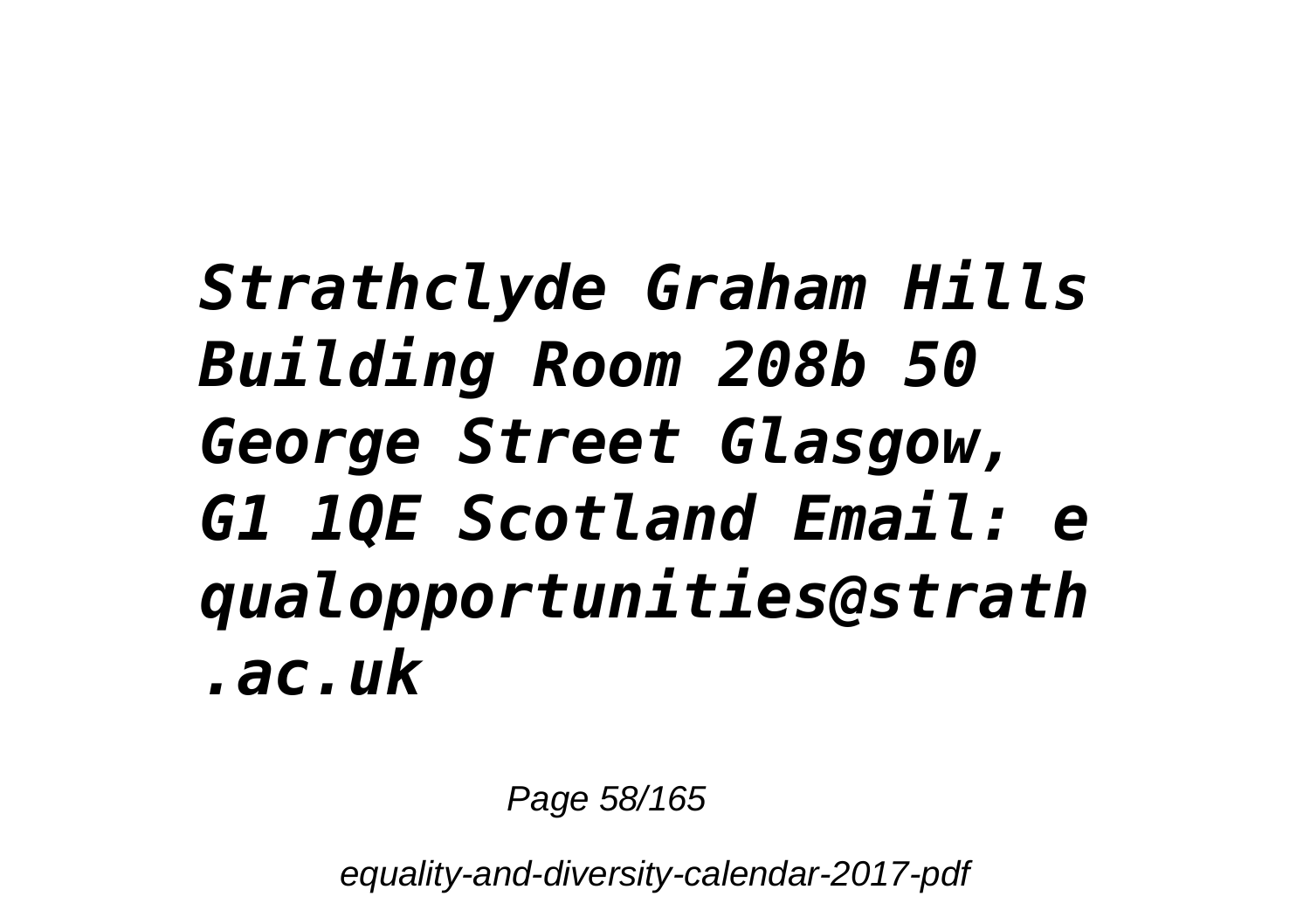***Strathclyde Graham Hills Building Room 208b 50 George Street Glasgow, G1 1QE Scotland Email: equalopportunities@strath.ac.uk***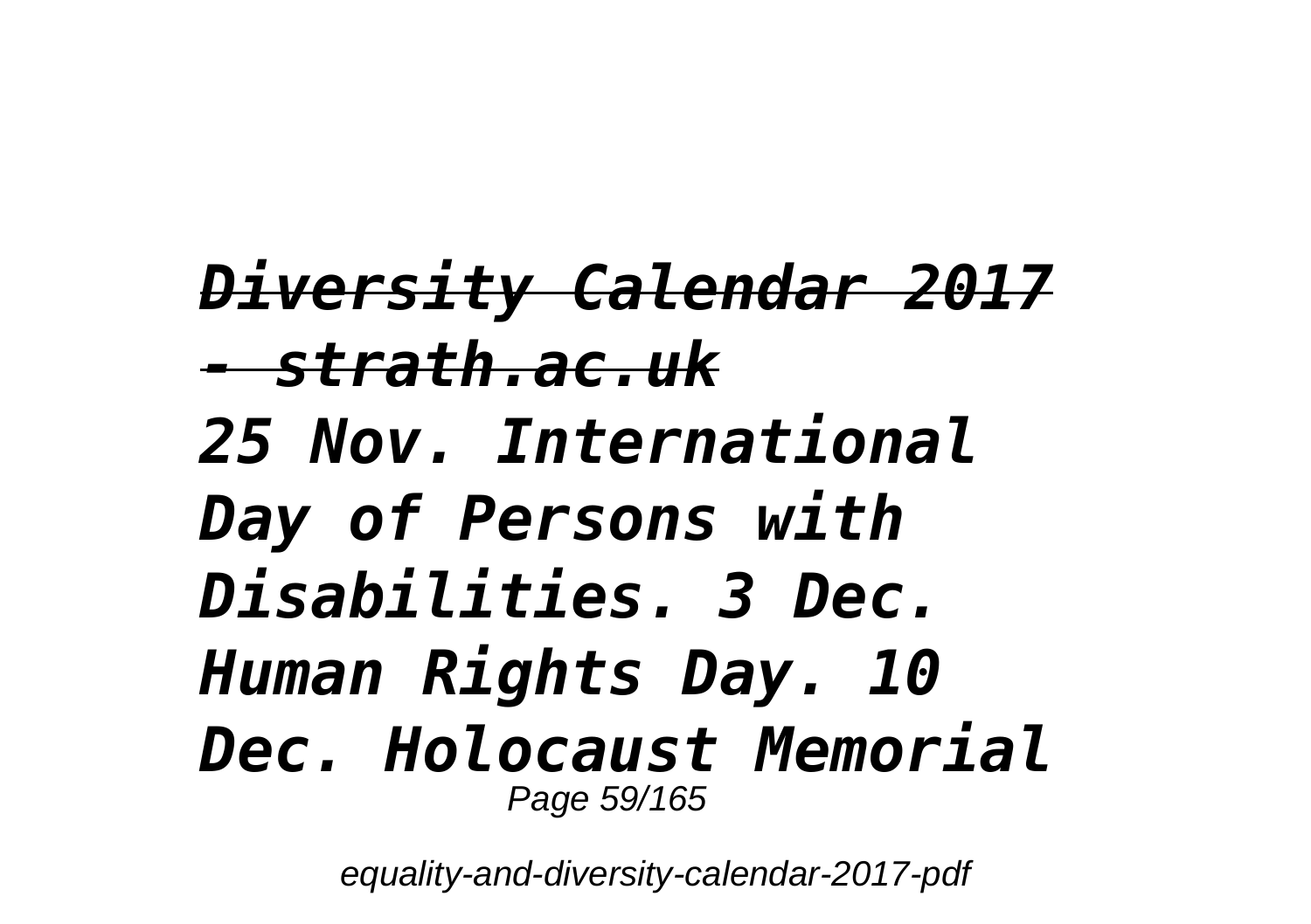***Diversity Calendar 2017 - strath.ac.uk***

***25 Nov. International Day of Persons with Disabilities. 3 Dec. Human Rights Day. 10 Dec. Holocaust Memorial***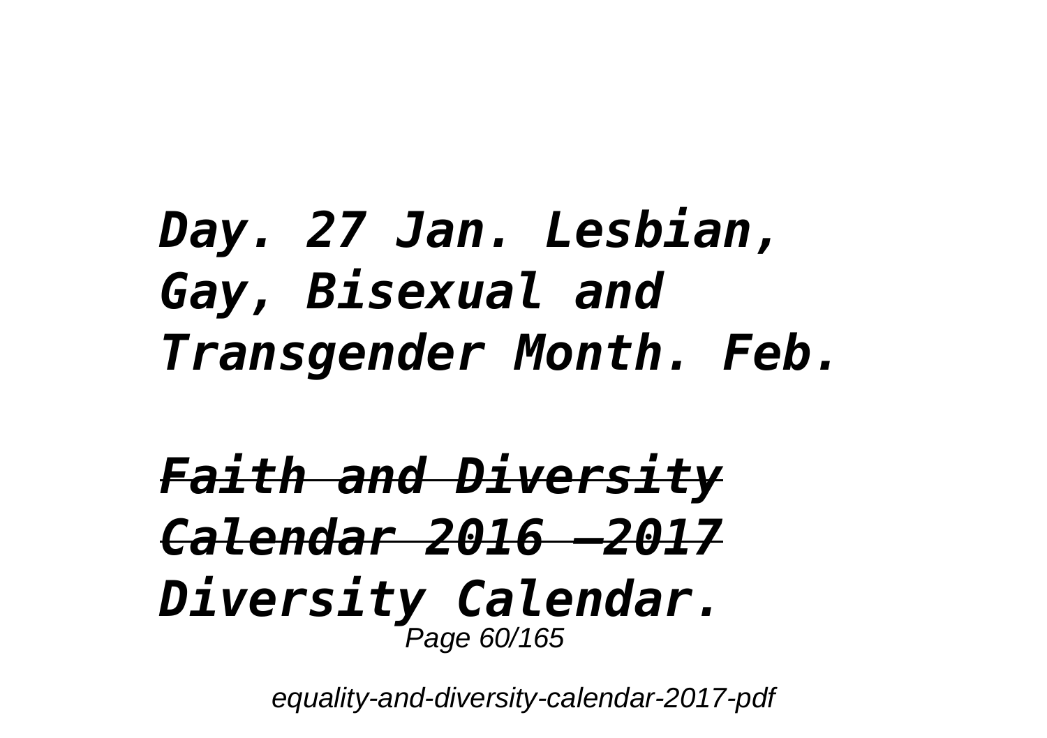*Day. 27 Jan. Lesbian, Gay, Bisexual and Transgender Month. Feb.*

***Faith and Diversity Calendar 2016 –2017***

***Diversity Calendar.***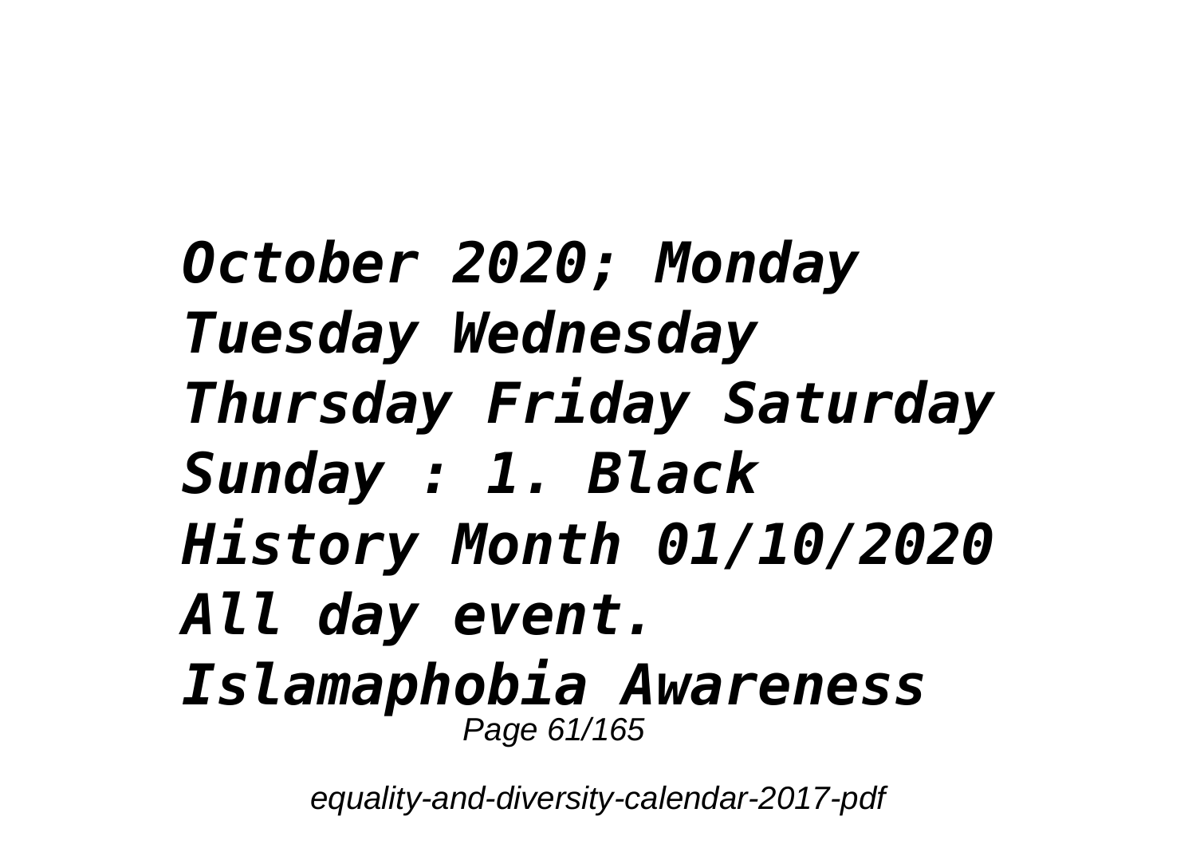*October 2020; Monday Tuesday Wednesday Thursday Friday Saturday Sunday : 1. Black History Month 01/10/2020 All day event. Islamaphobia Awareness*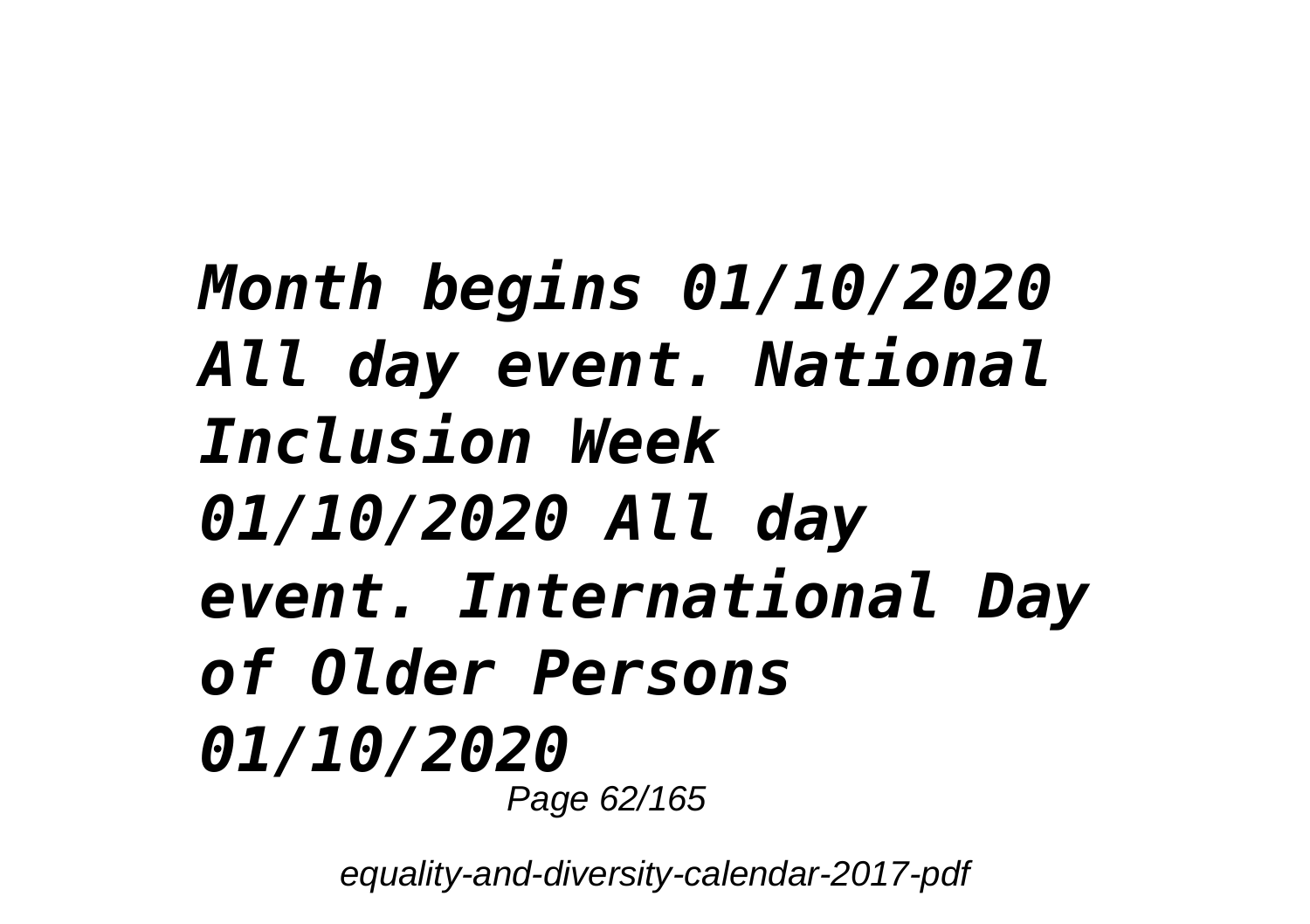***Month begins 01/10/2020 All day event. National Inclusion Week 01/10/2020 All day event. International Day of Older Persons 01/10/2020***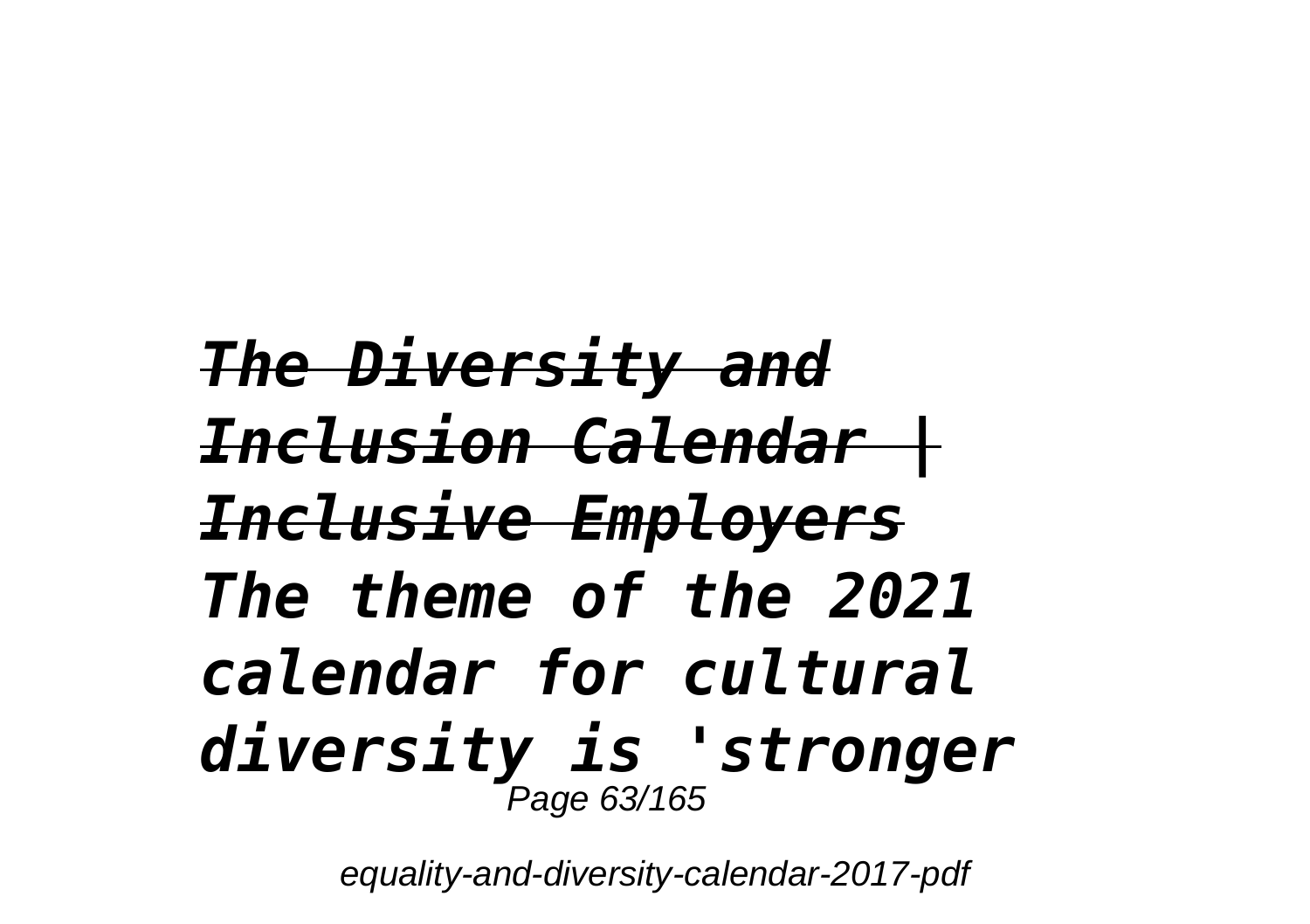*~~The Diversity and Inclusion Calendar | Inclusive Employers~~*

*The theme of the 2021 calendar for cultural diversity is 'stronger*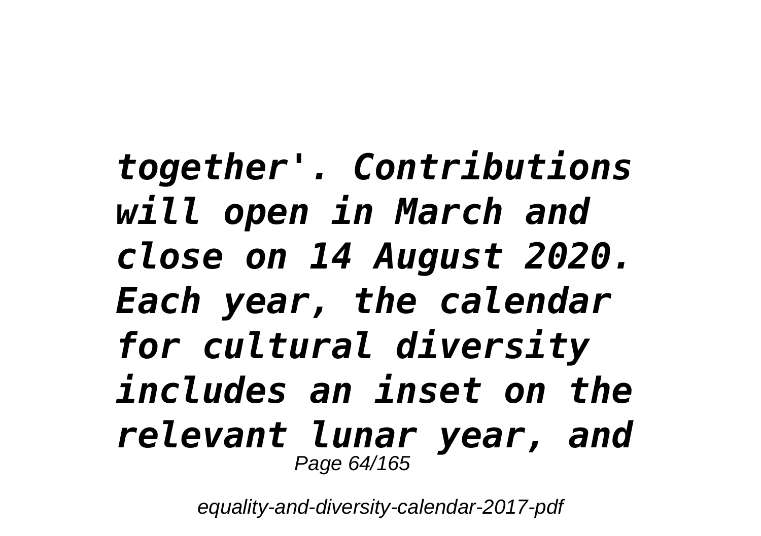*together'. Contributions will open in March and close on 14 August 2020. Each year, the calendar for cultural diversity includes an inset on the relevant lunar year, and*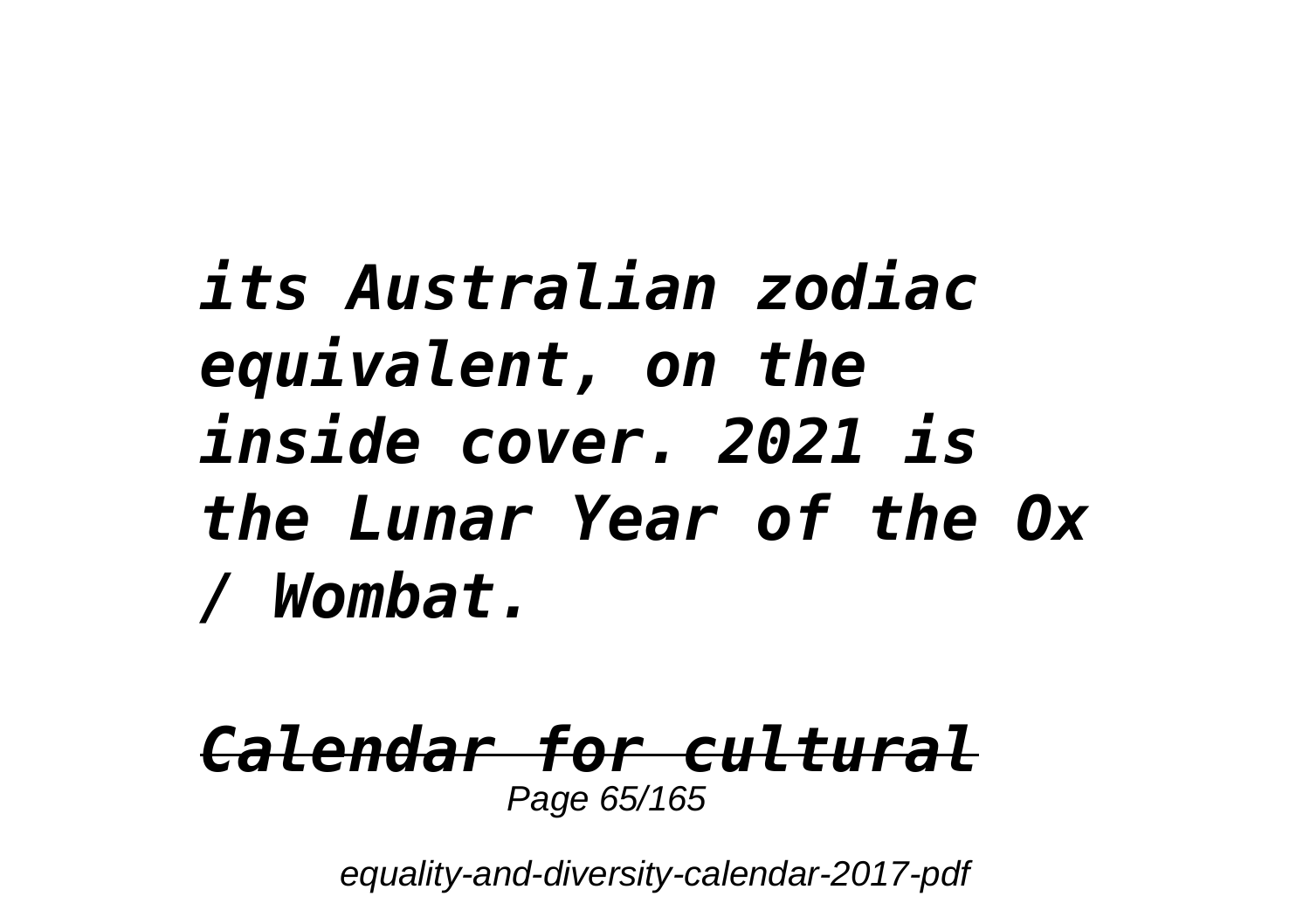***its Australian zodiac equivalent, on the inside cover. 2021 is the Lunar Year of the Ox / Wombat.***

***Calendar for cultural***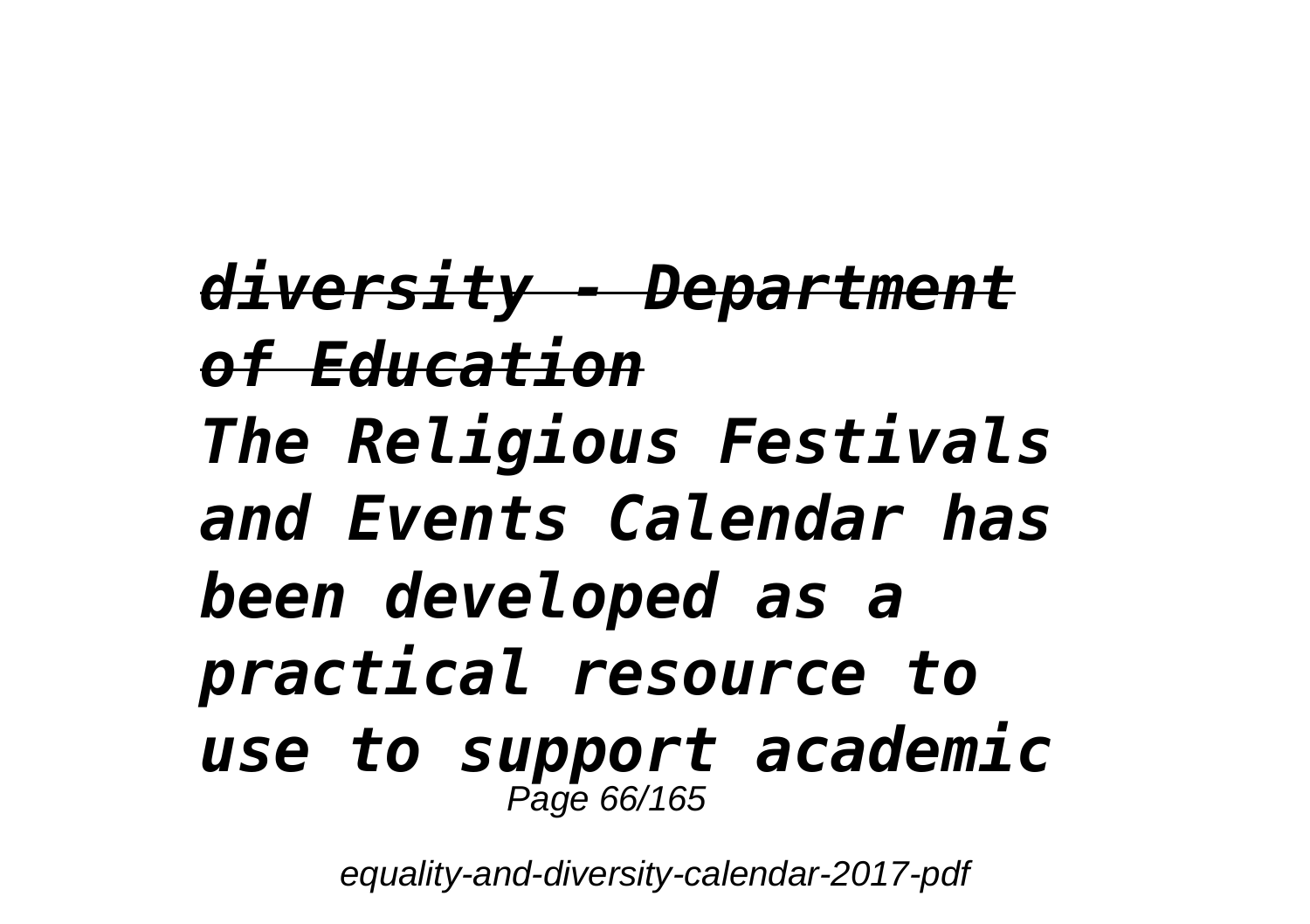*diversity - Department of Education*

***The Religious Festivals and Events Calendar has been developed as a practical resource to use to support academic***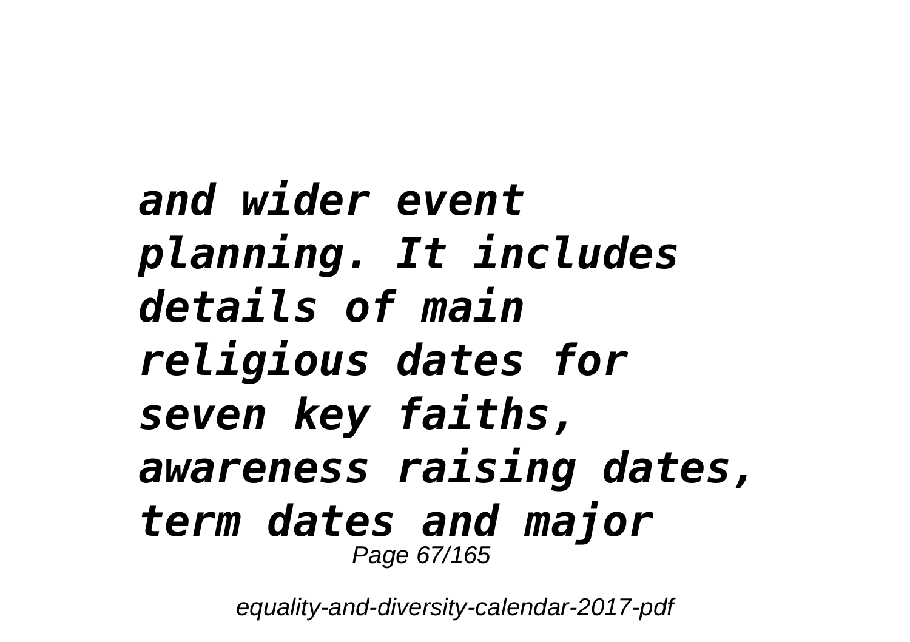***and wider event planning. It includes details of main religious dates for seven key faiths, awareness raising dates, term dates and major***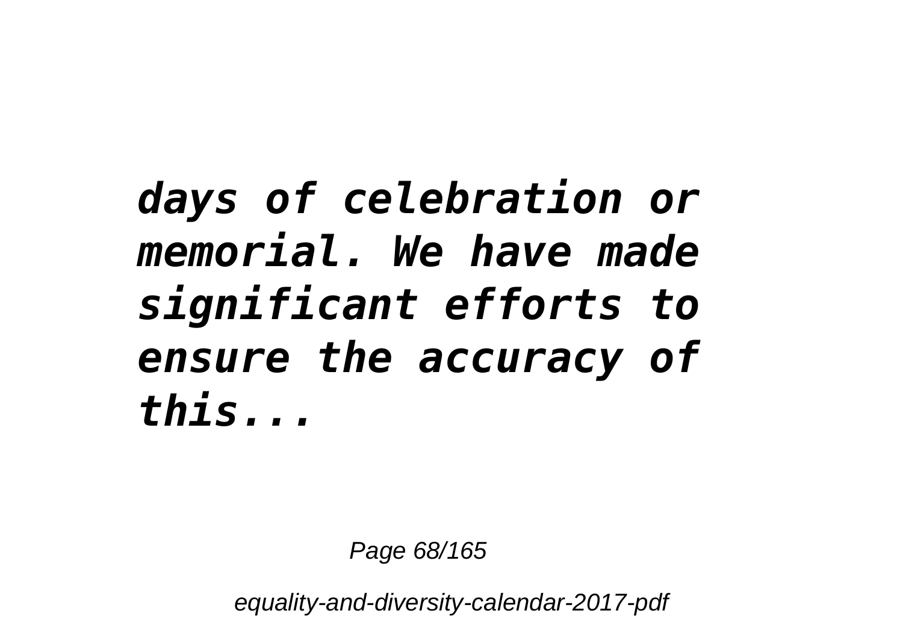***days of celebration or memorial. We have made significant efforts to ensure the accuracy of this...***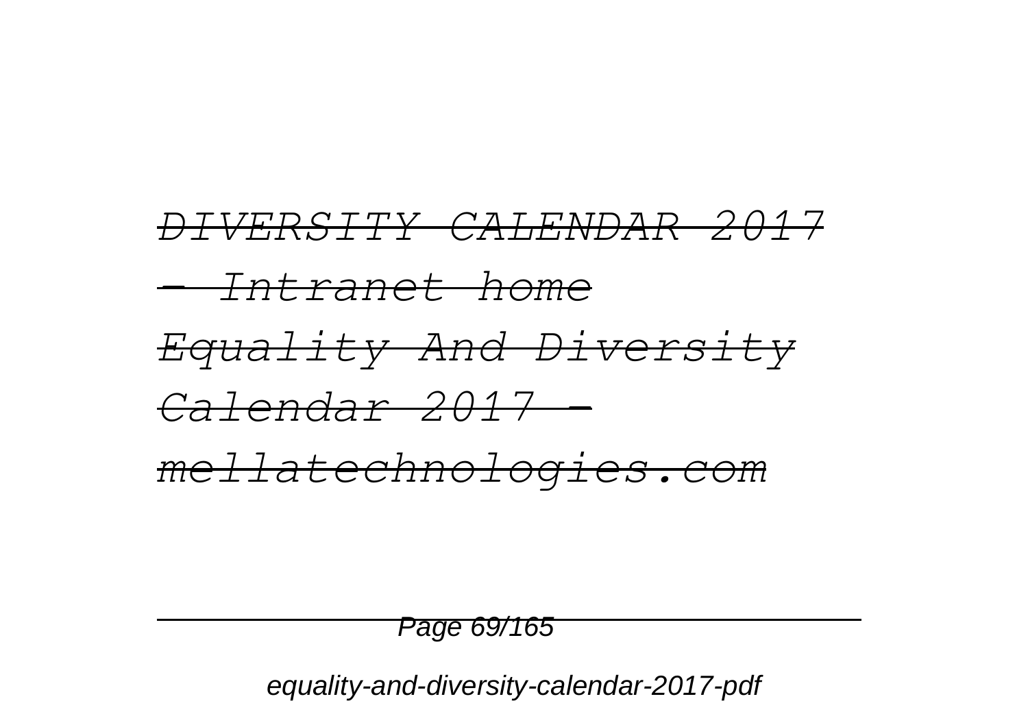~~*DIVERSITY CALENDAR 2017 - Intranet home*~~

~~*Equality And Diversity Calendar 2017 - mellatechnologies.com*~~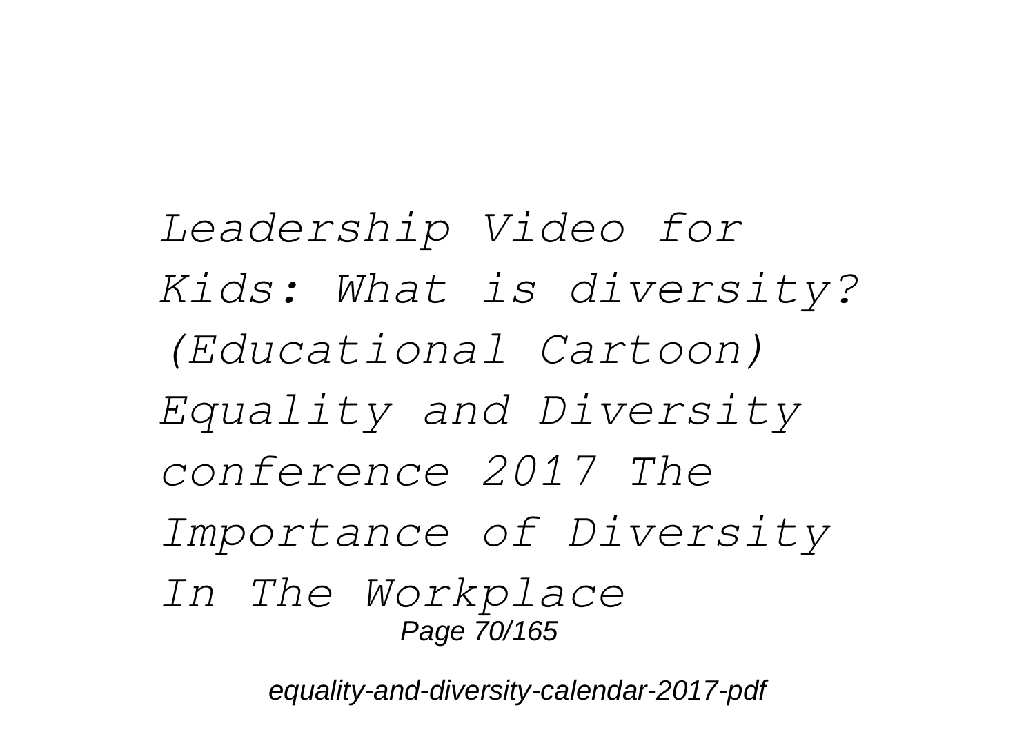*Leadership Video for Kids: What is diversity? (Educational Cartoon) Equality and Diversity conference 2017 The Importance of Diversity In The Workplace*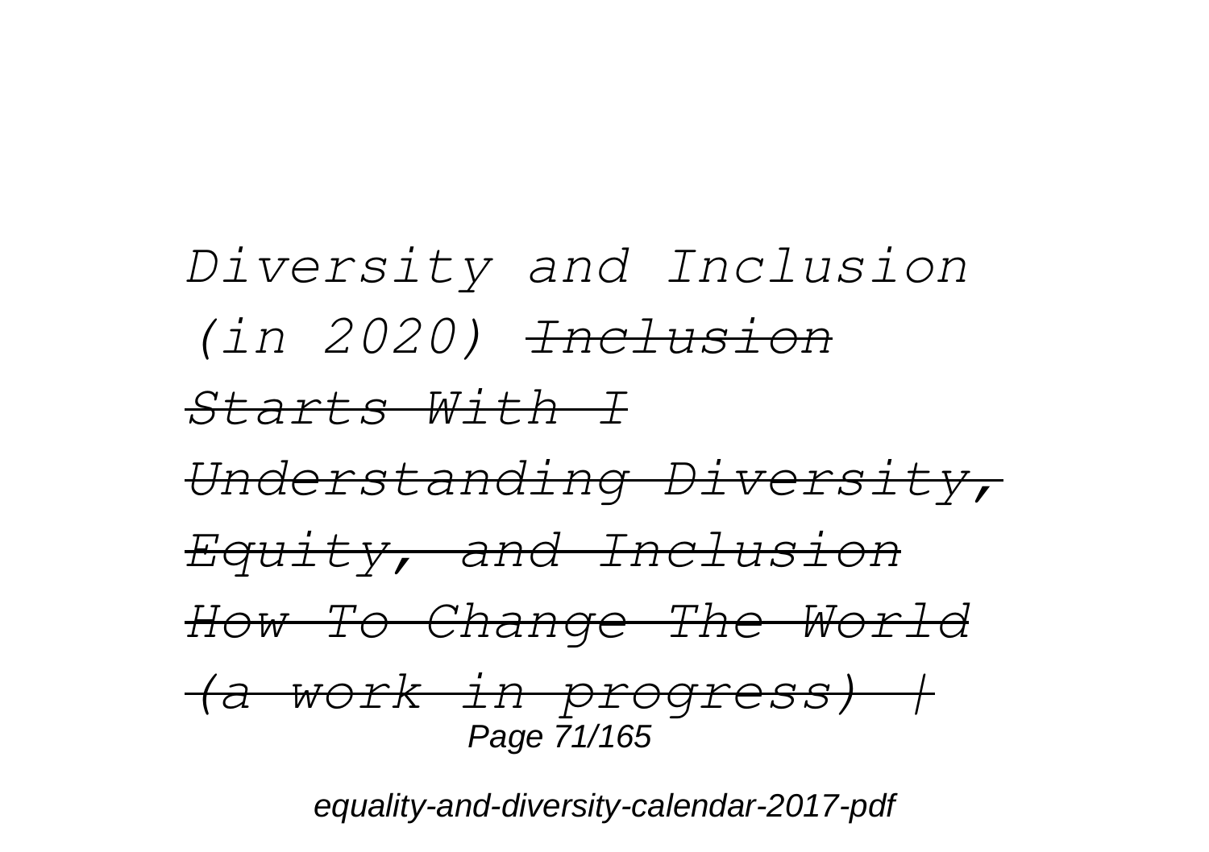*Diversity and Inclusion (in 2020)* ~~*Inclusion Starts With I*~~ ~~*Understanding Diversity, Equity, and Inclusion*~~ ~~*How To Change The World (a work in progress) |*~~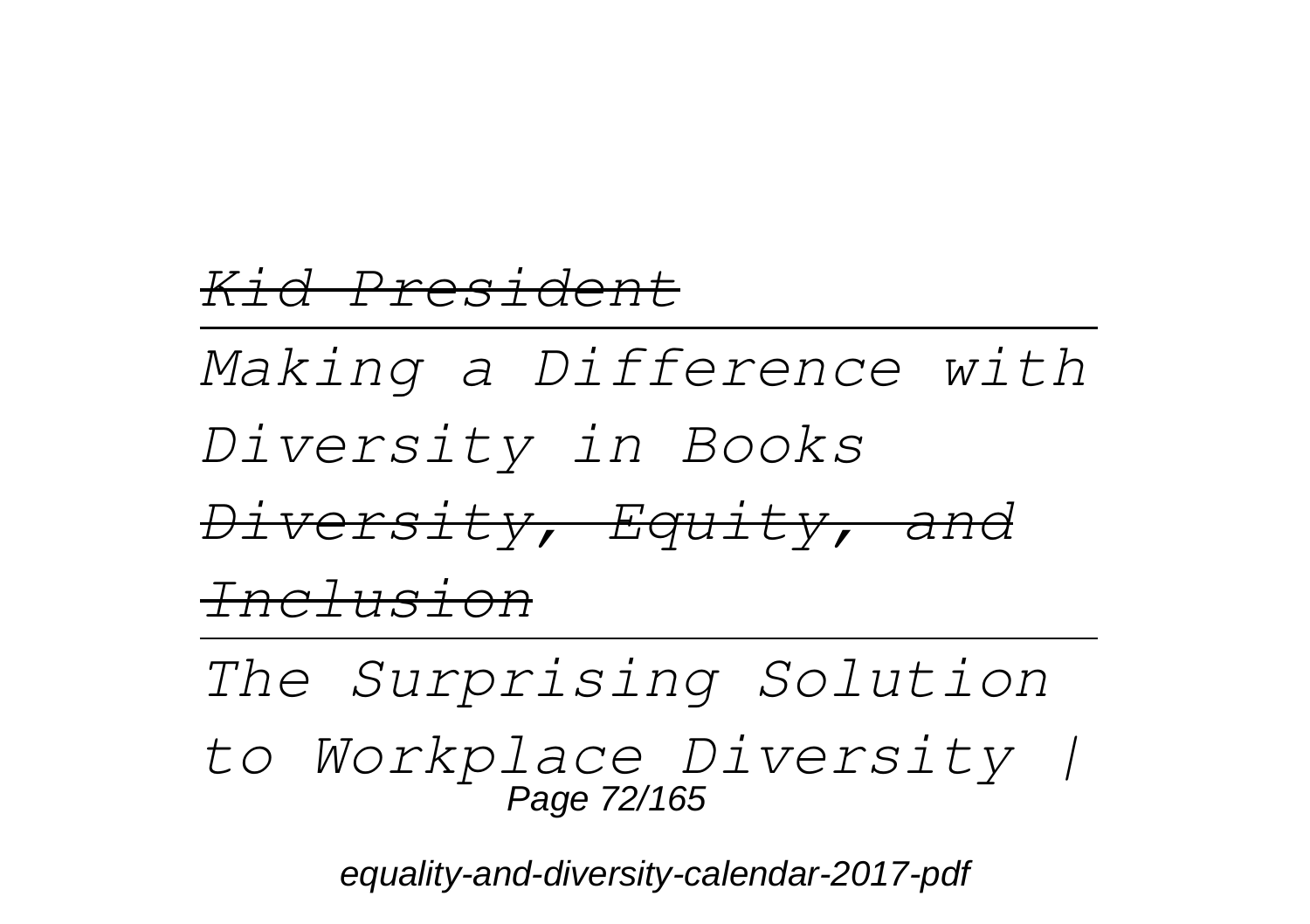~~*Kid President*~~

---

*Making a Difference with Diversity in Books*

~~*Diversity, Equity, and Inclusion*~~

---

*The Surprising Solution to Workplace Diversity |*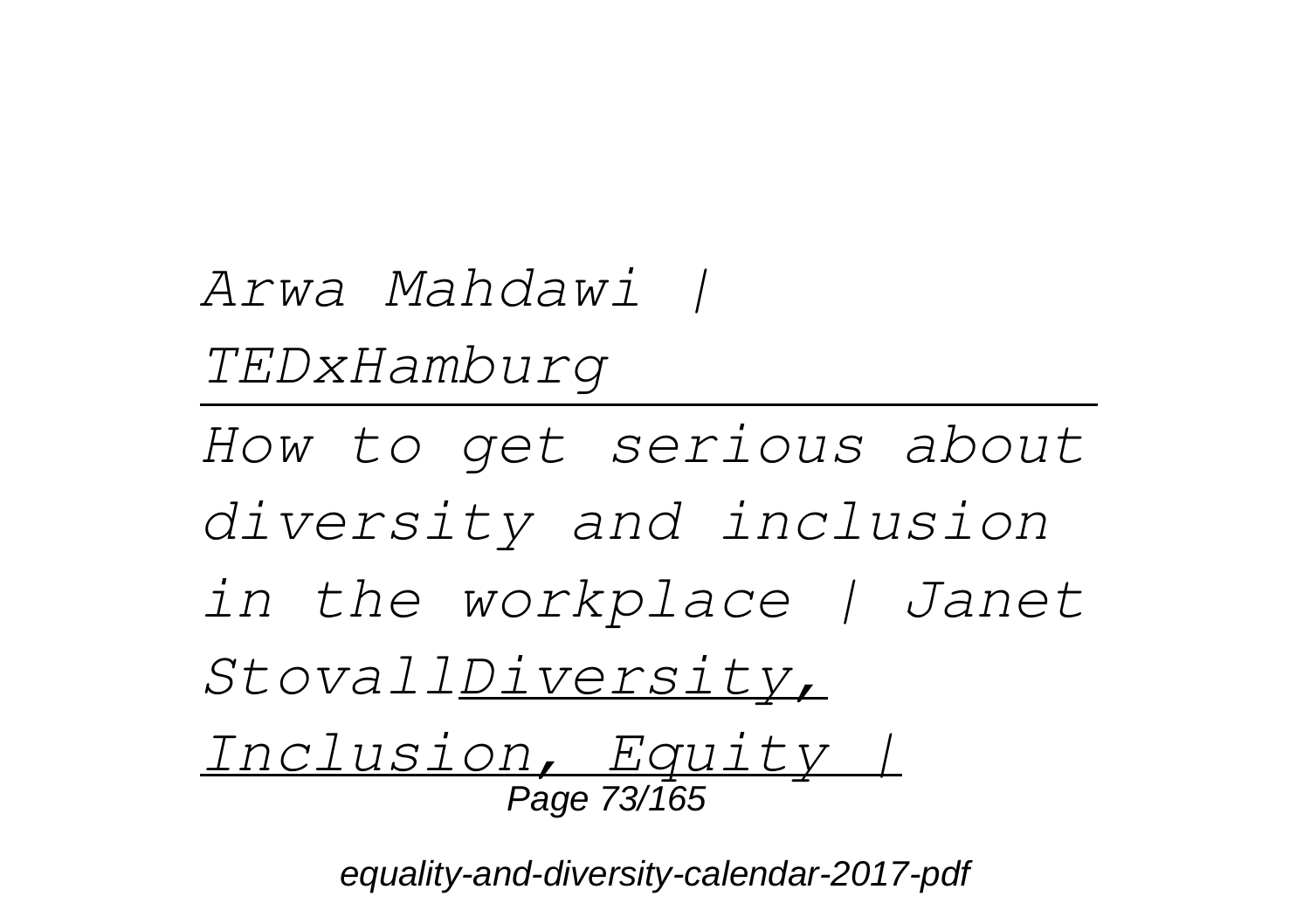*Arwa Mahdawi | TEDxHamburg*

---

*How to get serious about diversity and inclusion in the workplace | Janet Stovall*<u>*Diversity, Inclusion, Equity |*</u>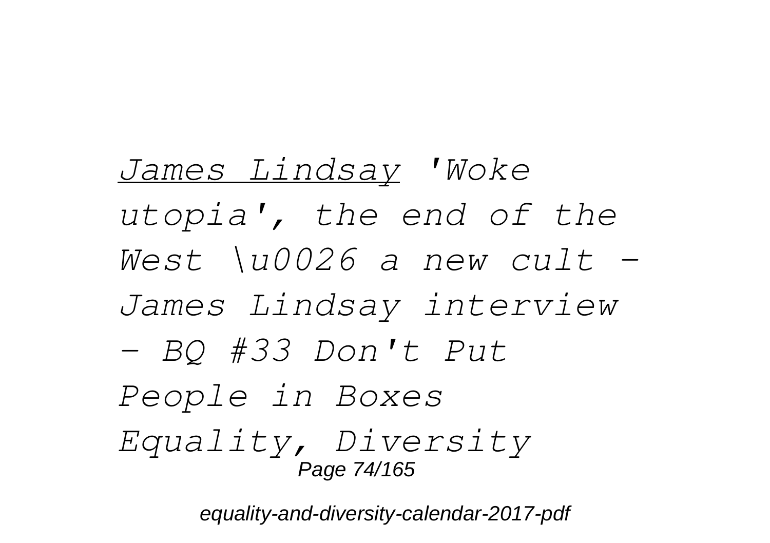*James Lindsay 'Woke utopia', the end of the West \u0026 a new cult - James Lindsay interview - BQ #33 Don't Put People in Boxes Equality, Diversity*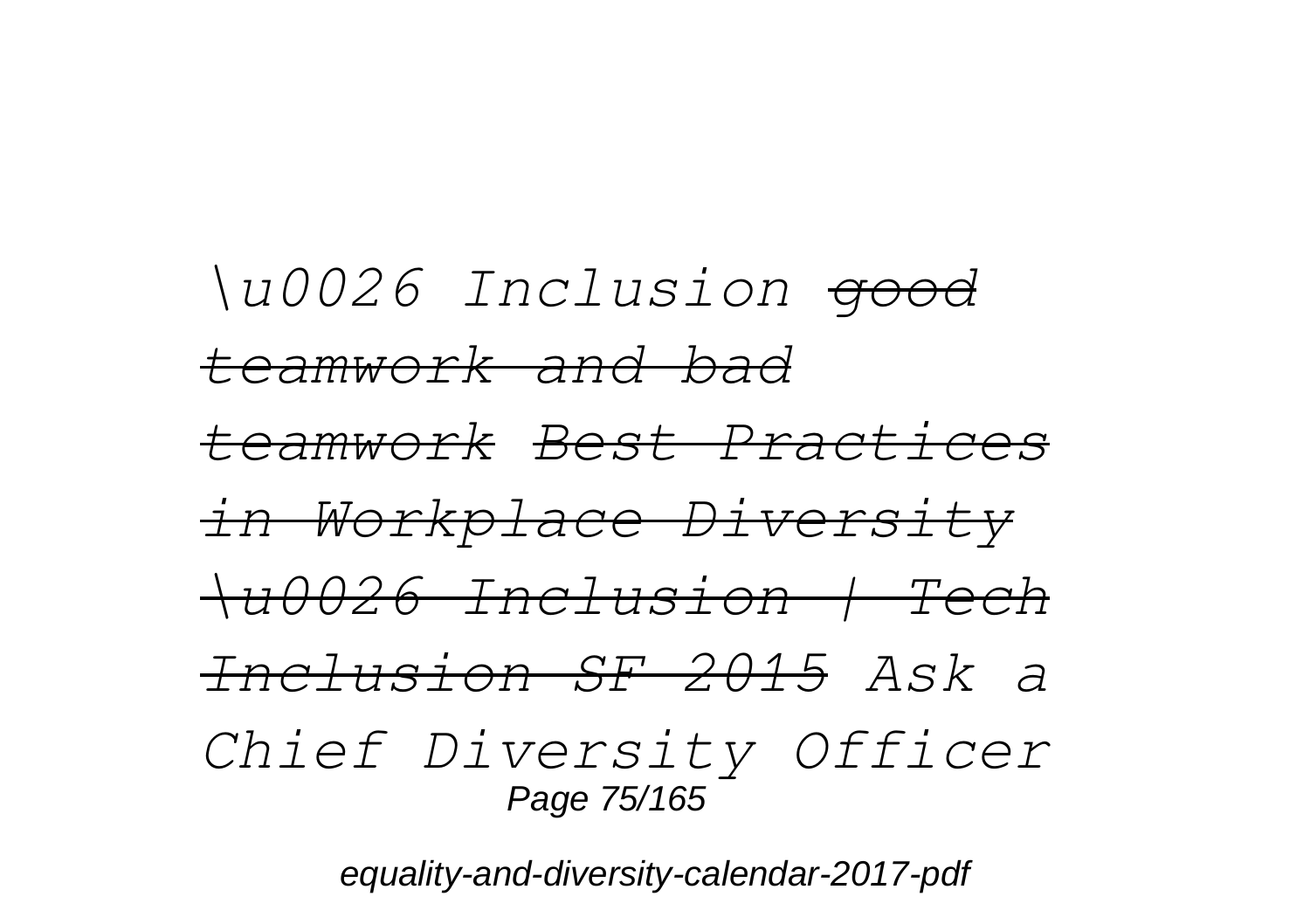*\u0026 Inclusion ~~good teamwork and bad teamwork~~ ~~Best Practices in Workplace Diversity \u0026 Inclusion | Tech Inclusion SF 2015~~ Ask a Chief Diversity Officer*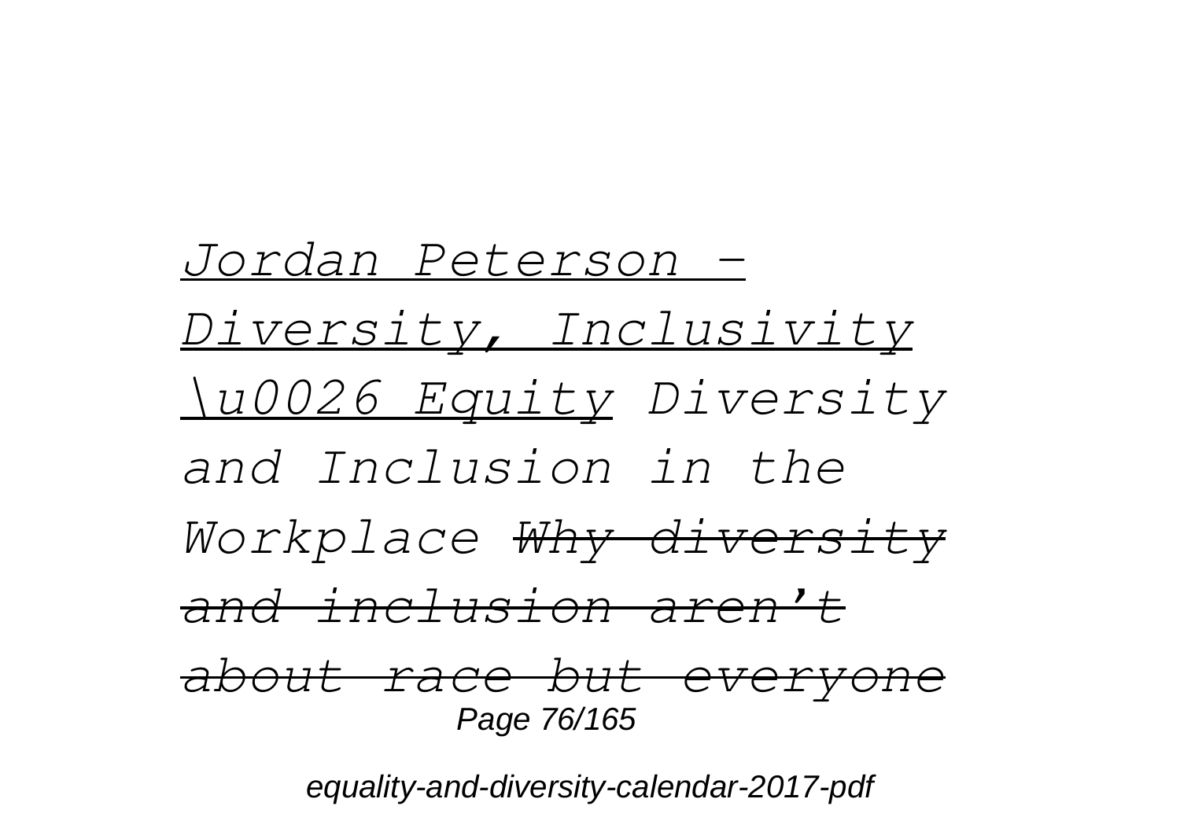*Jordan Peterson - Diversity, Inclusivity \u0026 Equity* *Diversity and Inclusion in the Workplace* ~~*Why diversity and inclusion aren't about race but everyone*~~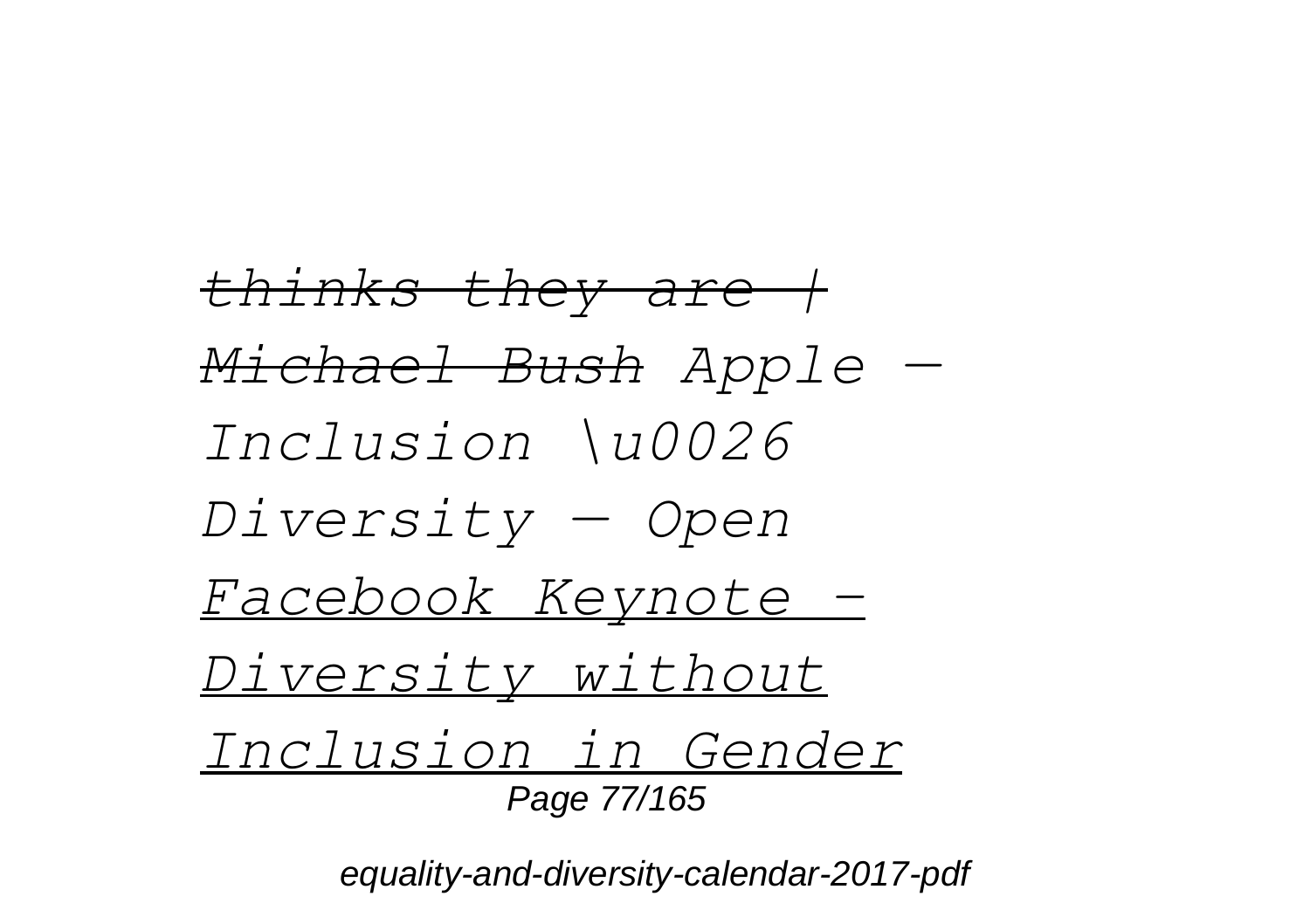~~*thinks they are | Michael Bush*~~ *Apple — Inclusion \u0026 Diversity — Open* *Facebook Keynote - Diversity without Inclusion in Gender*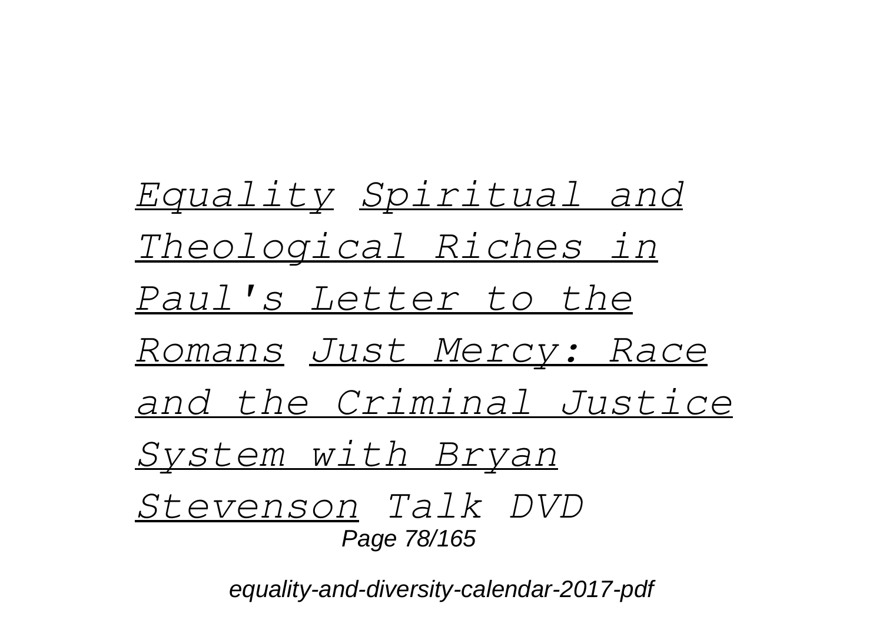*Equality Spiritual and Theological Riches in Paul's Letter to the Romans Just Mercy: Race and the Criminal Justice System with Bryan Stevenson Talk DVD*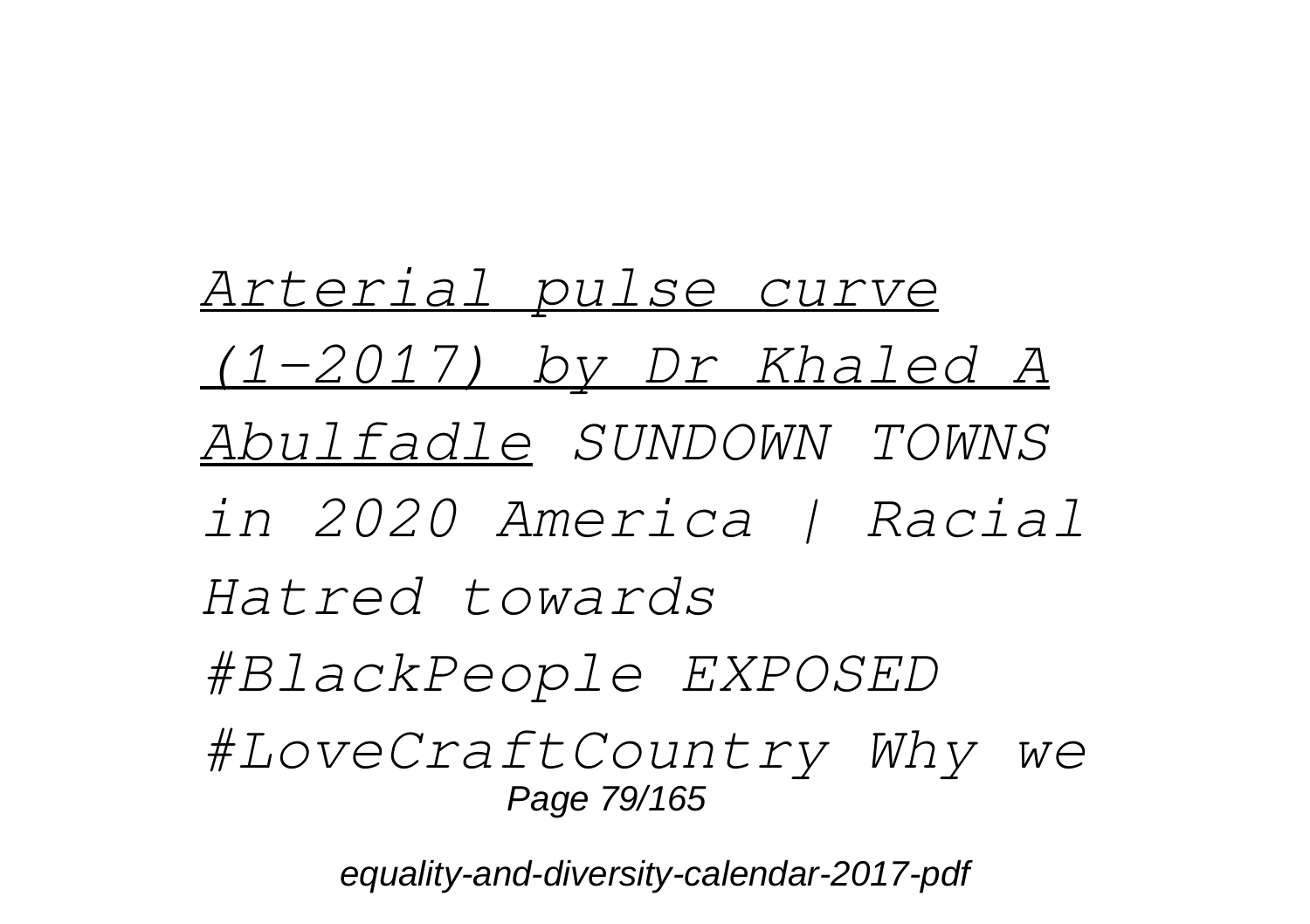*Arterial pulse curve (1-2017) by Dr Khaled A Abulfadle* *SUNDOWN TOWNS in 2020 America | Racial Hatred towards #BlackPeople EXPOSED #LoveCraftCountry Why we*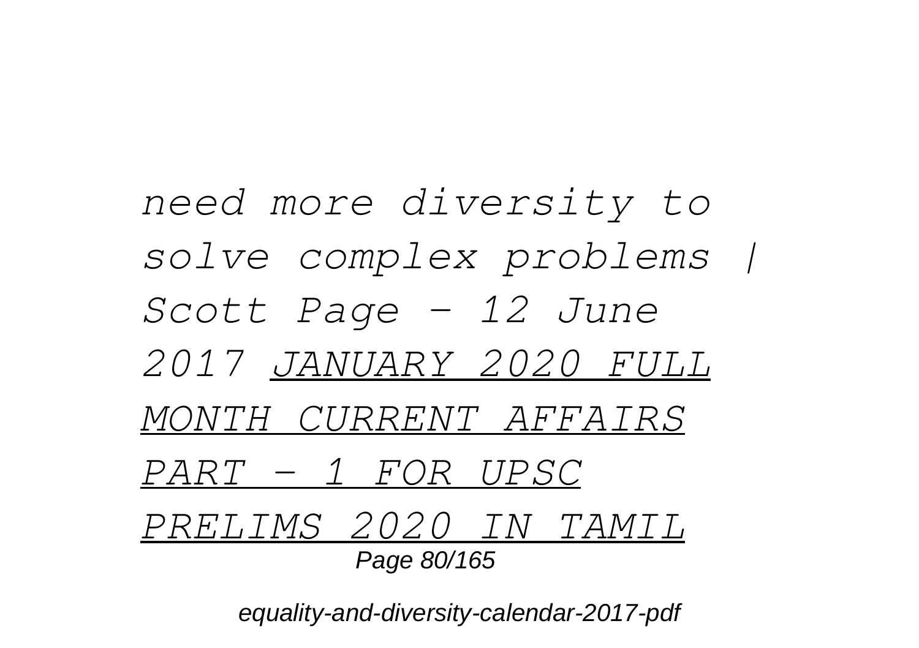*need more diversity to solve complex problems | Scott Page - 12 June 2017* *JANUARY 2020 FULL MONTH CURRENT AFFAIRS PART - 1 FOR UPSC PRELIMS 2020 IN TAMIL*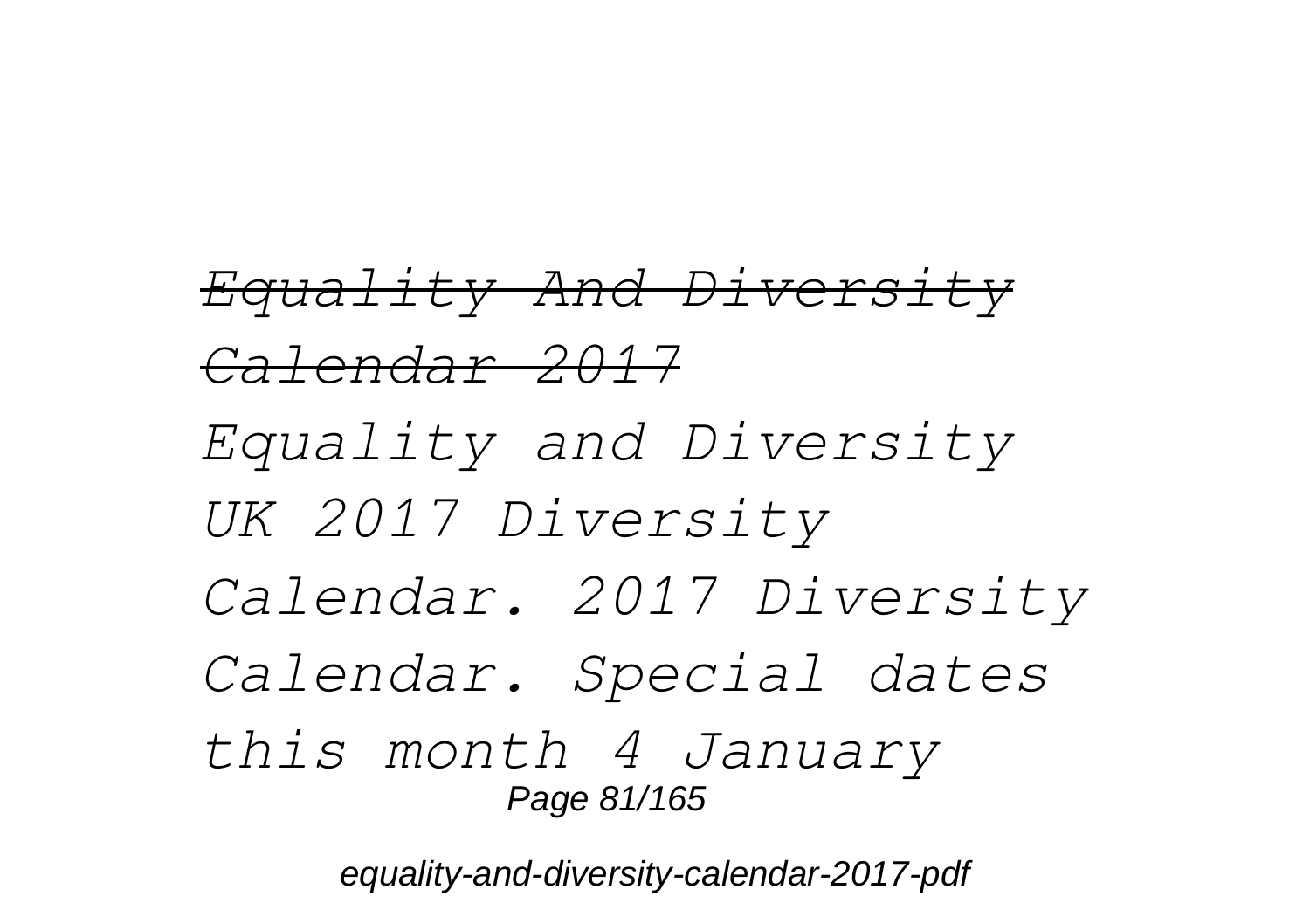~~*Equality And Diversity Calendar 2017*~~

*Equality and Diversity UK 2017 Diversity Calendar. 2017 Diversity Calendar. Special dates this month 4 January*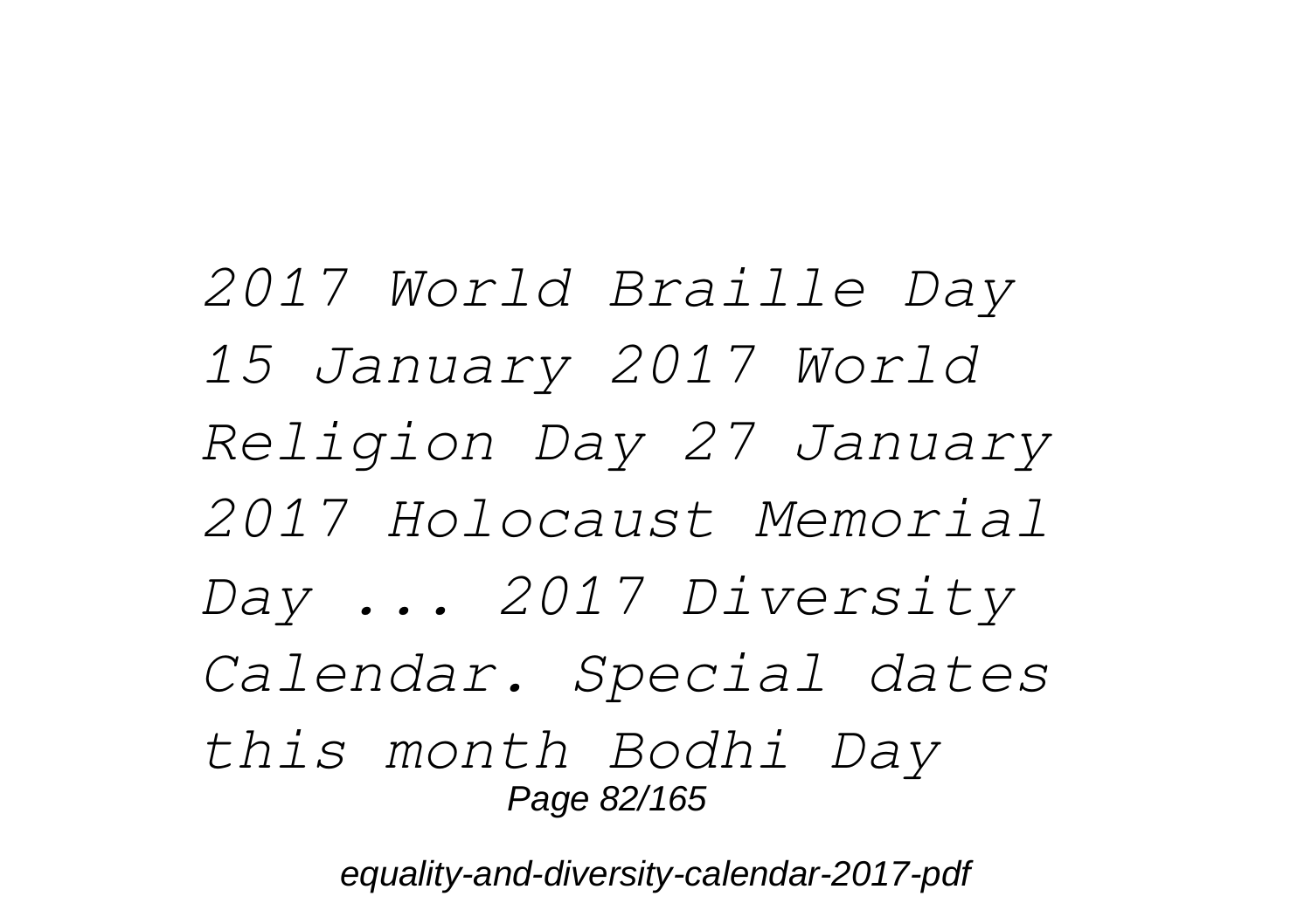*2017 World Braille Day 15 January 2017 World Religion Day 27 January 2017 Holocaust Memorial Day ... 2017 Diversity Calendar. Special dates this month Bodhi Day*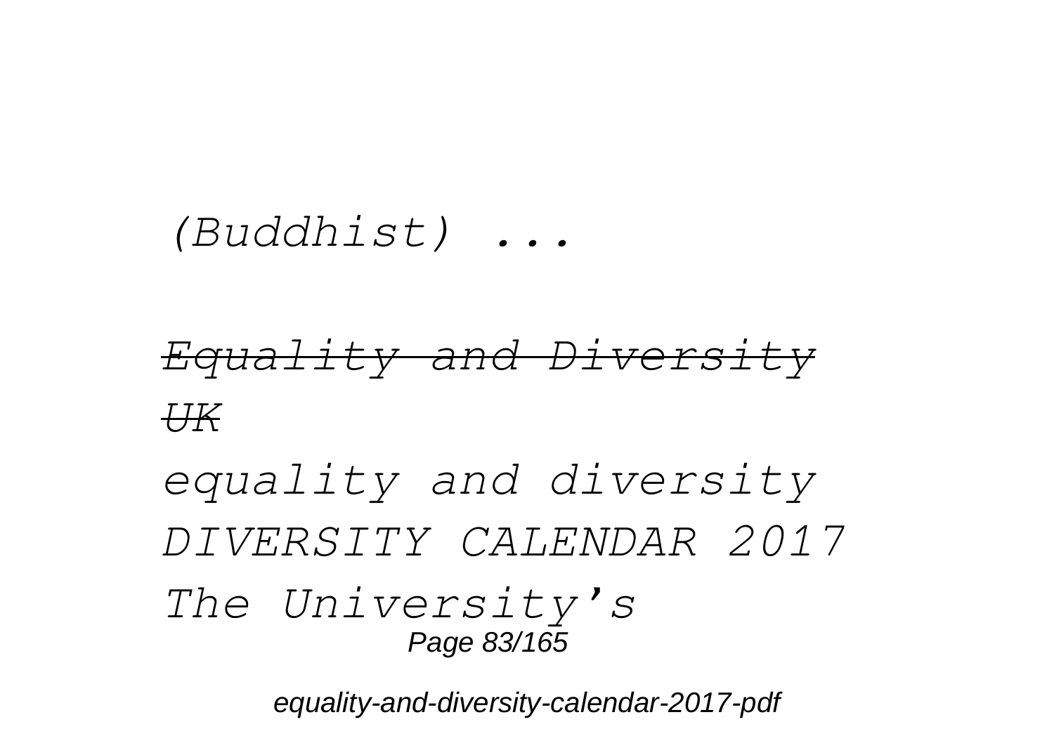*(Buddhist) ...*

~~*Equality and Diversity UK*~~

*equality and diversity DIVERSITY CALENDAR 2017 The University's*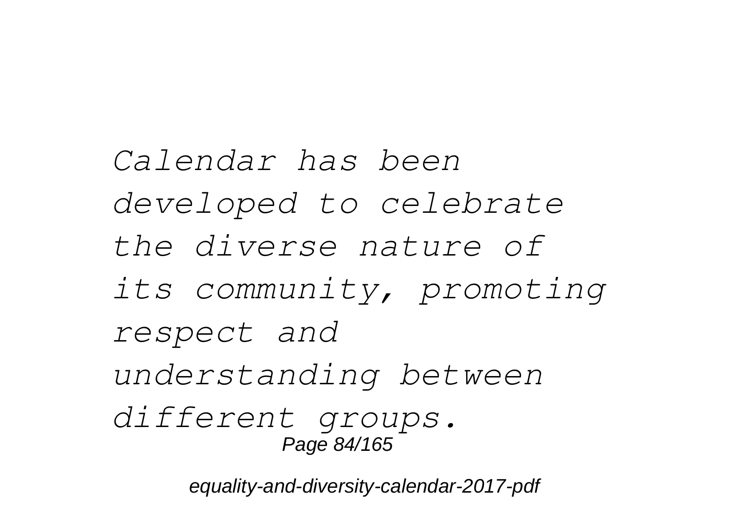*Calendar has been developed to celebrate the diverse nature of its community, promoting respect and understanding between different groups.*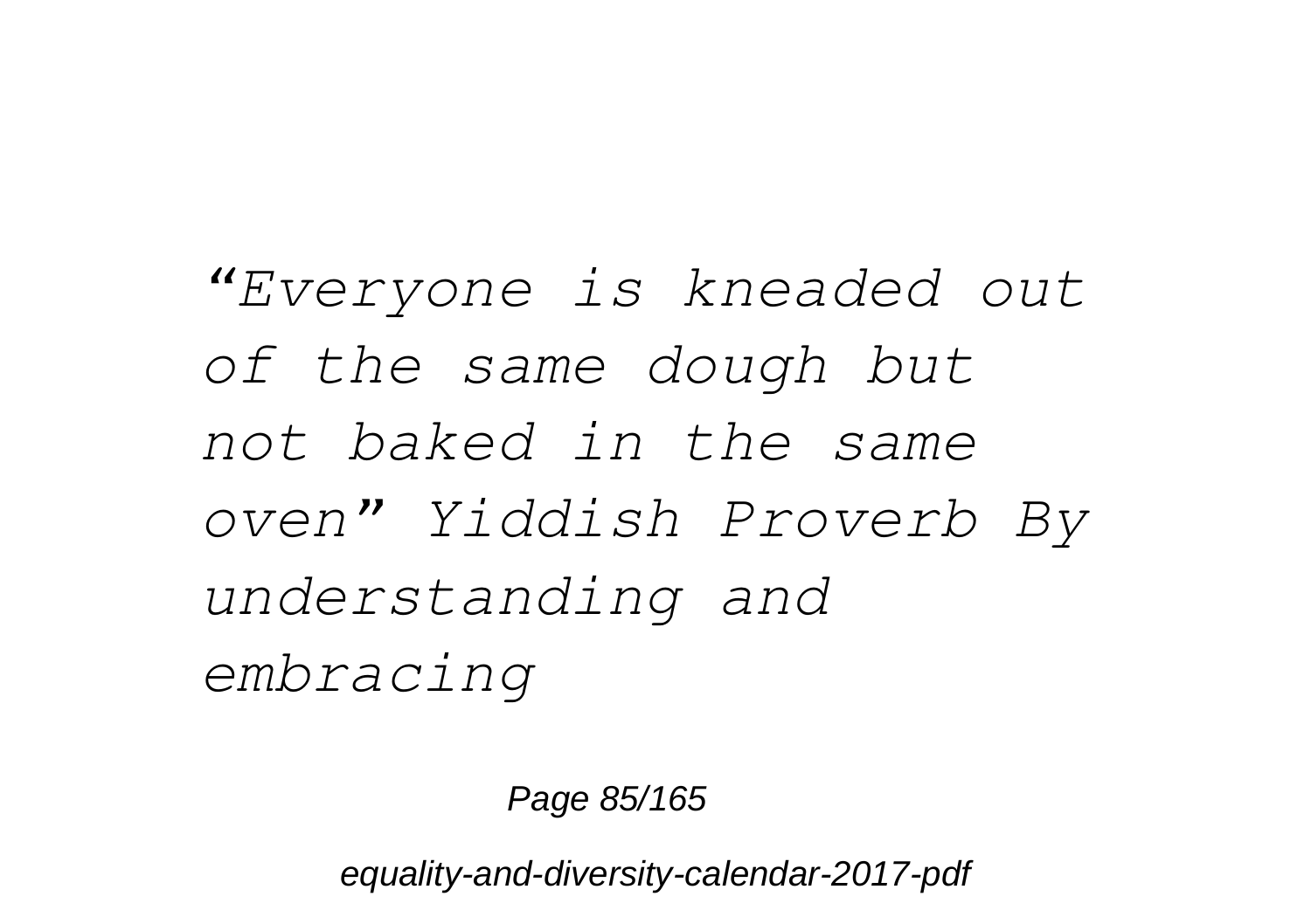*“Everyone is kneaded out of the same dough but not baked in the same oven” Yiddish Proverb By understanding and embracing*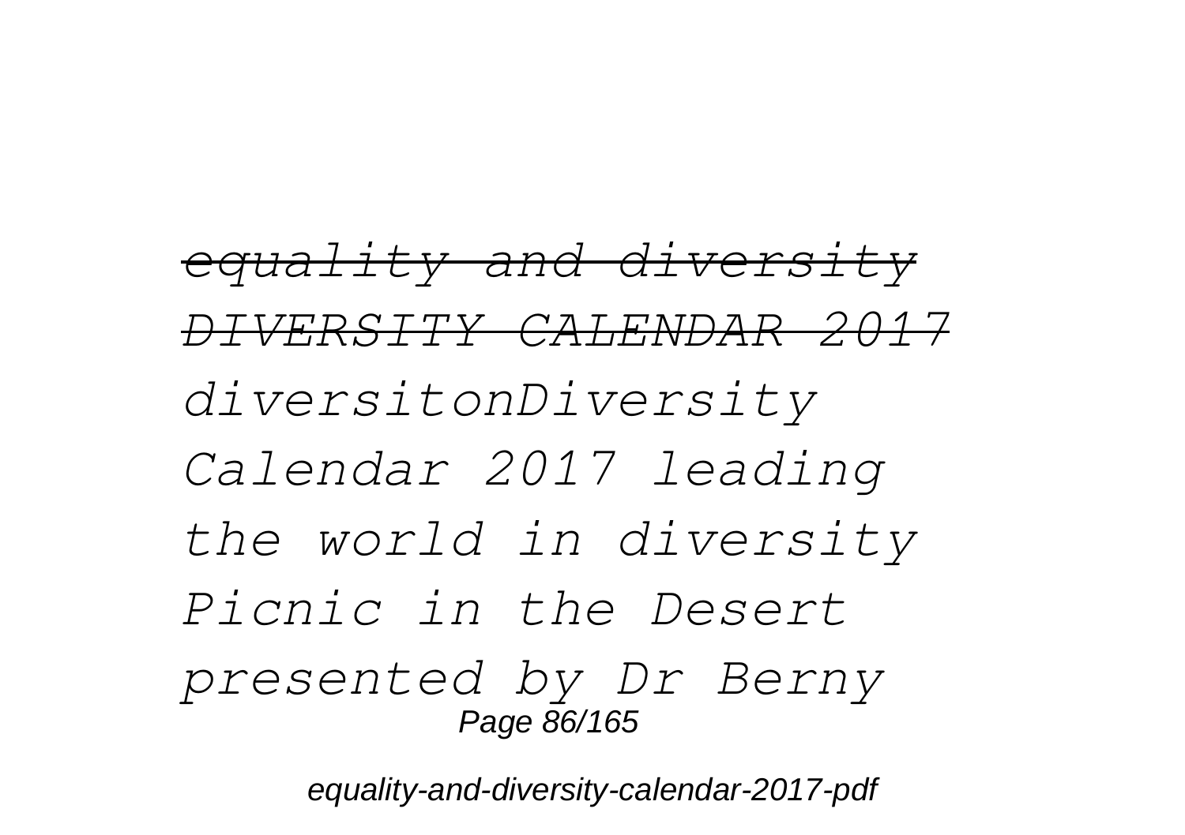~~*equality and diversity*~~ ~~*DIVERSITY CALENDAR 2017*~~ *diversitonDiversity Calendar 2017 leading the world in diversity Picnic in the Desert presented by Dr Berny*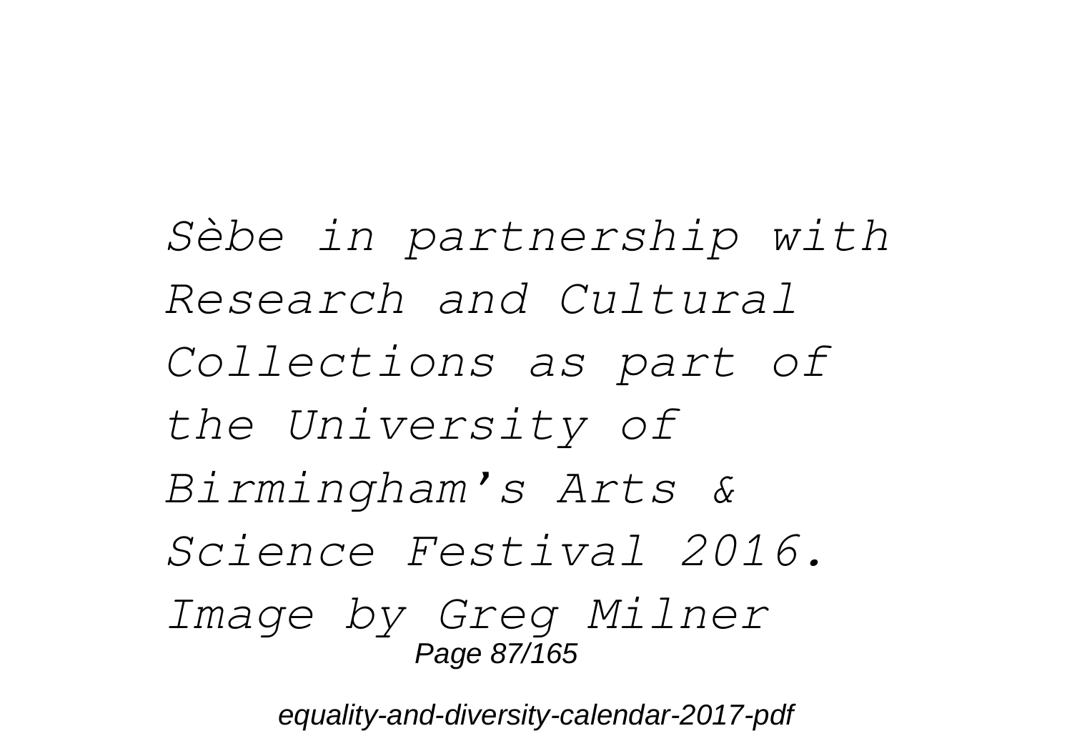*Sèbe in partnership with Research and Cultural Collections as part of the University of Birmingham's Arts & Science Festival 2016. Image by Greg Milner*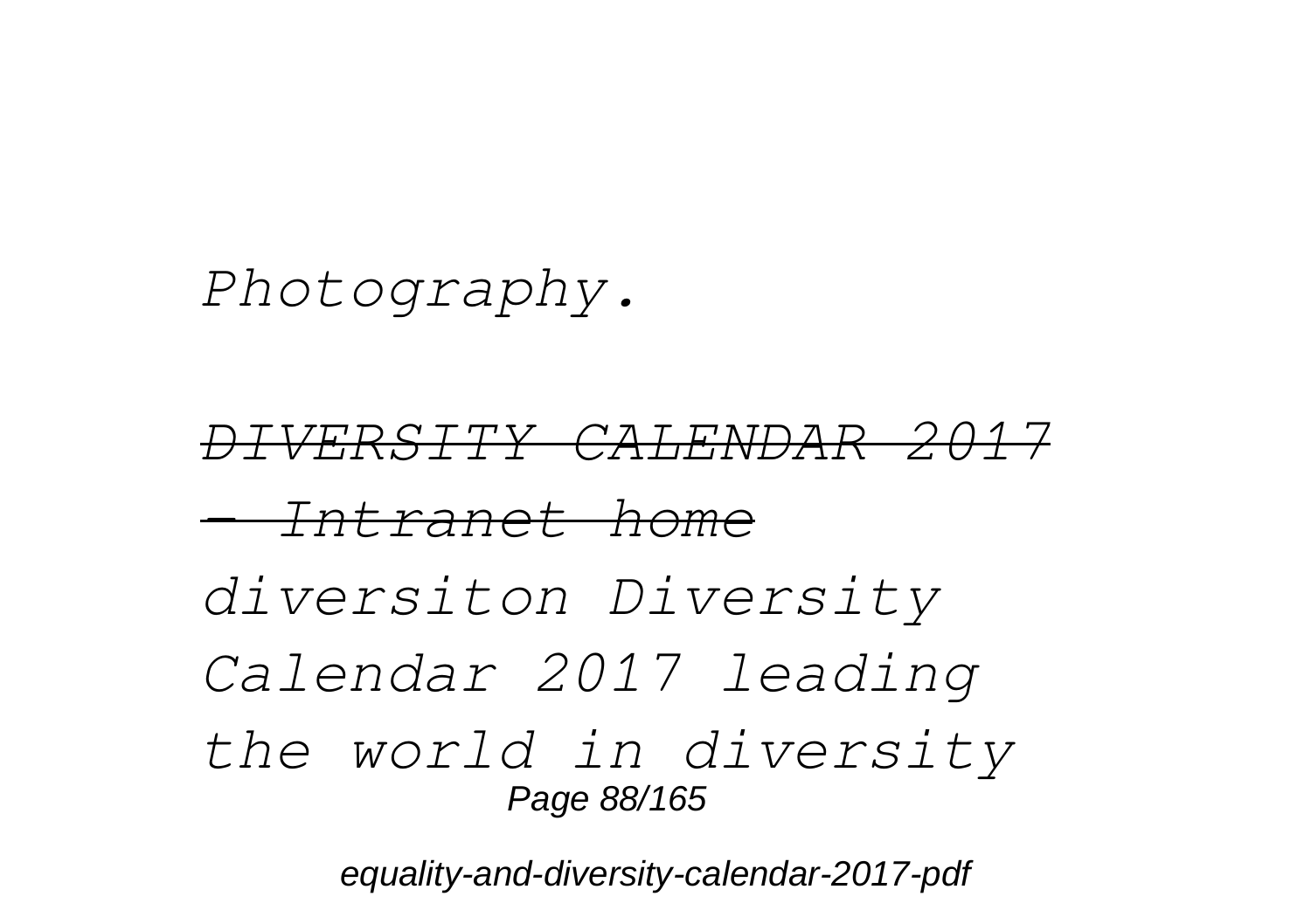*Photography.*

*DIVERSITY CALENDAR 2017 - Intranet home*

*diversiton Diversity Calendar 2017 leading the world in diversity*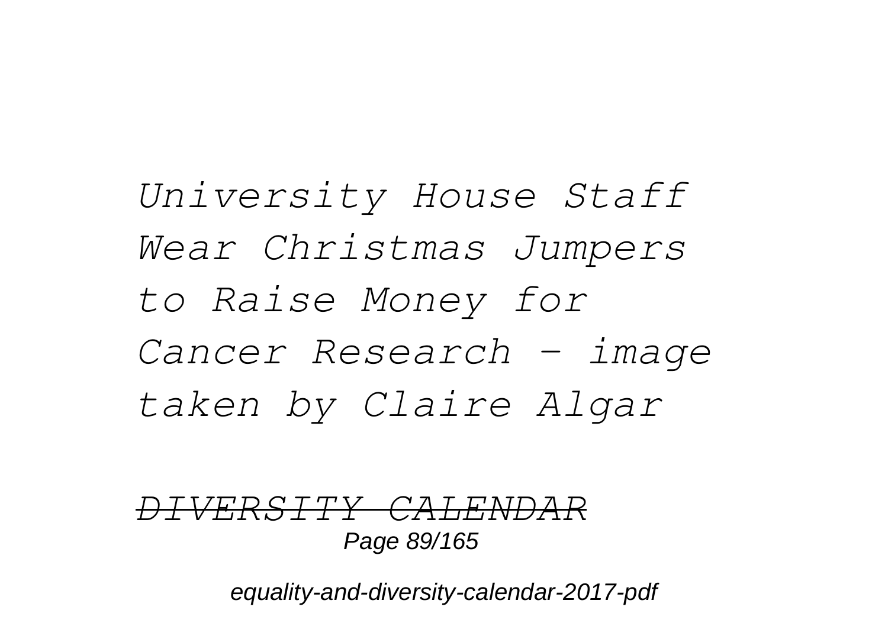*University House Staff Wear Christmas Jumpers to Raise Money for Cancer Research - image taken by Claire Algar*

~~*DIVERSITY CALENDAR*~~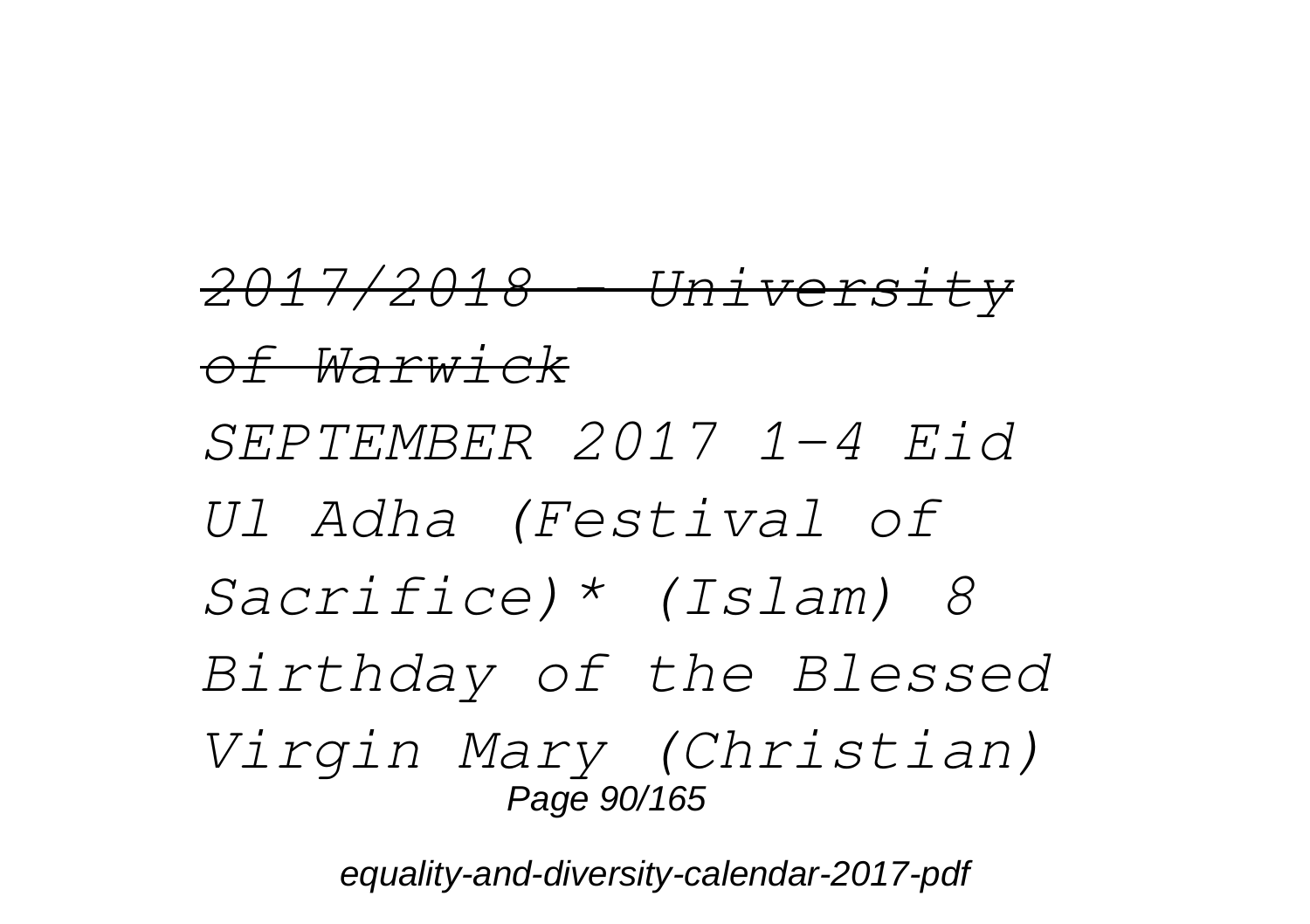~~*2017/2018 - University of Warwick*~~

*SEPTEMBER 2017 1-4 Eid Ul Adha (Festival of Sacrifice)* (Islam) 8 Birthday of the Blessed Virgin Mary (Christian)*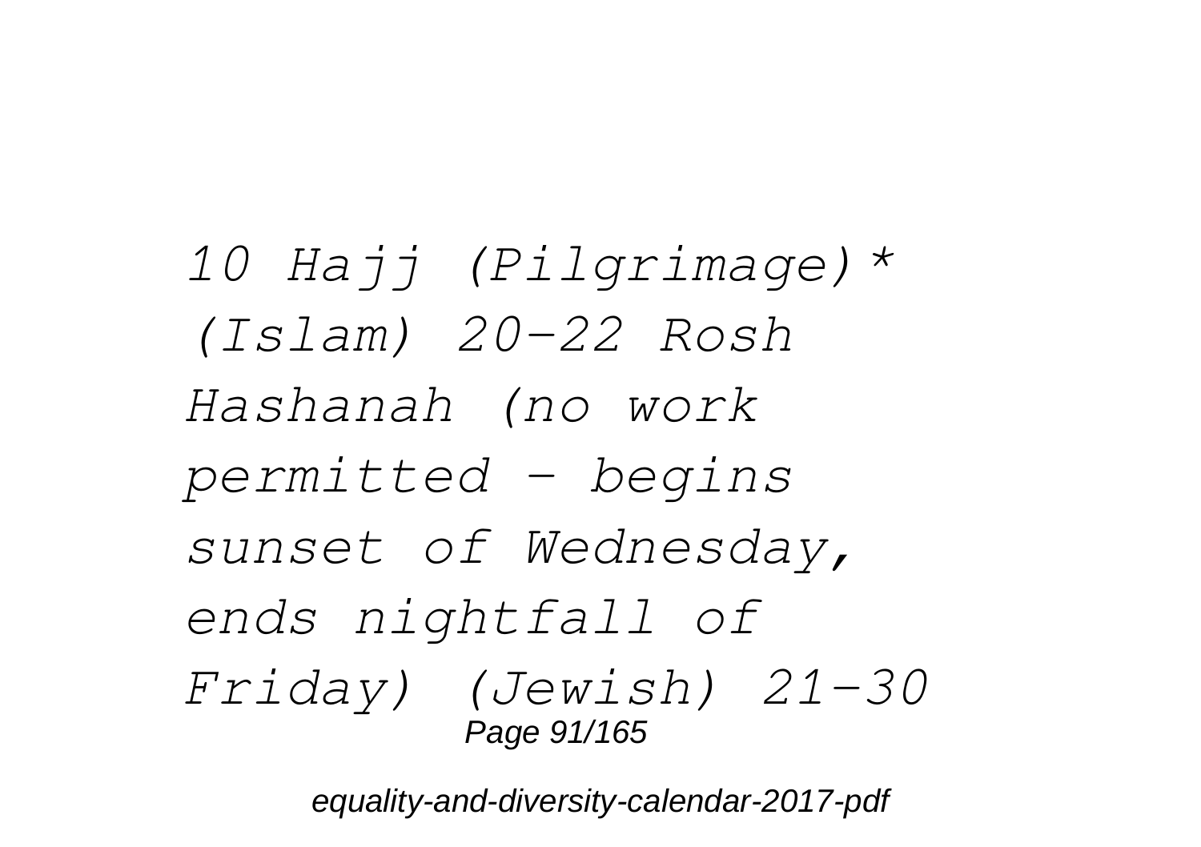*10 Hajj (Pilgrimage)* (Islam) 20-22 Rosh Hashanah (no work permitted - begins sunset of Wednesday, ends nightfall of Friday) (Jewish) 21-30*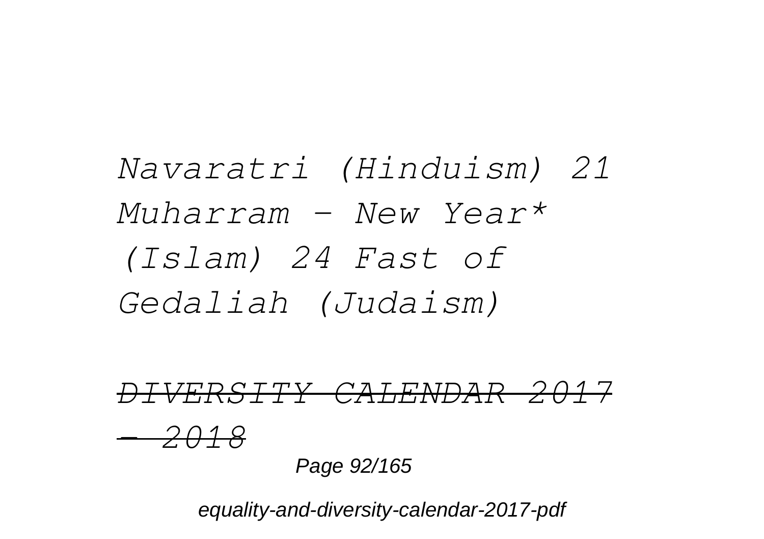*Navaratri (Hinduism) 21 Muharram – New Year* (Islam) 24 Fast of Gedaliah (Judaism)*

~~*DIVERSITY CALENDAR 2017 – 2018*~~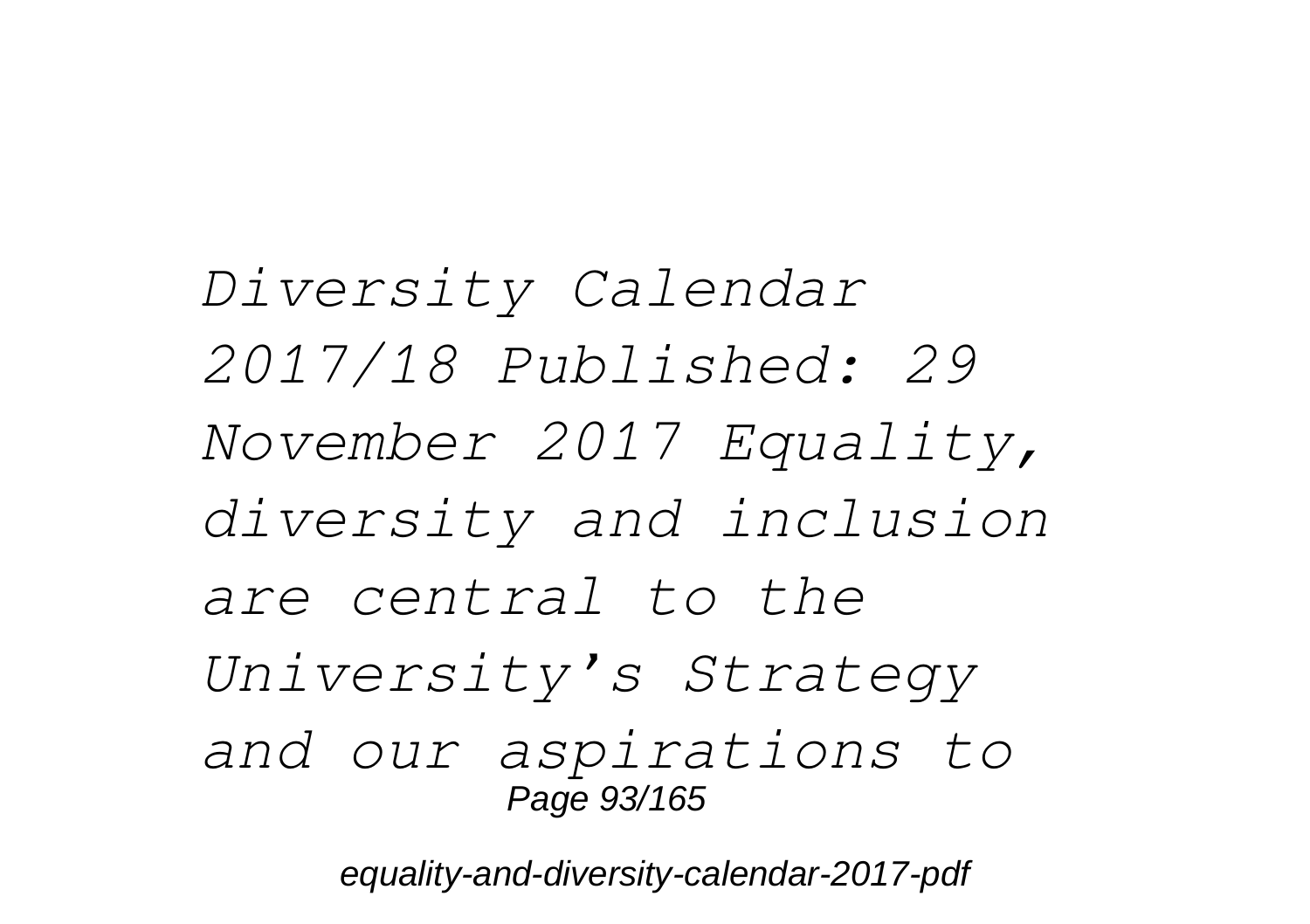*Diversity Calendar 2017/18 Published: 29 November 2017 Equality, diversity and inclusion are central to the University's Strategy and our aspirations to*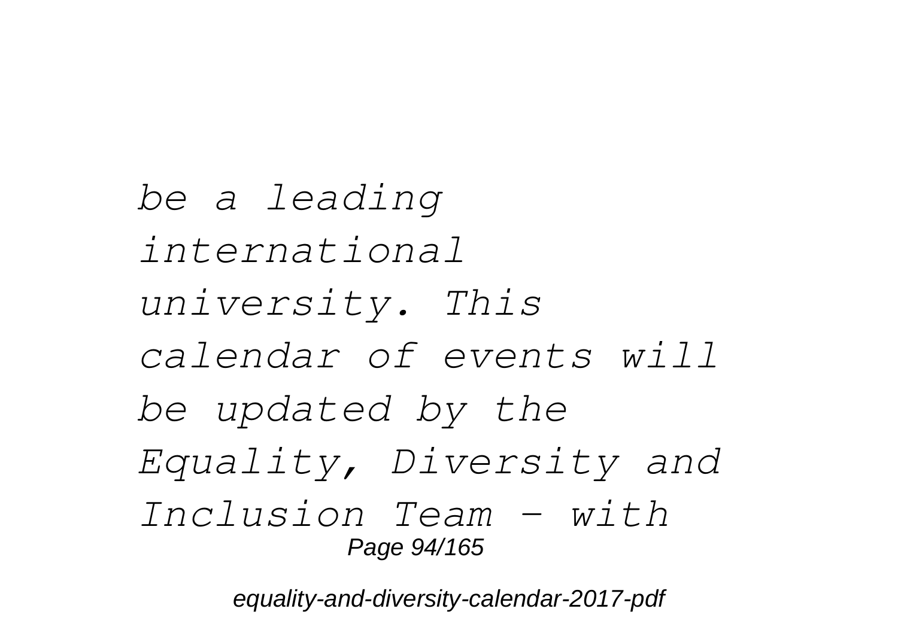*be a leading international university. This calendar of events will be updated by the Equality, Diversity and Inclusion Team - with*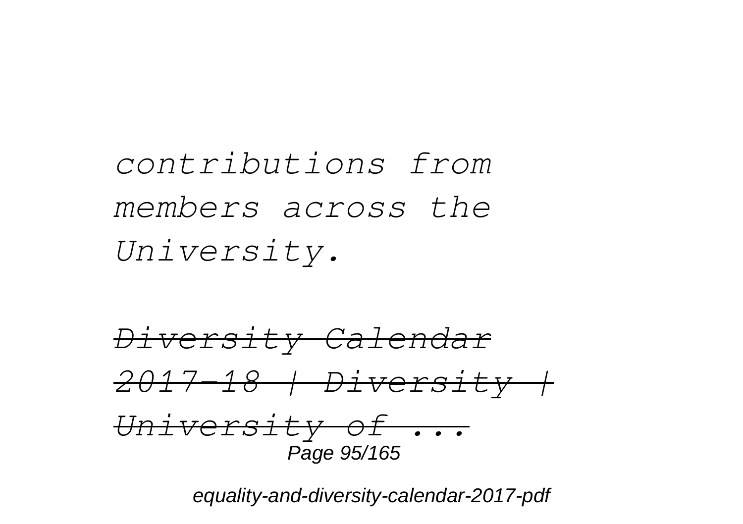*contributions from members across the University.*

*~~Diversity Calendar 2017–18 | Diversity | University of ...~~*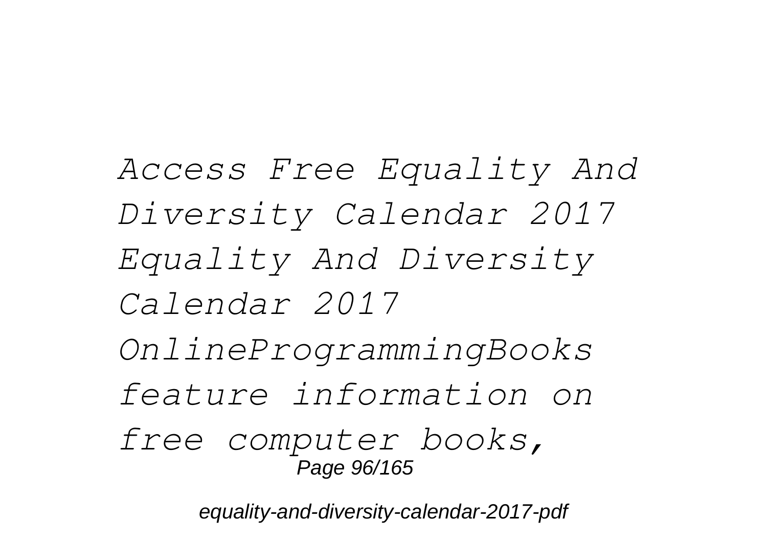*Access Free Equality And Diversity Calendar 2017 Equality And Diversity Calendar 2017 OnlineProgrammingBooks feature information on free computer books,*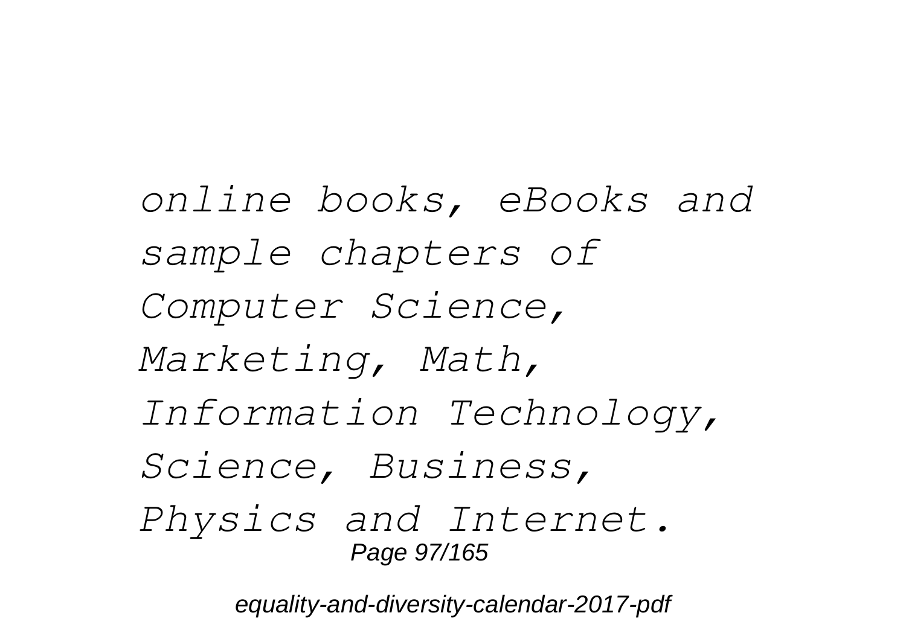*online books, eBooks and sample chapters of Computer Science, Marketing, Math, Information Technology, Science, Business, Physics and Internet.*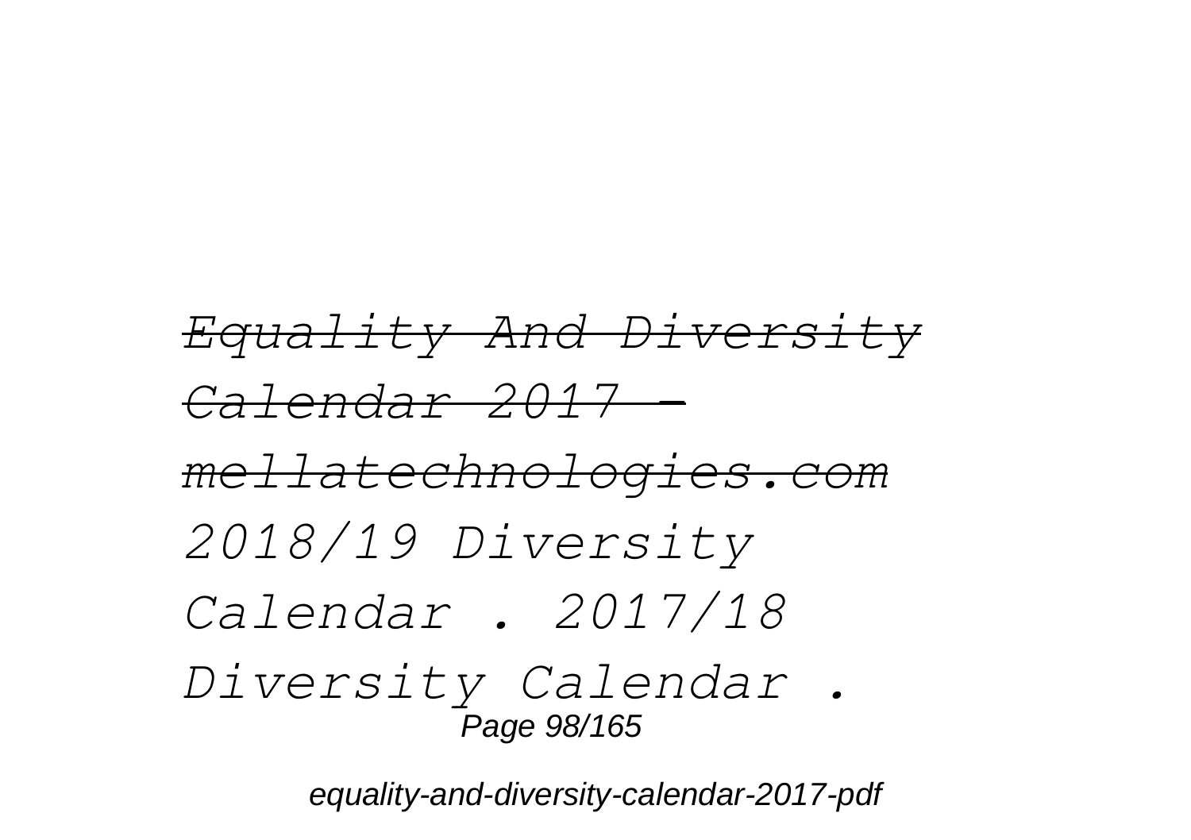*~~Equality And Diversity Calendar 2017 - mellatechnologies.com~~*

*2018/19 Diversity Calendar . 2017/18 Diversity Calendar .*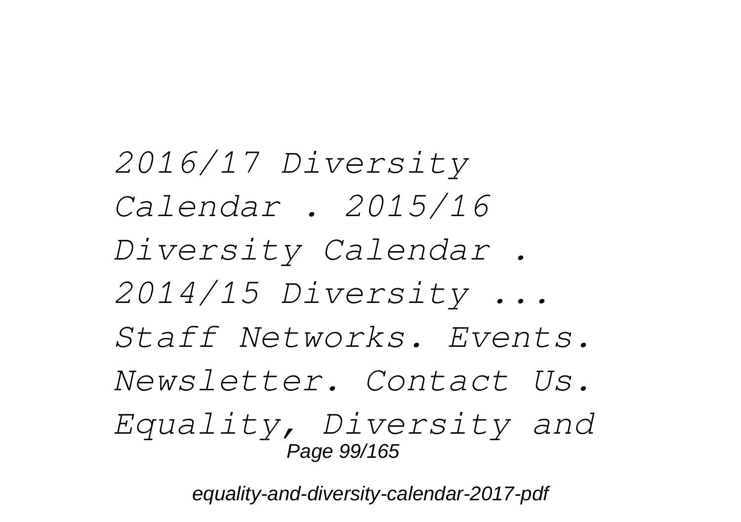*2016/17 Diversity Calendar . 2015/16 Diversity Calendar . 2014/15 Diversity ... Staff Networks. Events. Newsletter. Contact Us. Equality, Diversity and*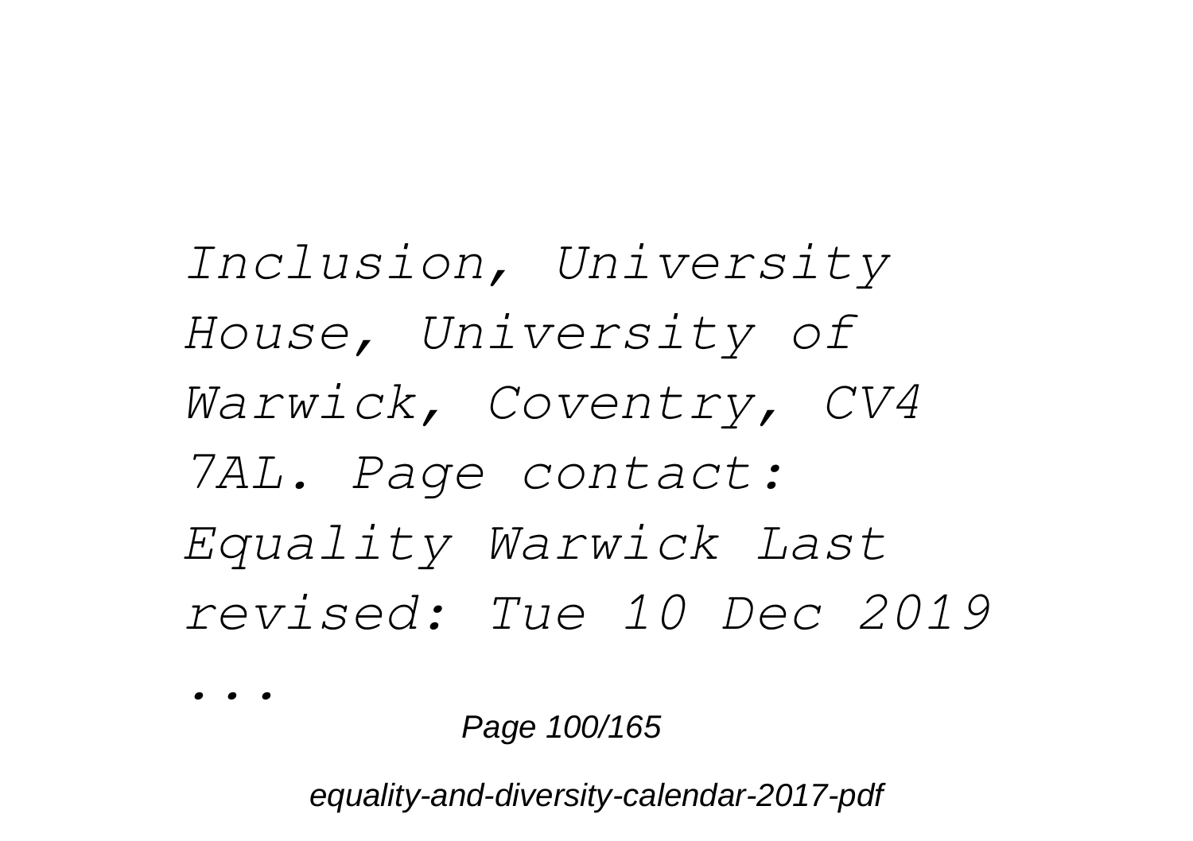*Inclusion, University House, University of Warwick, Coventry, CV4 7AL. Page contact: Equality Warwick Last revised: Tue 10 Dec 2019 ...*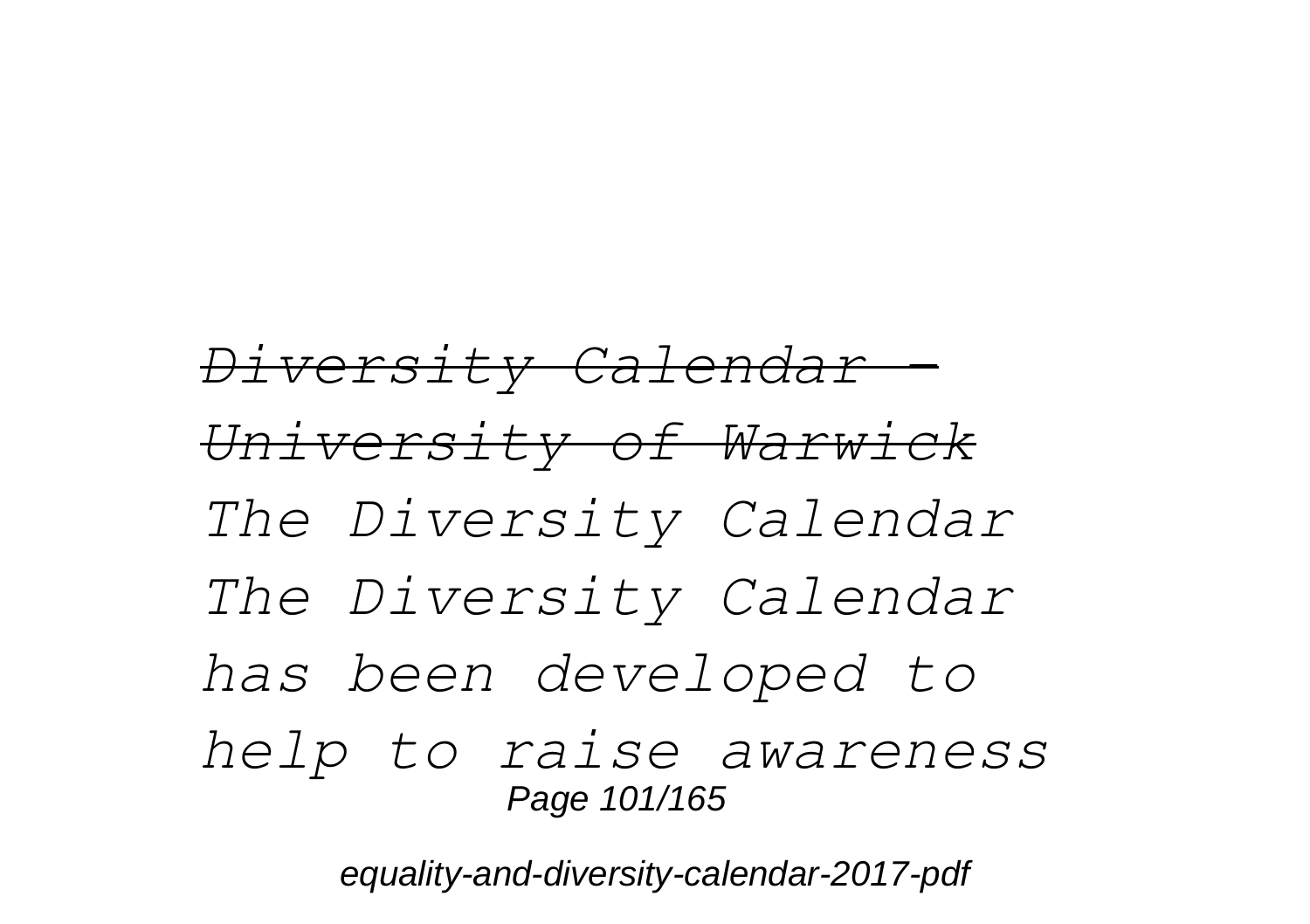~~*Diversity Calendar - University of Warwick*~~

*The Diversity Calendar The Diversity Calendar has been developed to help to raise awareness*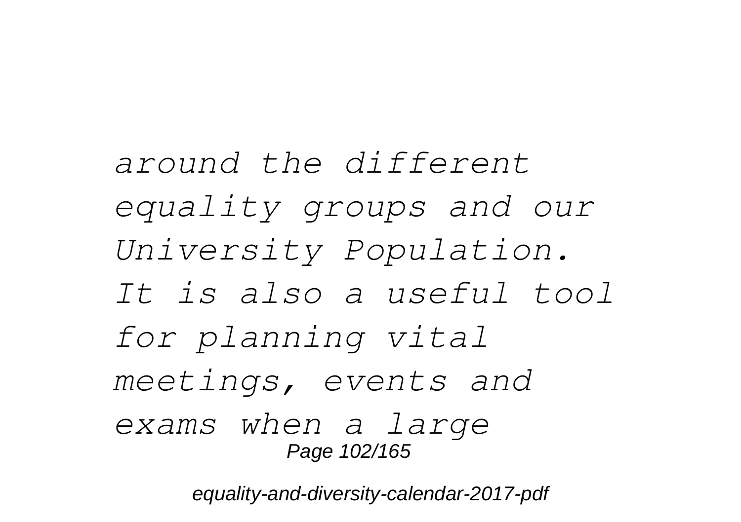*around the different equality groups and our University Population. It is also a useful tool for planning vital meetings, events and exams when a large*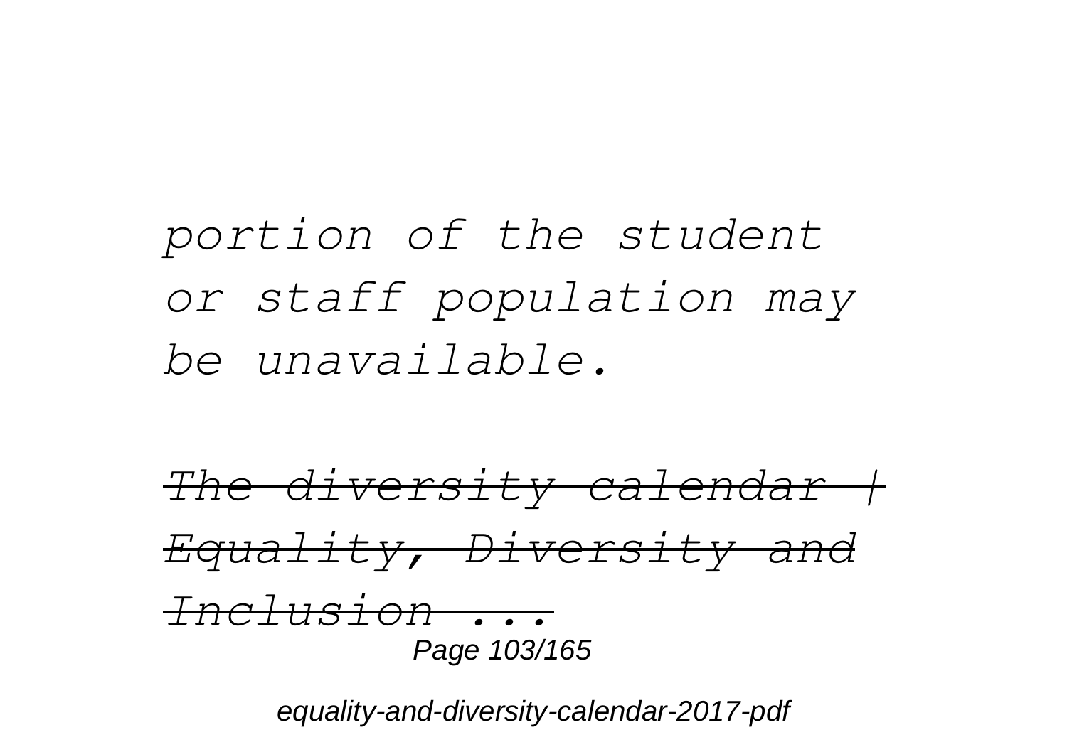*portion of the student or staff population may be unavailable.*

~~*The diversity calendar | Equality, Diversity and Inclusion ...*~~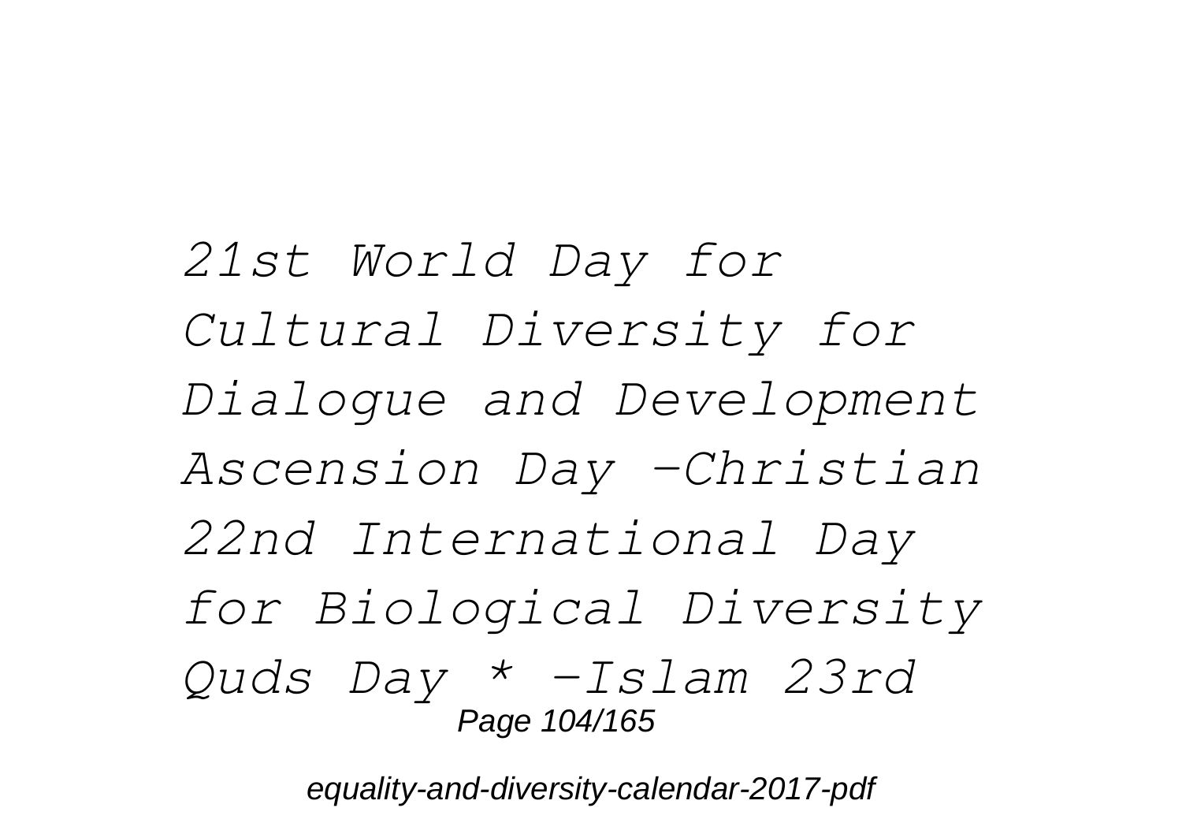*21st World Day for Cultural Diversity for Dialogue and Development Ascension Day -Christian 22nd International Day for Biological Diversity Quds Day * -Islam 23rd*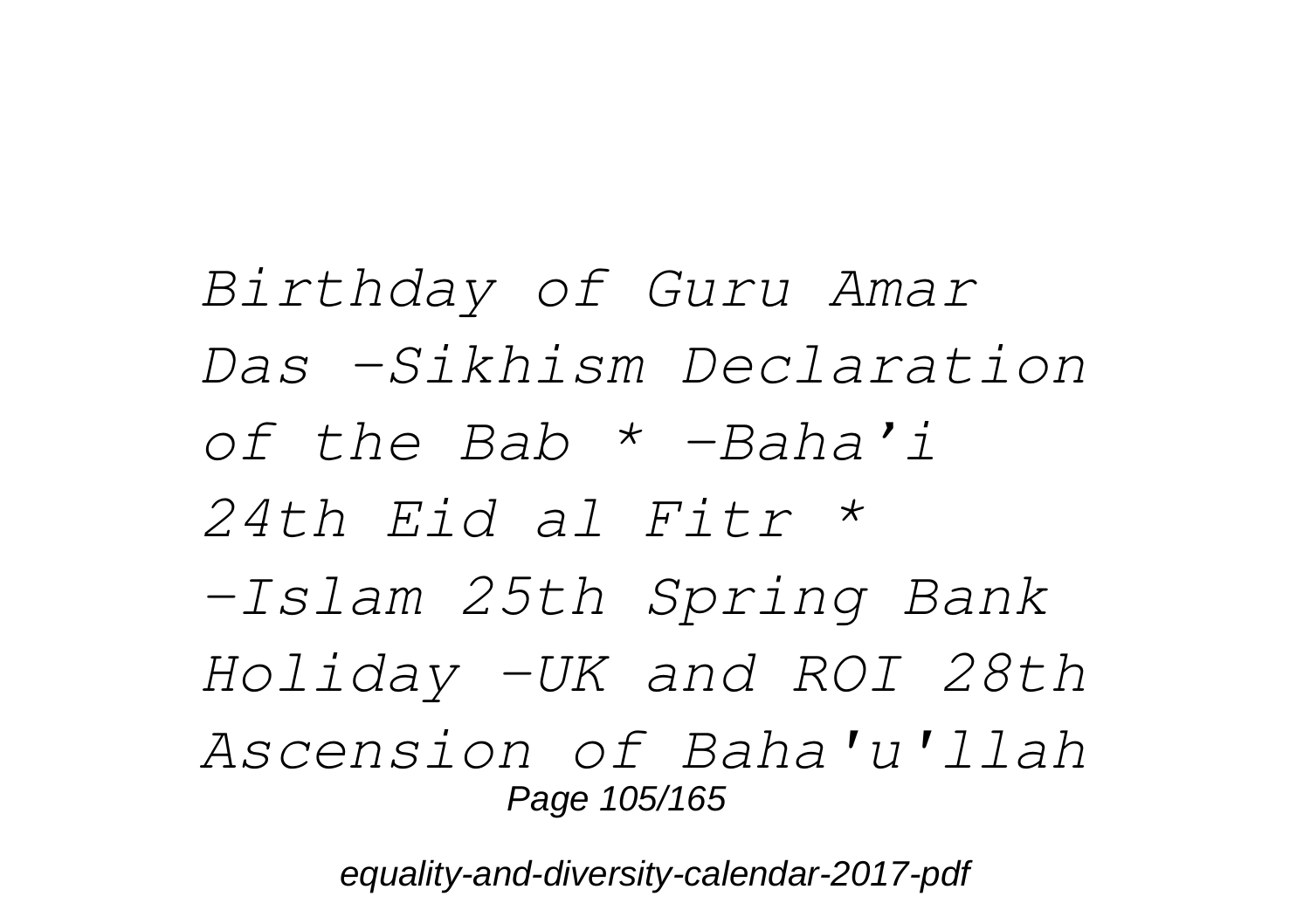*Birthday of Guru Amar Das –Sikhism Declaration of the Bab * –Baha'i 24th Eid al Fitr * –Islam 25th Spring Bank Holiday –UK and ROI 28th Ascension of Baha'u'llah*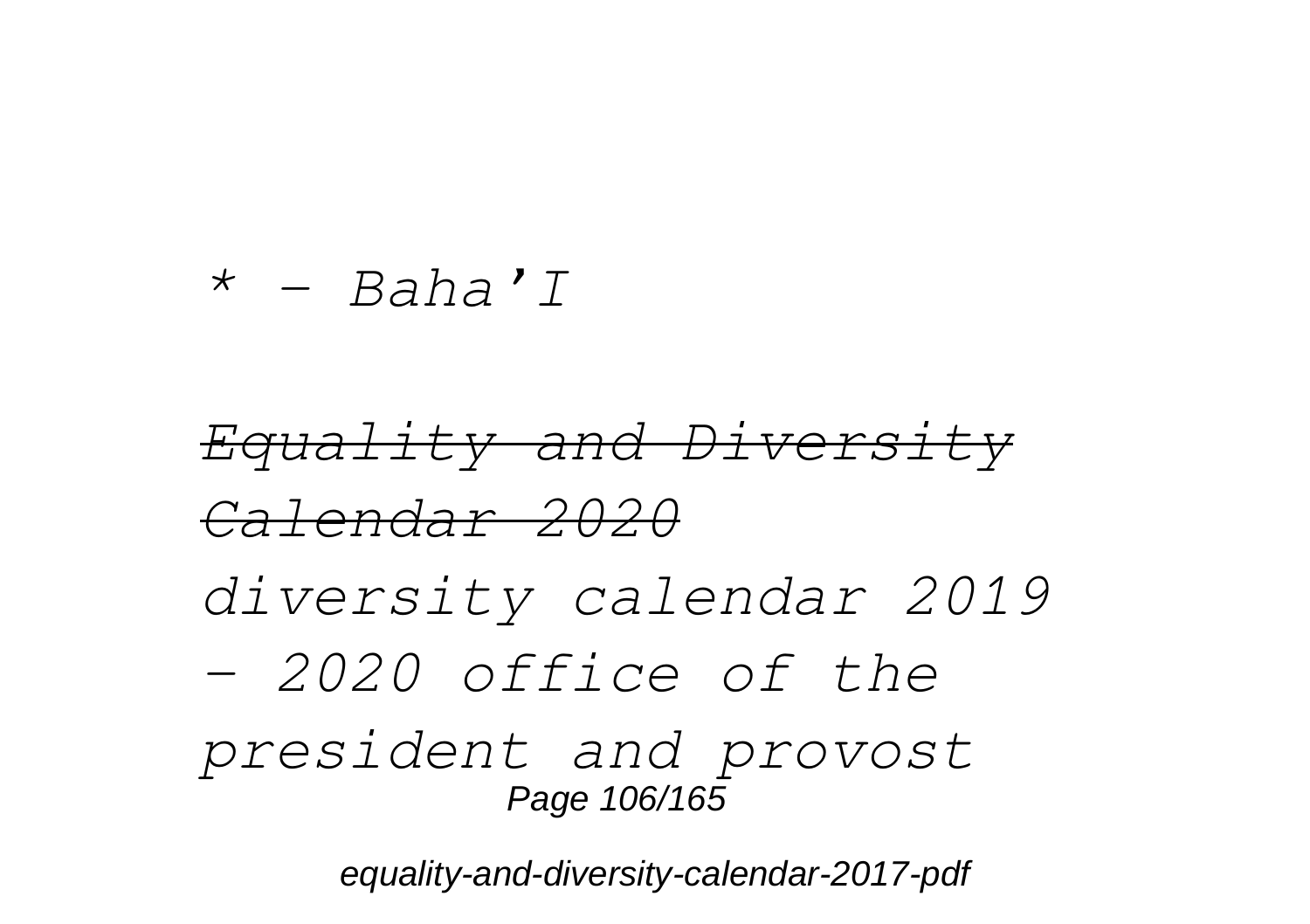*\* – Baha'I*

~~*Equality and Diversity Calendar 2020*~~

*diversity calendar 2019 – 2020 office of the president and provost*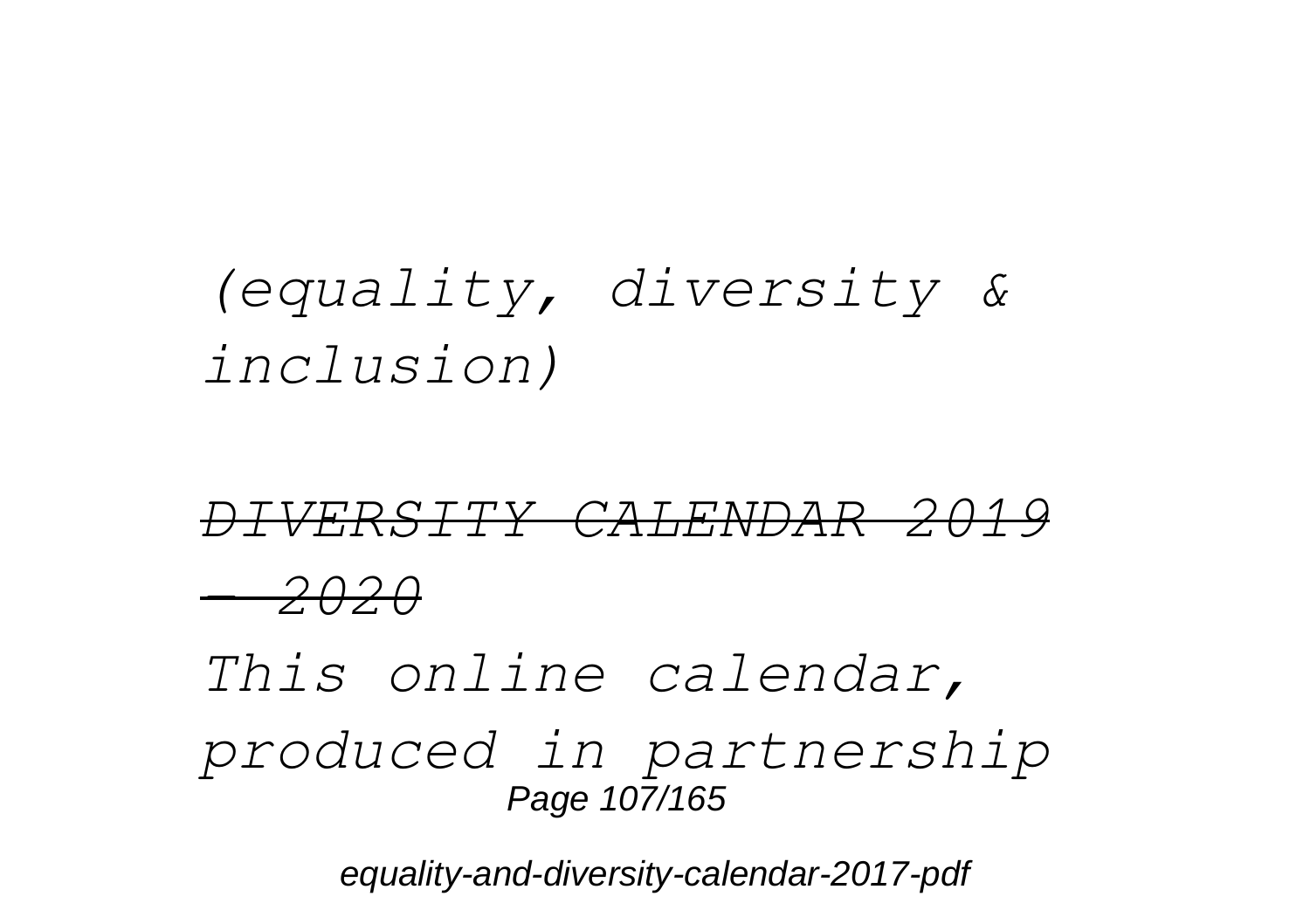*(equality, diversity & inclusion)*

~~*DIVERSITY CALENDAR 2019 - 2020*~~

*This online calendar, produced in partnership*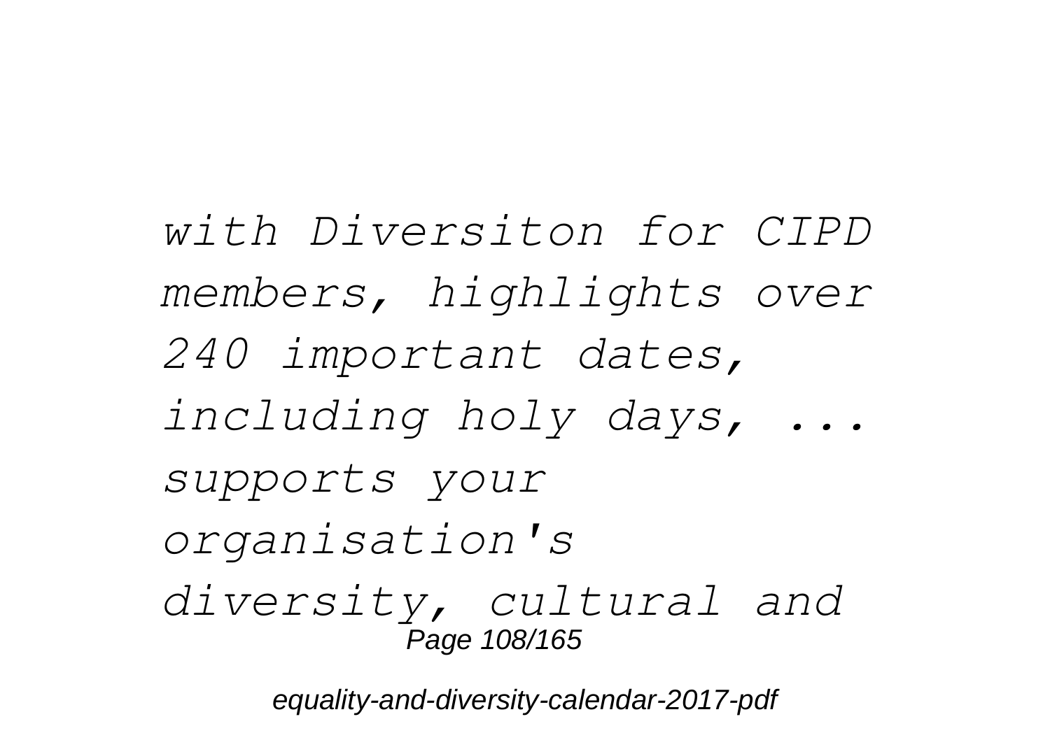*with Diversiton for CIPD members, highlights over 240 important dates, including holy days, ... supports your organisation's diversity, cultural and*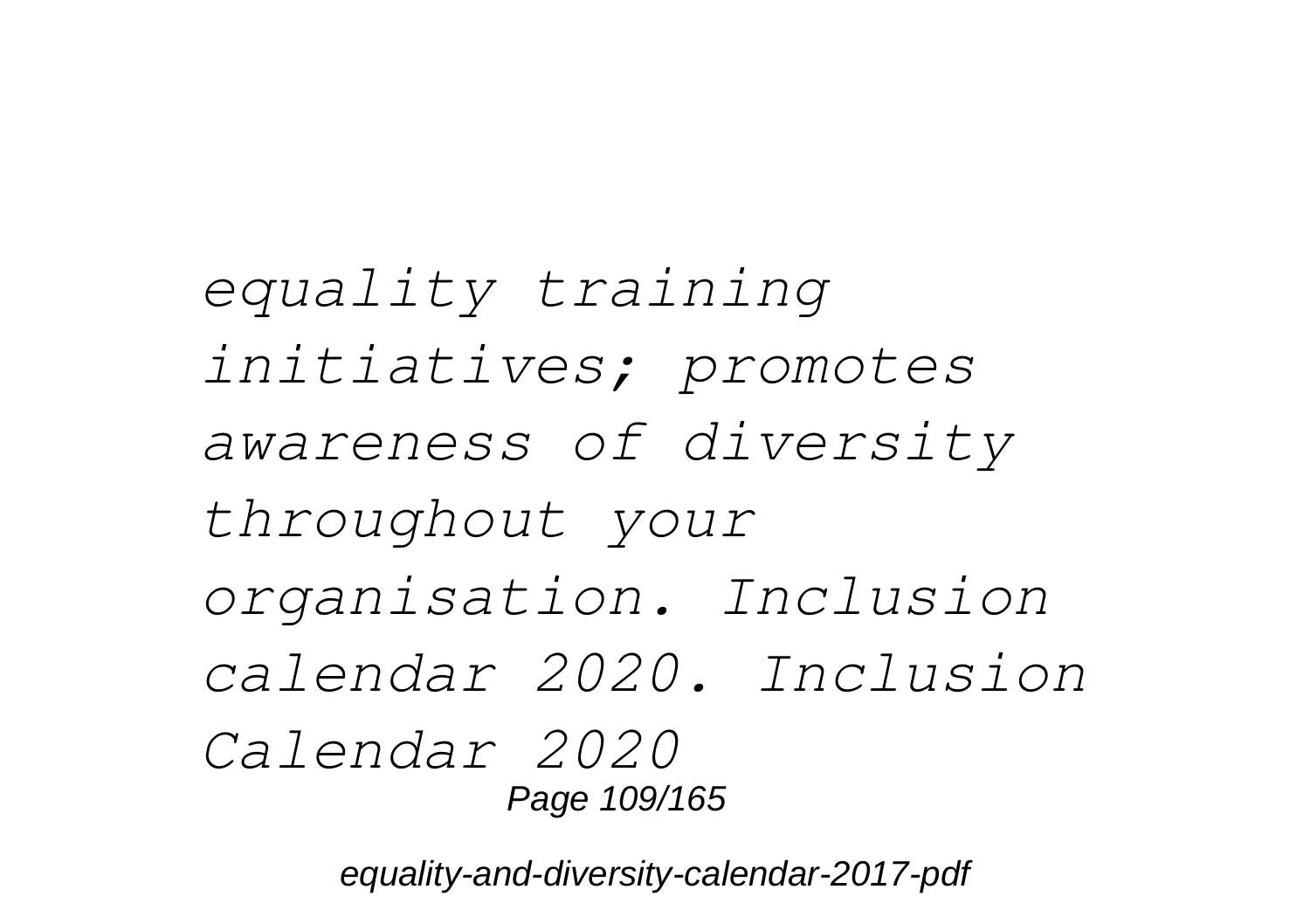*equality training initiatives; promotes awareness of diversity throughout your organisation. Inclusion calendar 2020. Inclusion Calendar 2020*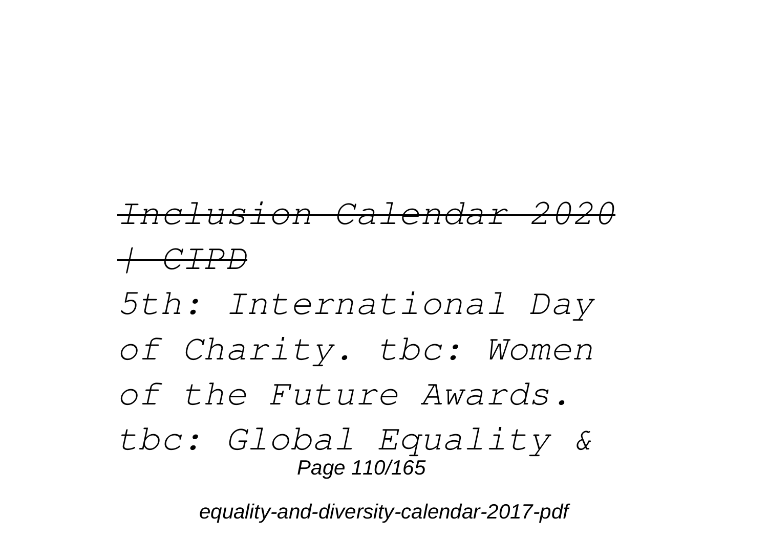*~~Inclusion Calendar 2020 | CIPD~~*

*5th: International Day of Charity. tbc: Women of the Future Awards. tbc: Global Equality &*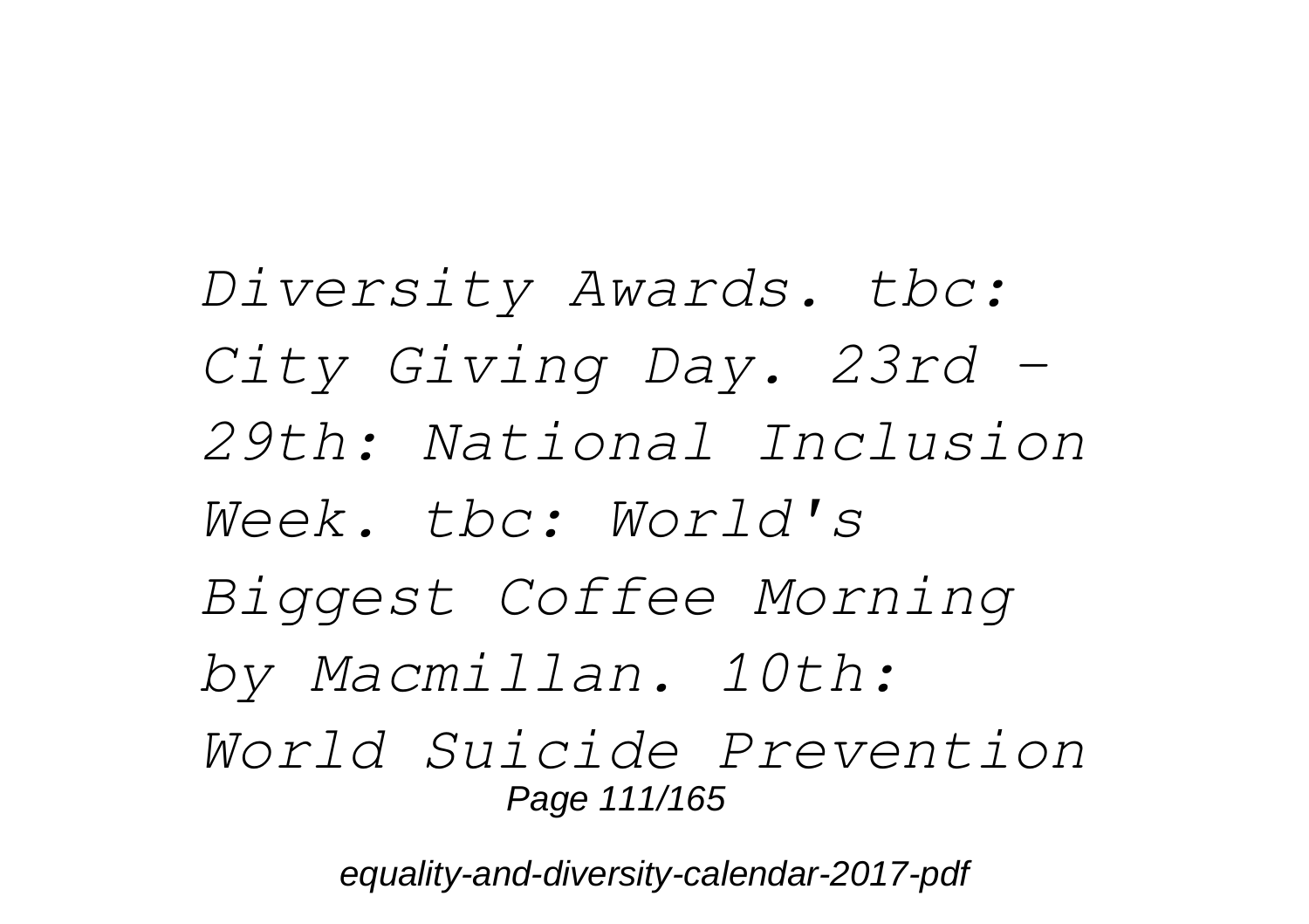*Diversity Awards. tbc: City Giving Day. 23rd - 29th: National Inclusion Week. tbc: World's Biggest Coffee Morning by Macmillan. 10th: World Suicide Prevention*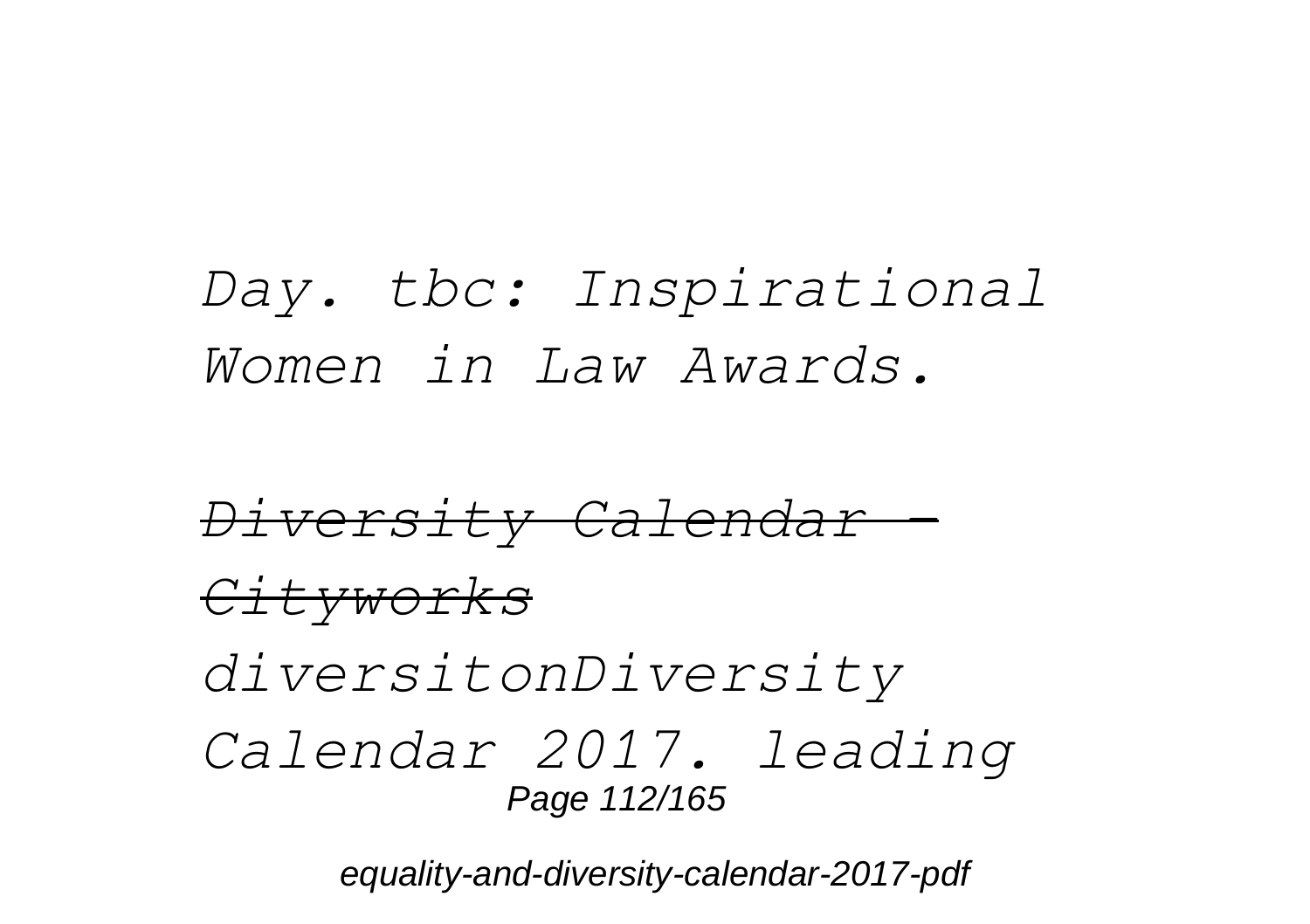*Day. tbc: Inspirational Women in Law Awards.*

~~*Diversity Calendar - Cityworks*~~

*diversitonDiversity Calendar 2017. leading*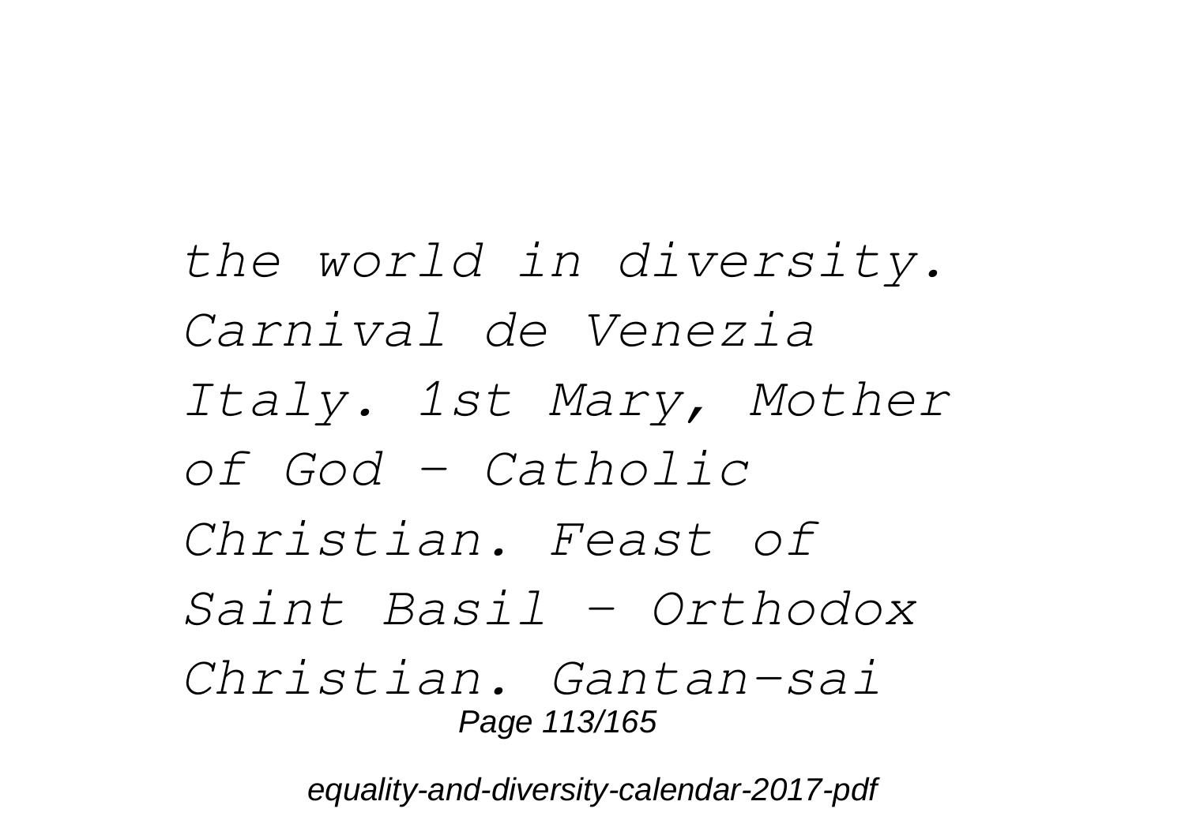*the world in diversity. Carnival de Venezia Italy. 1st Mary, Mother of God - Catholic Christian. Feast of Saint Basil - Orthodox Christian. Gantan-sai*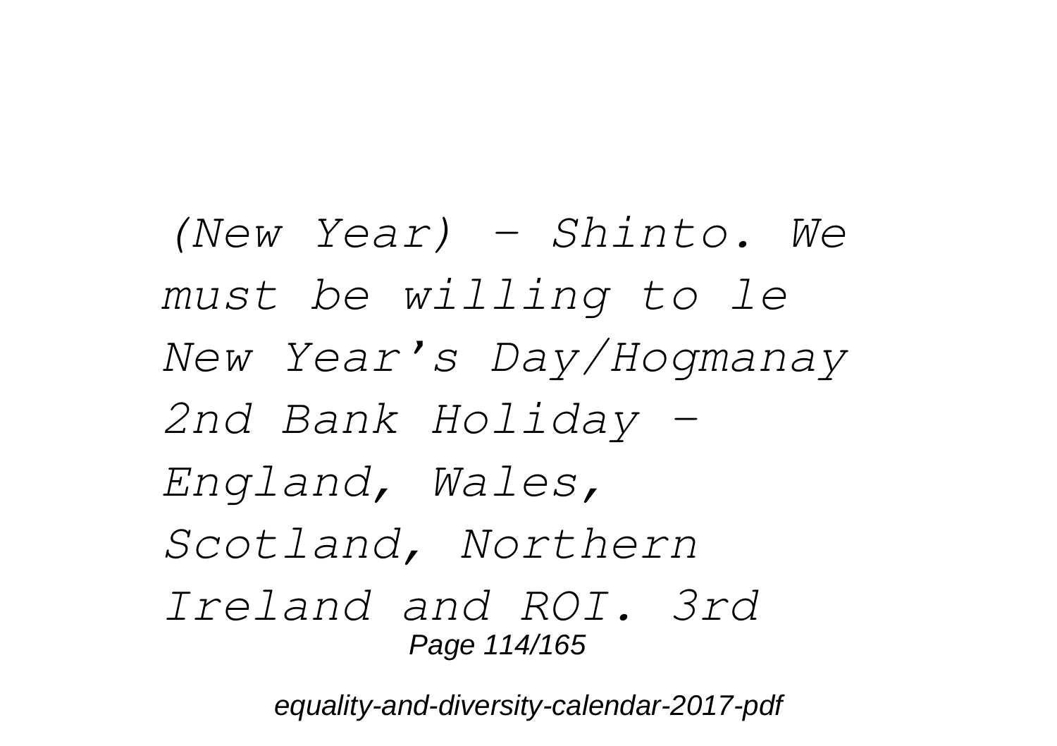*(New Year) - Shinto. We must be willing to le New Year's Day/Hogmanay 2nd Bank Holiday - England, Wales, Scotland, Northern Ireland and ROI. 3rd*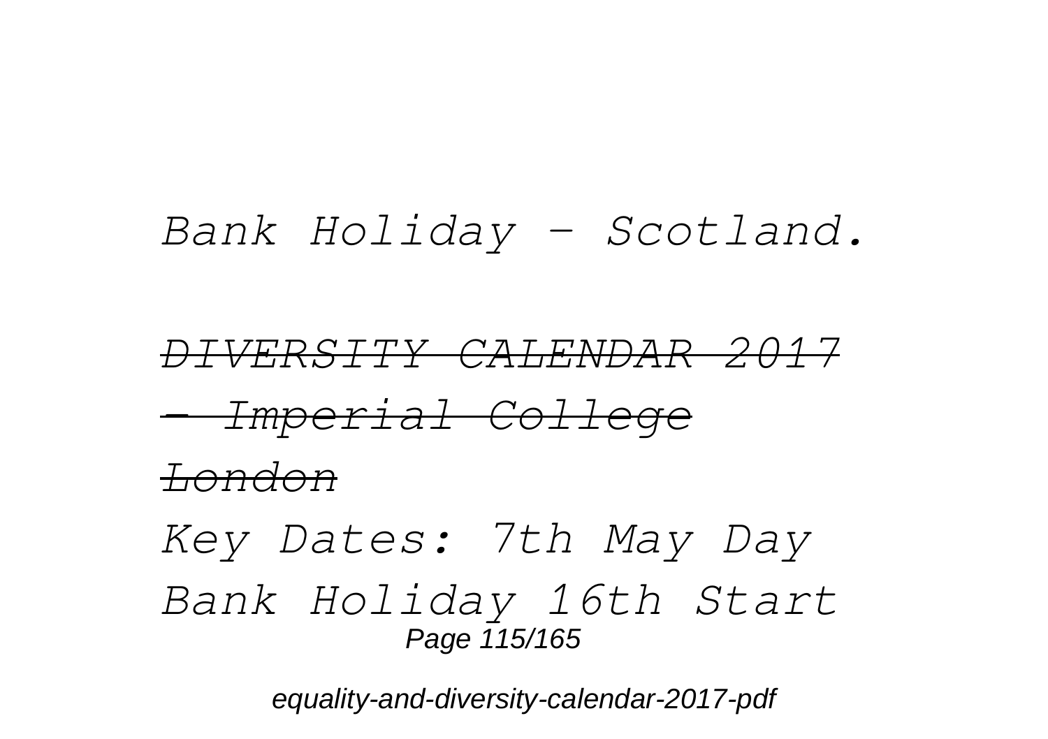*Bank Holiday - Scotland.*

~~*DIVERSITY CALENDAR 2017 - Imperial College London*~~

*Key Dates: 7th May Day Bank Holiday 16th Start*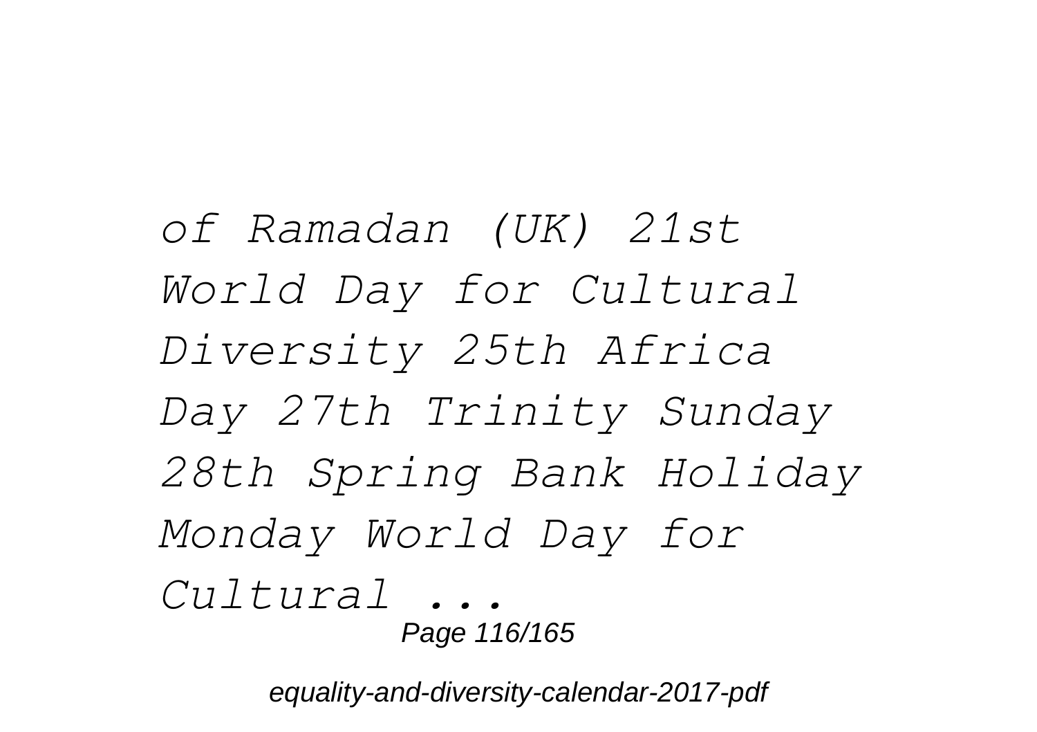*of Ramadan (UK) 21st World Day for Cultural Diversity 25th Africa Day 27th Trinity Sunday 28th Spring Bank Holiday Monday World Day for Cultural ...*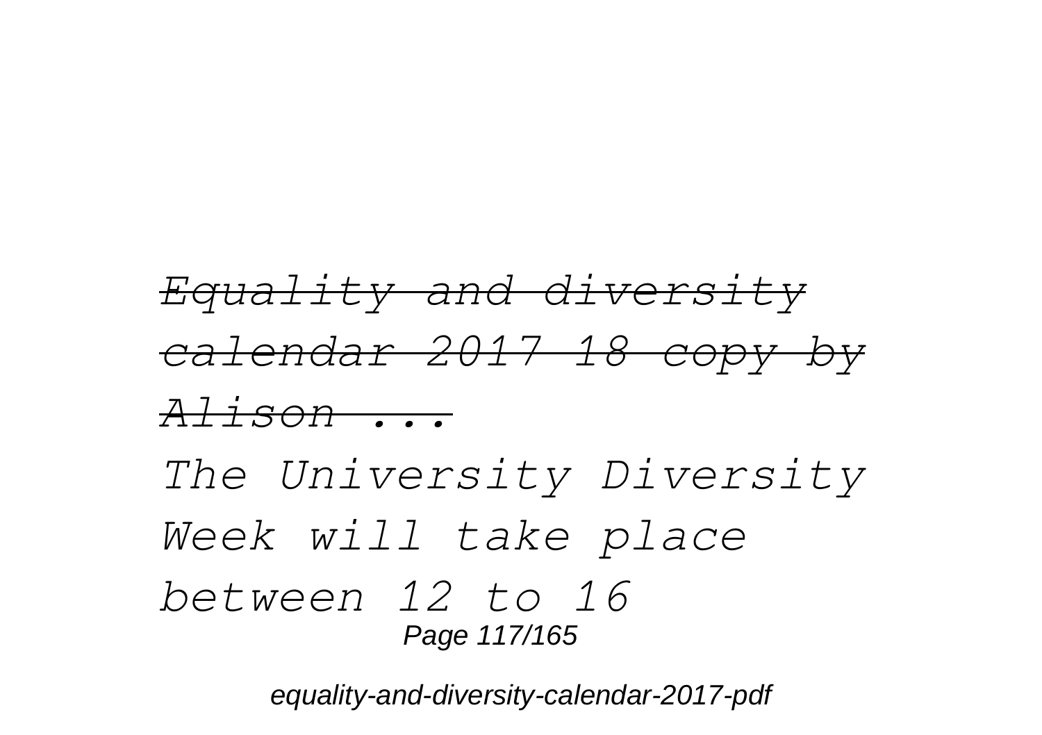~~*Equality and diversity calendar 2017 18 copy by Alison ...*~~

*The University Diversity Week will take place between 12 to 16*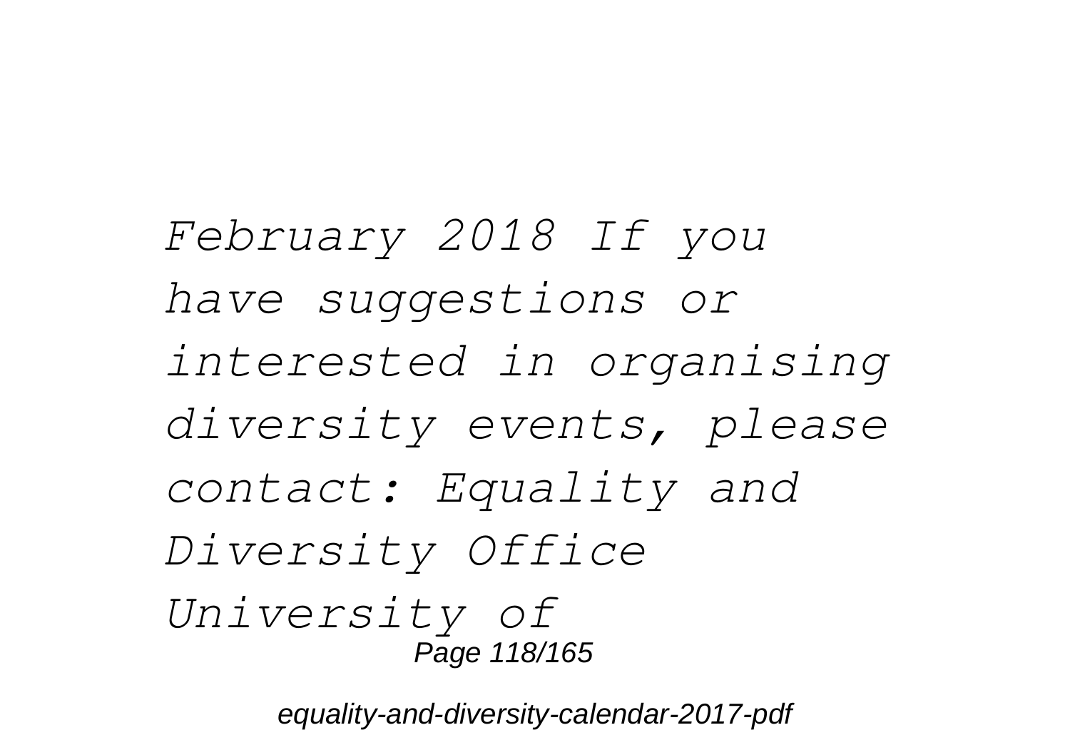*February 2018 If you have suggestions or interested in organising diversity events, please contact: Equality and Diversity Office University of*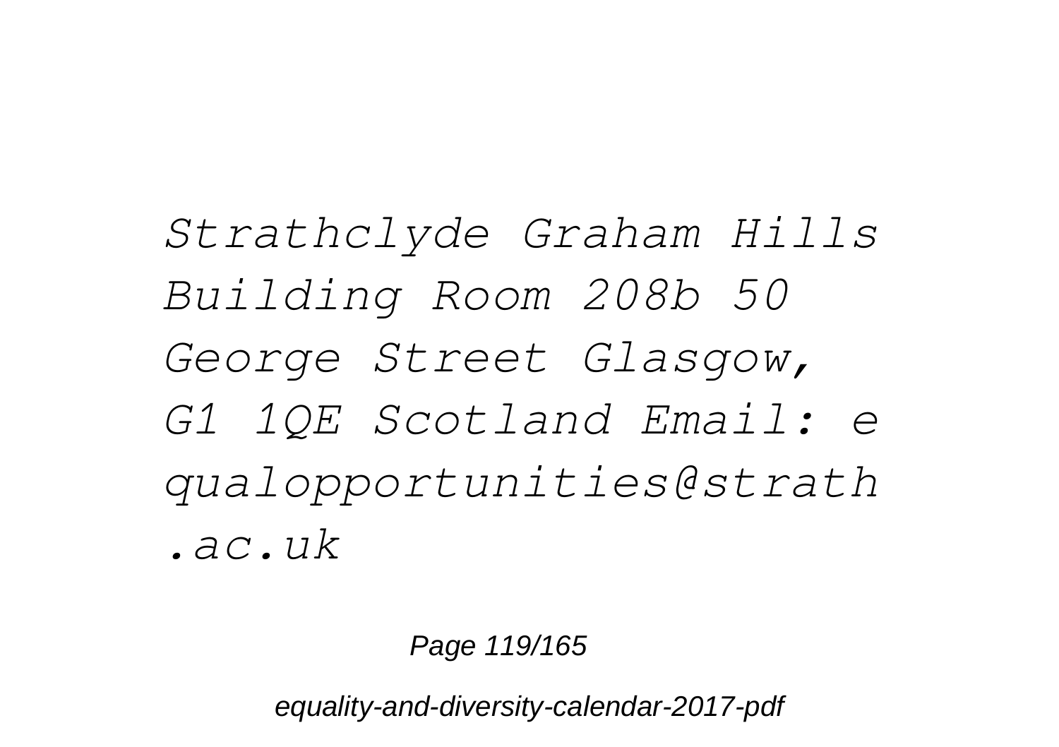*Strathclyde Graham Hills Building Room 208b 50 George Street Glasgow, G1 1QE Scotland Email: equalopportunities@strath.ac.uk*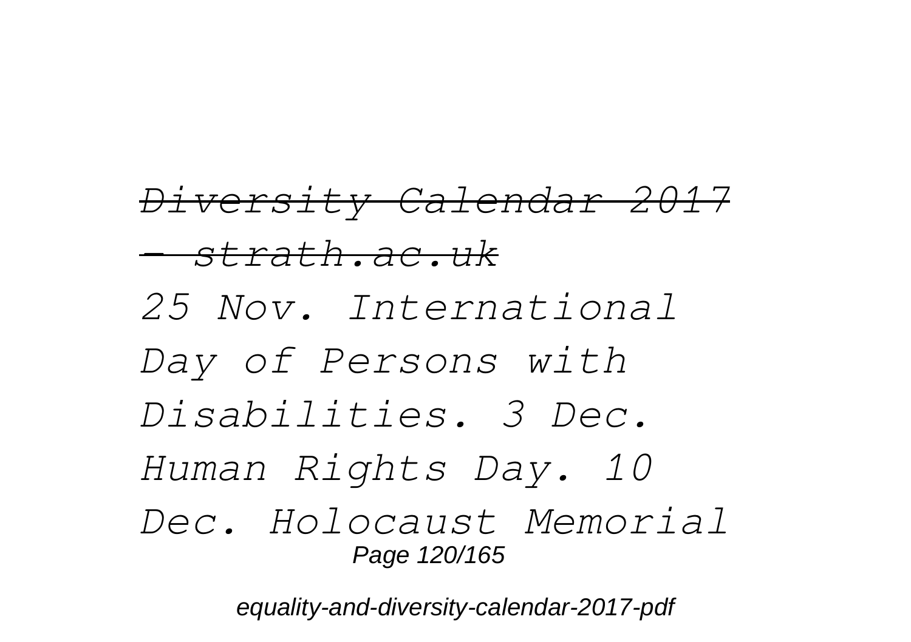*~~Diversity Calendar 2017 - strath.ac.uk~~*

*25 Nov. International Day of Persons with Disabilities. 3 Dec. Human Rights Day. 10 Dec. Holocaust Memorial*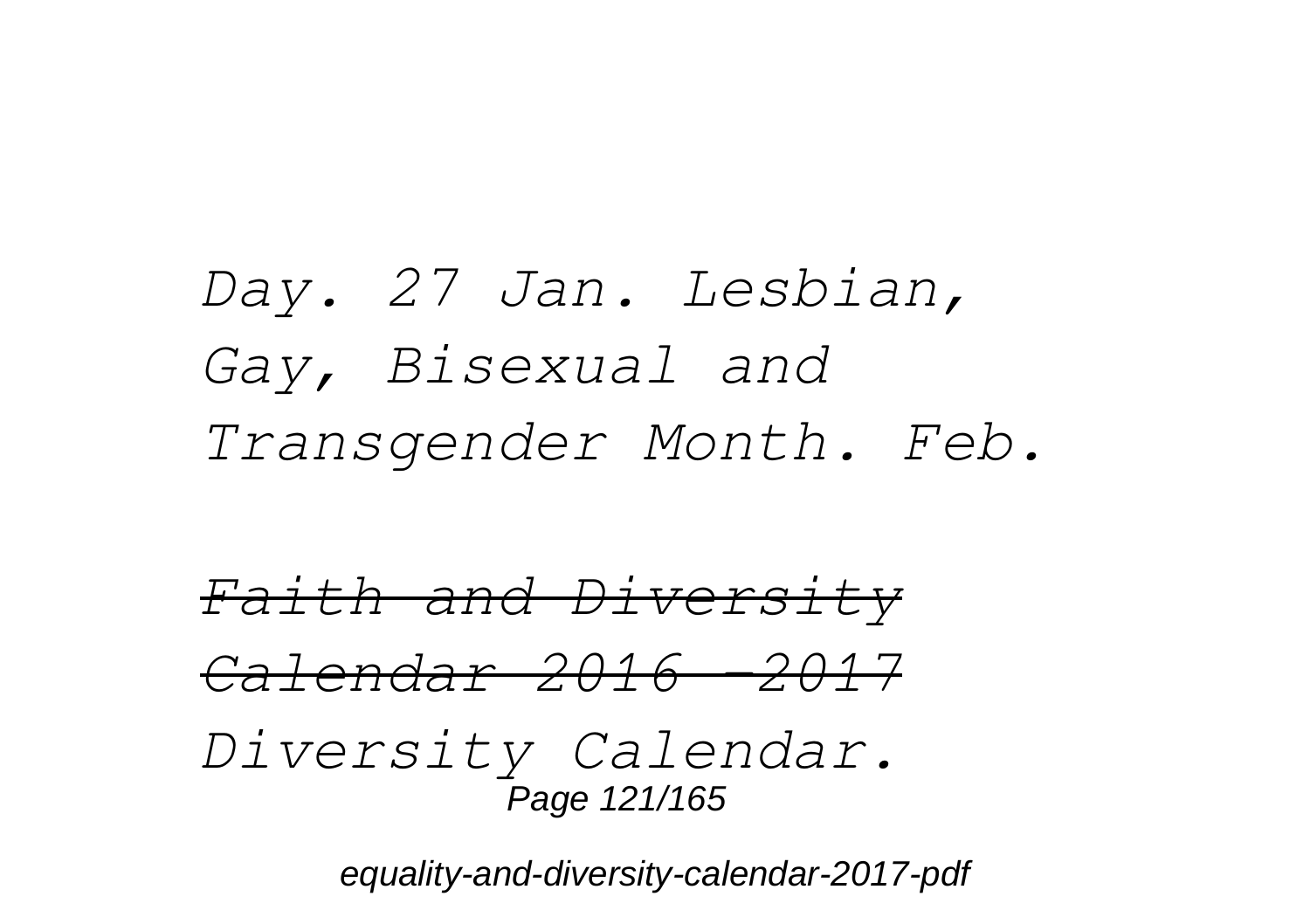*Day. 27 Jan. Lesbian, Gay, Bisexual and Transgender Month. Feb.*

~~*Faith and Diversity Calendar 2016 -2017*~~

*Diversity Calendar.*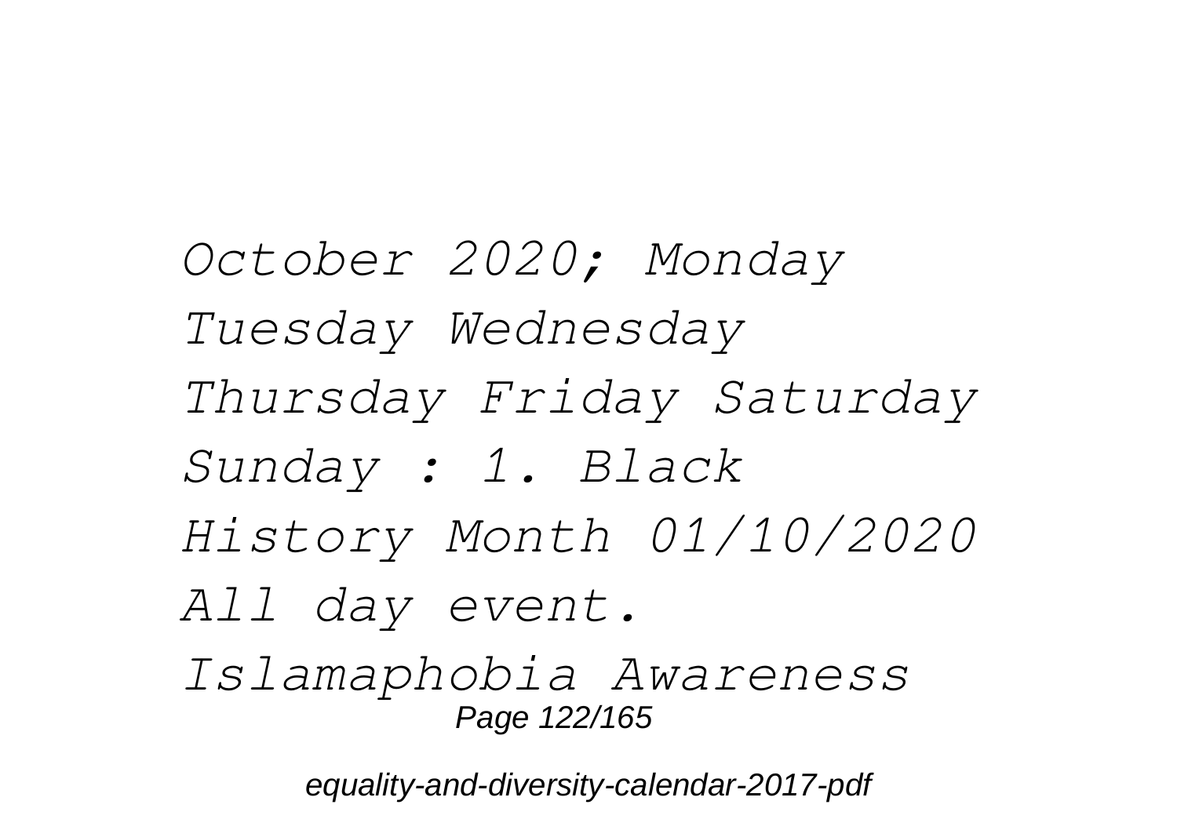*October 2020; Monday Tuesday Wednesday Thursday Friday Saturday Sunday : 1. Black History Month 01/10/2020 All day event. Islamaphobia Awareness*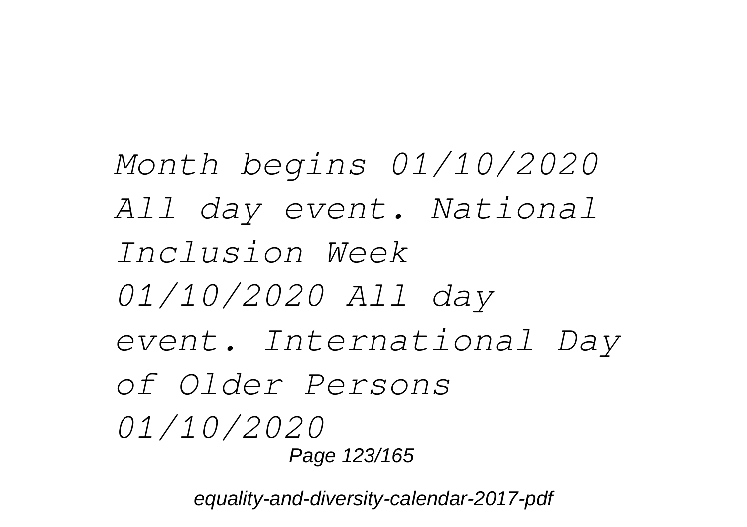*Month begins 01/10/2020 All day event. National Inclusion Week 01/10/2020 All day event. International Day of Older Persons 01/10/2020*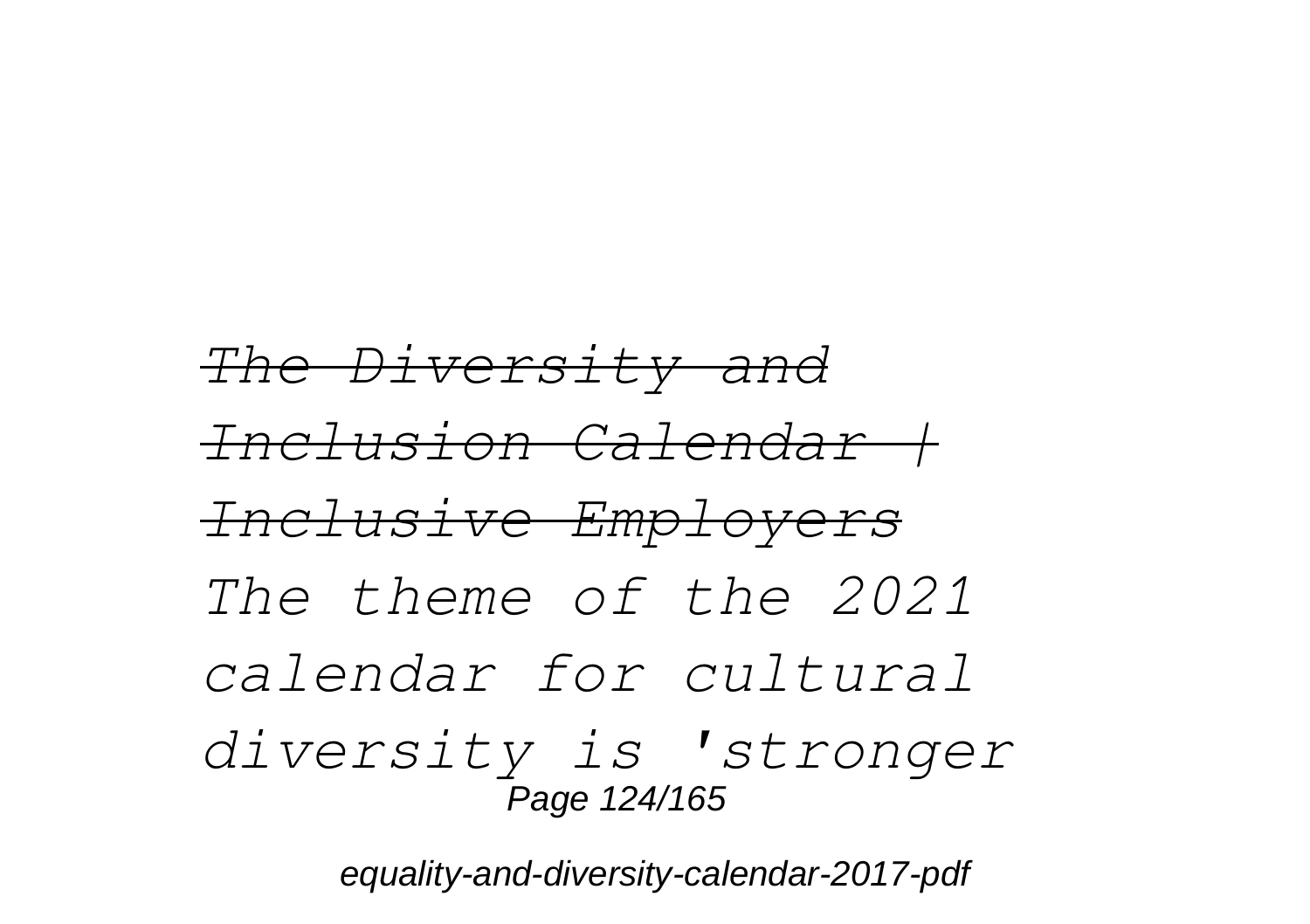~~*The Diversity and Inclusion Calendar | Inclusive Employers*~~

*The theme of the 2021 calendar for cultural diversity is 'stronger*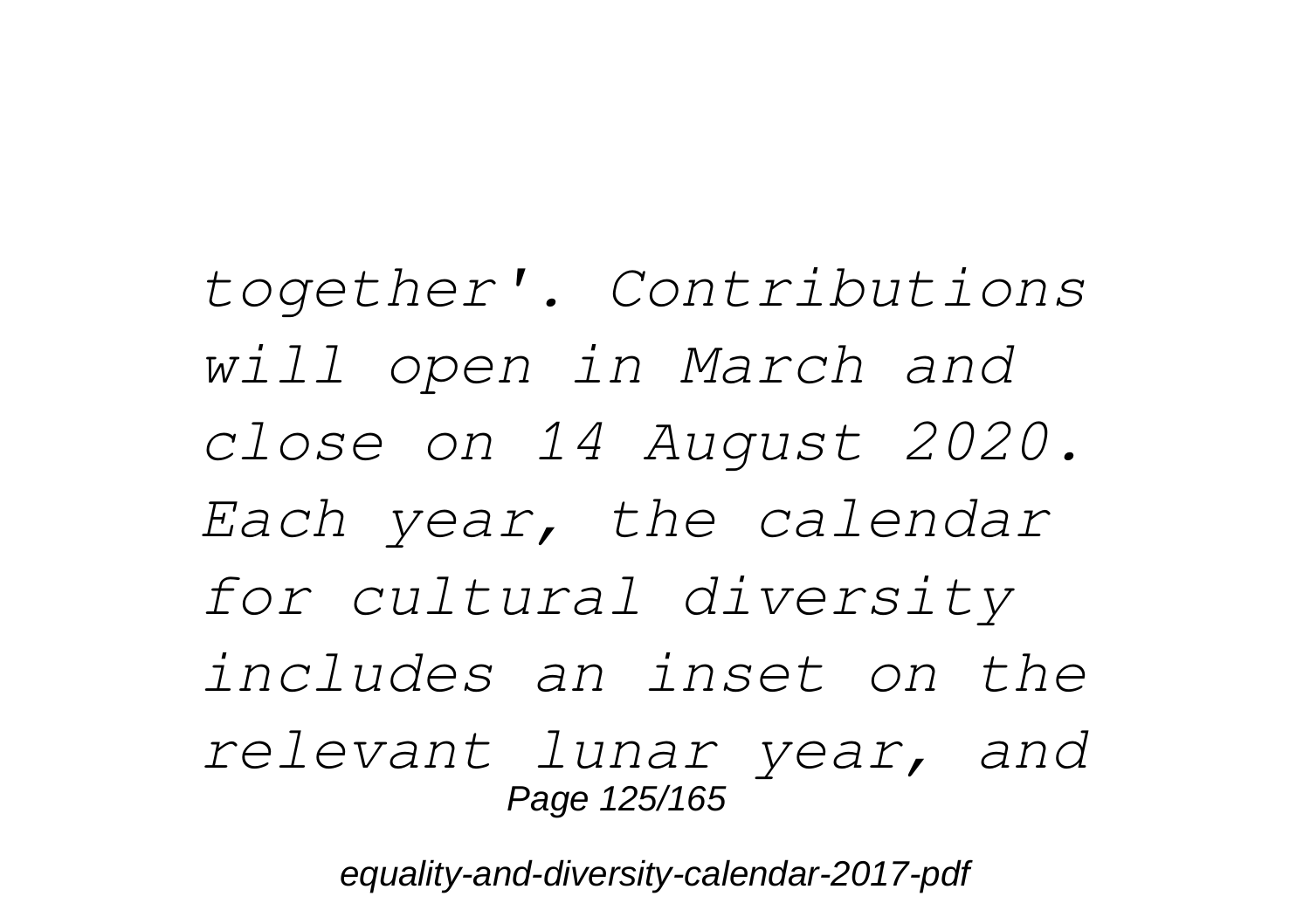*together'. Contributions will open in March and close on 14 August 2020. Each year, the calendar for cultural diversity includes an inset on the relevant lunar year, and*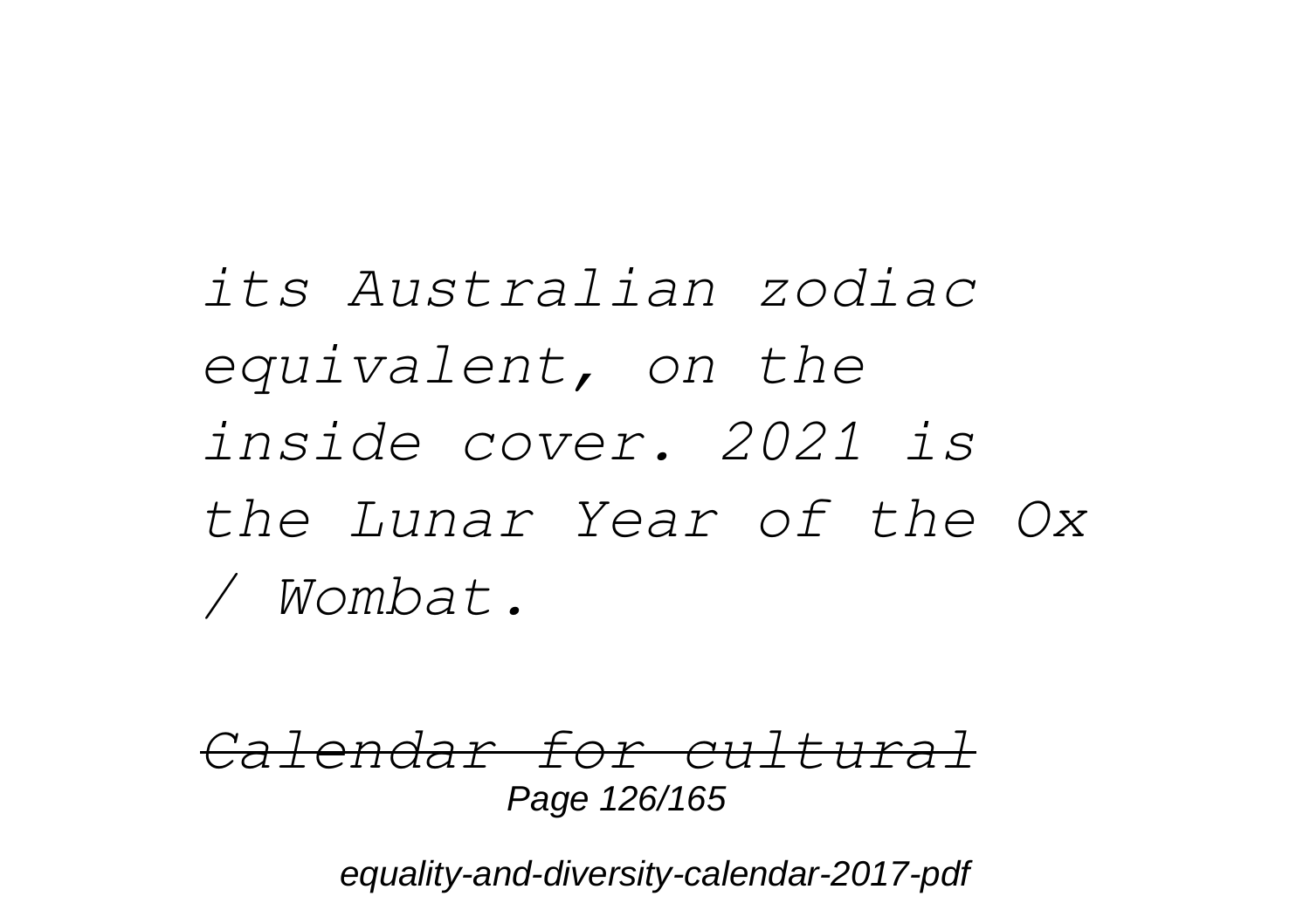*its Australian zodiac equivalent, on the inside cover. 2021 is the Lunar Year of the Ox / Wombat.*

~~*Calendar for cultural*~~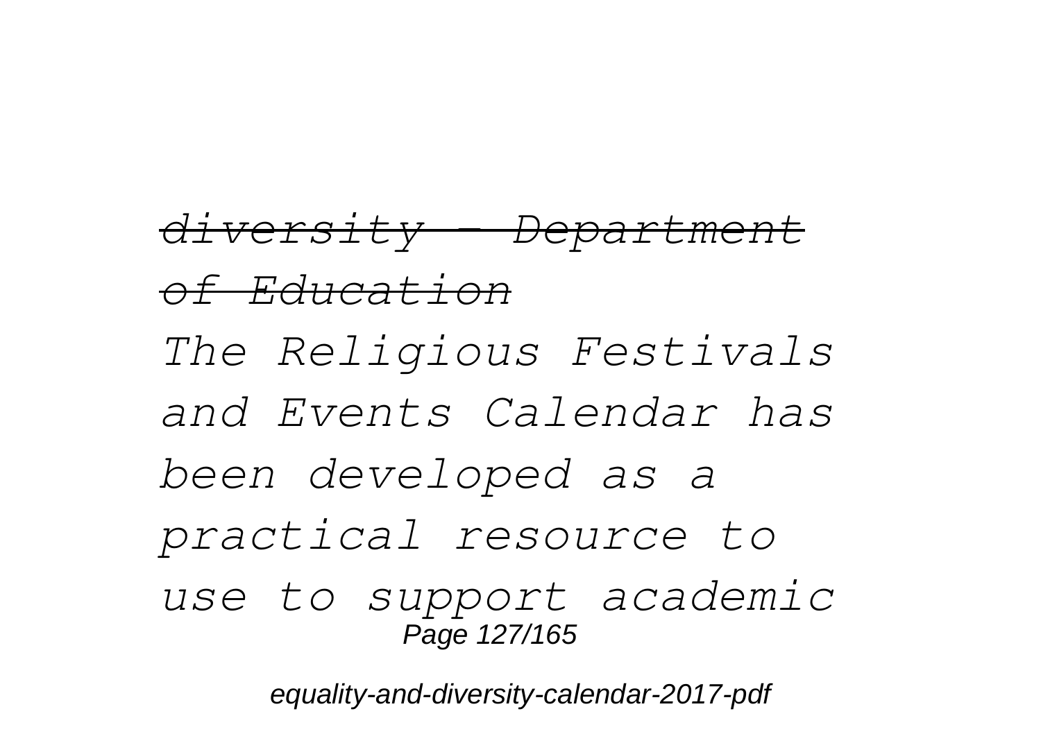~~*diversity - Department of Education*~~

*The Religious Festivals and Events Calendar has been developed as a practical resource to use to support academic*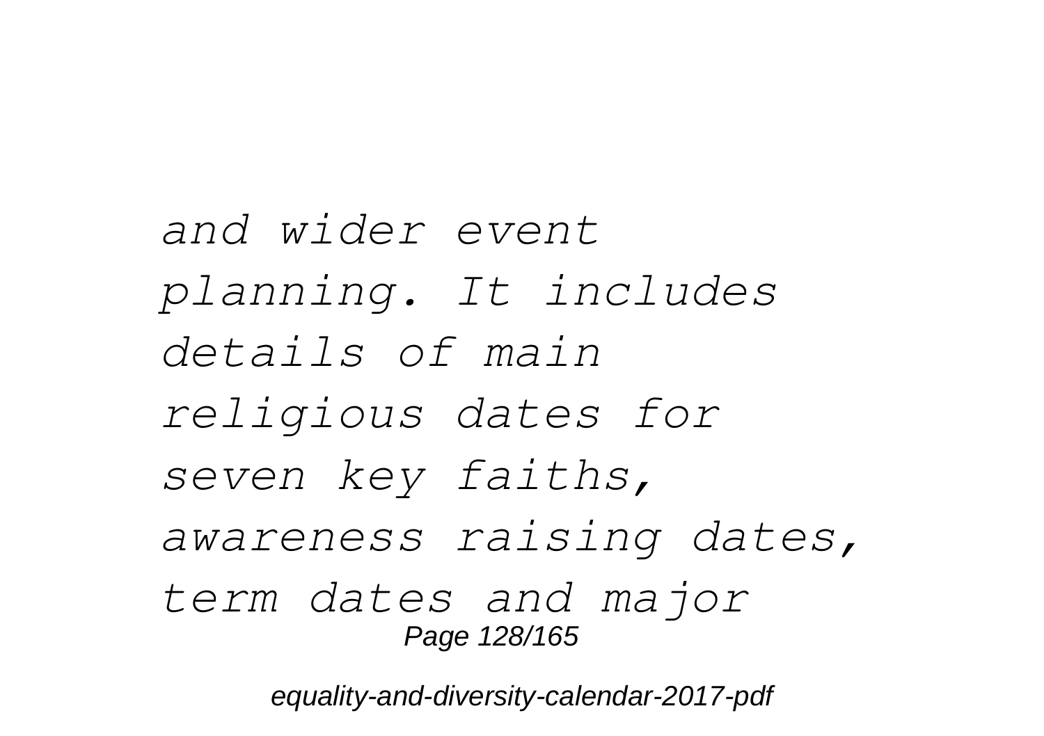*and wider event planning. It includes details of main religious dates for seven key faiths, awareness raising dates, term dates and major*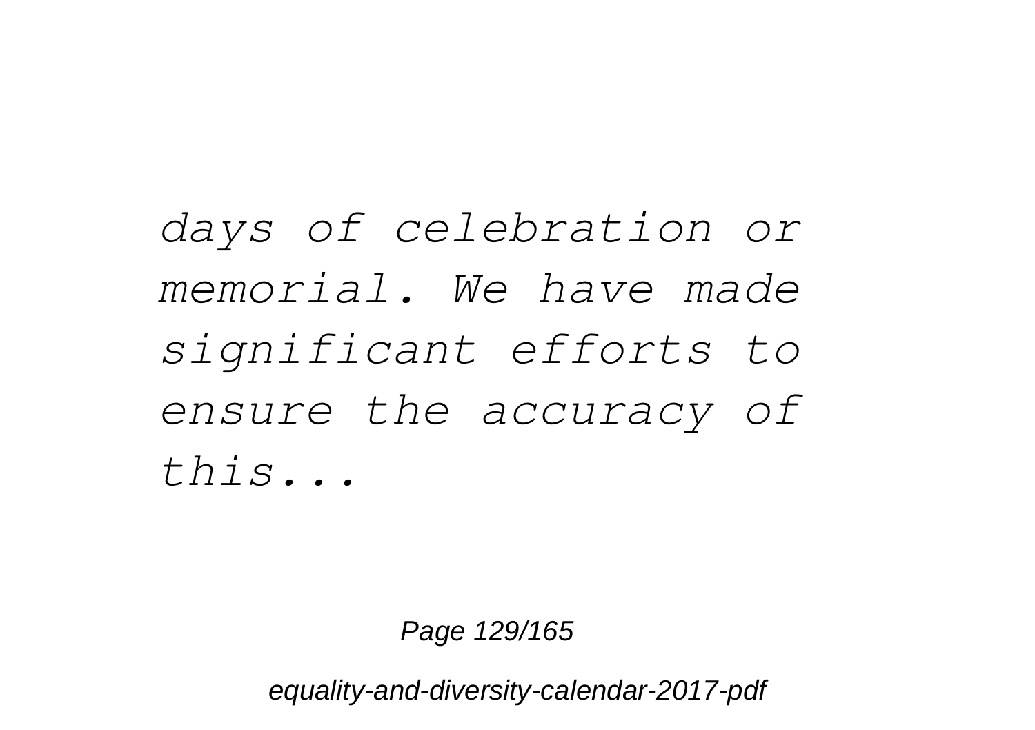*days of celebration or memorial. We have made significant efforts to ensure the accuracy of this...*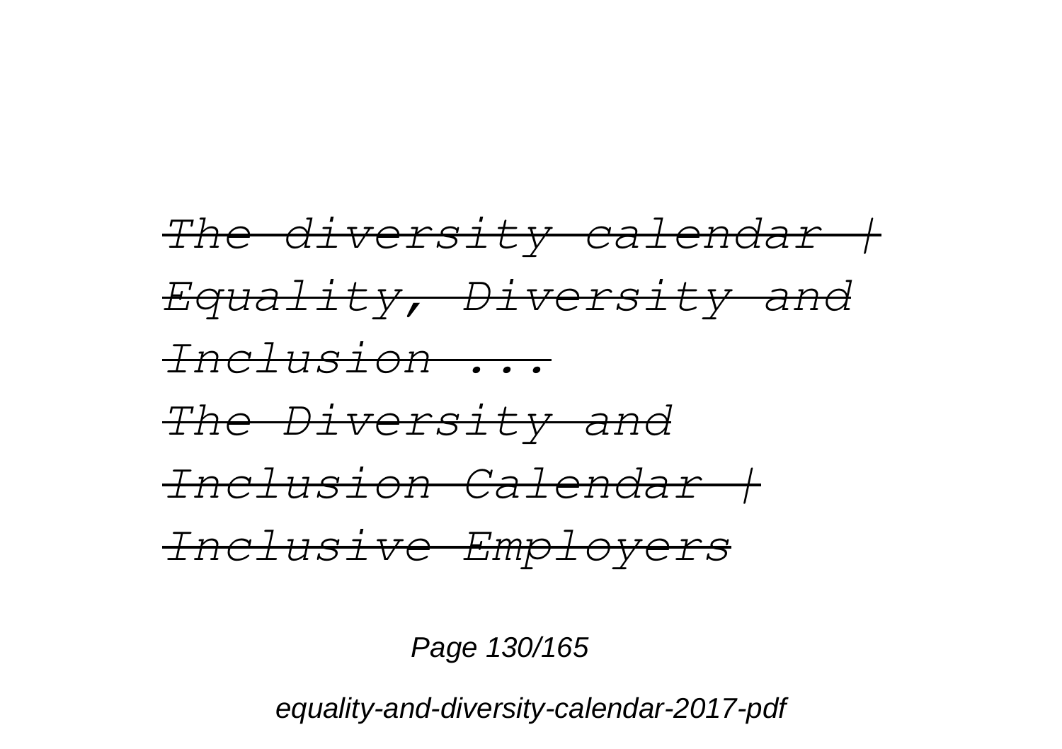~~*The diversity calendar | Equality, Diversity and Inclusion ...*~~
~~*The Diversity and Inclusion Calendar | Inclusive Employers*~~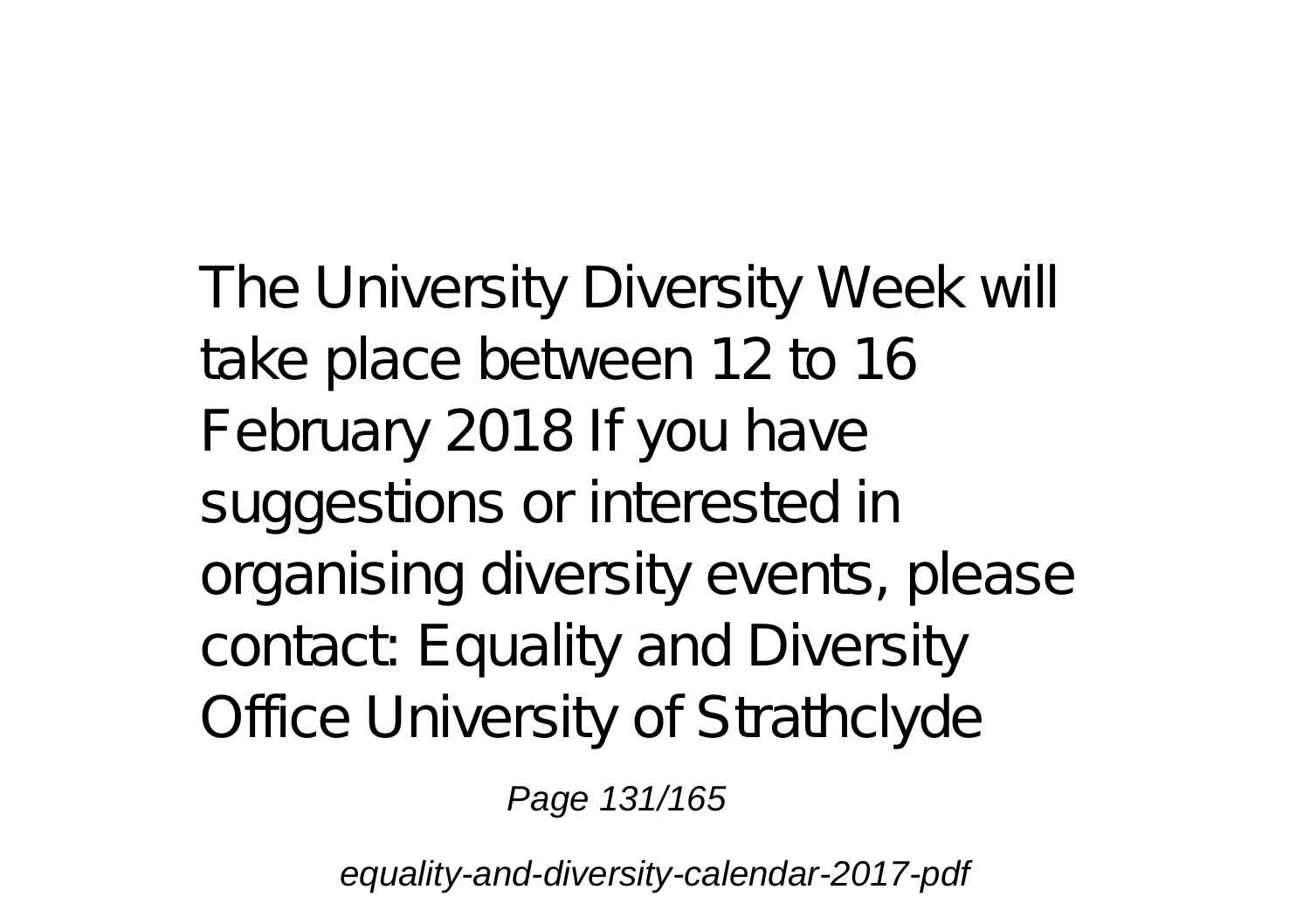The University Diversity Week will take place between 12 to 16 February 2018 If you have suggestions or interested in organising diversity events, please contact: Equality and Diversity Office University of Strathclyde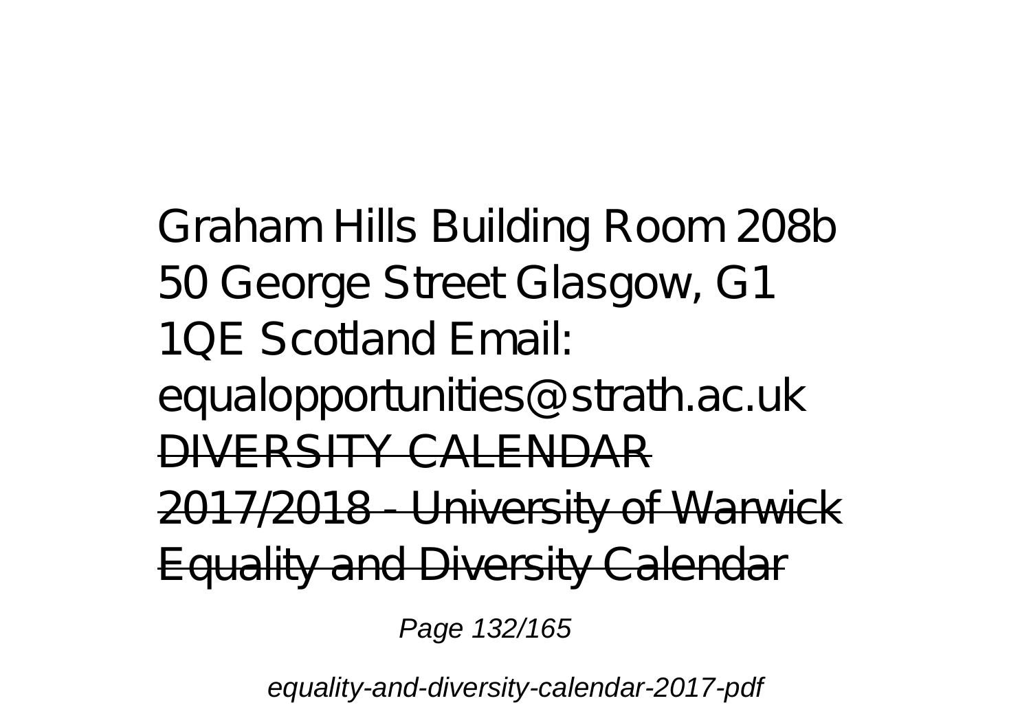Graham Hills Building Room 208b 50 George Street Glasgow, G1 1QE Scotland Email: equalopportunities@strath.ac.uk

~~DIVERSITY CALENDAR 2017/2018 - University of Warwick Equality and Diversity Calendar~~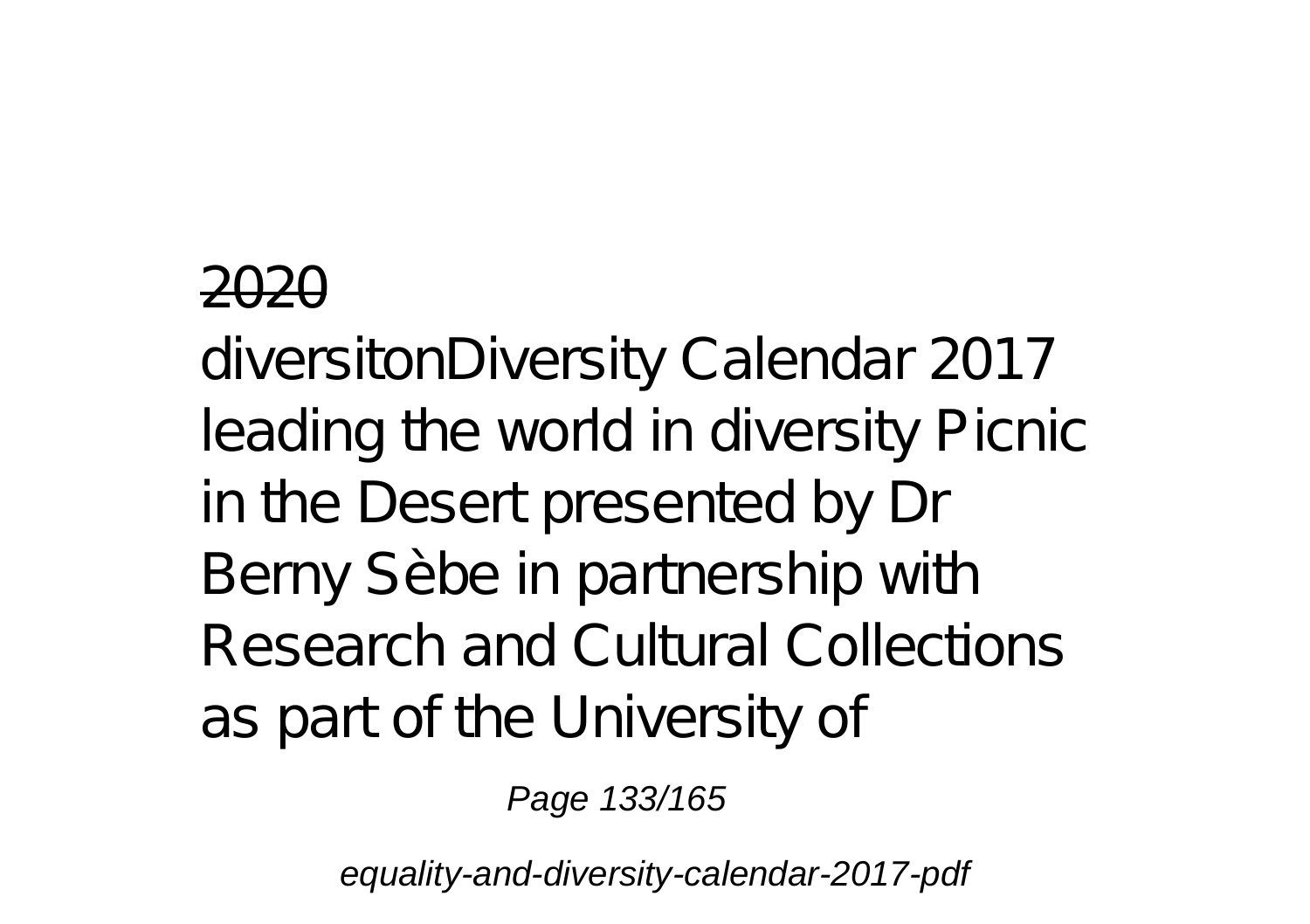2020

diversitonDiversity Calendar 2017 leading the world in diversity Picnic in the Desert presented by Dr Berny Sèbe in partnership with Research and Cultural Collections as part of the University of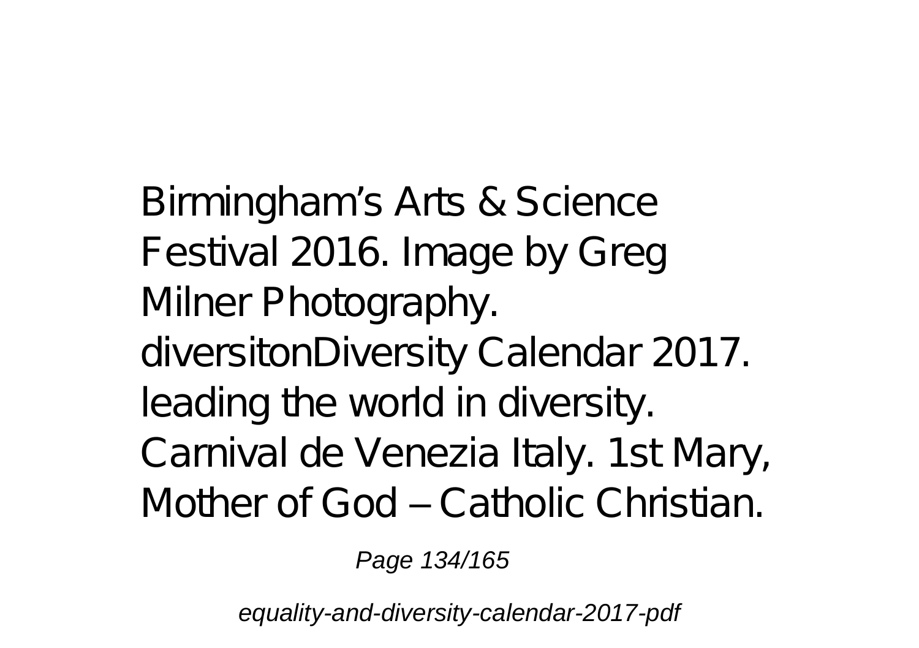Birmingham's Arts & Science Festival 2016. Image by Greg Milner Photography. diversitonDiversity Calendar 2017. leading the world in diversity. Carnival de Venezia Italy. 1st Mary, Mother of God – Catholic Christian.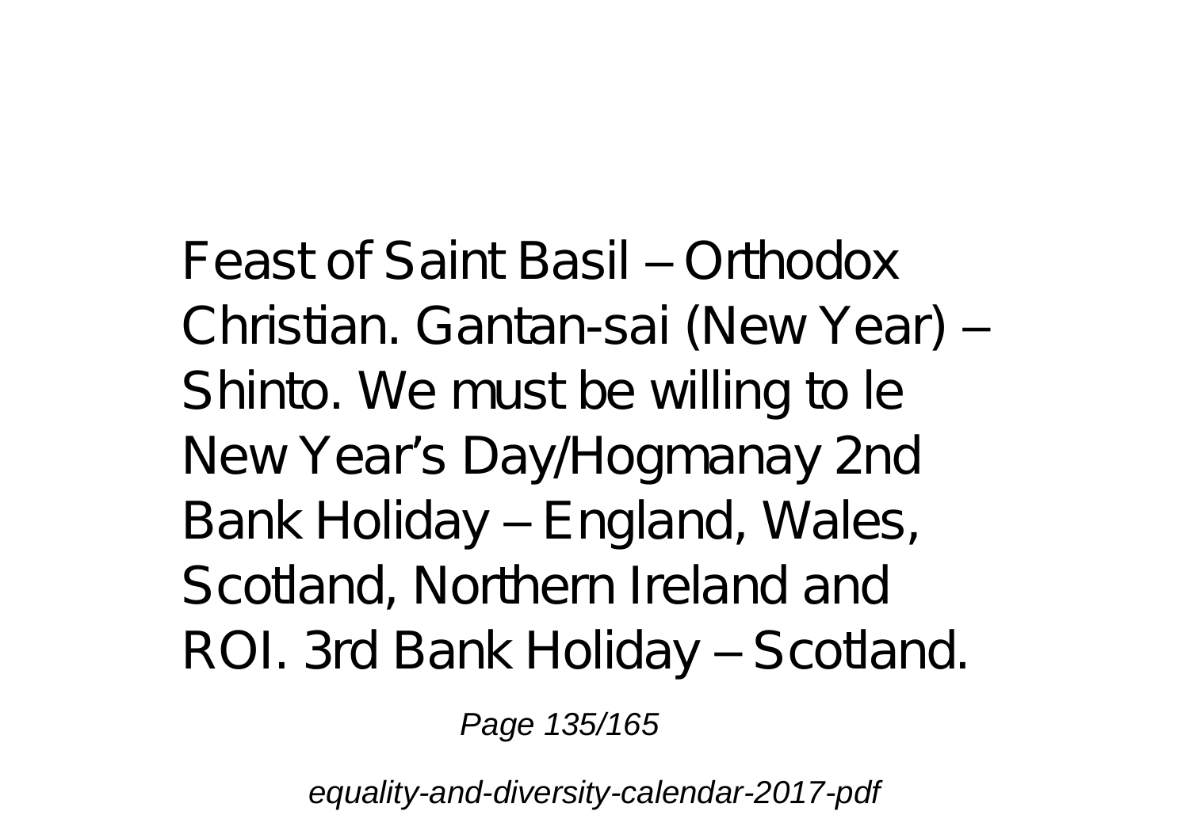Feast of Saint Basil – Orthodox Christian. Gantan-sai (New Year) – Shinto. We must be willing to le New Year's Day/Hogmanay 2nd Bank Holiday – England, Wales, Scotland, Northern Ireland and ROI. 3rd Bank Holiday – Scotland.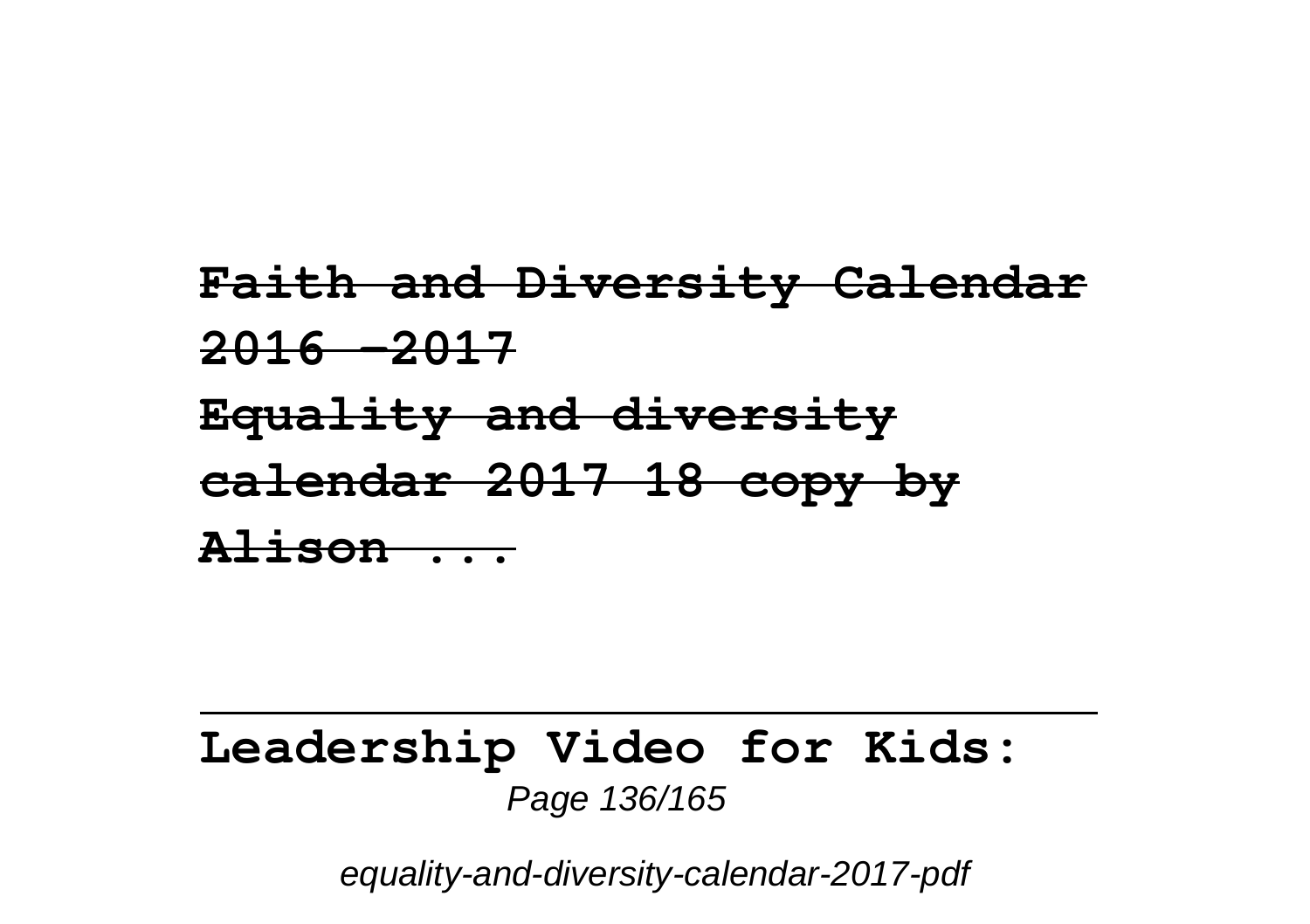~~**Faith and Diversity Calendar 2016 -2017**~~

~~**Equality and diversity calendar 2017 18 copy by Alison ...**~~

---

**Leadership Video for Kids:**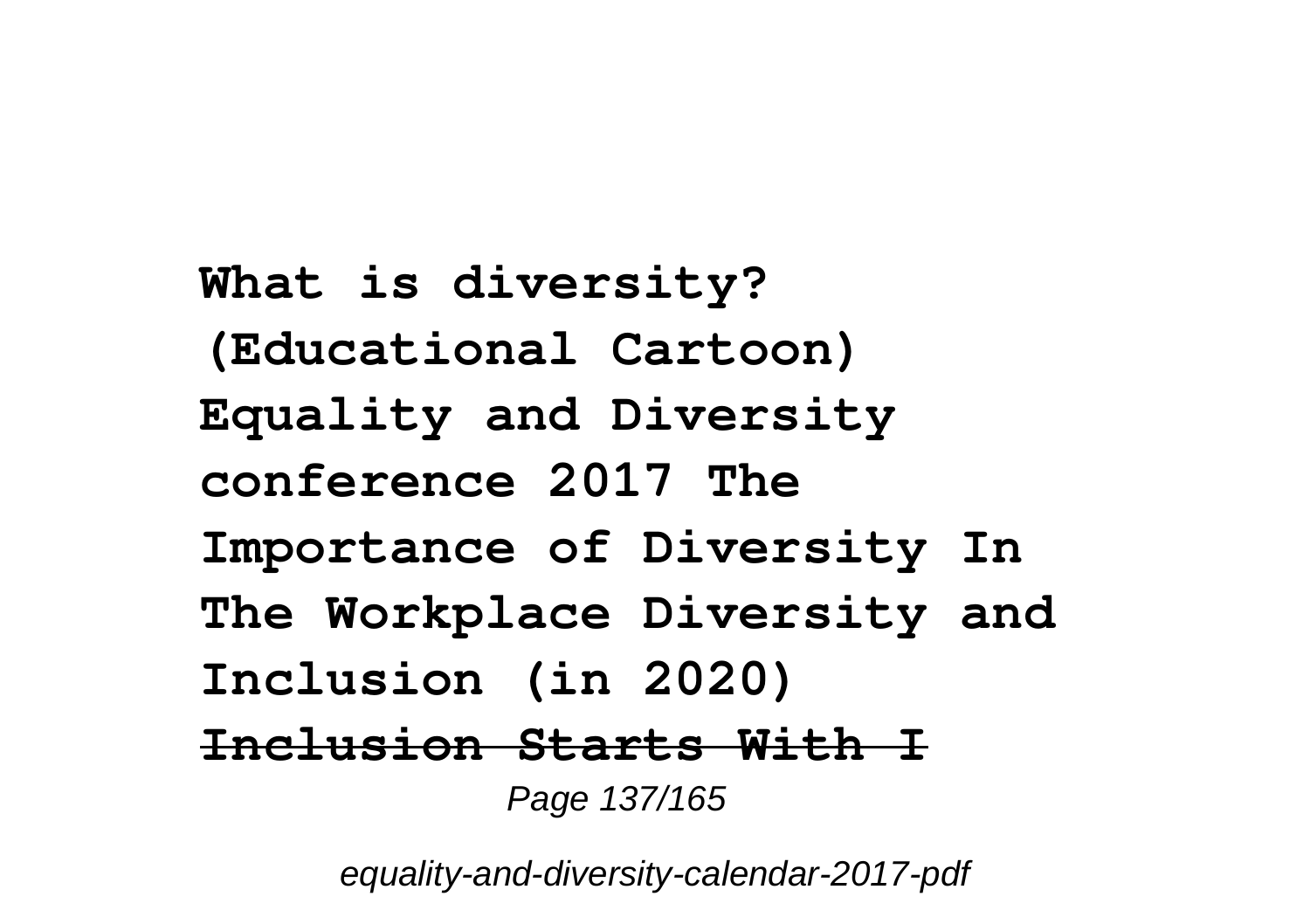**What is diversity? (Educational Cartoon) Equality and Diversity conference 2017 The Importance of Diversity In The Workplace Diversity and Inclusion (in 2020)** ~~**Inclusion Starts With I**~~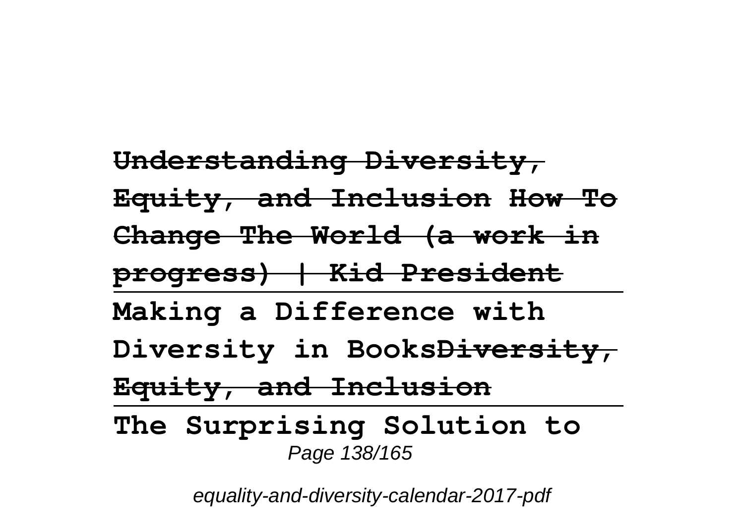**Understanding Diversity, Equity, and Inclusion How To Change The World (a work in progress) | Kid President**

**Making a Difference with Diversity in BooksDiversity, Equity, and Inclusion**

**The Surprising Solution to**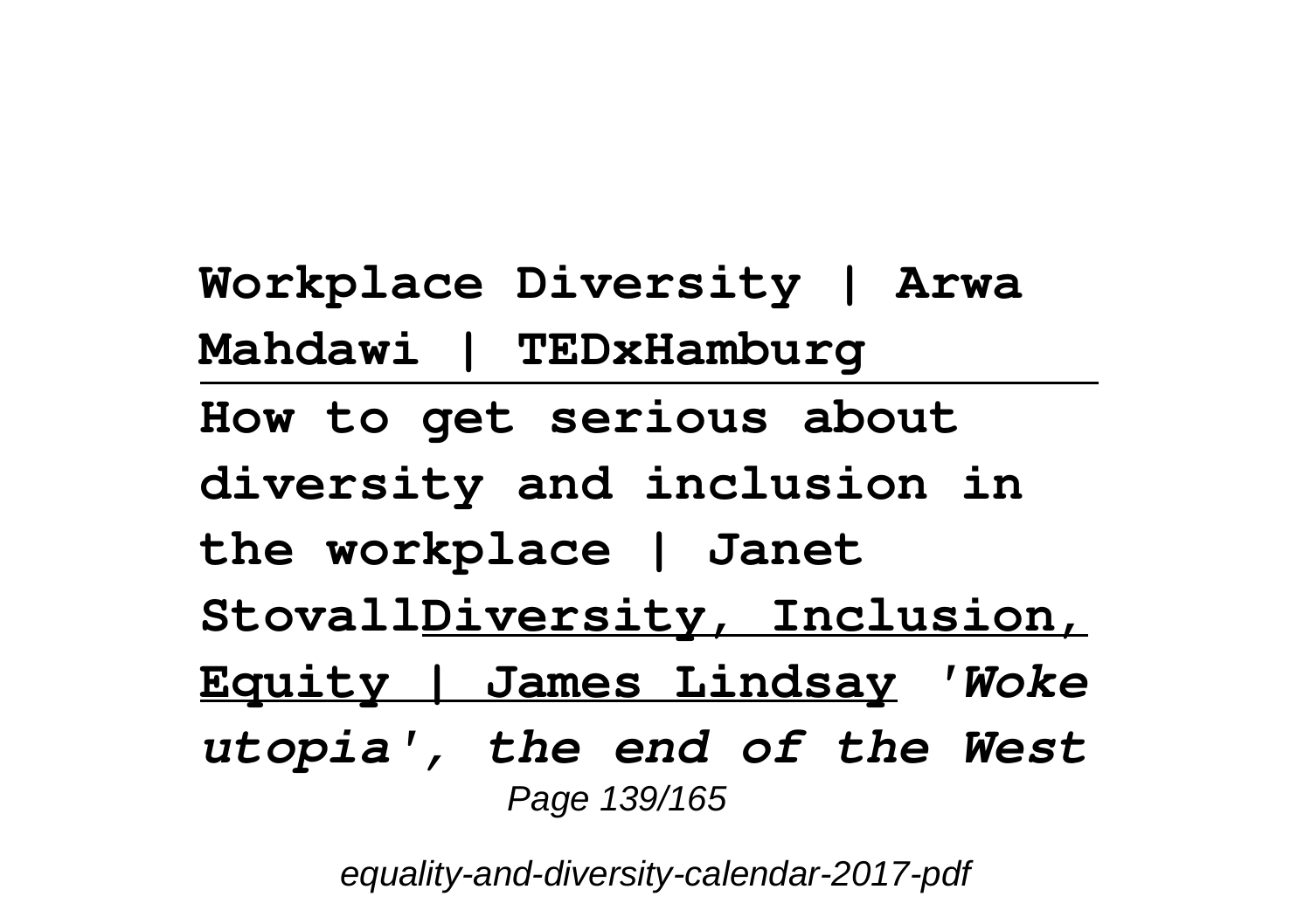**Workplace Diversity | Arwa Mahdawi | TEDxHamburg**

---

**How to get serious about diversity and inclusion in the workplace | Janet Stovall**<u>**Diversity, Inclusion, Equity | James Lindsay**</u> ***'Woke utopia', the end of the West***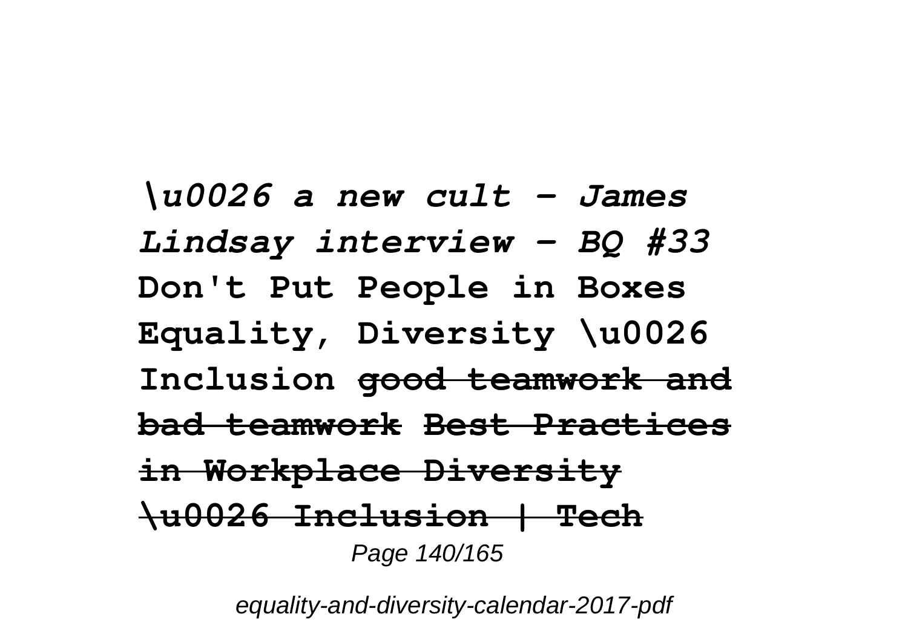***\u0026 a new cult - James Lindsay interview - BQ #33* Don't Put People in Boxes Equality, Diversity \u0026 Inclusion ~~good teamwork and bad teamwork Best Practices in Workplace Diversity \u0026 Inclusion | Tech~~**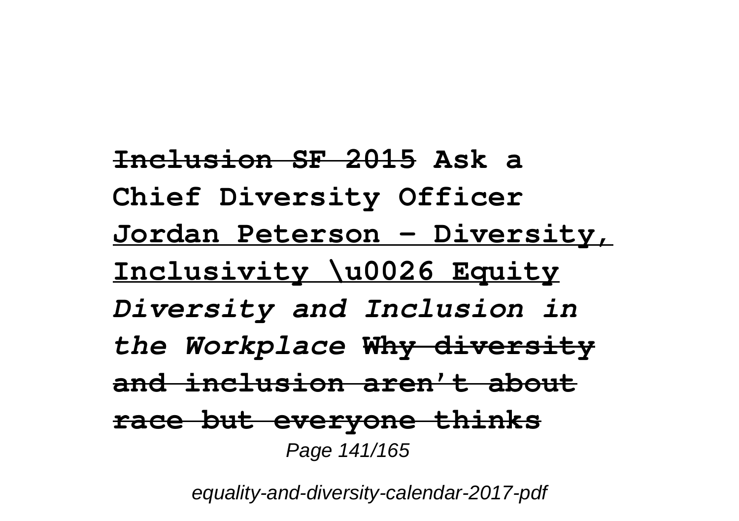**Inclusion SF 2015** **Ask a Chief Diversity Officer**
**Jordan Peterson - Diversity, Inclusivity \u0026 Equity**
***Diversity and Inclusion in the Workplace*** **Why diversity and inclusion aren't about race but everyone thinks**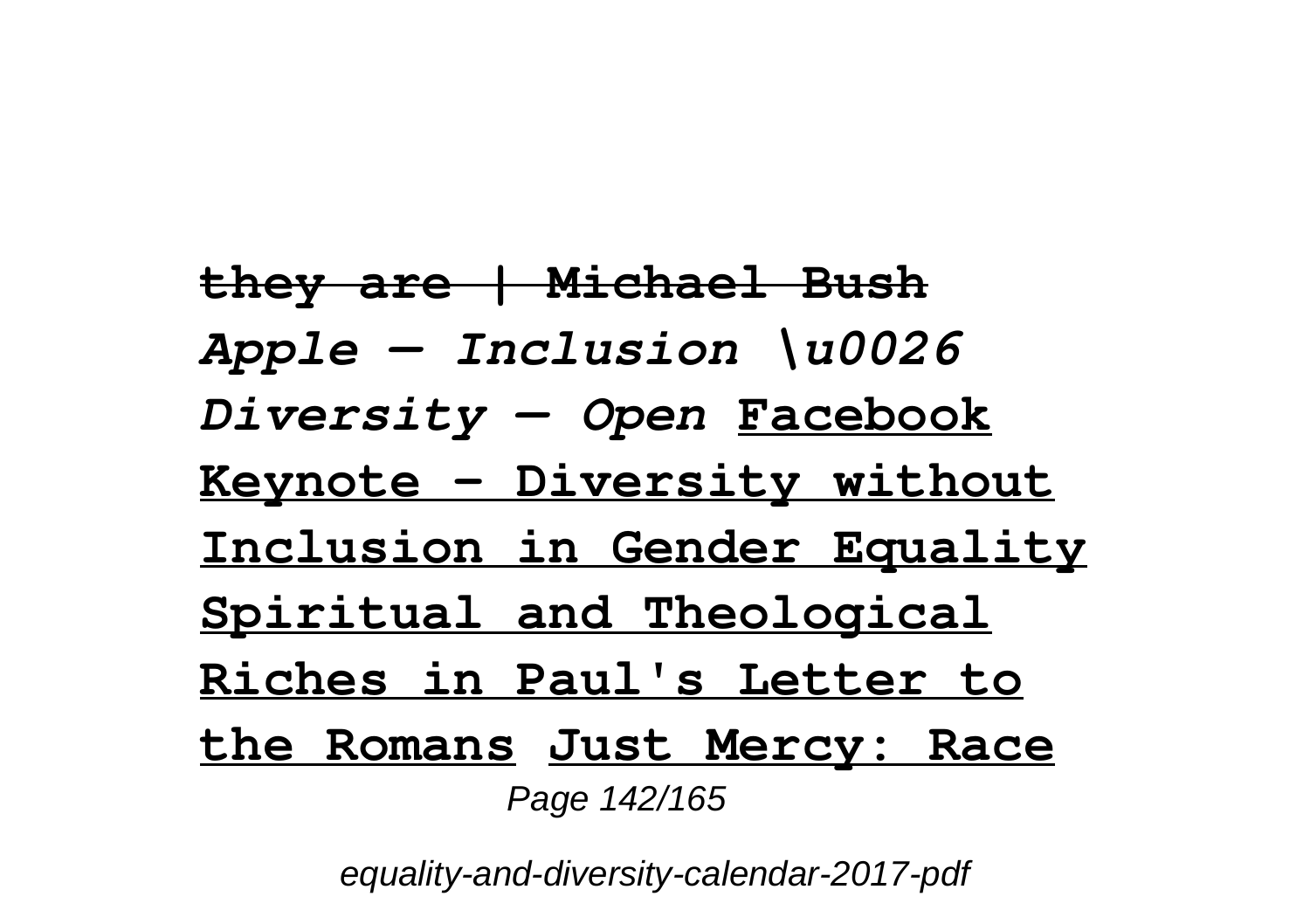**they are | Michael Bush**
***Apple — Inclusion \u0026 Diversity — Open*** **Facebook Keynote - Diversity without Inclusion in Gender Equality** **Spiritual and Theological Riches in Paul's Letter to the Romans** **Just Mercy: Race**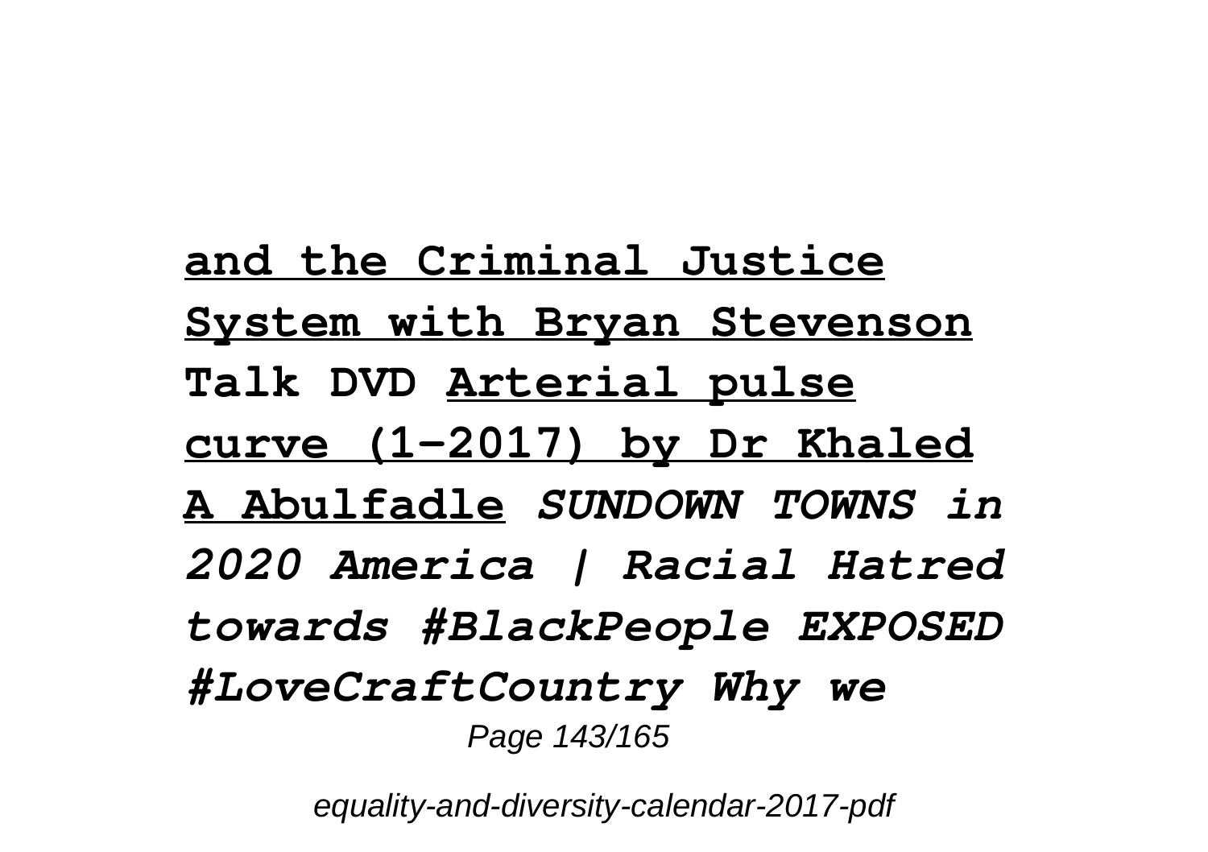**and the Criminal Justice System with Bryan Stevenson Talk DVD** **Arterial pulse curve (1-2017) by Dr Khaled A Abulfadle** ***SUNDOWN TOWNS in 2020 America | Racial Hatred towards #BlackPeople EXPOSED #LoveCraftCountry Why we***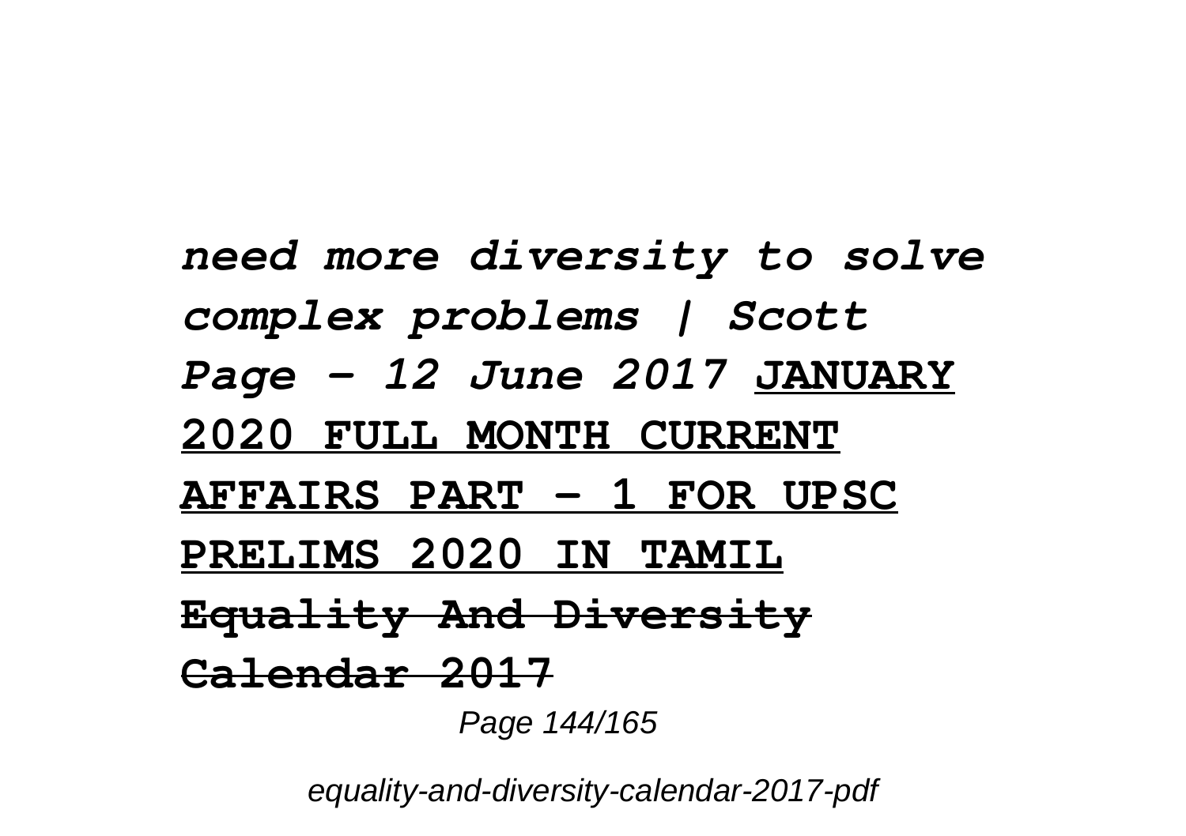***need more diversity to solve complex problems | Scott Page - 12 June 2017*** **JANUARY 2020 FULL MONTH CURRENT AFFAIRS PART - 1 FOR UPSC PRELIMS 2020 IN TAMIL** **~~Equality And Diversity Calendar 2017~~**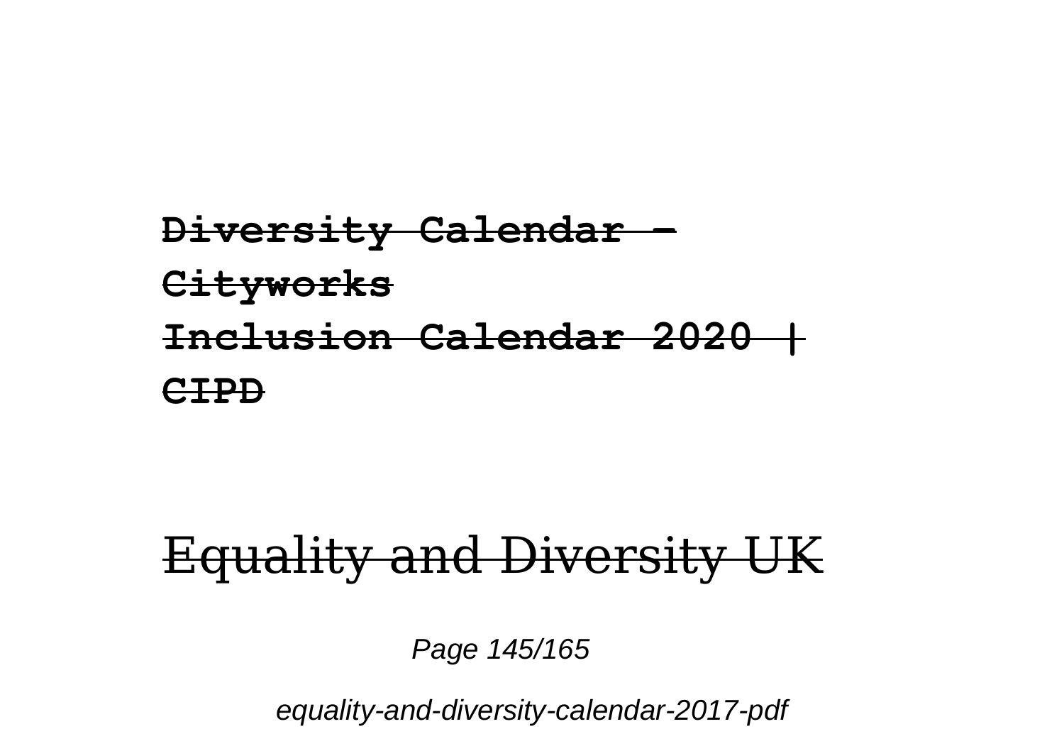**Diversity Calendar - Cityworks**
**Inclusion Calendar 2020 | CIPD**

## Equality and Diversity UK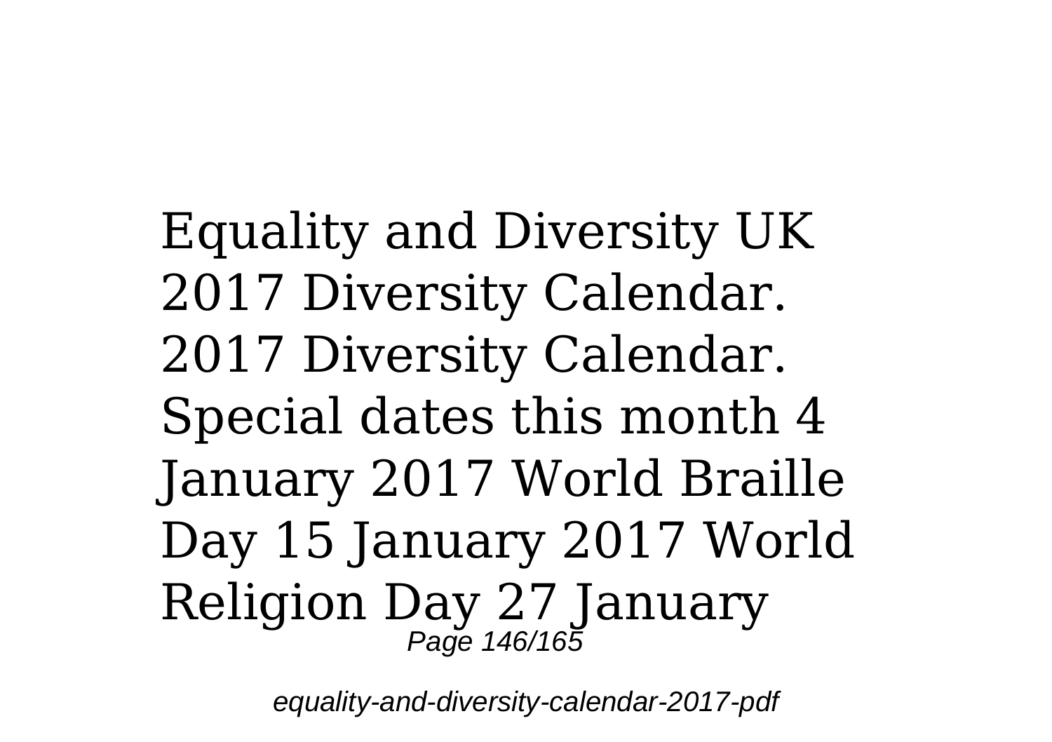Equality and Diversity UK 2017 Diversity Calendar. 2017 Diversity Calendar. Special dates this month 4 January 2017 World Braille Day 15 January 2017 World Religion Day 27 January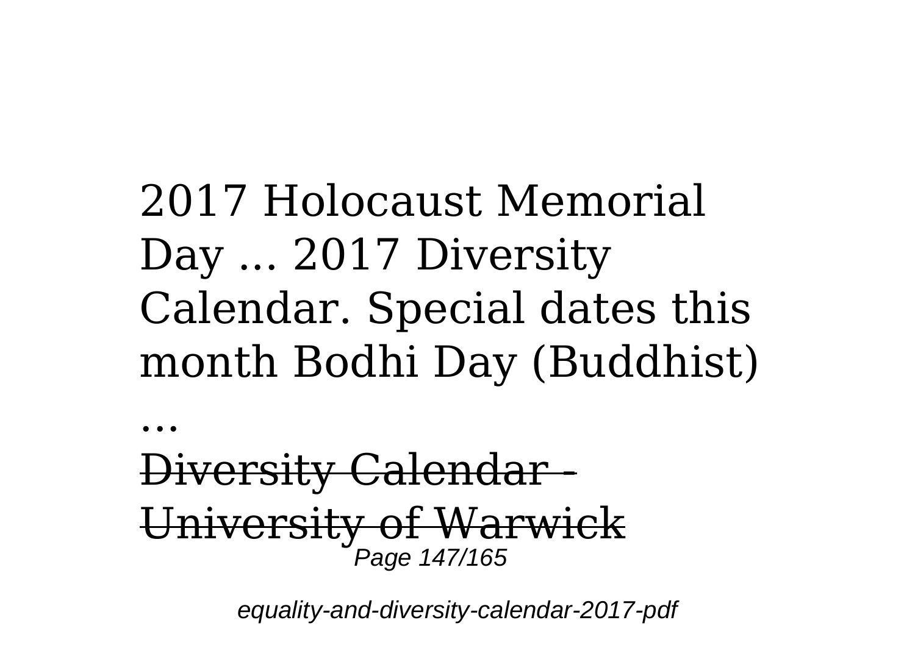2017 Holocaust Memorial Day ... 2017 Diversity Calendar. Special dates this month Bodhi Day (Buddhist) ...

~~Diversity Calendar - University of Warwick~~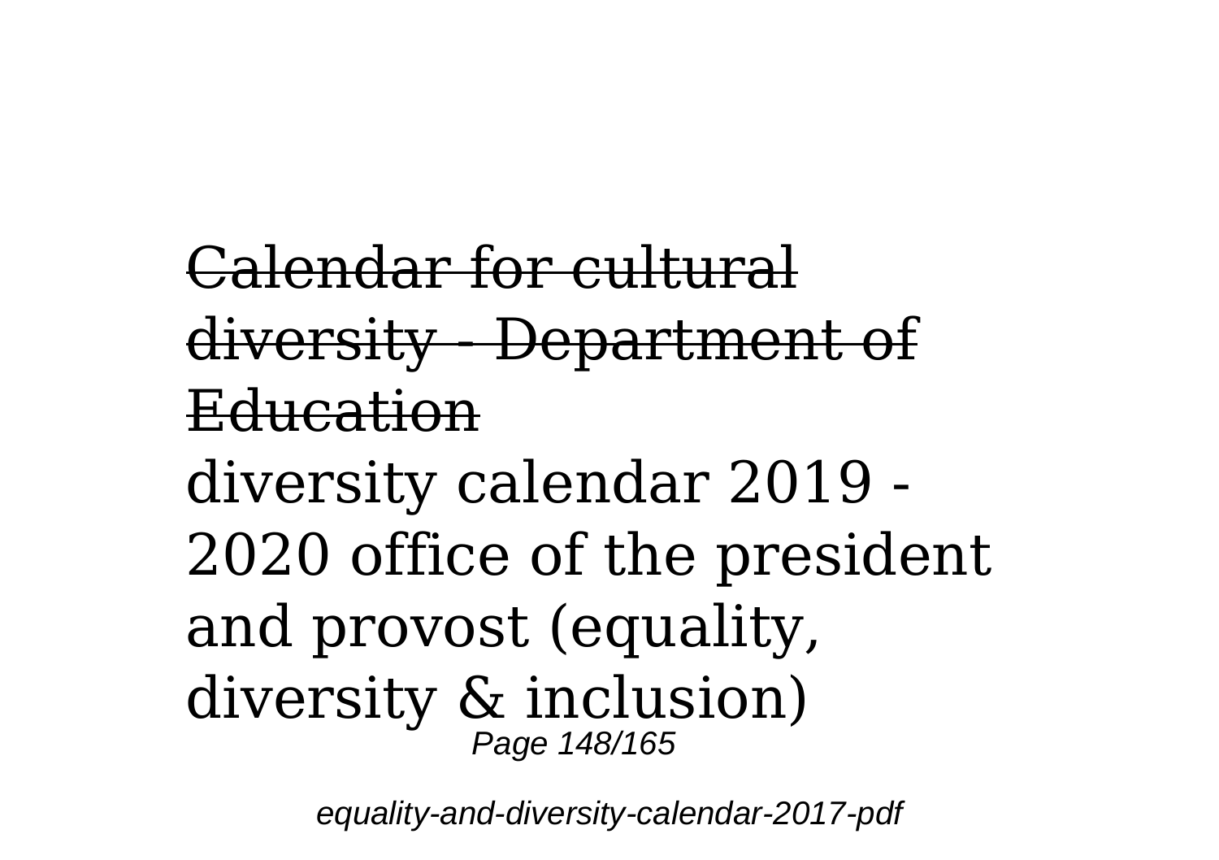~~Calendar for cultural diversity - Department of Education~~

diversity calendar 2019 - 2020 office of the president and provost (equality, diversity & inclusion)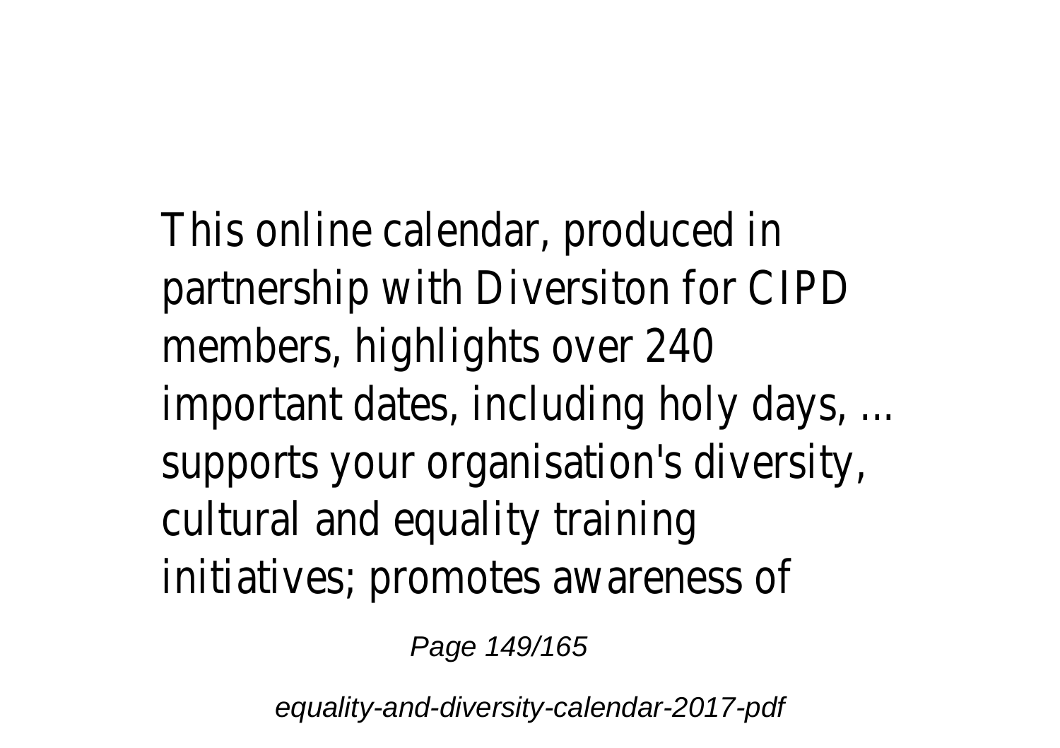This online calendar, produced in partnership with Diversiton for CIPD members, highlights over 240 important dates, including holy days, ... supports your organisation's diversity, cultural and equality training initiatives; promotes awareness of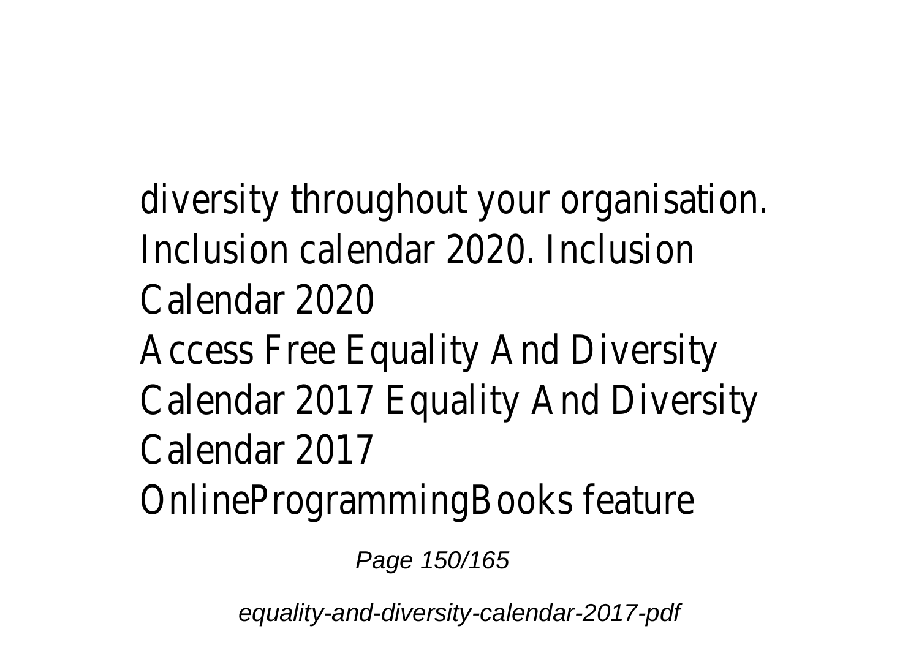diversity throughout your organisation. Inclusion calendar 2020. Inclusion Calendar 2020

Access Free Equality And Diversity Calendar 2017 Equality And Diversity Calendar 2017

OnlineProgrammingBooks feature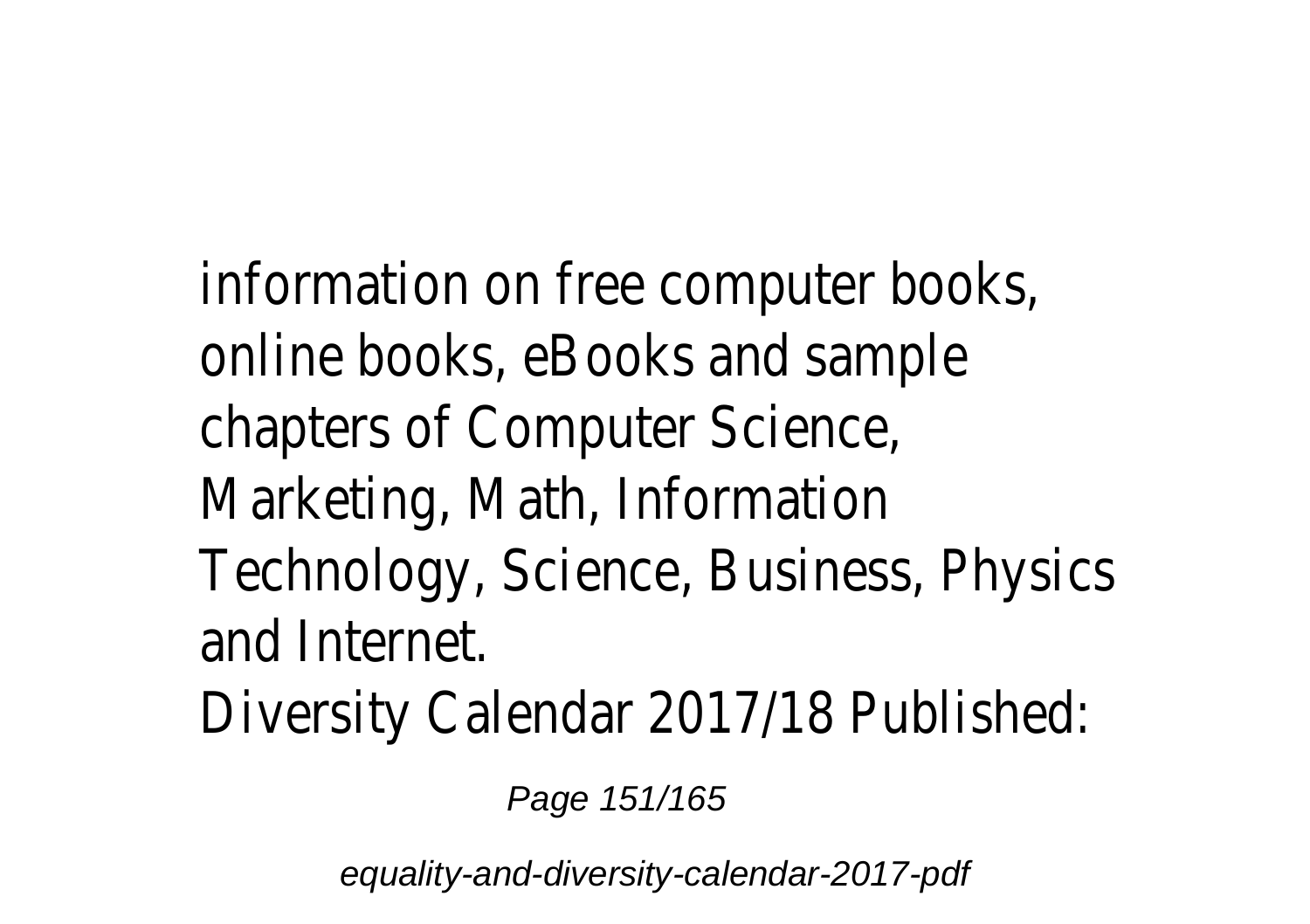information on free computer books, online books, eBooks and sample chapters of Computer Science, Marketing, Math, Information Technology, Science, Business, Physics and Internet.

Diversity Calendar 2017/18 Published: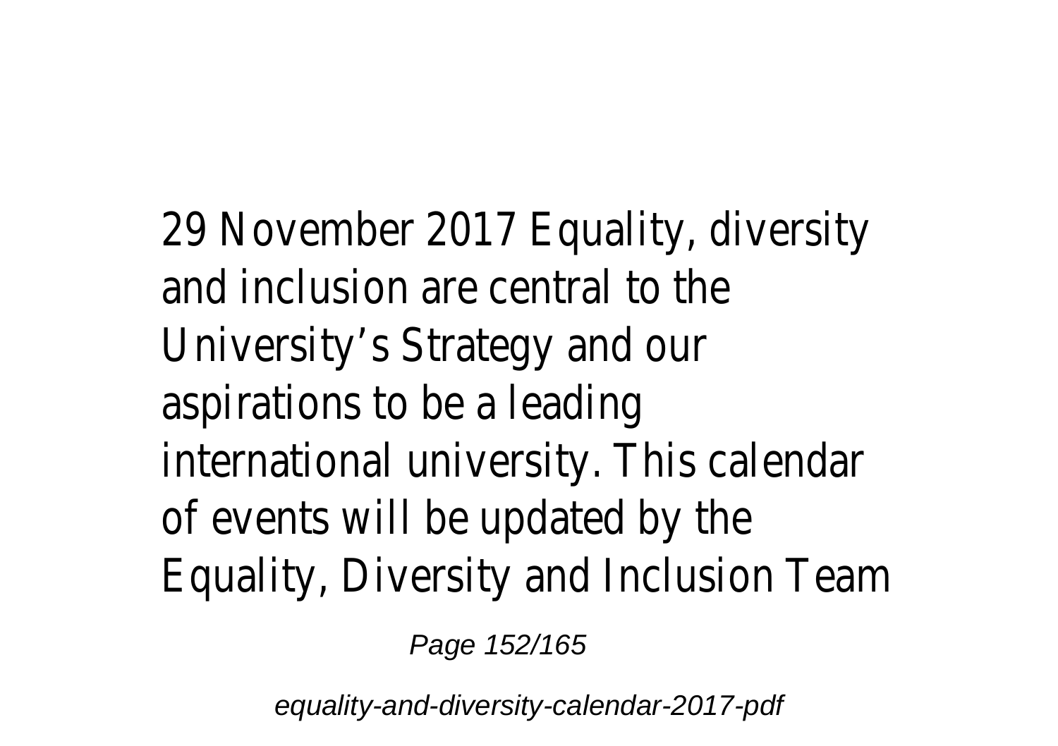29 November 2017 Equality, diversity and inclusion are central to the University's Strategy and our aspirations to be a leading international university. This calendar of events will be updated by the Equality, Diversity and Inclusion Team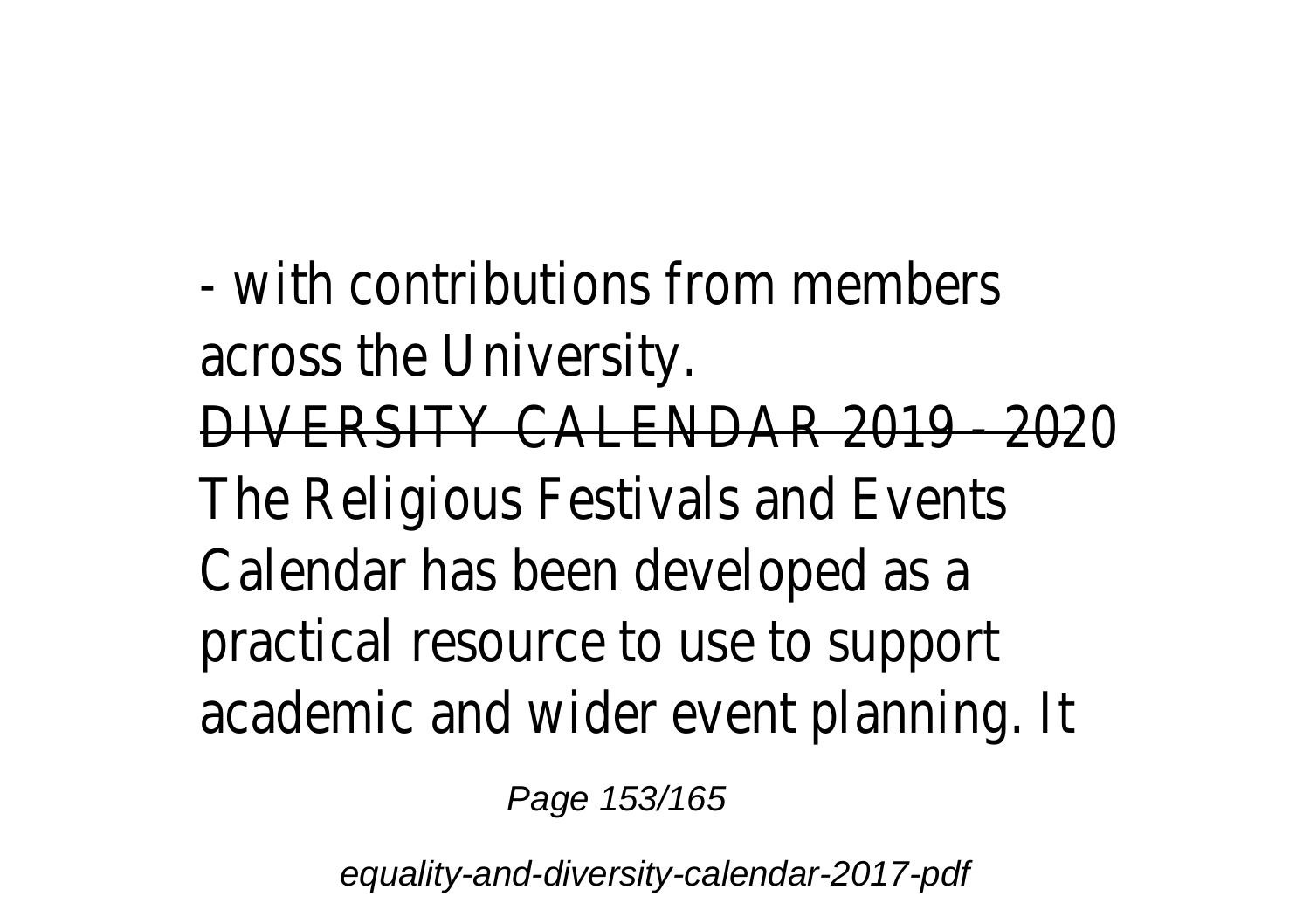- with contributions from members across the University.

DIVERSITY CALENDAR 2019 - 2020

The Religious Festivals and Events Calendar has been developed as a practical resource to use to support academic and wider event planning. It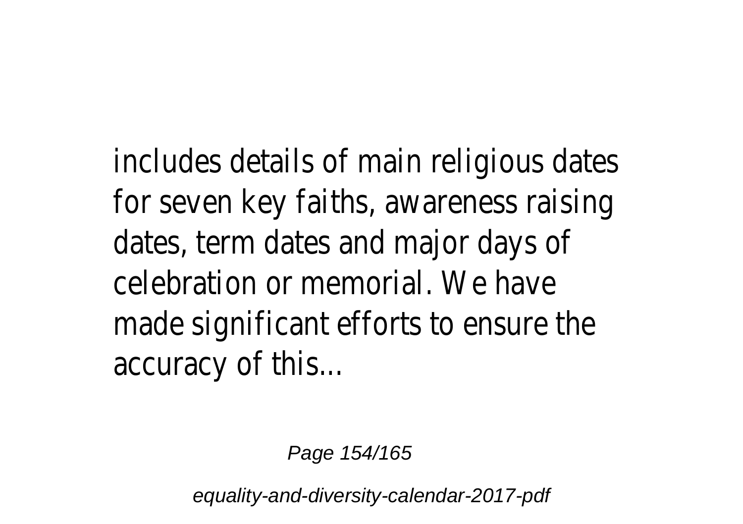includes details of main religious dates for seven key faiths, awareness raising dates, term dates and major days of celebration or memorial. We have made significant efforts to ensure the accuracy of this...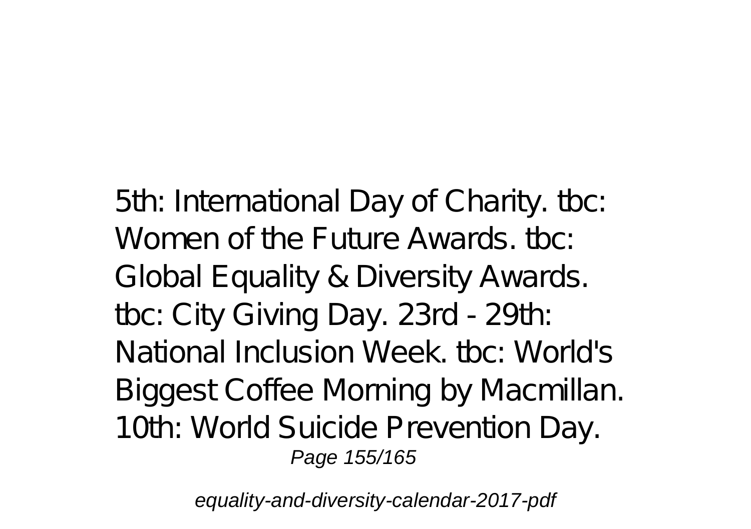5th: International Day of Charity. tbc: Women of the Future Awards. tbc: Global Equality & Diversity Awards. tbc: City Giving Day. 23rd - 29th: National Inclusion Week. tbc: World's Biggest Coffee Morning by Macmillan. 10th: World Suicide Prevention Day.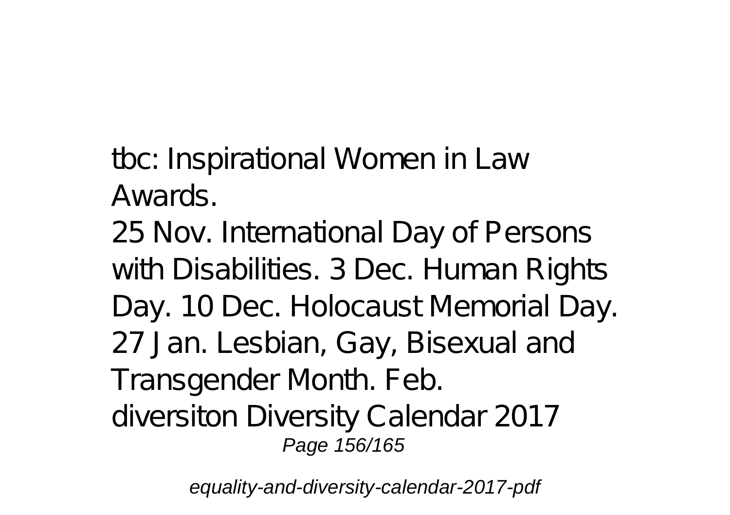tbc: Inspirational Women in Law Awards.

25 Nov. International Day of Persons with Disabilities. 3 Dec. Human Rights Day. 10 Dec. Holocaust Memorial Day. 27 Jan. Lesbian, Gay, Bisexual and Transgender Month. Feb.

diversiton Diversity Calendar 2017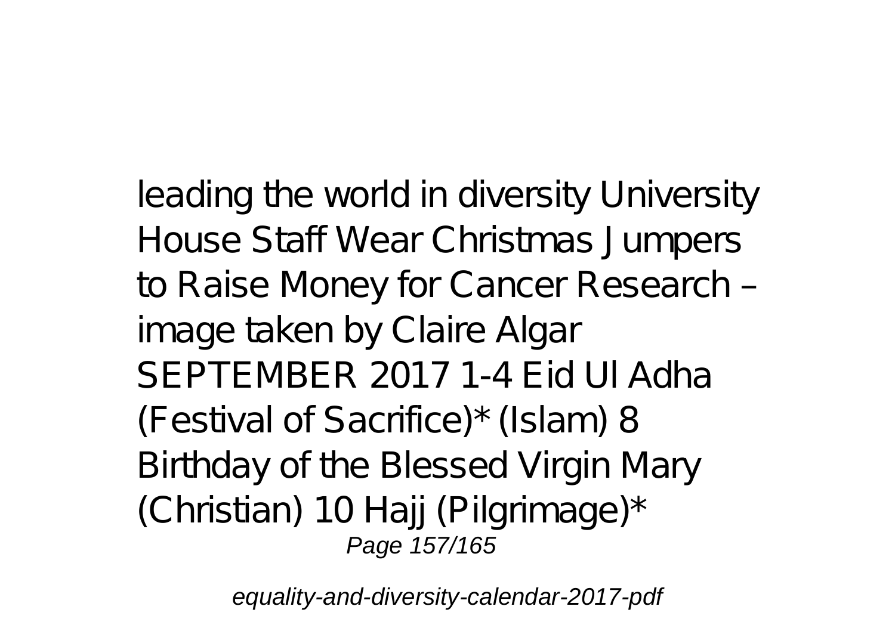leading the world in diversity University House Staff Wear Christmas Jumpers to Raise Money for Cancer Research – image taken by Claire Algar SEPTEMBER 2017 1-4 Eid Ul Adha (Festival of Sacrifice)* (Islam) 8 Birthday of the Blessed Virgin Mary (Christian) 10 Hajj (Pilgrimage)*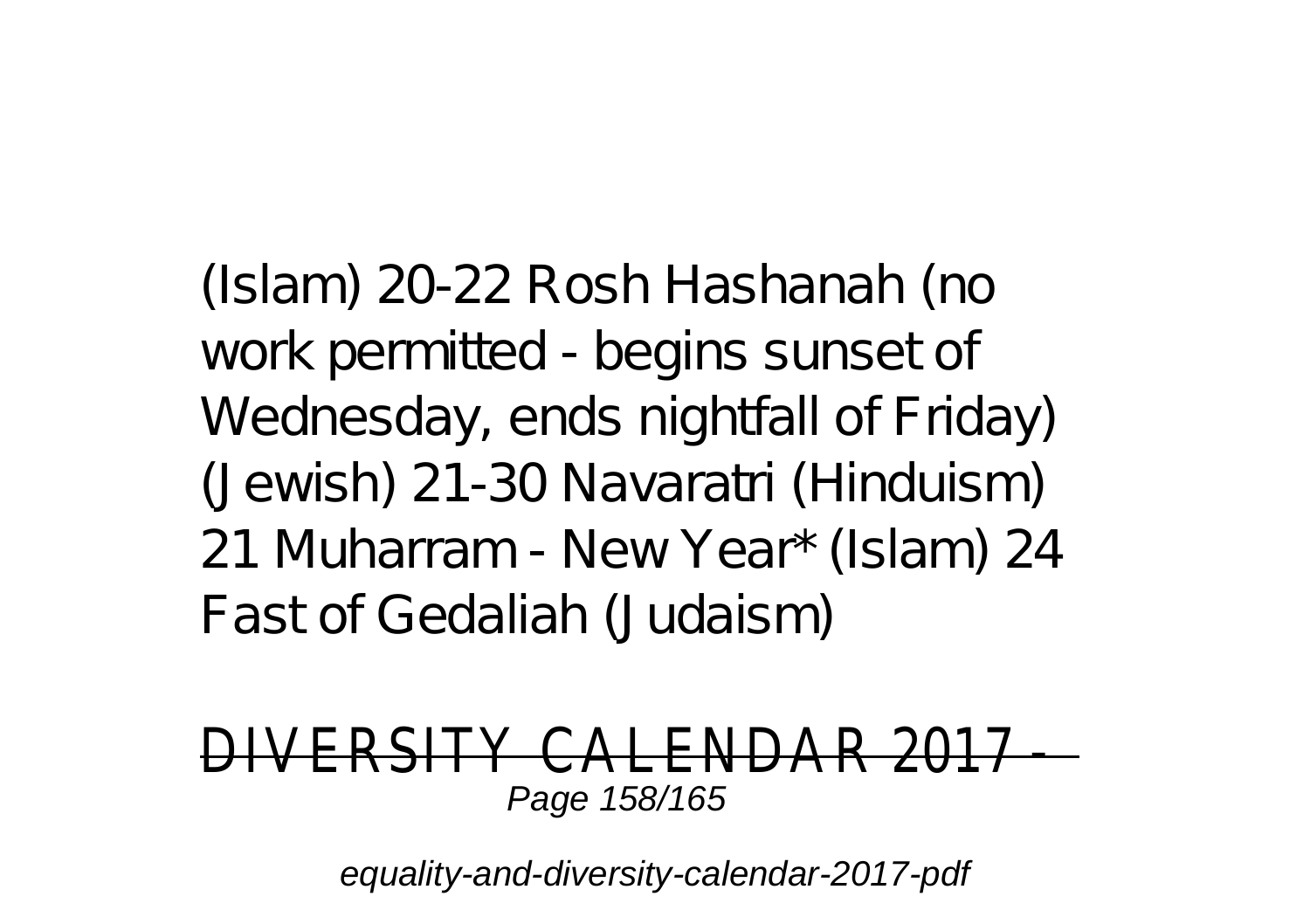(Islam) 20-22 Rosh Hashanah (no work permitted - begins sunset of Wednesday, ends nightfall of Friday) (Jewish) 21-30 Navaratri (Hinduism) 21 Muharram - New Year* (Islam) 24 Fast of Gedaliah (Judaism)

DIVERSITY CALENDAR 2017 -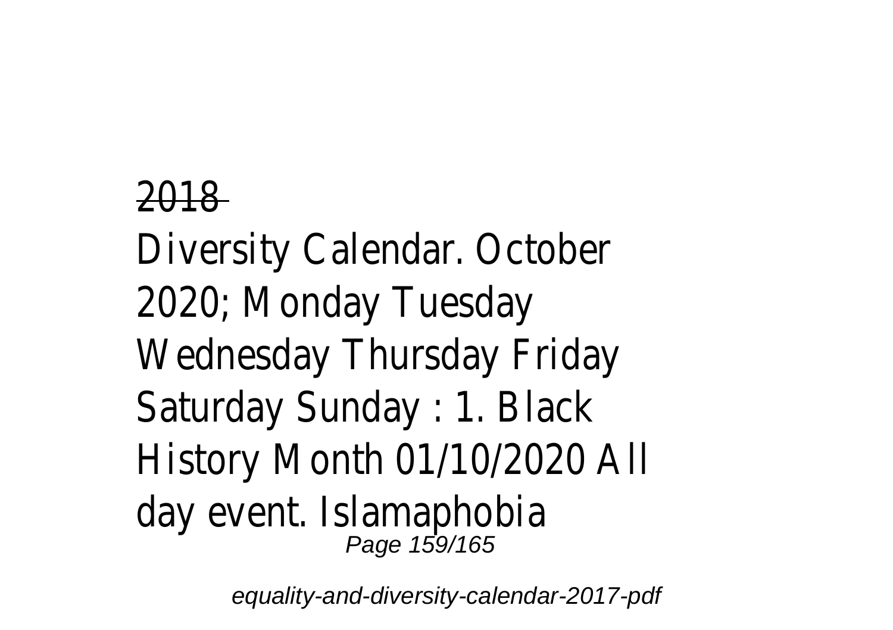2018

Diversity Calendar. October 2020; Monday Tuesday Wednesday Thursday Friday Saturday Sunday : 1. Black History Month 01/10/2020 All day event. Islamaphobia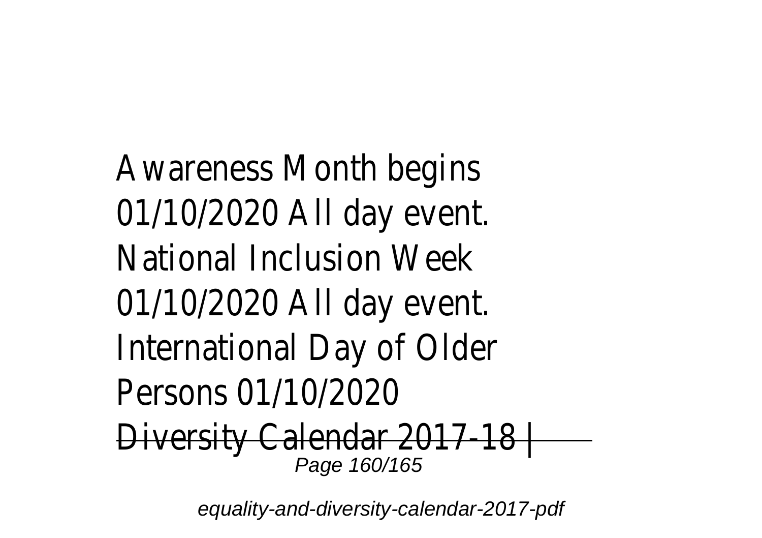Awareness Month begins 01/10/2020 All day event. National Inclusion Week 01/10/2020 All day event. International Day of Older Persons 01/10/2020

~~Diversity Calendar 2017-18 |~~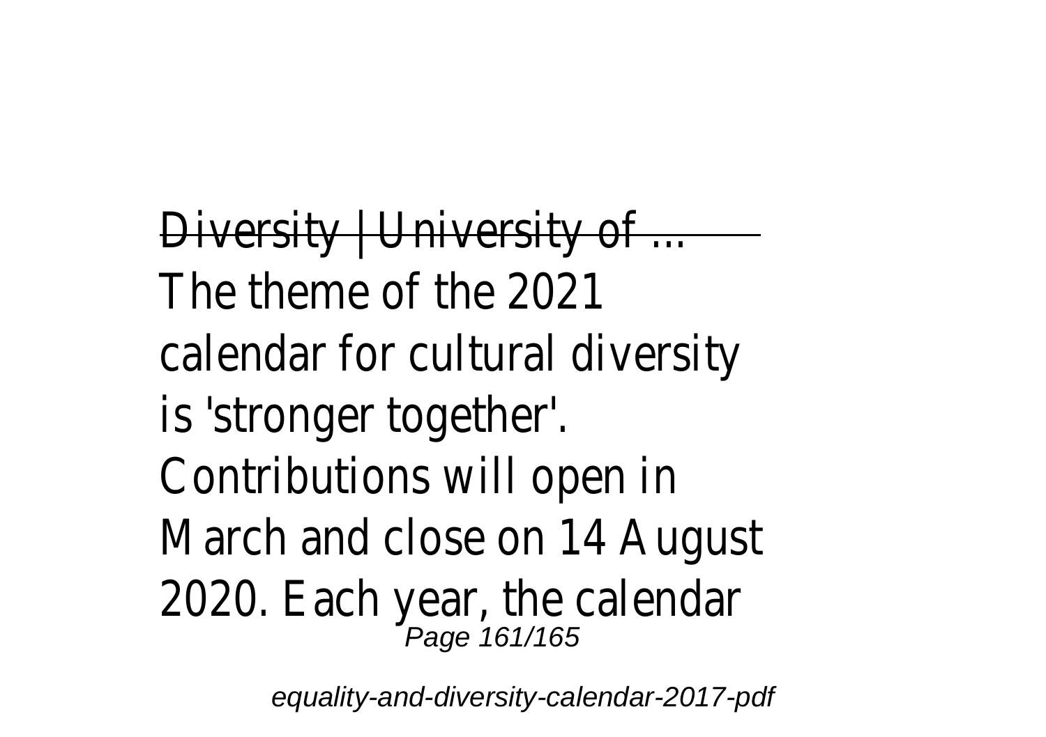~~Diversity | University of ...~~

The theme of the 2021 calendar for cultural diversity is 'stronger together'. Contributions will open in March and close on 14 August 2020. Each year, the calendar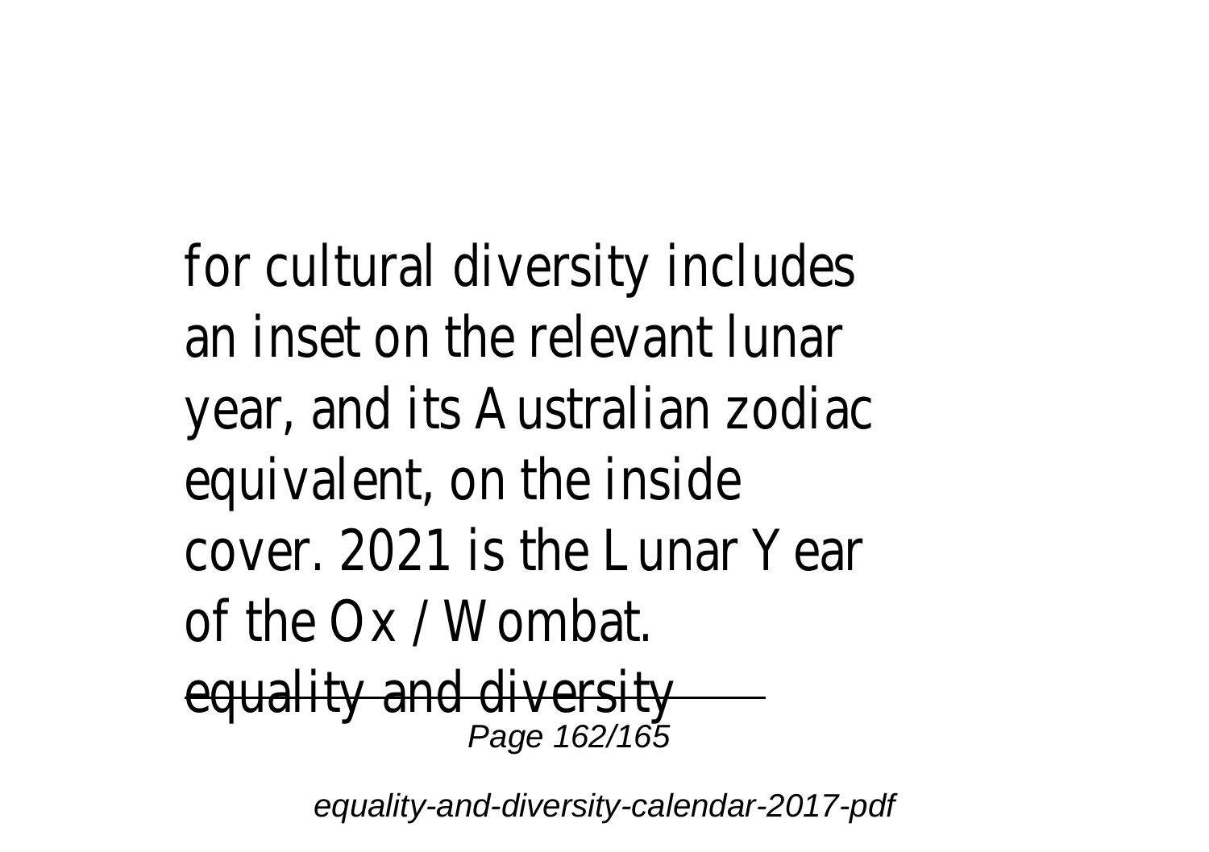for cultural diversity includes an inset on the relevant lunar year, and its Australian zodiac equivalent, on the inside cover. 2021 is the Lunar Year of the Ox / Wombat.

equality and diversity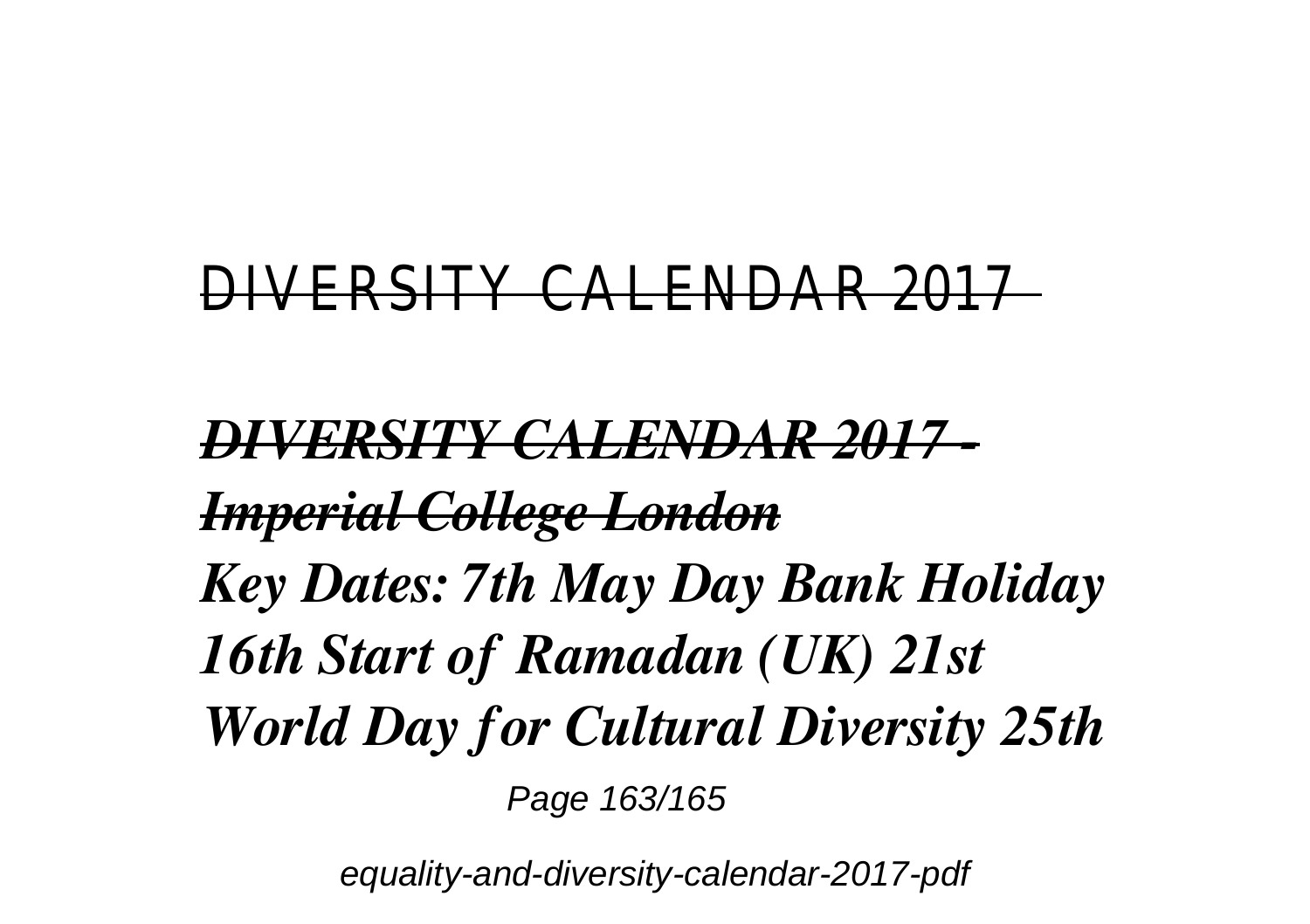~~DIVERSITY CALENDAR 2017~~

***~~DIVERSITY CALENDAR 2017 - Imperial College London~~***

***Key Dates: 7th May Day Bank Holiday 16th Start of Ramadan (UK) 21st World Day for Cultural Diversity 25th***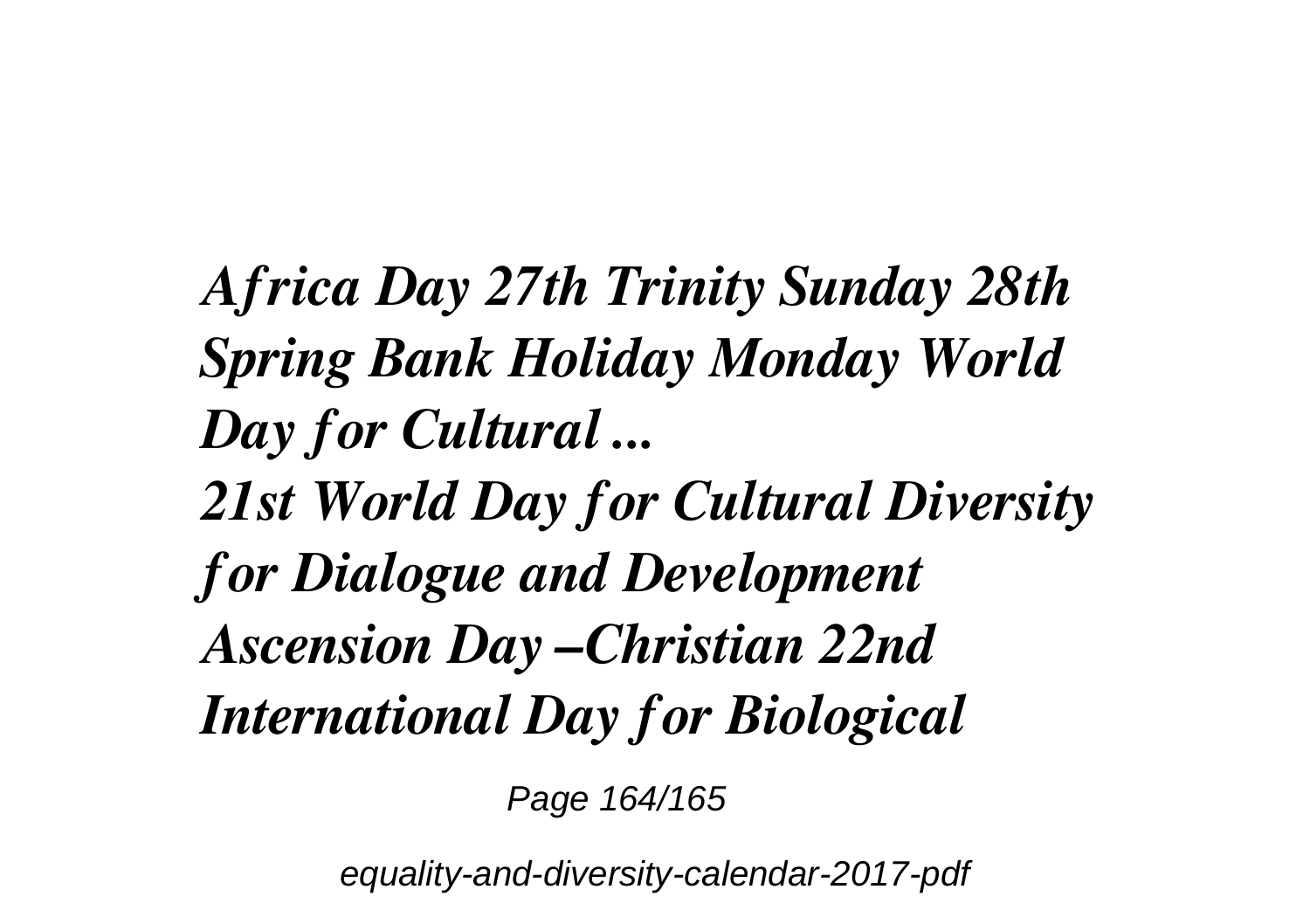*Africa Day 27th Trinity Sunday 28th Spring Bank Holiday Monday World Day for Cultural ...*

*21st World Day for Cultural Diversity for Dialogue and Development Ascension Day –Christian 22nd International Day for Biological*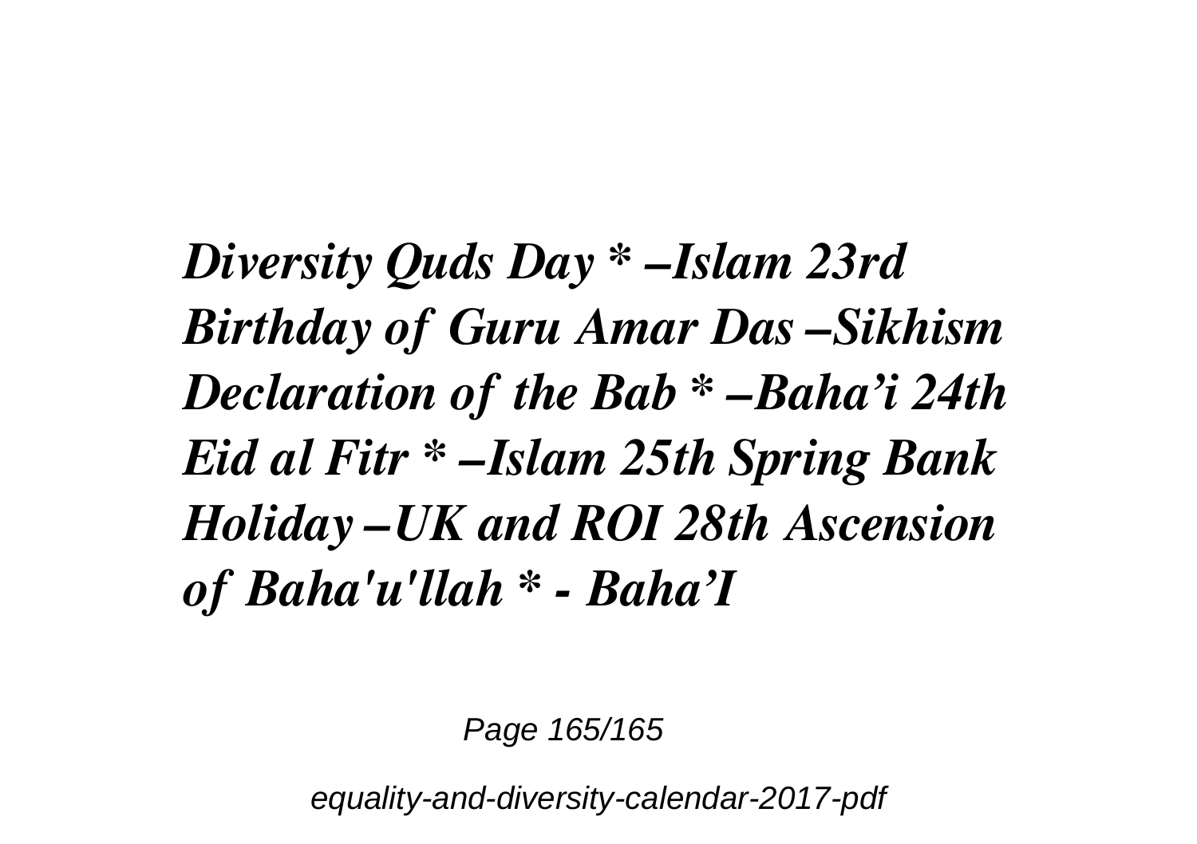***Diversity Quds Day * –Islam 23rd Birthday of Guru Amar Das –Sikhism Declaration of the Bab * –Baha'i 24th Eid al Fitr * –Islam 25th Spring Bank Holiday –UK and ROI 28th Ascension of Baha'u'llah * - Baha'I***